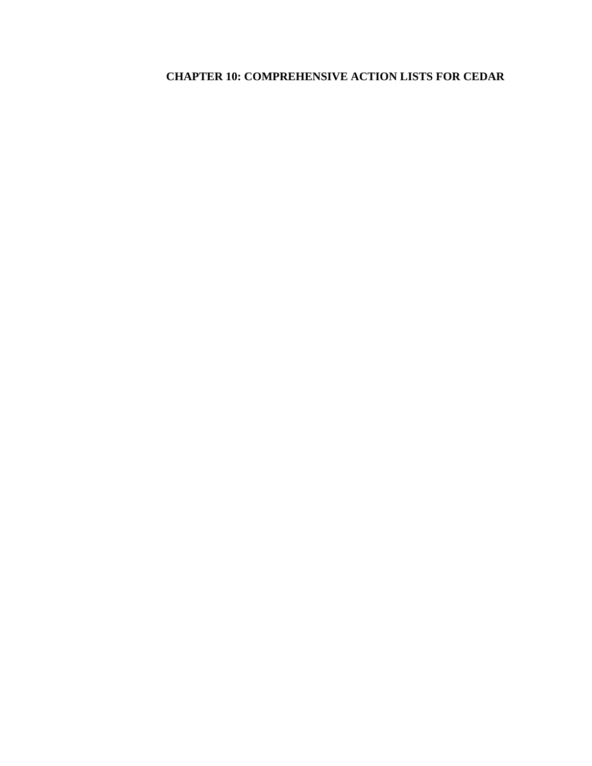# CHAPTER 10: COMPREHENSIVE ACTION LISTS FOR CEDAR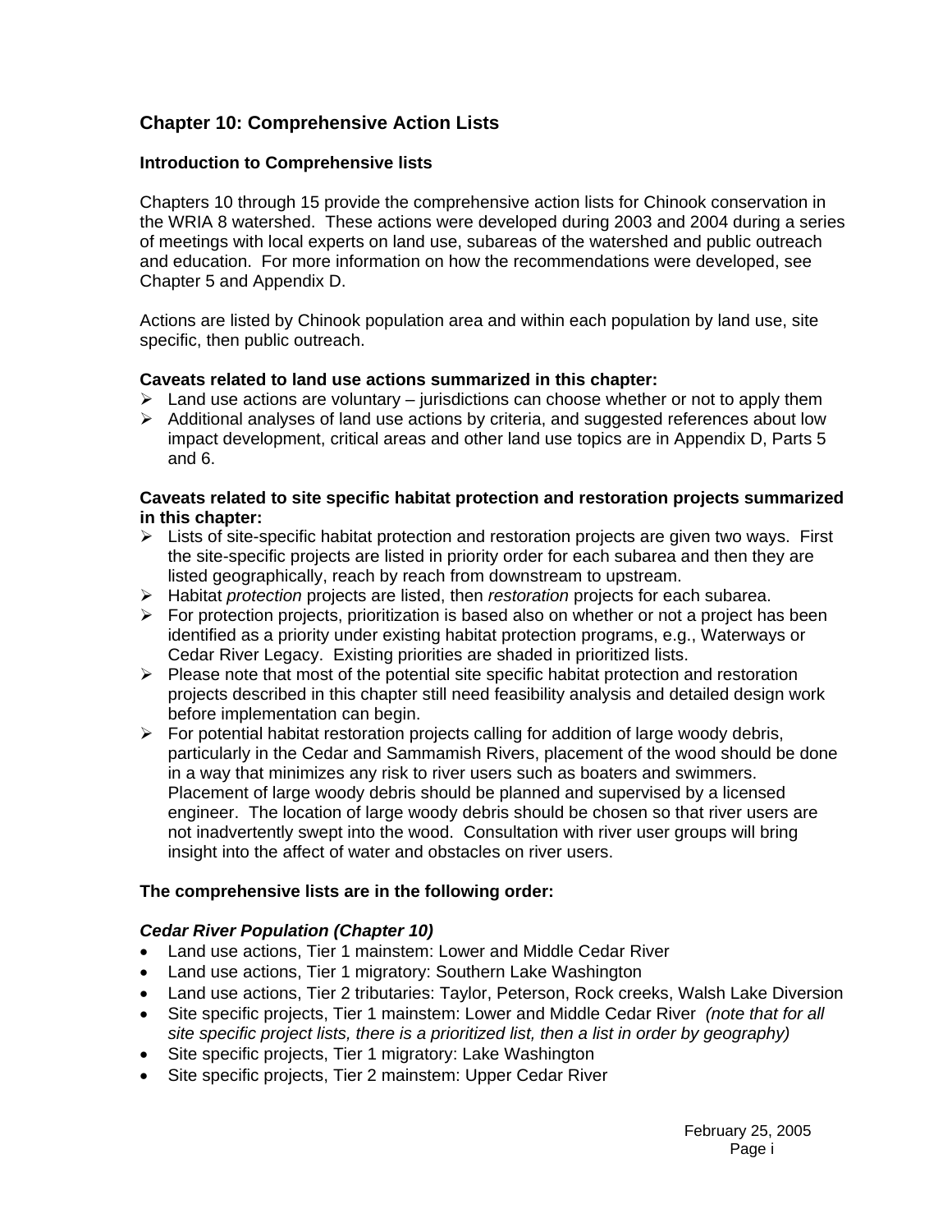## Chapter 10: Comprehensive Action Lists

### Introduction to Comprehensive lists

Chapters 10 through 15 provide the comprehensive action lists for Chinook conservation in the WRIA 8 watershed. These actions were developed during 2003 and 2004 during a series of meetings with local experts on land use, subareas of the watershed and public outreach and education. For more information on how the recommendations were developed, see Chapter 5 and Appendix D.

Actions are listed by Chinook population area and within each population by land use, site specific, then public outreach.

**Caveats related to land use actions summarized in this chapter:**

- Land use actions are voluntary – jurisdictions can choose whether or not to apply them
- Additional analyses of land use actions by criteria, and suggested references about low impact development, critical areas and other land use topics are in Appendix D, Parts 5 and 6.

**Caveats related to site specific habitat protection and restoration projects summarized in this chapter:**

- Lists of site-specific habitat protection and restoration projects are given two ways. First the site-specific projects are listed in priority order for each subarea and then they are listed geographically, reach by reach from downstream to upstream.
- Habitat *protection* projects are listed, then *restoration* projects for each subarea.
- For protection projects, prioritization is based also on whether or not a project has been identified as a priority under existing habitat protection programs, e.g., Waterways or Cedar River Legacy. Existing priorities are shaded in prioritized lists.
- Please note that most of the potential site specific habitat protection and restoration projects described in this chapter still need feasibility analysis and detailed design work before implementation can begin.
- For potential habitat restoration projects calling for addition of large woody debris, particularly in the Cedar and Sammamish Rivers, placement of the wood should be done in a way that minimizes any risk to river users such as boaters and swimmers. Placement of large woody debris should be planned and supervised by a licensed engineer. The location of large woody debris should be chosen so that river users are not inadvertently swept into the wood. Consultation with river user groups will bring insight into the affect of water and obstacles on river users.

**The comprehensive lists are in the following order:**

***Cedar River Population (Chapter 10)***

- Land use actions, Tier 1 mainstem: Lower and Middle Cedar River
- Land use actions, Tier 1 migratory: Southern Lake Washington
- Land use actions, Tier 2 tributaries: Taylor, Peterson, Rock creeks, Walsh Lake Diversion
- Site specific projects, Tier 1 mainstem: Lower and Middle Cedar River *(note that for all site specific project lists, there is a prioritized list, then a list in order by geography)*
- Site specific projects, Tier 1 migratory: Lake Washington
- Site specific projects, Tier 2 mainstem: Upper Cedar River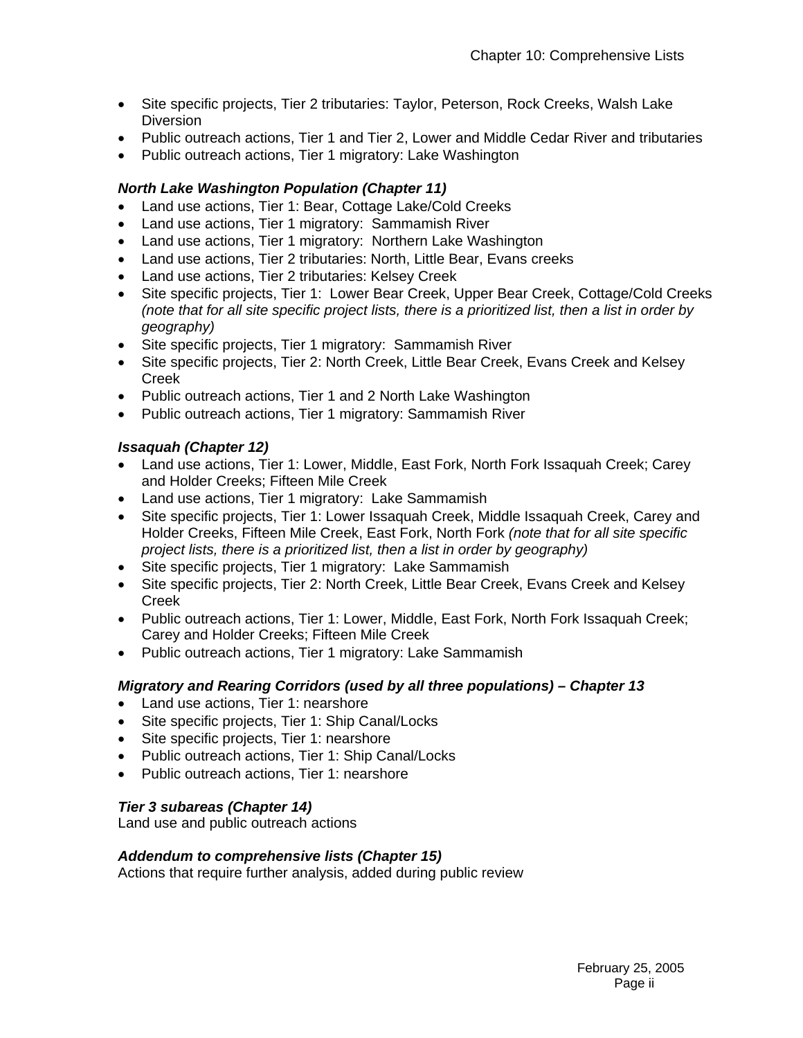- Site specific projects, Tier 2 tributaries: Taylor, Peterson, Rock Creeks, Walsh Lake Diversion
- Public outreach actions, Tier 1 and Tier 2, Lower and Middle Cedar River and tributaries
- Public outreach actions, Tier 1 migratory: Lake Washington

### *North Lake Washington Population (Chapter 11)*

- Land use actions, Tier 1: Bear, Cottage Lake/Cold Creeks
- Land use actions, Tier 1 migratory: Sammamish River
- Land use actions, Tier 1 migratory: Northern Lake Washington
- Land use actions, Tier 2 tributaries: North, Little Bear, Evans creeks
- Land use actions, Tier 2 tributaries: Kelsey Creek
- Site specific projects, Tier 1: Lower Bear Creek, Upper Bear Creek, Cottage/Cold Creeks *(note that for all site specific project lists, there is a prioritized list, then a list in order by geography)*
- Site specific projects, Tier 1 migratory: Sammamish River
- Site specific projects, Tier 2: North Creek, Little Bear Creek, Evans Creek and Kelsey Creek
- Public outreach actions, Tier 1 and 2 North Lake Washington
- Public outreach actions, Tier 1 migratory: Sammamish River

### *Issaquah (Chapter 12)*

- Land use actions, Tier 1: Lower, Middle, East Fork, North Fork Issaquah Creek; Carey and Holder Creeks; Fifteen Mile Creek
- Land use actions, Tier 1 migratory: Lake Sammamish
- Site specific projects, Tier 1: Lower Issaquah Creek, Middle Issaquah Creek, Carey and Holder Creeks, Fifteen Mile Creek, East Fork, North Fork *(note that for all site specific project lists, there is a prioritized list, then a list in order by geography)*
- Site specific projects, Tier 1 migratory: Lake Sammamish
- Site specific projects, Tier 2: North Creek, Little Bear Creek, Evans Creek and Kelsey Creek
- Public outreach actions, Tier 1: Lower, Middle, East Fork, North Fork Issaquah Creek; Carey and Holder Creeks; Fifteen Mile Creek
- Public outreach actions, Tier 1 migratory: Lake Sammamish

### *Migratory and Rearing Corridors (used by all three populations) – Chapter 13*

- Land use actions, Tier 1: nearshore
- Site specific projects, Tier 1: Ship Canal/Locks
- Site specific projects, Tier 1: nearshore
- Public outreach actions, Tier 1: Ship Canal/Locks
- Public outreach actions, Tier 1: nearshore

### *Tier 3 subareas (Chapter 14)*

Land use and public outreach actions

### *Addendum to comprehensive lists (Chapter 15)*

Actions that require further analysis, added during public review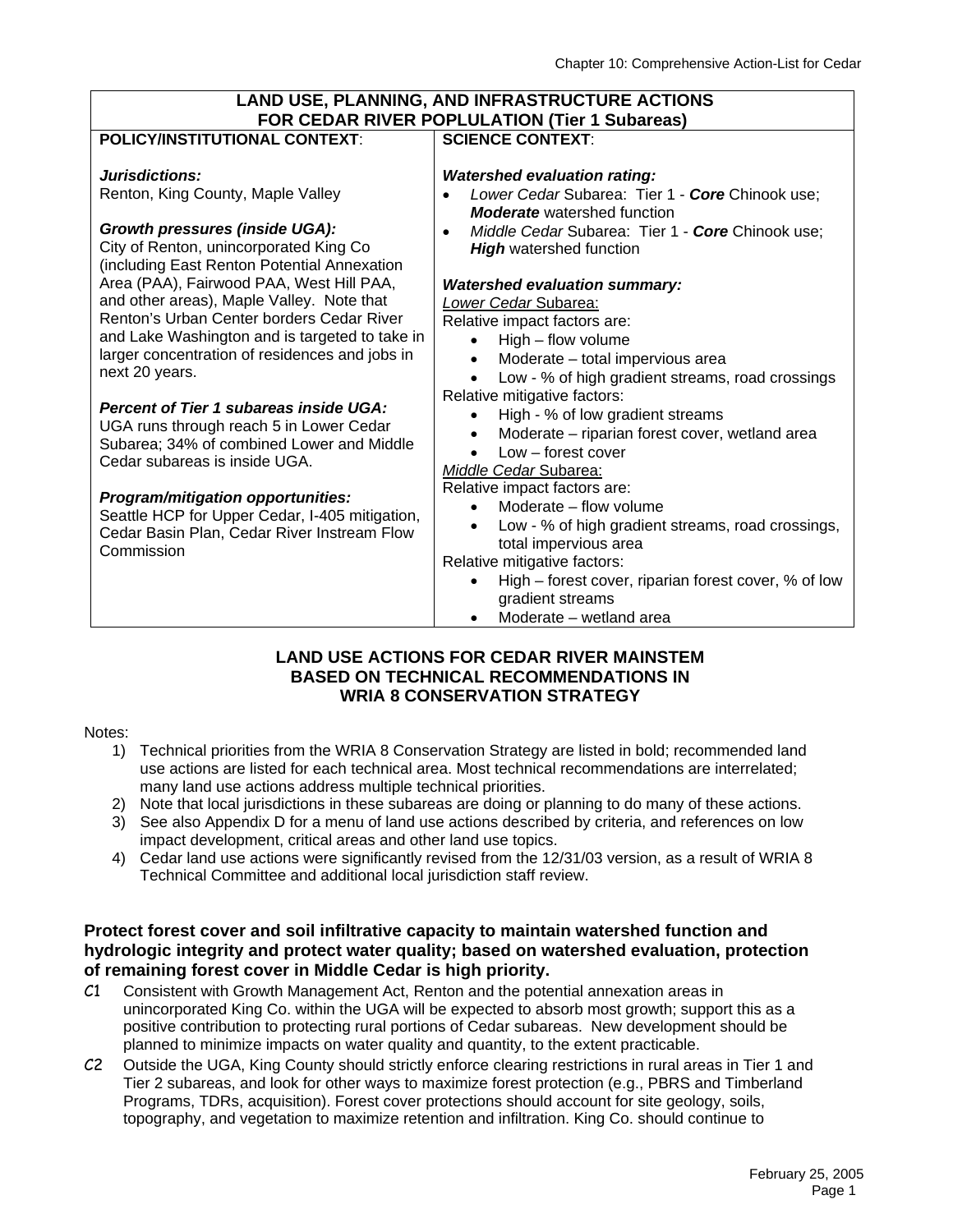| LAND USE, PLANNING, AND INFRASTRUCTURE ACTIONS FOR CEDAR RIVER POPLULATION (Tier 1 Subareas) | |
|---|---|
| **POLICY/INSTITUTIONAL CONTEXT**: | **SCIENCE CONTEXT**: |
| ***Jurisdictions:***<br>Renton, King County, Maple Valley<br><br>***Growth pressures (inside UGA):***<br>City of Renton, unincorporated King Co (including East Renton Potential Annexation Area (PAA), Fairwood PAA, West Hill PAA, and other areas), Maple Valley. Note that Renton's Urban Center borders Cedar River and Lake Washington and is targeted to take in larger concentration of residences and jobs in next 20 years.<br><br>***Percent of Tier 1 subareas inside UGA:***<br>UGA runs through reach 5 in Lower Cedar Subarea; 34% of combined Lower and Middle Cedar subareas is inside UGA.<br><br>***Program/mitigation opportunities:***<br>Seattle HCP for Upper Cedar, I-405 mitigation, Cedar Basin Plan, Cedar River Instream Flow Commission | ***Watershed evaluation rating:***<br>• *Lower Cedar* Subarea: Tier 1 - ***Core*** Chinook use; ***Moderate*** watershed function<br>• *Middle Cedar* Subarea: Tier 1 - ***Core*** Chinook use; ***High*** watershed function<br><br>***Watershed evaluation summary:***<br><u>*Lower Cedar* Subarea:</u><br>Relative impact factors are:<br>• High – flow volume<br>• Moderate – total impervious area<br>• Low - % of high gradient streams, road crossings<br>Relative mitigative factors:<br>• High - % of low gradient streams<br>• Moderate – riparian forest cover, wetland area<br>• Low – forest cover<br><u>*Middle Cedar* Subarea:</u><br>Relative impact factors are:<br>• Moderate – flow volume<br>• Low - % of high gradient streams, road crossings, total impervious area<br>Relative mitigative factors:<br>• High – forest cover, riparian forest cover, % of low gradient streams<br>• Moderate – wetland area |

## LAND USE ACTIONS FOR CEDAR RIVER MAINSTEM BASED ON TECHNICAL RECOMMENDATIONS IN WRIA 8 CONSERVATION STRATEGY

Notes:

1) Technical priorities from the WRIA 8 Conservation Strategy are listed in bold; recommended land use actions are listed for each technical area. Most technical recommendations are interrelated; many land use actions address multiple technical priorities.
2) Note that local jurisdictions in these subareas are doing or planning to do many of these actions.
3) See also Appendix D for a menu of land use actions described by criteria, and references on low impact development, critical areas and other land use topics.
4) Cedar land use actions were significantly revised from the 12/31/03 version, as a result of WRIA 8 Technical Committee and additional local jurisdiction staff review.

**Protect forest cover and soil infiltrative capacity to maintain watershed function and hydrologic integrity and protect water quality; based on watershed evaluation, protection of remaining forest cover in Middle Cedar is high priority.**

C1 Consistent with Growth Management Act, Renton and the potential annexation areas in unincorporated King Co. within the UGA will be expected to absorb most growth; support this as a positive contribution to protecting rural portions of Cedar subareas. New development should be planned to minimize impacts on water quality and quantity, to the extent practicable.

C2 Outside the UGA, King County should strictly enforce clearing restrictions in rural areas in Tier 1 and Tier 2 subareas, and look for other ways to maximize forest protection (e.g., PBRS and Timberland Programs, TDRs, acquisition). Forest cover protections should account for site geology, soils, topography, and vegetation to maximize retention and infiltration. King Co. should continue to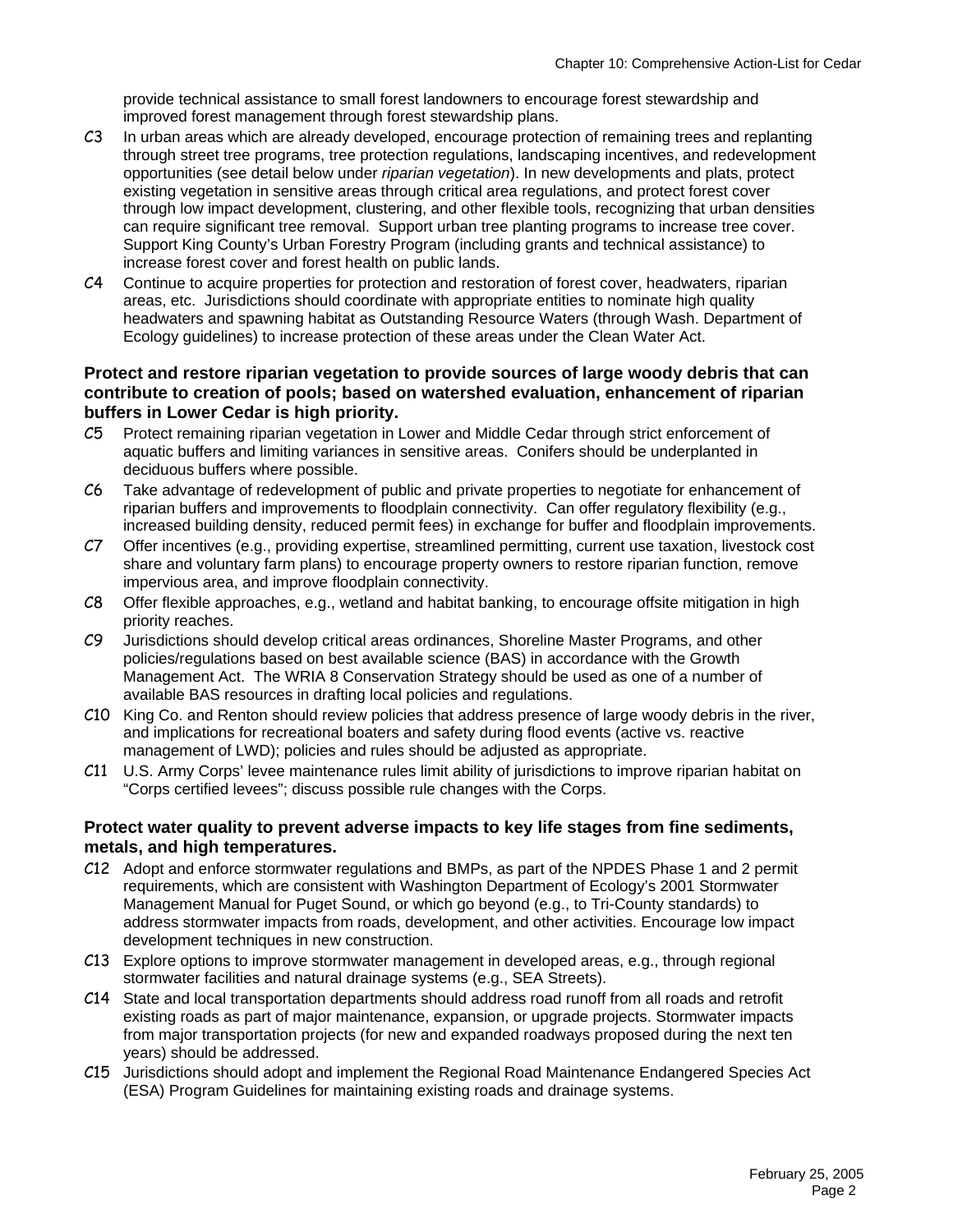provide technical assistance to small forest landowners to encourage forest stewardship and improved forest management through forest stewardship plans.

C3 In urban areas which are already developed, encourage protection of remaining trees and replanting through street tree programs, tree protection regulations, landscaping incentives, and redevelopment opportunities (see detail below under *riparian vegetation*). In new developments and plats, protect existing vegetation in sensitive areas through critical area regulations, and protect forest cover through low impact development, clustering, and other flexible tools, recognizing that urban densities can require significant tree removal. Support urban tree planting programs to increase tree cover. Support King County's Urban Forestry Program (including grants and technical assistance) to increase forest cover and forest health on public lands.

C4 Continue to acquire properties for protection and restoration of forest cover, headwaters, riparian areas, etc. Jurisdictions should coordinate with appropriate entities to nominate high quality headwaters and spawning habitat as Outstanding Resource Waters (through Wash. Department of Ecology guidelines) to increase protection of these areas under the Clean Water Act.

**Protect and restore riparian vegetation to provide sources of large woody debris that can contribute to creation of pools; based on watershed evaluation, enhancement of riparian buffers in Lower Cedar is high priority.**

C5 Protect remaining riparian vegetation in Lower and Middle Cedar through strict enforcement of aquatic buffers and limiting variances in sensitive areas. Conifers should be underplanted in deciduous buffers where possible.

C6 Take advantage of redevelopment of public and private properties to negotiate for enhancement of riparian buffers and improvements to floodplain connectivity. Can offer regulatory flexibility (e.g., increased building density, reduced permit fees) in exchange for buffer and floodplain improvements.

C7 Offer incentives (e.g., providing expertise, streamlined permitting, current use taxation, livestock cost share and voluntary farm plans) to encourage property owners to restore riparian function, remove impervious area, and improve floodplain connectivity.

C8 Offer flexible approaches, e.g., wetland and habitat banking, to encourage offsite mitigation in high priority reaches.

C9 Jurisdictions should develop critical areas ordinances, Shoreline Master Programs, and other policies/regulations based on best available science (BAS) in accordance with the Growth Management Act. The WRIA 8 Conservation Strategy should be used as one of a number of available BAS resources in drafting local policies and regulations.

C10 King Co. and Renton should review policies that address presence of large woody debris in the river, and implications for recreational boaters and safety during flood events (active vs. reactive management of LWD); policies and rules should be adjusted as appropriate.

C11 U.S. Army Corps' levee maintenance rules limit ability of jurisdictions to improve riparian habitat on "Corps certified levees"; discuss possible rule changes with the Corps.

**Protect water quality to prevent adverse impacts to key life stages from fine sediments, metals, and high temperatures.**

C12 Adopt and enforce stormwater regulations and BMPs, as part of the NPDES Phase 1 and 2 permit requirements, which are consistent with Washington Department of Ecology's 2001 Stormwater Management Manual for Puget Sound, or which go beyond (e.g., to Tri-County standards) to address stormwater impacts from roads, development, and other activities. Encourage low impact development techniques in new construction.

C13 Explore options to improve stormwater management in developed areas, e.g., through regional stormwater facilities and natural drainage systems (e.g., SEA Streets).

C14 State and local transportation departments should address road runoff from all roads and retrofit existing roads as part of major maintenance, expansion, or upgrade projects. Stormwater impacts from major transportation projects (for new and expanded roadways proposed during the next ten years) should be addressed.

C15 Jurisdictions should adopt and implement the Regional Road Maintenance Endangered Species Act (ESA) Program Guidelines for maintaining existing roads and drainage systems.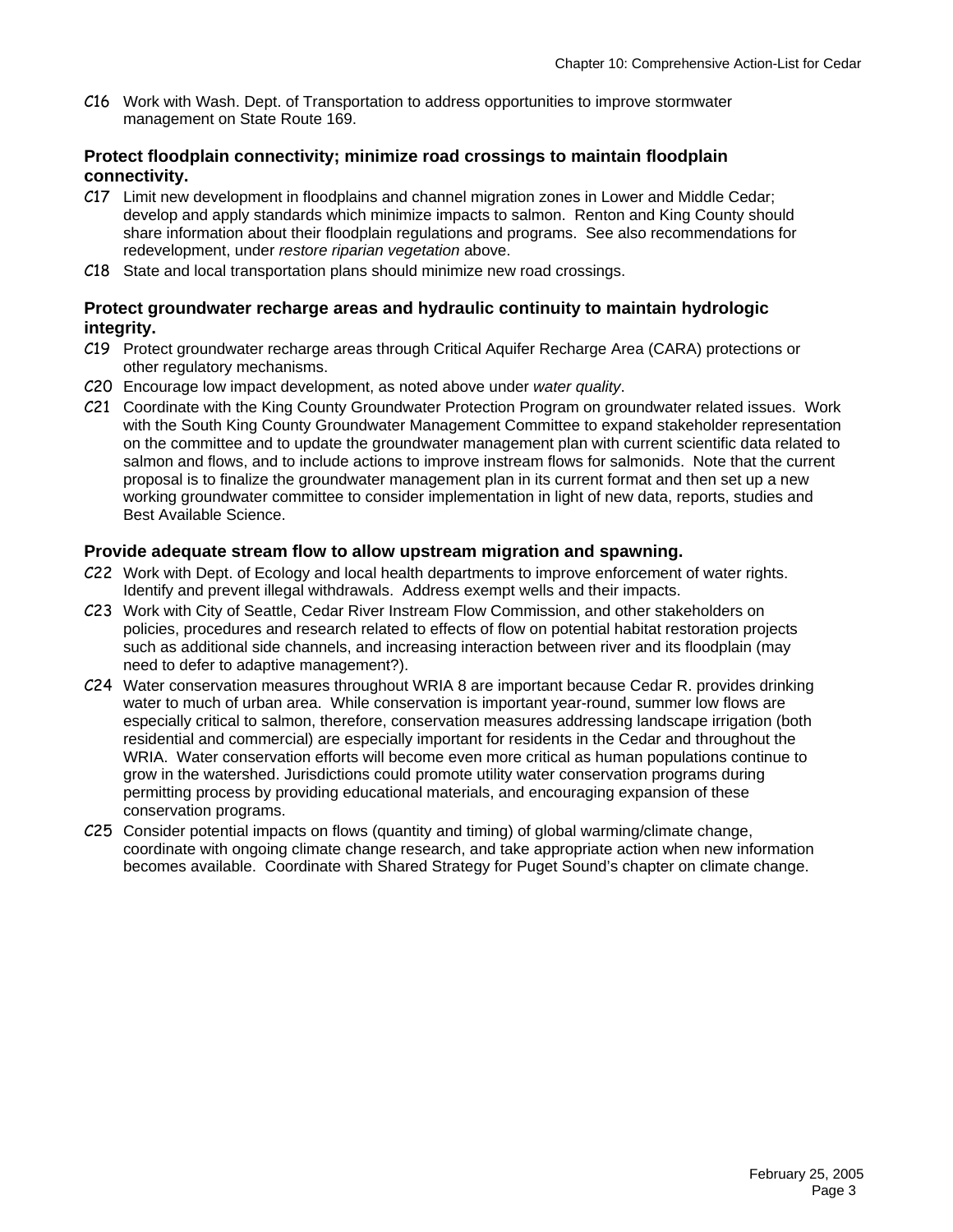C16 Work with Wash. Dept. of Transportation to address opportunities to improve stormwater management on State Route 169.

**Protect floodplain connectivity; minimize road crossings to maintain floodplain connectivity.**

C17 Limit new development in floodplains and channel migration zones in Lower and Middle Cedar; develop and apply standards which minimize impacts to salmon. Renton and King County should share information about their floodplain regulations and programs. See also recommendations for redevelopment, under *restore riparian vegetation* above.

C18 State and local transportation plans should minimize new road crossings.

**Protect groundwater recharge areas and hydraulic continuity to maintain hydrologic integrity.**

C19 Protect groundwater recharge areas through Critical Aquifer Recharge Area (CARA) protections or other regulatory mechanisms.

C20 Encourage low impact development, as noted above under *water quality*.

C21 Coordinate with the King County Groundwater Protection Program on groundwater related issues. Work with the South King County Groundwater Management Committee to expand stakeholder representation on the committee and to update the groundwater management plan with current scientific data related to salmon and flows, and to include actions to improve instream flows for salmonids. Note that the current proposal is to finalize the groundwater management plan in its current format and then set up a new working groundwater committee to consider implementation in light of new data, reports, studies and Best Available Science.

**Provide adequate stream flow to allow upstream migration and spawning.**

C22 Work with Dept. of Ecology and local health departments to improve enforcement of water rights. Identify and prevent illegal withdrawals. Address exempt wells and their impacts.

C23 Work with City of Seattle, Cedar River Instream Flow Commission, and other stakeholders on policies, procedures and research related to effects of flow on potential habitat restoration projects such as additional side channels, and increasing interaction between river and its floodplain (may need to defer to adaptive management?).

C24 Water conservation measures throughout WRIA 8 are important because Cedar R. provides drinking water to much of urban area. While conservation is important year-round, summer low flows are especially critical to salmon, therefore, conservation measures addressing landscape irrigation (both residential and commercial) are especially important for residents in the Cedar and throughout the WRIA. Water conservation efforts will become even more critical as human populations continue to grow in the watershed. Jurisdictions could promote utility water conservation programs during permitting process by providing educational materials, and encouraging expansion of these conservation programs.

C25 Consider potential impacts on flows (quantity and timing) of global warming/climate change, coordinate with ongoing climate change research, and take appropriate action when new information becomes available. Coordinate with Shared Strategy for Puget Sound's chapter on climate change.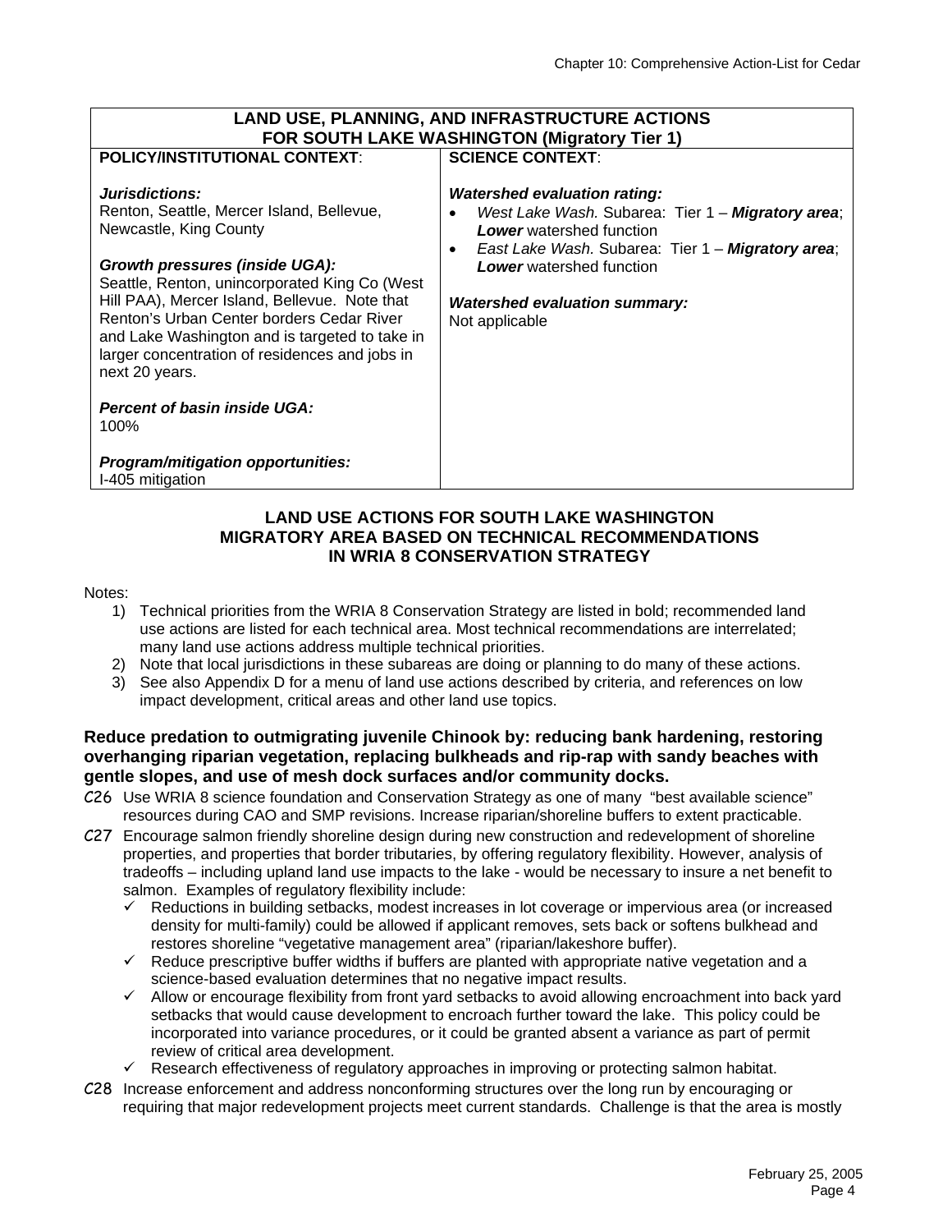| LAND USE, PLANNING, AND INFRASTRUCTURE ACTIONS FOR SOUTH LAKE WASHINGTON (Migratory Tier 1) | |
|---|---|
| **POLICY/INSTITUTIONAL CONTEXT**:<br><br>***Jurisdictions:***<br>Renton, Seattle, Mercer Island, Bellevue, Newcastle, King County<br><br>***Growth pressures (inside UGA):***<br>Seattle, Renton, unincorporated King Co (West Hill PAA), Mercer Island, Bellevue. Note that Renton's Urban Center borders Cedar River and Lake Washington and is targeted to take in larger concentration of residences and jobs in next 20 years.<br><br>***Percent of basin inside UGA:***<br>100%<br><br>***Program/mitigation opportunities:***<br>I-405 mitigation | **SCIENCE CONTEXT**:<br><br>***Watershed evaluation rating:***<br>• *West Lake Wash.* Subarea: Tier 1 – ***Migratory area***; ***Lower*** watershed function<br>• *East Lake Wash.* Subarea: Tier 1 – ***Migratory area***; ***Lower*** watershed function<br><br>***Watershed evaluation summary:***<br>Not applicable |

## LAND USE ACTIONS FOR SOUTH LAKE WASHINGTON MIGRATORY AREA BASED ON TECHNICAL RECOMMENDATIONS IN WRIA 8 CONSERVATION STRATEGY

Notes:

1) Technical priorities from the WRIA 8 Conservation Strategy are listed in bold; recommended land use actions are listed for each technical area. Most technical recommendations are interrelated; many land use actions address multiple technical priorities.
2) Note that local jurisdictions in these subareas are doing or planning to do many of these actions.
3) See also Appendix D for a menu of land use actions described by criteria, and references on low impact development, critical areas and other land use topics.

**Reduce predation to outmigrating juvenile Chinook by: reducing bank hardening, restoring overhanging riparian vegetation, replacing bulkheads and rip-rap with sandy beaches with gentle slopes, and use of mesh dock surfaces and/or community docks.**

C26 Use WRIA 8 science foundation and Conservation Strategy as one of many "best available science" resources during CAO and SMP revisions. Increase riparian/shoreline buffers to extent practicable.

C27 Encourage salmon friendly shoreline design during new construction and redevelopment of shoreline properties, and properties that border tributaries, by offering regulatory flexibility. However, analysis of tradeoffs – including upland land use impacts to the lake - would be necessary to insure a net benefit to salmon. Examples of regulatory flexibility include:

- ✓ Reductions in building setbacks, modest increases in lot coverage or impervious area (or increased density for multi-family) could be allowed if applicant removes, sets back or softens bulkhead and restores shoreline "vegetative management area" (riparian/lakeshore buffer).
- ✓ Reduce prescriptive buffer widths if buffers are planted with appropriate native vegetation and a science-based evaluation determines that no negative impact results.
- ✓ Allow or encourage flexibility from front yard setbacks to avoid allowing encroachment into back yard setbacks that would cause development to encroach further toward the lake. This policy could be incorporated into variance procedures, or it could be granted absent a variance as part of permit review of critical area development.
- ✓ Research effectiveness of regulatory approaches in improving or protecting salmon habitat.

C28 Increase enforcement and address nonconforming structures over the long run by encouraging or requiring that major redevelopment projects meet current standards. Challenge is that the area is mostly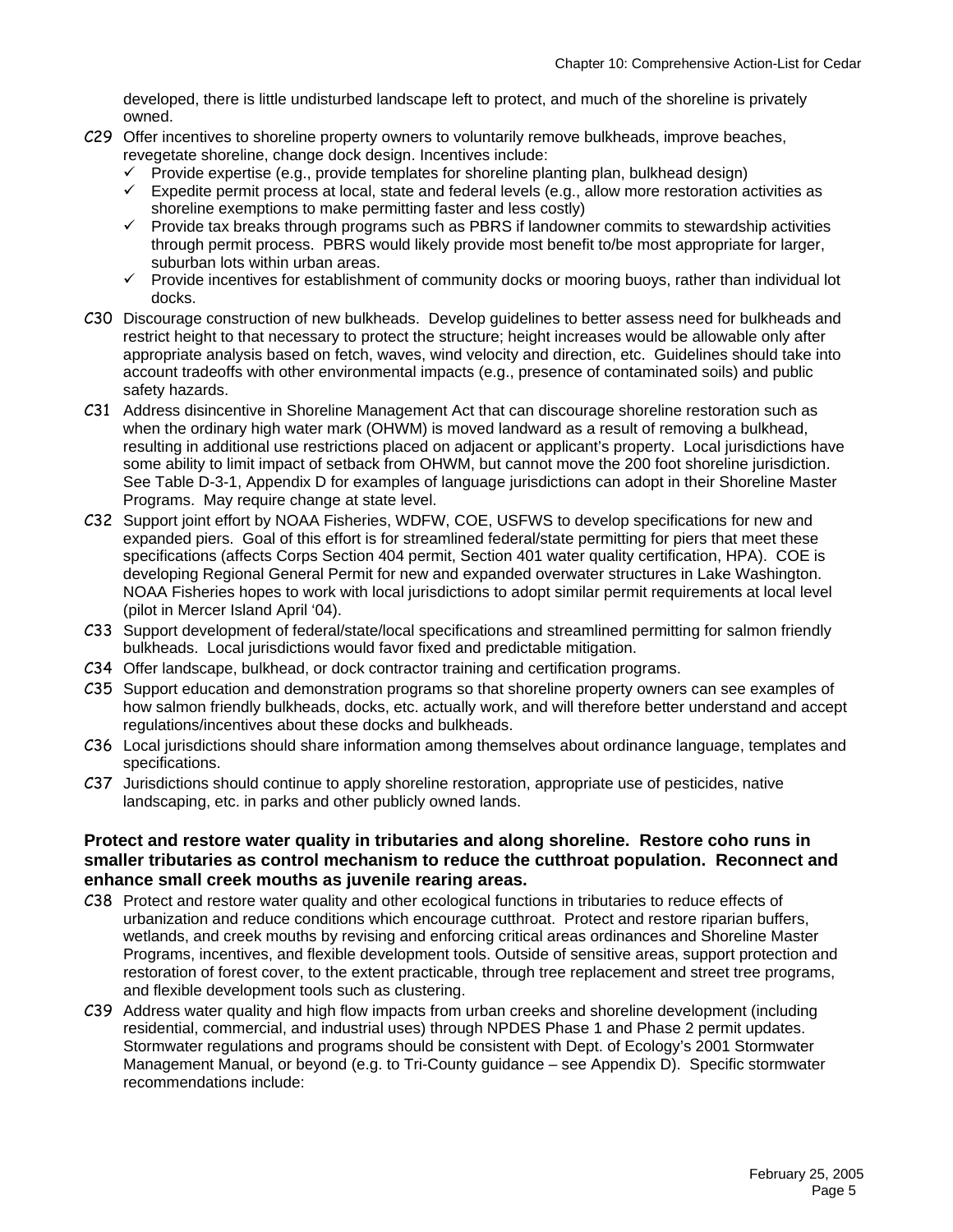developed, there is little undisturbed landscape left to protect, and much of the shoreline is privately owned.

C29 Offer incentives to shoreline property owners to voluntarily remove bulkheads, improve beaches, revegetate shoreline, change dock design. Incentives include:

- ✓ Provide expertise (e.g., provide templates for shoreline planting plan, bulkhead design)
- ✓ Expedite permit process at local, state and federal levels (e.g., allow more restoration activities as shoreline exemptions to make permitting faster and less costly)
- ✓ Provide tax breaks through programs such as PBRS if landowner commits to stewardship activities through permit process. PBRS would likely provide most benefit to/be most appropriate for larger, suburban lots within urban areas.
- ✓ Provide incentives for establishment of community docks or mooring buoys, rather than individual lot docks.

C30 Discourage construction of new bulkheads. Develop guidelines to better assess need for bulkheads and restrict height to that necessary to protect the structure; height increases would be allowable only after appropriate analysis based on fetch, waves, wind velocity and direction, etc. Guidelines should take into account tradeoffs with other environmental impacts (e.g., presence of contaminated soils) and public safety hazards.

C31 Address disincentive in Shoreline Management Act that can discourage shoreline restoration such as when the ordinary high water mark (OHWM) is moved landward as a result of removing a bulkhead, resulting in additional use restrictions placed on adjacent or applicant's property. Local jurisdictions have some ability to limit impact of setback from OHWM, but cannot move the 200 foot shoreline jurisdiction. See Table D-3-1, Appendix D for examples of language jurisdictions can adopt in their Shoreline Master Programs. May require change at state level.

C32 Support joint effort by NOAA Fisheries, WDFW, COE, USFWS to develop specifications for new and expanded piers. Goal of this effort is for streamlined federal/state permitting for piers that meet these specifications (affects Corps Section 404 permit, Section 401 water quality certification, HPA). COE is developing Regional General Permit for new and expanded overwater structures in Lake Washington. NOAA Fisheries hopes to work with local jurisdictions to adopt similar permit requirements at local level (pilot in Mercer Island April '04).

C33 Support development of federal/state/local specifications and streamlined permitting for salmon friendly bulkheads. Local jurisdictions would favor fixed and predictable mitigation.

C34 Offer landscape, bulkhead, or dock contractor training and certification programs.

C35 Support education and demonstration programs so that shoreline property owners can see examples of how salmon friendly bulkheads, docks, etc. actually work, and will therefore better understand and accept regulations/incentives about these docks and bulkheads.

C36 Local jurisdictions should share information among themselves about ordinance language, templates and specifications.

C37 Jurisdictions should continue to apply shoreline restoration, appropriate use of pesticides, native landscaping, etc. in parks and other publicly owned lands.

**Protect and restore water quality in tributaries and along shoreline. Restore coho runs in smaller tributaries as control mechanism to reduce the cutthroat population. Reconnect and enhance small creek mouths as juvenile rearing areas.**

C38 Protect and restore water quality and other ecological functions in tributaries to reduce effects of urbanization and reduce conditions which encourage cutthroat. Protect and restore riparian buffers, wetlands, and creek mouths by revising and enforcing critical areas ordinances and Shoreline Master Programs, incentives, and flexible development tools. Outside of sensitive areas, support protection and restoration of forest cover, to the extent practicable, through tree replacement and street tree programs, and flexible development tools such as clustering.

C39 Address water quality and high flow impacts from urban creeks and shoreline development (including residential, commercial, and industrial uses) through NPDES Phase 1 and Phase 2 permit updates. Stormwater regulations and programs should be consistent with Dept. of Ecology's 2001 Stormwater Management Manual, or beyond (e.g. to Tri-County guidance – see Appendix D). Specific stormwater recommendations include: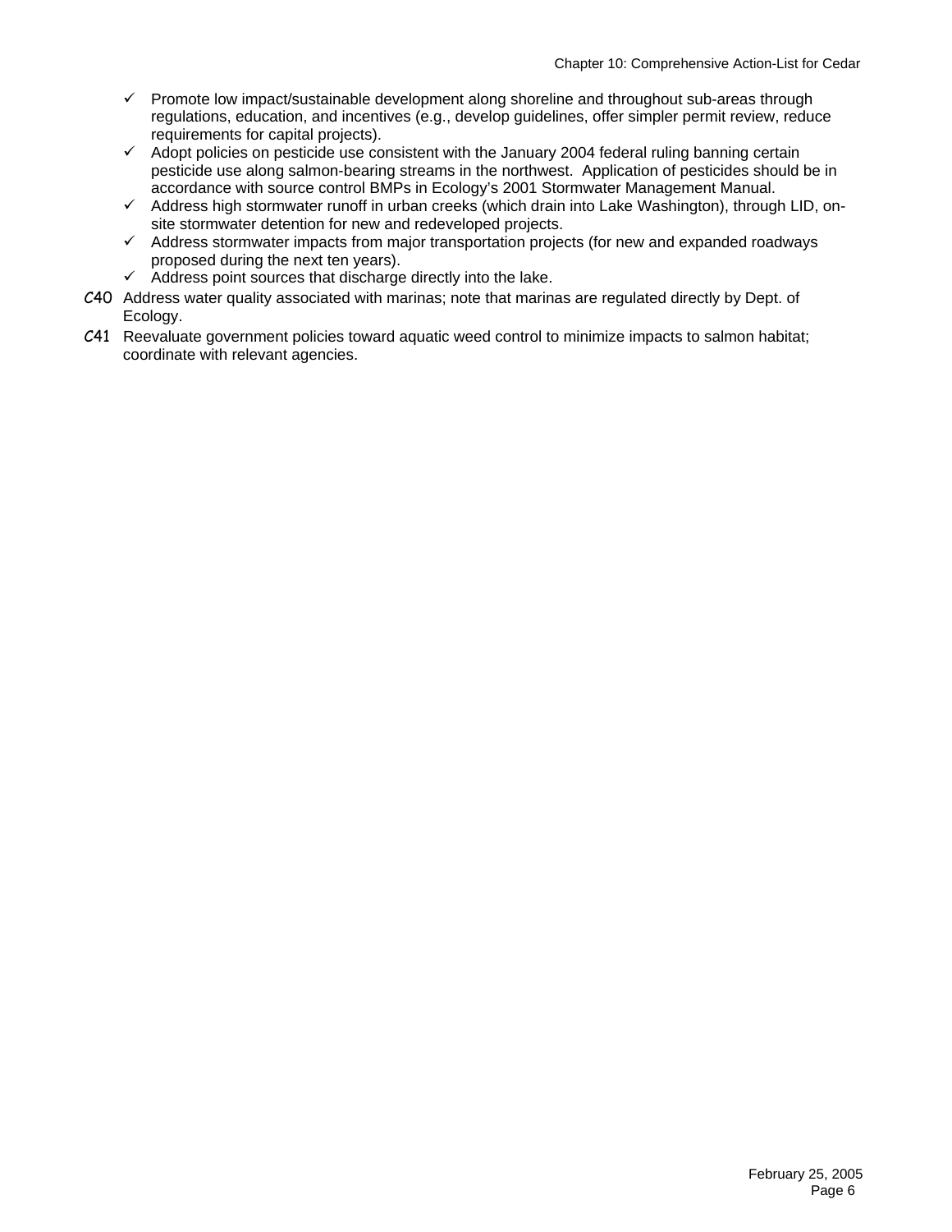- ✓ Promote low impact/sustainable development along shoreline and throughout sub-areas through regulations, education, and incentives (e.g., develop guidelines, offer simpler permit review, reduce requirements for capital projects).
- ✓ Adopt policies on pesticide use consistent with the January 2004 federal ruling banning certain pesticide use along salmon-bearing streams in the northwest. Application of pesticides should be in accordance with source control BMPs in Ecology's 2001 Stormwater Management Manual.
- ✓ Address high stormwater runoff in urban creeks (which drain into Lake Washington), through LID, on-site stormwater detention for new and redeveloped projects.
- ✓ Address stormwater impacts from major transportation projects (for new and expanded roadways proposed during the next ten years).
- ✓ Address point sources that discharge directly into the lake.

C40 Address water quality associated with marinas; note that marinas are regulated directly by Dept. of Ecology.

C41 Reevaluate government policies toward aquatic weed control to minimize impacts to salmon habitat; coordinate with relevant agencies.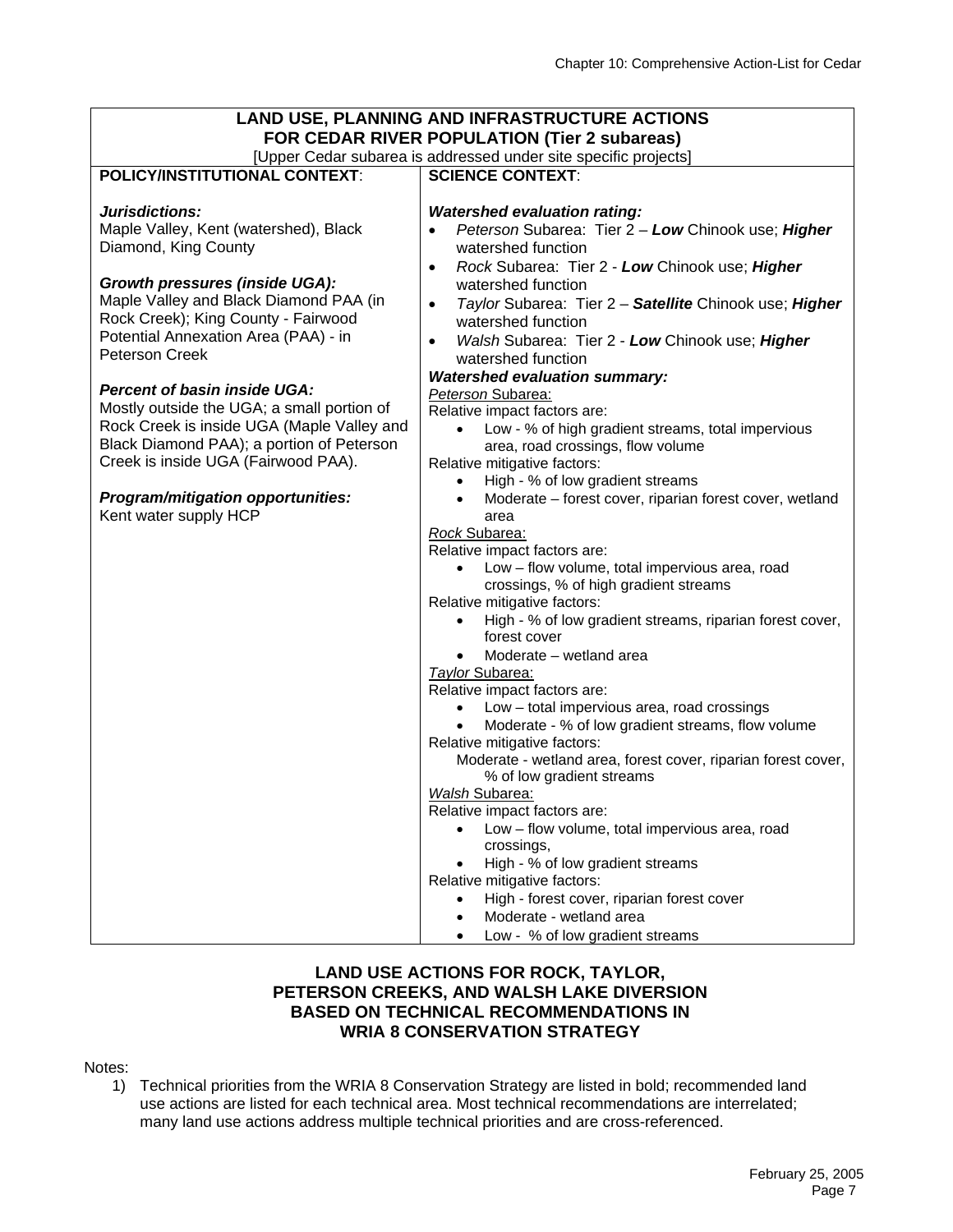| LAND USE, PLANNING AND INFRASTRUCTURE ACTIONS FOR CEDAR RIVER POPULATION (Tier 2 subareas) [Upper Cedar subarea is addressed under site specific projects] | |
|---|---|
| **POLICY/INSTITUTIONAL CONTEXT**:<br><br>***Jurisdictions:***<br>Maple Valley, Kent (watershed), Black Diamond, King County<br><br>***Growth pressures (inside UGA):***<br>Maple Valley and Black Diamond PAA (in Rock Creek); King County - Fairwood Potential Annexation Area (PAA) - in Peterson Creek<br><br>***Percent of basin inside UGA:***<br>Mostly outside the UGA; a small portion of Rock Creek is inside UGA (Maple Valley and Black Diamond PAA); a portion of Peterson Creek is inside UGA (Fairwood PAA).<br><br>***Program/mitigation opportunities:***<br>Kent water supply HCP | **SCIENCE CONTEXT**:<br><br>***Watershed evaluation rating:***<br>• *Peterson* Subarea: Tier 2 – ***Low*** Chinook use; ***Higher*** watershed function<br>• *Rock* Subarea: Tier 2 - ***Low*** Chinook use; ***Higher*** watershed function<br>• *Taylor* Subarea: Tier 2 – ***Satellite*** Chinook use; ***Higher*** watershed function<br>• *Walsh* Subarea: Tier 2 - ***Low*** Chinook use; ***Higher*** watershed function<br>***Watershed evaluation summary:***<br>*Peterson* Subarea:<br>Relative impact factors are:<br>• Low - % of high gradient streams, total impervious area, road crossings, flow volume<br>Relative mitigative factors:<br>• High - % of low gradient streams<br>• Moderate – forest cover, riparian forest cover, wetland area<br>*Rock* Subarea:<br>Relative impact factors are:<br>• Low – flow volume, total impervious area, road crossings, % of high gradient streams<br>Relative mitigative factors:<br>• High - % of low gradient streams, riparian forest cover, forest cover<br>• Moderate – wetland area<br>*Taylor* Subarea:<br>Relative impact factors are:<br>• Low – total impervious area, road crossings<br>• Moderate - % of low gradient streams, flow volume<br>Relative mitigative factors:<br>Moderate - wetland area, forest cover, riparian forest cover, % of low gradient streams<br>*Walsh* Subarea:<br>Relative impact factors are:<br>• Low – flow volume, total impervious area, road crossings,<br>• High - % of low gradient streams<br>Relative mitigative factors:<br>• High - forest cover, riparian forest cover<br>• Moderate - wetland area<br>• Low - % of low gradient streams |

## LAND USE ACTIONS FOR ROCK, TAYLOR, PETERSON CREEKS, AND WALSH LAKE DIVERSION BASED ON TECHNICAL RECOMMENDATIONS IN WRIA 8 CONSERVATION STRATEGY

Notes:

1) Technical priorities from the WRIA 8 Conservation Strategy are listed in bold; recommended land use actions are listed for each technical area. Most technical recommendations are interrelated; many land use actions address multiple technical priorities and are cross-referenced.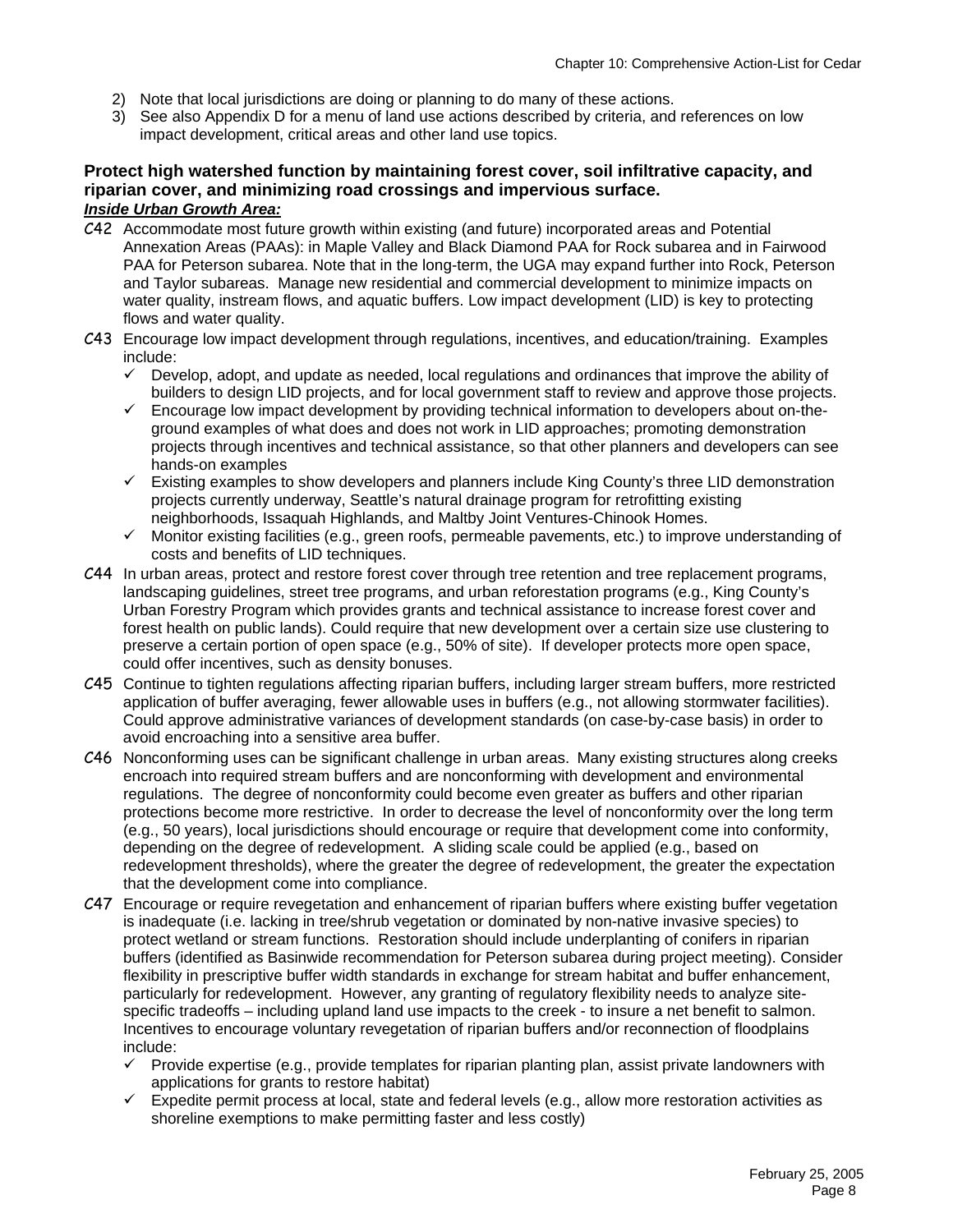2) Note that local jurisdictions are doing or planning to do many of these actions.
3) See also Appendix D for a menu of land use actions described by criteria, and references on low impact development, critical areas and other land use topics.

**Protect high watershed function by maintaining forest cover, soil infiltrative capacity, and riparian cover, and minimizing road crossings and impervious surface.**

***Inside Urban Growth Area:***

C42 Accommodate most future growth within existing (and future) incorporated areas and Potential Annexation Areas (PAAs): in Maple Valley and Black Diamond PAA for Rock subarea and in Fairwood PAA for Peterson subarea. Note that in the long-term, the UGA may expand further into Rock, Peterson and Taylor subareas. Manage new residential and commercial development to minimize impacts on water quality, instream flows, and aquatic buffers. Low impact development (LID) is key to protecting flows and water quality.

C43 Encourage low impact development through regulations, incentives, and education/training. Examples include:

- ✓ Develop, adopt, and update as needed, local regulations and ordinances that improve the ability of builders to design LID projects, and for local government staff to review and approve those projects.
- ✓ Encourage low impact development by providing technical information to developers about on-the-ground examples of what does and does not work in LID approaches; promoting demonstration projects through incentives and technical assistance, so that other planners and developers can see hands-on examples
- ✓ Existing examples to show developers and planners include King County's three LID demonstration projects currently underway, Seattle's natural drainage program for retrofitting existing neighborhoods, Issaquah Highlands, and Maltby Joint Ventures-Chinook Homes.
- ✓ Monitor existing facilities (e.g., green roofs, permeable pavements, etc.) to improve understanding of costs and benefits of LID techniques.

C44 In urban areas, protect and restore forest cover through tree retention and tree replacement programs, landscaping guidelines, street tree programs, and urban reforestation programs (e.g., King County's Urban Forestry Program which provides grants and technical assistance to increase forest cover and forest health on public lands). Could require that new development over a certain size use clustering to preserve a certain portion of open space (e.g., 50% of site). If developer protects more open space, could offer incentives, such as density bonuses.

C45 Continue to tighten regulations affecting riparian buffers, including larger stream buffers, more restricted application of buffer averaging, fewer allowable uses in buffers (e.g., not allowing stormwater facilities). Could approve administrative variances of development standards (on case-by-case basis) in order to avoid encroaching into a sensitive area buffer.

C46 Nonconforming uses can be significant challenge in urban areas. Many existing structures along creeks encroach into required stream buffers and are nonconforming with development and environmental regulations. The degree of nonconformity could become even greater as buffers and other riparian protections become more restrictive. In order to decrease the level of nonconformity over the long term (e.g., 50 years), local jurisdictions should encourage or require that development come into conformity, depending on the degree of redevelopment. A sliding scale could be applied (e.g., based on redevelopment thresholds), where the greater the degree of redevelopment, the greater the expectation that the development come into compliance.

C47 Encourage or require revegetation and enhancement of riparian buffers where existing buffer vegetation is inadequate (i.e. lacking in tree/shrub vegetation or dominated by non-native invasive species) to protect wetland or stream functions. Restoration should include underplanting of conifers in riparian buffers (identified as Basinwide recommendation for Peterson subarea during project meeting). Consider flexibility in prescriptive buffer width standards in exchange for stream habitat and buffer enhancement, particularly for redevelopment. However, any granting of regulatory flexibility needs to analyze site-specific tradeoffs – including upland land use impacts to the creek - to insure a net benefit to salmon. Incentives to encourage voluntary revegetation of riparian buffers and/or reconnection of floodplains include:

- ✓ Provide expertise (e.g., provide templates for riparian planting plan, assist private landowners with applications for grants to restore habitat)
- ✓ Expedite permit process at local, state and federal levels (e.g., allow more restoration activities as shoreline exemptions to make permitting faster and less costly)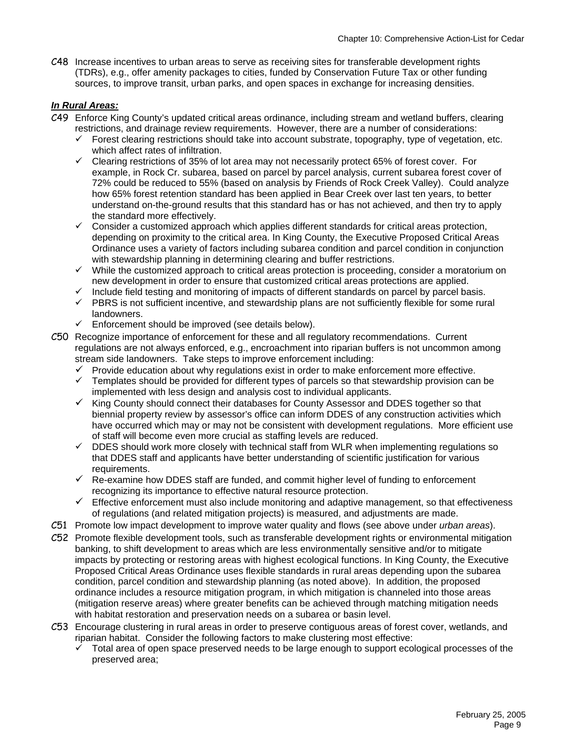C48 Increase incentives to urban areas to serve as receiving sites for transferable development rights (TDRs), e.g., offer amenity packages to cities, funded by Conservation Future Tax or other funding sources, to improve transit, urban parks, and open spaces in exchange for increasing densities.

***In Rural Areas:***

C49 Enforce King County's updated critical areas ordinance, including stream and wetland buffers, clearing restrictions, and drainage review requirements. However, there are a number of considerations:

- ✓ Forest clearing restrictions should take into account substrate, topography, type of vegetation, etc. which affect rates of infiltration.
- ✓ Clearing restrictions of 35% of lot area may not necessarily protect 65% of forest cover. For example, in Rock Cr. subarea, based on parcel by parcel analysis, current subarea forest cover of 72% could be reduced to 55% (based on analysis by Friends of Rock Creek Valley). Could analyze how 65% forest retention standard has been applied in Bear Creek over last ten years, to better understand on-the-ground results that this standard has or has not achieved, and then try to apply the standard more effectively.
- ✓ Consider a customized approach which applies different standards for critical areas protection, depending on proximity to the critical area. In King County, the Executive Proposed Critical Areas Ordinance uses a variety of factors including subarea condition and parcel condition in conjunction with stewardship planning in determining clearing and buffer restrictions.
- ✓ While the customized approach to critical areas protection is proceeding, consider a moratorium on new development in order to ensure that customized critical areas protections are applied.
- ✓ Include field testing and monitoring of impacts of different standards on parcel by parcel basis.
- ✓ PBRS is not sufficient incentive, and stewardship plans are not sufficiently flexible for some rural landowners.
- ✓ Enforcement should be improved (see details below).

C50 Recognize importance of enforcement for these and all regulatory recommendations. Current regulations are not always enforced, e.g., encroachment into riparian buffers is not uncommon among stream side landowners. Take steps to improve enforcement including:

- ✓ Provide education about why regulations exist in order to make enforcement more effective.
- ✓ Templates should be provided for different types of parcels so that stewardship provision can be implemented with less design and analysis cost to individual applicants.
- ✓ King County should connect their databases for County Assessor and DDES together so that biennial property review by assessor's office can inform DDES of any construction activities which have occurred which may or may not be consistent with development regulations. More efficient use of staff will become even more crucial as staffing levels are reduced.
- ✓ DDES should work more closely with technical staff from WLR when implementing regulations so that DDES staff and applicants have better understanding of scientific justification for various requirements.
- ✓ Re-examine how DDES staff are funded, and commit higher level of funding to enforcement recognizing its importance to effective natural resource protection.
- ✓ Effective enforcement must also include monitoring and adaptive management, so that effectiveness of regulations (and related mitigation projects) is measured, and adjustments are made.

C51 Promote low impact development to improve water quality and flows (see above under *urban areas*).

C52 Promote flexible development tools, such as transferable development rights or environmental mitigation banking, to shift development to areas which are less environmentally sensitive and/or to mitigate impacts by protecting or restoring areas with highest ecological functions. In King County, the Executive Proposed Critical Areas Ordinance uses flexible standards in rural areas depending upon the subarea condition, parcel condition and stewardship planning (as noted above). In addition, the proposed ordinance includes a resource mitigation program, in which mitigation is channeled into those areas (mitigation reserve areas) where greater benefits can be achieved through matching mitigation needs with habitat restoration and preservation needs on a subarea or basin level.

C53 Encourage clustering in rural areas in order to preserve contiguous areas of forest cover, wetlands, and riparian habitat. Consider the following factors to make clustering most effective:

- ✓ Total area of open space preserved needs to be large enough to support ecological processes of the preserved area;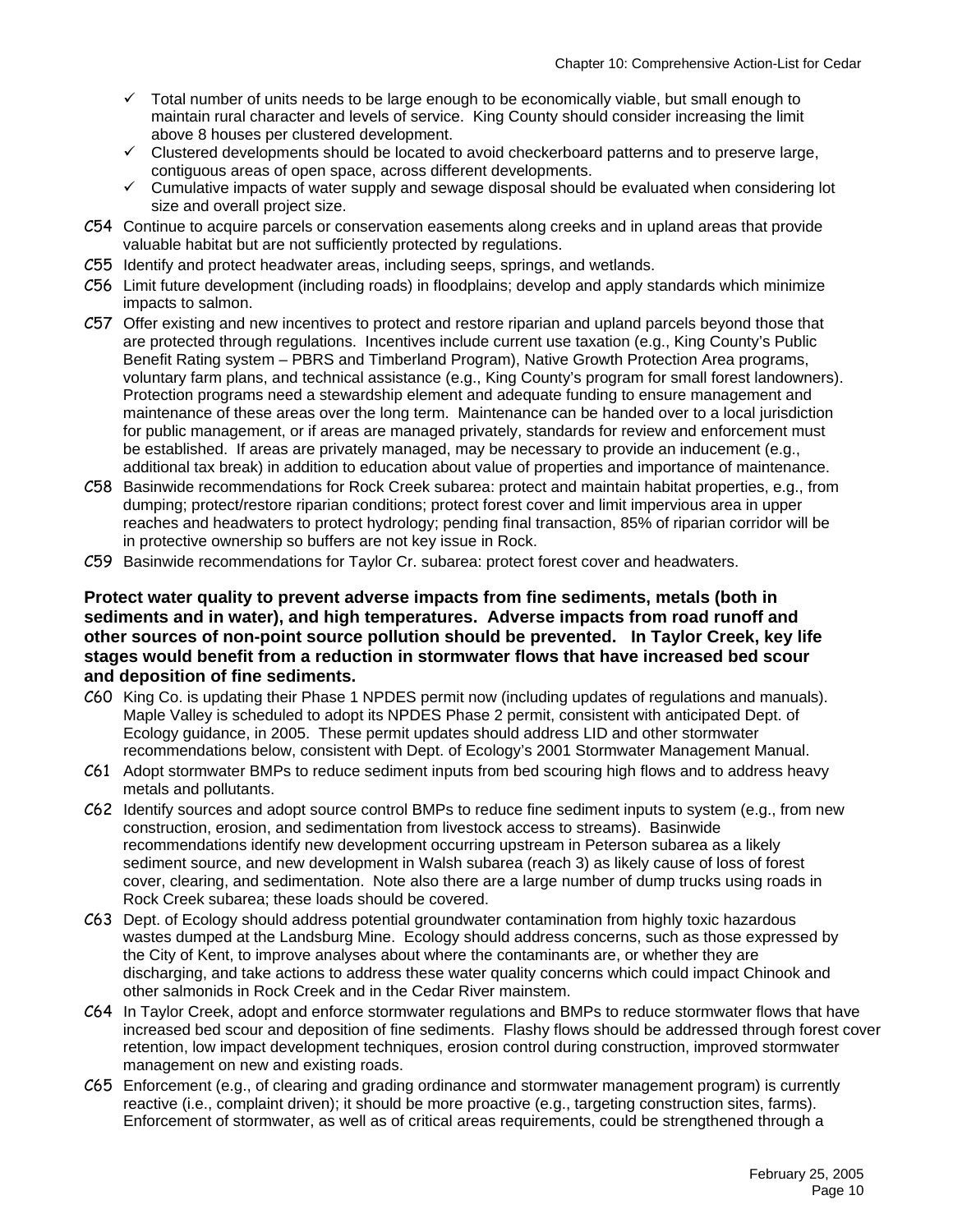- ✓ Total number of units needs to be large enough to be economically viable, but small enough to maintain rural character and levels of service. King County should consider increasing the limit above 8 houses per clustered development.
- ✓ Clustered developments should be located to avoid checkerboard patterns and to preserve large, contiguous areas of open space, across different developments.
- ✓ Cumulative impacts of water supply and sewage disposal should be evaluated when considering lot size and overall project size.

C54 Continue to acquire parcels or conservation easements along creeks and in upland areas that provide valuable habitat but are not sufficiently protected by regulations.

C55 Identify and protect headwater areas, including seeps, springs, and wetlands.

C56 Limit future development (including roads) in floodplains; develop and apply standards which minimize impacts to salmon.

C57 Offer existing and new incentives to protect and restore riparian and upland parcels beyond those that are protected through regulations. Incentives include current use taxation (e.g., King County's Public Benefit Rating system – PBRS and Timberland Program), Native Growth Protection Area programs, voluntary farm plans, and technical assistance (e.g., King County's program for small forest landowners). Protection programs need a stewardship element and adequate funding to ensure management and maintenance of these areas over the long term. Maintenance can be handed over to a local jurisdiction for public management, or if areas are managed privately, standards for review and enforcement must be established. If areas are privately managed, may be necessary to provide an inducement (e.g., additional tax break) in addition to education about value of properties and importance of maintenance.

C58 Basinwide recommendations for Rock Creek subarea: protect and maintain habitat properties, e.g., from dumping; protect/restore riparian conditions; protect forest cover and limit impervious area in upper reaches and headwaters to protect hydrology; pending final transaction, 85% of riparian corridor will be in protective ownership so buffers are not key issue in Rock.

C59 Basinwide recommendations for Taylor Cr. subarea: protect forest cover and headwaters.

**Protect water quality to prevent adverse impacts from fine sediments, metals (both in sediments and in water), and high temperatures. Adverse impacts from road runoff and other sources of non-point source pollution should be prevented. In Taylor Creek, key life stages would benefit from a reduction in stormwater flows that have increased bed scour and deposition of fine sediments.**

C60 King Co. is updating their Phase 1 NPDES permit now (including updates of regulations and manuals). Maple Valley is scheduled to adopt its NPDES Phase 2 permit, consistent with anticipated Dept. of Ecology guidance, in 2005. These permit updates should address LID and other stormwater recommendations below, consistent with Dept. of Ecology's 2001 Stormwater Management Manual.

C61 Adopt stormwater BMPs to reduce sediment inputs from bed scouring high flows and to address heavy metals and pollutants.

C62 Identify sources and adopt source control BMPs to reduce fine sediment inputs to system (e.g., from new construction, erosion, and sedimentation from livestock access to streams). Basinwide recommendations identify new development occurring upstream in Peterson subarea as a likely sediment source, and new development in Walsh subarea (reach 3) as likely cause of loss of forest cover, clearing, and sedimentation. Note also there are a large number of dump trucks using roads in Rock Creek subarea; these loads should be covered.

C63 Dept. of Ecology should address potential groundwater contamination from highly toxic hazardous wastes dumped at the Landsburg Mine. Ecology should address concerns, such as those expressed by the City of Kent, to improve analyses about where the contaminants are, or whether they are discharging, and take actions to address these water quality concerns which could impact Chinook and other salmonids in Rock Creek and in the Cedar River mainstem.

C64 In Taylor Creek, adopt and enforce stormwater regulations and BMPs to reduce stormwater flows that have increased bed scour and deposition of fine sediments. Flashy flows should be addressed through forest cover retention, low impact development techniques, erosion control during construction, improved stormwater management on new and existing roads.

C65 Enforcement (e.g., of clearing and grading ordinance and stormwater management program) is currently reactive (i.e., complaint driven); it should be more proactive (e.g., targeting construction sites, farms). Enforcement of stormwater, as well as of critical areas requirements, could be strengthened through a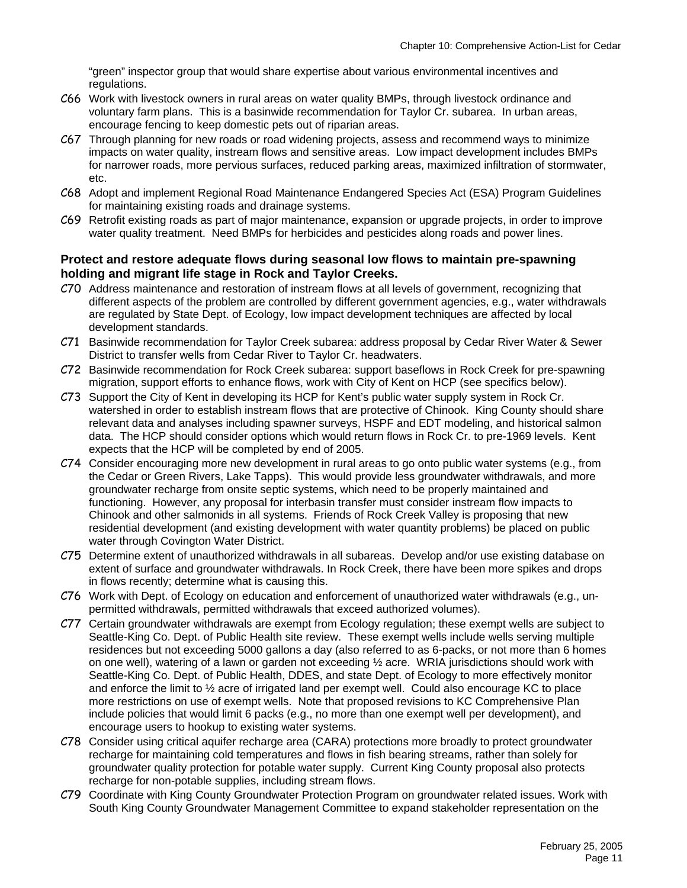"green" inspector group that would share expertise about various environmental incentives and regulations.

C66 Work with livestock owners in rural areas on water quality BMPs, through livestock ordinance and voluntary farm plans. This is a basinwide recommendation for Taylor Cr. subarea. In urban areas, encourage fencing to keep domestic pets out of riparian areas.

C67 Through planning for new roads or road widening projects, assess and recommend ways to minimize impacts on water quality, instream flows and sensitive areas. Low impact development includes BMPs for narrower roads, more pervious surfaces, reduced parking areas, maximized infiltration of stormwater, etc.

C68 Adopt and implement Regional Road Maintenance Endangered Species Act (ESA) Program Guidelines for maintaining existing roads and drainage systems.

C69 Retrofit existing roads as part of major maintenance, expansion or upgrade projects, in order to improve water quality treatment. Need BMPs for herbicides and pesticides along roads and power lines.

**Protect and restore adequate flows during seasonal low flows to maintain pre-spawning holding and migrant life stage in Rock and Taylor Creeks.**

C70 Address maintenance and restoration of instream flows at all levels of government, recognizing that different aspects of the problem are controlled by different government agencies, e.g., water withdrawals are regulated by State Dept. of Ecology, low impact development techniques are affected by local development standards.

C71 Basinwide recommendation for Taylor Creek subarea: address proposal by Cedar River Water & Sewer District to transfer wells from Cedar River to Taylor Cr. headwaters.

C72 Basinwide recommendation for Rock Creek subarea: support baseflows in Rock Creek for pre-spawning migration, support efforts to enhance flows, work with City of Kent on HCP (see specifics below).

C73 Support the City of Kent in developing its HCP for Kent's public water supply system in Rock Cr. watershed in order to establish instream flows that are protective of Chinook. King County should share relevant data and analyses including spawner surveys, HSPF and EDT modeling, and historical salmon data. The HCP should consider options which would return flows in Rock Cr. to pre-1969 levels. Kent expects that the HCP will be completed by end of 2005.

C74 Consider encouraging more new development in rural areas to go onto public water systems (e.g., from the Cedar or Green Rivers, Lake Tapps). This would provide less groundwater withdrawals, and more groundwater recharge from onsite septic systems, which need to be properly maintained and functioning. However, any proposal for interbasin transfer must consider instream flow impacts to Chinook and other salmonids in all systems. Friends of Rock Creek Valley is proposing that new residential development (and existing development with water quantity problems) be placed on public water through Covington Water District.

C75 Determine extent of unauthorized withdrawals in all subareas. Develop and/or use existing database on extent of surface and groundwater withdrawals. In Rock Creek, there have been more spikes and drops in flows recently; determine what is causing this.

C76 Work with Dept. of Ecology on education and enforcement of unauthorized water withdrawals (e.g., un-permitted withdrawals, permitted withdrawals that exceed authorized volumes).

C77 Certain groundwater withdrawals are exempt from Ecology regulation; these exempt wells are subject to Seattle-King Co. Dept. of Public Health site review. These exempt wells include wells serving multiple residences but not exceeding 5000 gallons a day (also referred to as 6-packs, or not more than 6 homes on one well), watering of a lawn or garden not exceeding ½ acre. WRIA jurisdictions should work with Seattle-King Co. Dept. of Public Health, DDES, and state Dept. of Ecology to more effectively monitor and enforce the limit to ½ acre of irrigated land per exempt well. Could also encourage KC to place more restrictions on use of exempt wells. Note that proposed revisions to KC Comprehensive Plan include policies that would limit 6 packs (e.g., no more than one exempt well per development), and encourage users to hookup to existing water systems.

C78 Consider using critical aquifer recharge area (CARA) protections more broadly to protect groundwater recharge for maintaining cold temperatures and flows in fish bearing streams, rather than solely for groundwater quality protection for potable water supply. Current King County proposal also protects recharge for non-potable supplies, including stream flows.

C79 Coordinate with King County Groundwater Protection Program on groundwater related issues. Work with South King County Groundwater Management Committee to expand stakeholder representation on the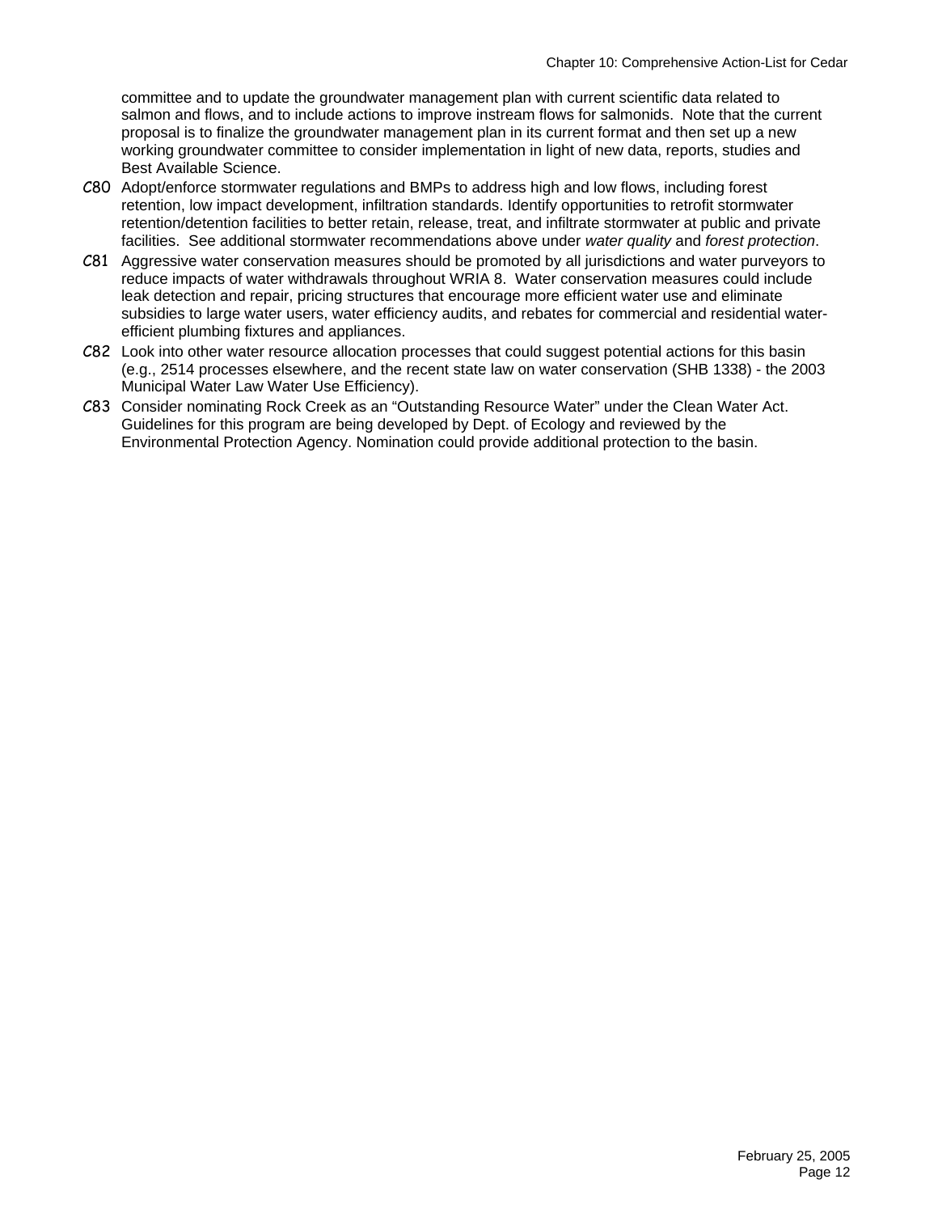committee and to update the groundwater management plan with current scientific data related to salmon and flows, and to include actions to improve instream flows for salmonids. Note that the current proposal is to finalize the groundwater management plan in its current format and then set up a new working groundwater committee to consider implementation in light of new data, reports, studies and Best Available Science.

C80 Adopt/enforce stormwater regulations and BMPs to address high and low flows, including forest retention, low impact development, infiltration standards. Identify opportunities to retrofit stormwater retention/detention facilities to better retain, release, treat, and infiltrate stormwater at public and private facilities. See additional stormwater recommendations above under *water quality* and *forest protection*.

C81 Aggressive water conservation measures should be promoted by all jurisdictions and water purveyors to reduce impacts of water withdrawals throughout WRIA 8. Water conservation measures could include leak detection and repair, pricing structures that encourage more efficient water use and eliminate subsidies to large water users, water efficiency audits, and rebates for commercial and residential water-efficient plumbing fixtures and appliances.

C82 Look into other water resource allocation processes that could suggest potential actions for this basin (e.g., 2514 processes elsewhere, and the recent state law on water conservation (SHB 1338) - the 2003 Municipal Water Law Water Use Efficiency).

C83 Consider nominating Rock Creek as an "Outstanding Resource Water" under the Clean Water Act. Guidelines for this program are being developed by Dept. of Ecology and reviewed by the Environmental Protection Agency. Nomination could provide additional protection to the basin.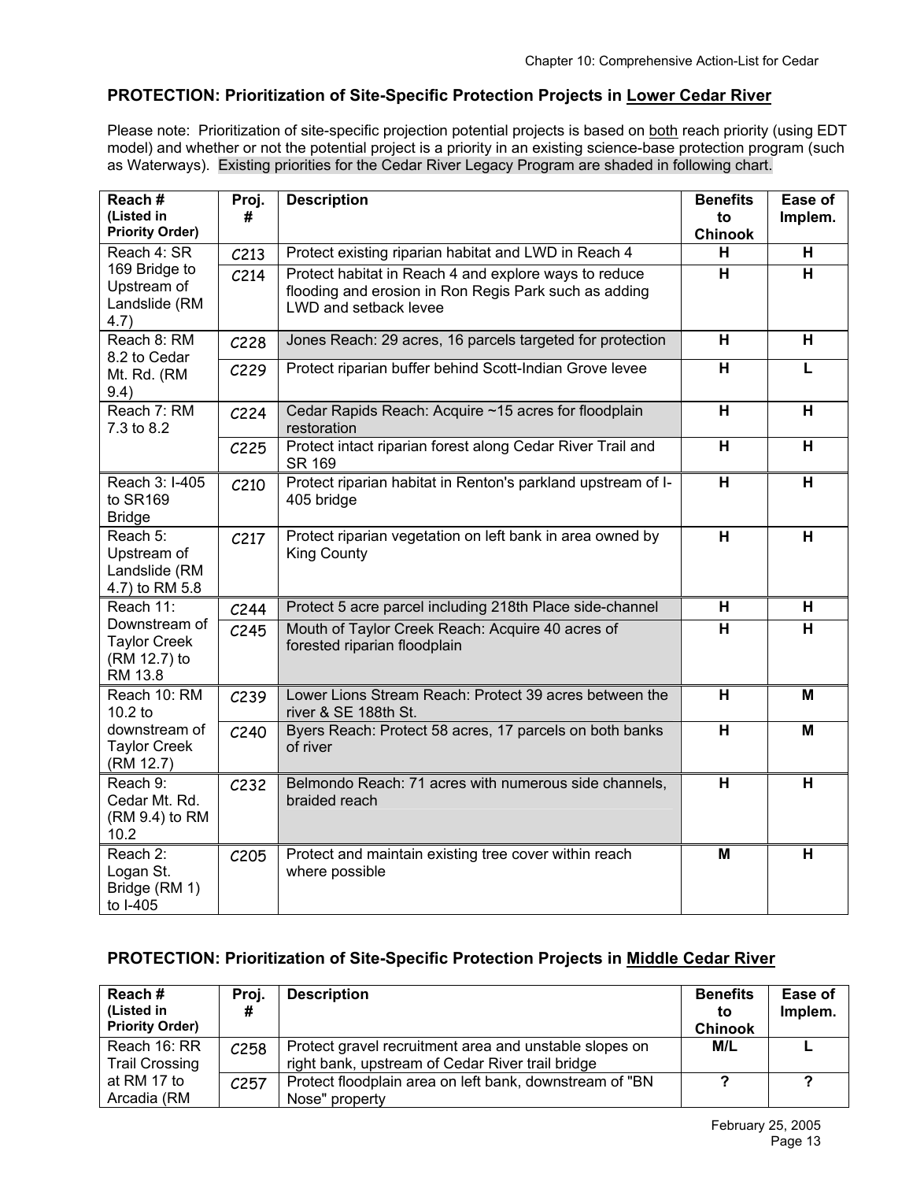### PROTECTION: Prioritization of Site-Specific Protection Projects in Lower Cedar River

Please note: Prioritization of site-specific projection potential projects is based on both reach priority (using EDT model) and whether or not the potential project is a priority in an existing science-base protection program (such as Waterways). Existing priorities for the Cedar River Legacy Program are shaded in following chart.

| Reach # (Listed in Priority Order) | Proj. # | Description | Benefits to Chinook | Ease of Implem. |
|---|---|---|---|---|
| Reach 4: SR 169 Bridge to Upstream of Landslide (RM 4.7) | C213 | Protect existing riparian habitat and LWD in Reach 4 | H | H |
| | C214 | Protect habitat in Reach 4 and explore ways to reduce flooding and erosion in Ron Regis Park such as adding LWD and setback levee | H | H |
| Reach 8: RM 8.2 to Cedar Mt. Rd. (RM 9.4) | C228 | Jones Reach: 29 acres, 16 parcels targeted for protection | H | H |
| | C229 | Protect riparian buffer behind Scott-Indian Grove levee | H | L |
| Reach 7: RM 7.3 to 8.2 | C224 | Cedar Rapids Reach: Acquire ~15 acres for floodplain restoration | H | H |
| | C225 | Protect intact riparian forest along Cedar River Trail and SR 169 | H | H |
| Reach 3: I-405 to SR169 Bridge | C210 | Protect riparian habitat in Renton's parkland upstream of I-405 bridge | H | H |
| Reach 5: Upstream of Landslide (RM 4.7) to RM 5.8 | C217 | Protect riparian vegetation on left bank in area owned by King County | H | H |
| Reach 11: Downstream of Taylor Creek (RM 12.7) to RM 13.8 | C244 | Protect 5 acre parcel including 218th Place side-channel | H | H |
| | C245 | Mouth of Taylor Creek Reach: Acquire 40 acres of forested riparian floodplain | H | H |
| Reach 10: RM 10.2 to downstream of Taylor Creek (RM 12.7) | C239 | Lower Lions Stream Reach: Protect 39 acres between the river & SE 188th St. | H | M |
| | C240 | Byers Reach: Protect 58 acres, 17 parcels on both banks of river | H | M |
| Reach 9: Cedar Mt. Rd. (RM 9.4) to RM 10.2 | C232 | Belmondo Reach: 71 acres with numerous side channels, braided reach | H | H |
| Reach 2: Logan St. Bridge (RM 1) to I-405 | C205 | Protect and maintain existing tree cover within reach where possible | M | H |

### PROTECTION: Prioritization of Site-Specific Protection Projects in Middle Cedar River

| Reach # (Listed in Priority Order) | Proj. # | Description | Benefits to Chinook | Ease of Implem. |
|---|---|---|---|---|
| Reach 16: RR Trail Crossing at RM 17 to Arcadia (RM | C258 | Protect gravel recruitment area and unstable slopes on right bank, upstream of Cedar River trail bridge | M/L | L |
| | C257 | Protect floodplain area on left bank, downstream of "BN Nose" property | ? | ? |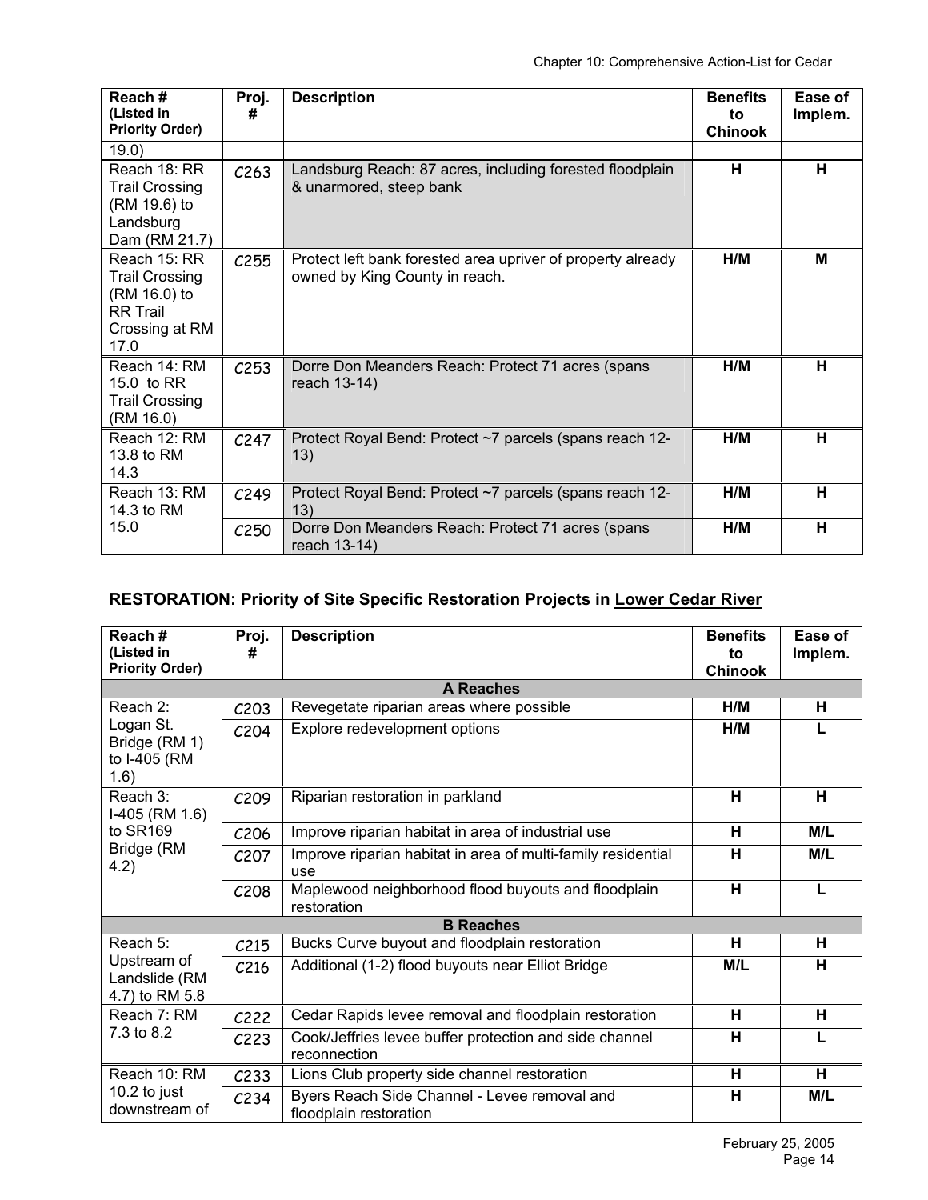| Reach # (Listed in Priority Order) | Proj. # | Description | Benefits to Chinook | Ease of Implem. |
|---|---|---|---|---|
| 19.0) | | | | |
| Reach 18: RR Trail Crossing (RM 19.6) to Landsburg Dam (RM 21.7) | C263 | Landsburg Reach: 87 acres, including forested floodplain & unarmored, steep bank | H | H |
| Reach 15: RR Trail Crossing (RM 16.0) to RR Trail Crossing at RM 17.0 | C255 | Protect left bank forested area upriver of property already owned by King County in reach. | H/M | M |
| Reach 14: RM 15.0 to RR Trail Crossing (RM 16.0) | C253 | Dorre Don Meanders Reach: Protect 71 acres (spans reach 13-14) | H/M | H |
| Reach 12: RM 13.8 to RM 14.3 | C247 | Protect Royal Bend: Protect ~7 parcels (spans reach 12-13) | H/M | H |
| Reach 13: RM 14.3 to RM 15.0 | C249 | Protect Royal Bend: Protect ~7 parcels (spans reach 12-13) | H/M | H |
| | C250 | Dorre Don Meanders Reach: Protect 71 acres (spans reach 13-14) | H/M | H |

## RESTORATION: Priority of Site Specific Restoration Projects in Lower Cedar River

| Reach # (Listed in Priority Order) | Proj. # | Description | Benefits to Chinook | Ease of Implem. |
|---|---|---|---|---|
| | | **A Reaches** | | |
| Reach 2: Logan St. Bridge (RM 1) to I-405 (RM 1.6) | C203 | Revegetate riparian areas where possible | H/M | H |
| | C204 | Explore redevelopment options | H/M | L |
| Reach 3: I-405 (RM 1.6) to SR169 Bridge (RM 4.2) | C209 | Riparian restoration in parkland | H | H |
| | C206 | Improve riparian habitat in area of industrial use | H | M/L |
| | C207 | Improve riparian habitat in area of multi-family residential use | H | M/L |
| | C208 | Maplewood neighborhood flood buyouts and floodplain restoration | H | L |
| | | **B Reaches** | | |
| Reach 5: Upstream of Landslide (RM 4.7) to RM 5.8 | C215 | Bucks Curve buyout and floodplain restoration | H | H |
| | C216 | Additional (1-2) flood buyouts near Elliot Bridge | M/L | H |
| Reach 7: RM 7.3 to 8.2 | C222 | Cedar Rapids levee removal and floodplain restoration | H | H |
| | C223 | Cook/Jeffries levee buffer protection and side channel reconnection | H | L |
| Reach 10: RM 10.2 to just downstream of | C233 | Lions Club property side channel restoration | H | H |
| | C234 | Byers Reach Side Channel - Levee removal and floodplain restoration | H | M/L |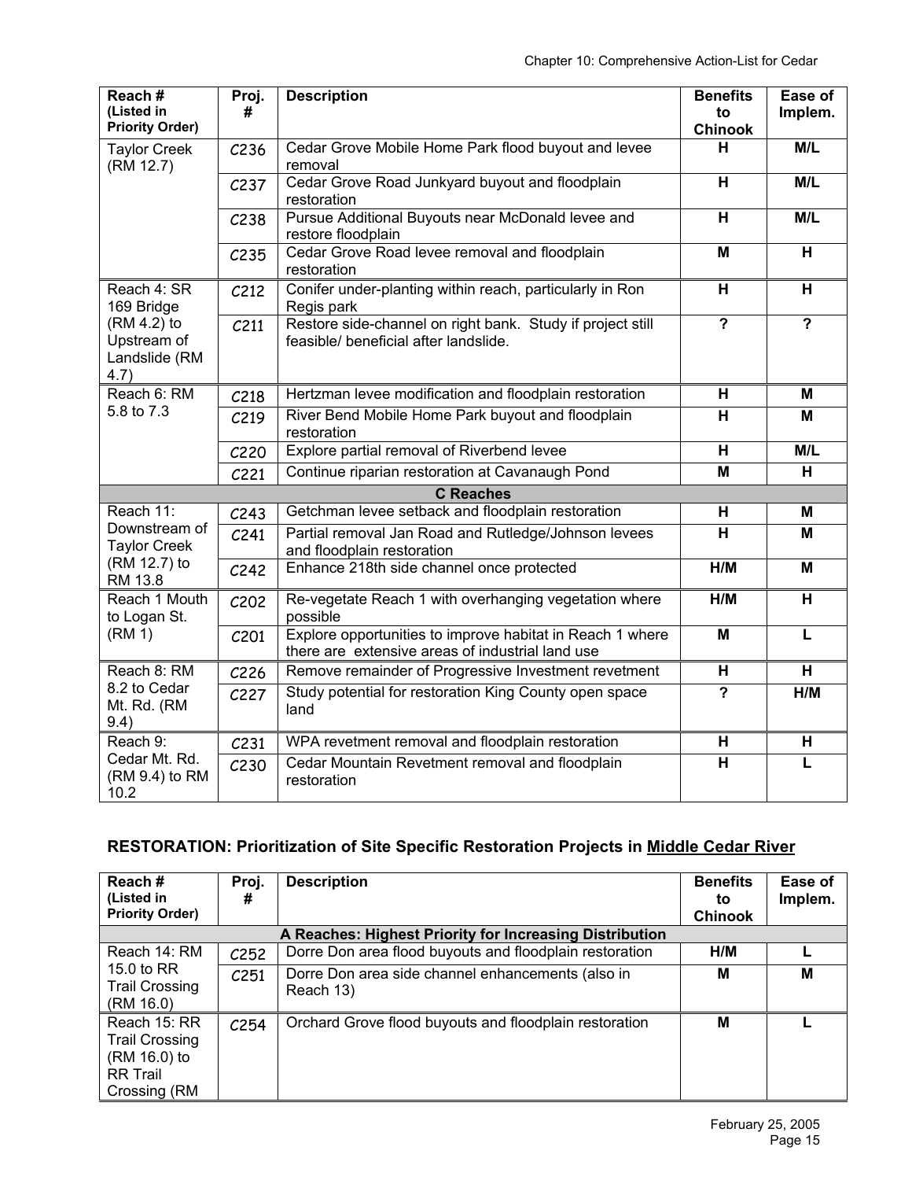| Reach # (Listed in Priority Order) | Proj. # | Description | Benefits to Chinook | Ease of Implem. |
|---|---|---|---|---|
| Taylor Creek (RM 12.7) | C236 | Cedar Grove Mobile Home Park flood buyout and levee removal | **H** | **M/L** |
| | C237 | Cedar Grove Road Junkyard buyout and floodplain restoration | **H** | **M/L** |
| | C238 | Pursue Additional Buyouts near McDonald levee and restore floodplain | **H** | **M/L** |
| | C235 | Cedar Grove Road levee removal and floodplain restoration | **M** | **H** |
| Reach 4: SR 169 Bridge (RM 4.2) to Upstream of Landslide (RM 4.7) | C212 | Conifer under-planting within reach, particularly in Ron Regis park | **H** | **H** |
| | C211 | Restore side-channel on right bank. Study if project still feasible/ beneficial after landslide. | **?** | **?** |
| Reach 6: RM 5.8 to 7.3 | C218 | Hertzman levee modification and floodplain restoration | **H** | **M** |
| | C219 | River Bend Mobile Home Park buyout and floodplain restoration | **H** | **M** |
| | C220 | Explore partial removal of Riverbend levee | **H** | **M/L** |
| | C221 | Continue riparian restoration at Cavanaugh Pond | **M** | **H** |
| | | **C Reaches** | | |
| Reach 11: Downstream of Taylor Creek (RM 12.7) to RM 13.8 | C243 | Getchman levee setback and floodplain restoration | **H** | **M** |
| | C241 | Partial removal Jan Road and Rutledge/Johnson levees and floodplain restoration | **H** | **M** |
| | C242 | Enhance 218th side channel once protected | **H/M** | **M** |
| Reach 1 Mouth to Logan St. (RM 1) | C202 | Re-vegetate Reach 1 with overhanging vegetation where possible | **H/M** | **H** |
| | C201 | Explore opportunities to improve habitat in Reach 1 where there are extensive areas of industrial land use | **M** | **L** |
| Reach 8: RM 8.2 to Cedar Mt. Rd. (RM 9.4) | C226 | Remove remainder of Progressive Investment revetment | **H** | **H** |
| | C227 | Study potential for restoration King County open space land | **?** | **H/M** |
| Reach 9: Cedar Mt. Rd. (RM 9.4) to RM 10.2 | C231 | WPA revetment removal and floodplain restoration | **H** | **H** |
| | C230 | Cedar Mountain Revetment removal and floodplain restoration | **H** | **L** |

## RESTORATION: Prioritization of Site Specific Restoration Projects in Middle Cedar River

| Reach # (Listed in Priority Order) | Proj. # | Description | Benefits to Chinook | Ease of Implem. |
|---|---|---|---|---|
| | | **A Reaches: Highest Priority for Increasing Distribution** | | |
| Reach 14: RM 15.0 to RR Trail Crossing (RM 16.0) | C252 | Dorre Don area flood buyouts and floodplain restoration | **H/M** | **L** |
| | C251 | Dorre Don area side channel enhancements (also in Reach 13) | **M** | **M** |
| Reach 15: RR Trail Crossing (RM 16.0) to RR Trail Crossing (RM | C254 | Orchard Grove flood buyouts and floodplain restoration | **M** | **L** |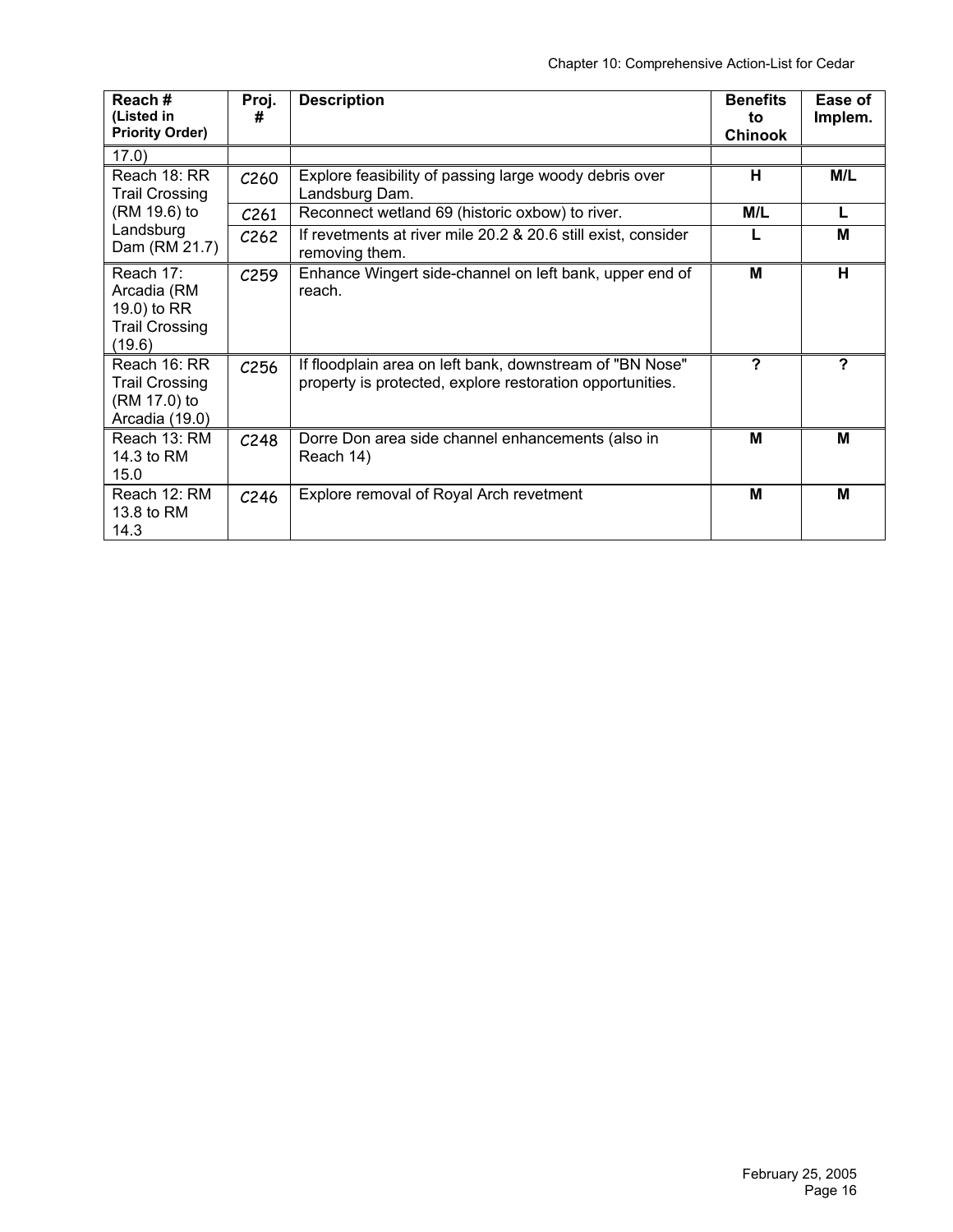| Reach # (Listed in Priority Order) | Proj. # | Description | Benefits to Chinook | Ease of Implem. |
|---|---|---|---|---|
| 17.0) | | | | |
| Reach 18: RR Trail Crossing (RM 19.6) to Landsburg Dam (RM 21.7) | C260 | Explore feasibility of passing large woody debris over Landsburg Dam. | **H** | **M/L** |
| | C261 | Reconnect wetland 69 (historic oxbow) to river. | **M/L** | **L** |
| | C262 | If revetments at river mile 20.2 & 20.6 still exist, consider removing them. | **L** | **M** |
| Reach 17: Arcadia (RM 19.0) to RR Trail Crossing (19.6) | C259 | Enhance Wingert side-channel on left bank, upper end of reach. | **M** | **H** |
| Reach 16: RR Trail Crossing (RM 17.0) to Arcadia (19.0) | C256 | If floodplain area on left bank, downstream of "BN Nose" property is protected, explore restoration opportunities. | **?** | **?** |
| Reach 13: RM 14.3 to RM 15.0 | C248 | Dorre Don area side channel enhancements (also in Reach 14) | **M** | **M** |
| Reach 12: RM 13.8 to RM 14.3 | C246 | Explore removal of Royal Arch revetment | **M** | **M** |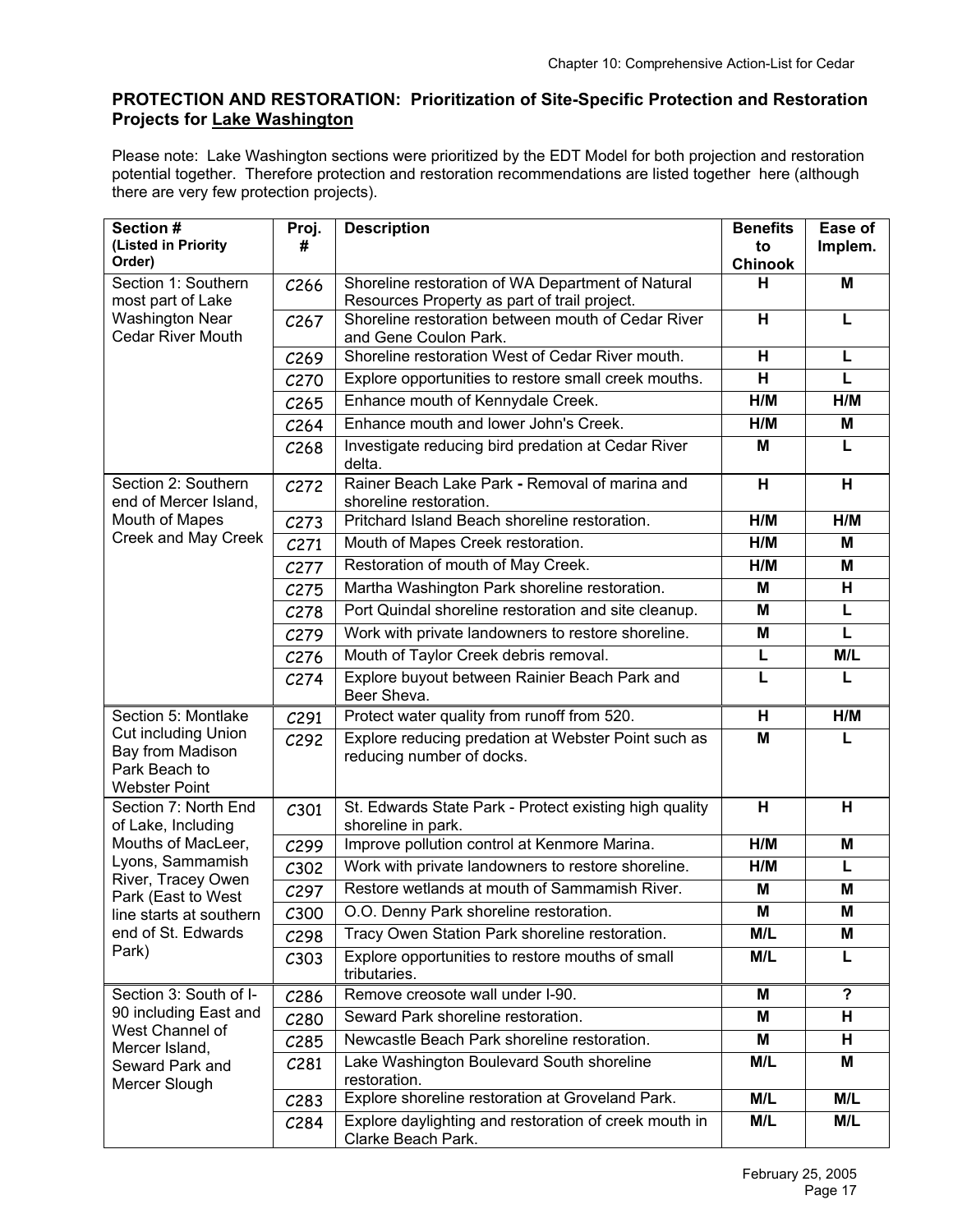## PROTECTION AND RESTORATION: Prioritization of Site-Specific Protection and Restoration Projects for Lake Washington

Please note: Lake Washington sections were prioritized by the EDT Model for both projection and restoration potential together. Therefore protection and restoration recommendations are listed together here (although there are very few protection projects).

| Section # (Listed in Priority Order) | Proj. # | Description | Benefits to Chinook | Ease of Implem. |
|---|---|---|---|---|
| Section 1: Southern most part of Lake Washington Near Cedar River Mouth | C266 | Shoreline restoration of WA Department of Natural Resources Property as part of trail project. | H | M |
| | C267 | Shoreline restoration between mouth of Cedar River and Gene Coulon Park. | H | L |
| | C269 | Shoreline restoration West of Cedar River mouth. | H | L |
| | C270 | Explore opportunities to restore small creek mouths. | H | L |
| | C265 | Enhance mouth of Kennydale Creek. | H/M | H/M |
| | C264 | Enhance mouth and lower John's Creek. | H/M | M |
| | C268 | Investigate reducing bird predation at Cedar River delta. | M | L |
| Section 2: Southern end of Mercer Island, Mouth of Mapes Creek and May Creek | C272 | Rainer Beach Lake Park - Removal of marina and shoreline restoration. | H | H |
| | C273 | Pritchard Island Beach shoreline restoration. | H/M | H/M |
| | C271 | Mouth of Mapes Creek restoration. | H/M | M |
| | C277 | Restoration of mouth of May Creek. | H/M | M |
| | C275 | Martha Washington Park shoreline restoration. | M | H |
| | C278 | Port Quindal shoreline restoration and site cleanup. | M | L |
| | C279 | Work with private landowners to restore shoreline. | M | L |
| | C276 | Mouth of Taylor Creek debris removal. | L | M/L |
| | C274 | Explore buyout between Rainier Beach Park and Beer Sheva. | L | L |
| Section 5: Montlake Cut including Union Bay from Madison Park Beach to Webster Point | C291 | Protect water quality from runoff from 520. | H | H/M |
| | C292 | Explore reducing predation at Webster Point such as reducing number of docks. | M | L |
| Section 7: North End of Lake, Including Mouths of MacLeer, Lyons, Sammamish River, Tracey Owen Park (East to West line starts at southern end of St. Edwards Park) | C301 | St. Edwards State Park - Protect existing high quality shoreline in park. | H | H |
| | C299 | Improve pollution control at Kenmore Marina. | H/M | M |
| | C302 | Work with private landowners to restore shoreline. | H/M | L |
| | C297 | Restore wetlands at mouth of Sammamish River. | M | M |
| | C300 | O.O. Denny Park shoreline restoration. | M | M |
| | C298 | Tracy Owen Station Park shoreline restoration. | M/L | M |
| | C303 | Explore opportunities to restore mouths of small tributaries. | M/L | L |
| Section 3: South of I-90 including East and West Channel of Mercer Island, Seward Park and Mercer Slough | C286 | Remove creosote wall under I-90. | M | ? |
| | C280 | Seward Park shoreline restoration. | M | H |
| | C285 | Newcastle Beach Park shoreline restoration. | M | H |
| | C281 | Lake Washington Boulevard South shoreline restoration. | M/L | M |
| | C283 | Explore shoreline restoration at Groveland Park. | M/L | M/L |
| | C284 | Explore daylighting and restoration of creek mouth in Clarke Beach Park. | M/L | M/L |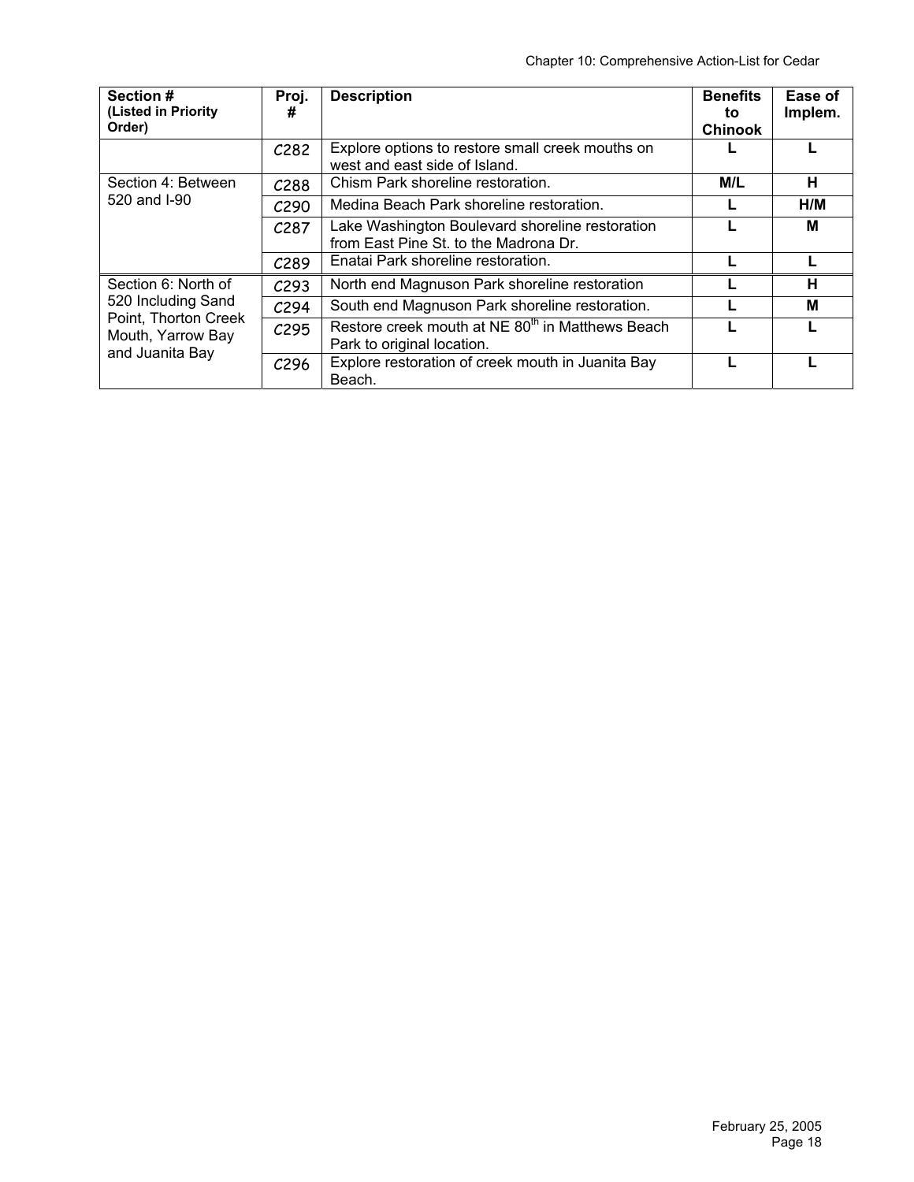| Section # (Listed in Priority Order) | Proj. # | Description | Benefits to Chinook | Ease of Implem. |
|---|---|---|---|---|
| | C282 | Explore options to restore small creek mouths on west and east side of Island. | **L** | **L** |
| Section 4: Between 520 and I-90 | C288 | Chism Park shoreline restoration. | **M/L** | **H** |
| | C290 | Medina Beach Park shoreline restoration. | **L** | **H/M** |
| | C287 | Lake Washington Boulevard shoreline restoration from East Pine St. to the Madrona Dr. | **L** | **M** |
| | C289 | Enatai Park shoreline restoration. | **L** | **L** |
| Section 6: North of 520 Including Sand Point, Thorton Creek Mouth, Yarrow Bay and Juanita Bay | C293 | North end Magnuson Park shoreline restoration | **L** | **H** |
| | C294 | South end Magnuson Park shoreline restoration. | **L** | **M** |
| | C295 | Restore creek mouth at NE 80th in Matthews Beach Park to original location. | **L** | **L** |
| | C296 | Explore restoration of creek mouth in Juanita Bay Beach. | **L** | **L** |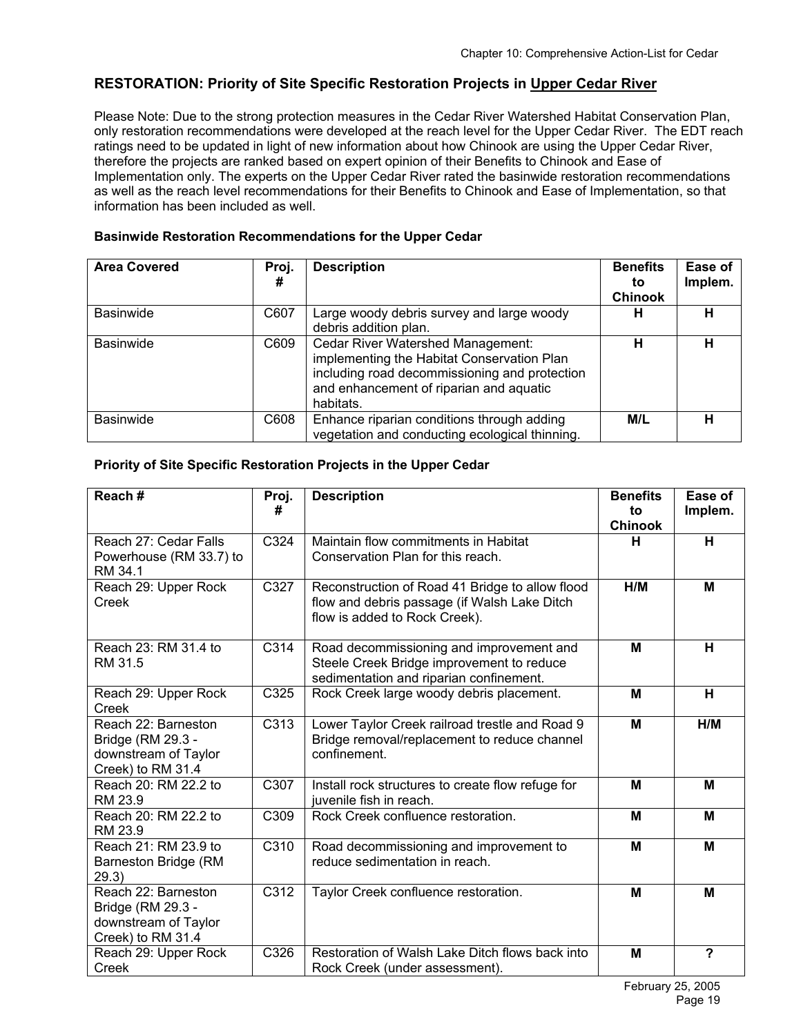## RESTORATION: Priority of Site Specific Restoration Projects in Upper Cedar River

Please Note: Due to the strong protection measures in the Cedar River Watershed Habitat Conservation Plan, only restoration recommendations were developed at the reach level for the Upper Cedar River. The EDT reach ratings need to be updated in light of new information about how Chinook are using the Upper Cedar River, therefore the projects are ranked based on expert opinion of their Benefits to Chinook and Ease of Implementation only. The experts on the Upper Cedar River rated the basinwide restoration recommendations as well as the reach level recommendations for their Benefits to Chinook and Ease of Implementation, so that information has been included as well.

### Basinwide Restoration Recommendations for the Upper Cedar

| Area Covered | Proj. # | Description | Benefits to Chinook | Ease of Implem. |
|---|---|---|---|---|
| Basinwide | C607 | Large woody debris survey and large woody debris addition plan. | H | H |
| Basinwide | C609 | Cedar River Watershed Management: implementing the Habitat Conservation Plan including road decommissioning and protection and enhancement of riparian and aquatic habitats. | H | H |
| Basinwide | C608 | Enhance riparian conditions through adding vegetation and conducting ecological thinning. | M/L | H |

### Priority of Site Specific Restoration Projects in the Upper Cedar

| Reach # | Proj. # | Description | Benefits to Chinook | Ease of Implem. |
|---|---|---|---|---|
| Reach 27: Cedar Falls Powerhouse (RM 33.7) to RM 34.1 | C324 | Maintain flow commitments in Habitat Conservation Plan for this reach. | H | H |
| Reach 29: Upper Rock Creek | C327 | Reconstruction of Road 41 Bridge to allow flood flow and debris passage (if Walsh Lake Ditch flow is added to Rock Creek). | H/M | M |
| Reach 23: RM 31.4 to RM 31.5 | C314 | Road decommissioning and improvement and Steele Creek Bridge improvement to reduce sedimentation and riparian confinement. | M | H |
| Reach 29: Upper Rock Creek | C325 | Rock Creek large woody debris placement. | M | H |
| Reach 22: Barneston Bridge (RM 29.3 - downstream of Taylor Creek) to RM 31.4 | C313 | Lower Taylor Creek railroad trestle and Road 9 Bridge removal/replacement to reduce channel confinement. | M | H/M |
| Reach 20: RM 22.2 to RM 23.9 | C307 | Install rock structures to create flow refuge for juvenile fish in reach. | M | M |
| Reach 20: RM 22.2 to RM 23.9 | C309 | Rock Creek confluence restoration. | M | M |
| Reach 21: RM 23.9 to Barneston Bridge (RM 29.3) | C310 | Road decommissioning and improvement to reduce sedimentation in reach. | M | M |
| Reach 22: Barneston Bridge (RM 29.3 - downstream of Taylor Creek) to RM 31.4 | C312 | Taylor Creek confluence restoration. | M | M |
| Reach 29: Upper Rock Creek | C326 | Restoration of Walsh Lake Ditch flows back into Rock Creek (under assessment). | M | ? |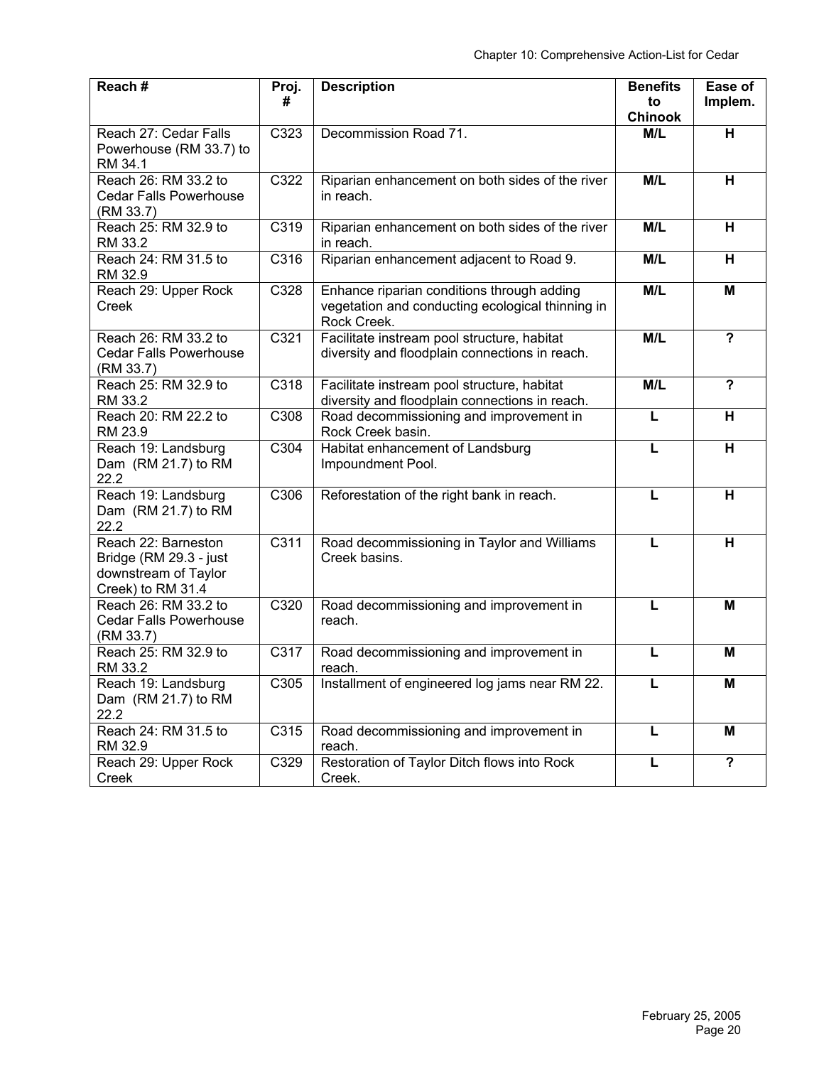| Reach # | Proj. # | Description | Benefits to Chinook | Ease of Implem. |
|---|---|---|---|---|
| Reach 27: Cedar Falls Powerhouse (RM 33.7) to RM 34.1 | C323 | Decommission Road 71. | **M/L** | **H** |
| Reach 26: RM 33.2 to Cedar Falls Powerhouse (RM 33.7) | C322 | Riparian enhancement on both sides of the river in reach. | **M/L** | **H** |
| Reach 25: RM 32.9 to RM 33.2 | C319 | Riparian enhancement on both sides of the river in reach. | **M/L** | **H** |
| Reach 24: RM 31.5 to RM 32.9 | C316 | Riparian enhancement adjacent to Road 9. | **M/L** | **H** |
| Reach 29: Upper Rock Creek | C328 | Enhance riparian conditions through adding vegetation and conducting ecological thinning in Rock Creek. | **M/L** | **M** |
| Reach 26: RM 33.2 to Cedar Falls Powerhouse (RM 33.7) | C321 | Facilitate instream pool structure, habitat diversity and floodplain connections in reach. | **M/L** | **?** |
| Reach 25: RM 32.9 to RM 33.2 | C318 | Facilitate instream pool structure, habitat diversity and floodplain connections in reach. | **M/L** | **?** |
| Reach 20: RM 22.2 to RM 23.9 | C308 | Road decommissioning and improvement in Rock Creek basin. | **L** | **H** |
| Reach 19: Landsburg Dam (RM 21.7) to RM 22.2 | C304 | Habitat enhancement of Landsburg Impoundment Pool. | **L** | **H** |
| Reach 19: Landsburg Dam (RM 21.7) to RM 22.2 | C306 | Reforestation of the right bank in reach. | **L** | **H** |
| Reach 22: Barneston Bridge (RM 29.3 - just downstream of Taylor Creek) to RM 31.4 | C311 | Road decommissioning in Taylor and Williams Creek basins. | **L** | **H** |
| Reach 26: RM 33.2 to Cedar Falls Powerhouse (RM 33.7) | C320 | Road decommissioning and improvement in reach. | **L** | **M** |
| Reach 25: RM 32.9 to RM 33.2 | C317 | Road decommissioning and improvement in reach. | **L** | **M** |
| Reach 19: Landsburg Dam (RM 21.7) to RM 22.2 | C305 | Installment of engineered log jams near RM 22. | **L** | **M** |
| Reach 24: RM 31.5 to RM 32.9 | C315 | Road decommissioning and improvement in reach. | **L** | **M** |
| Reach 29: Upper Rock Creek | C329 | Restoration of Taylor Ditch flows into Rock Creek. | **L** | **?** |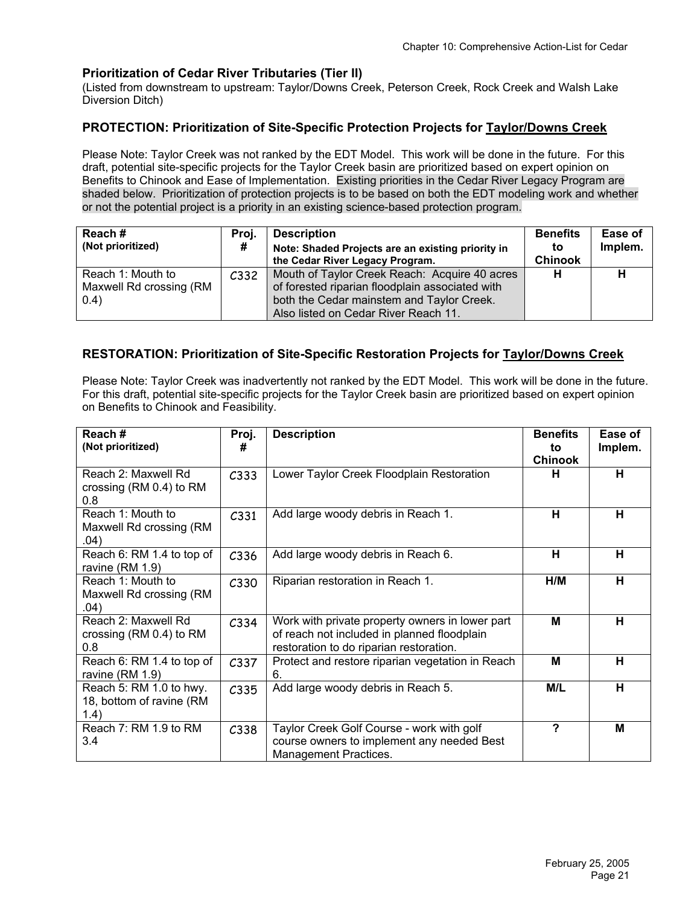### Prioritization of Cedar River Tributaries (Tier II)

(Listed from downstream to upstream: Taylor/Downs Creek, Peterson Creek, Rock Creek and Walsh Lake Diversion Ditch)

### PROTECTION: Prioritization of Site-Specific Protection Projects for Taylor/Downs Creek

Please Note: Taylor Creek was not ranked by the EDT Model. This work will be done in the future. For this draft, potential site-specific projects for the Taylor Creek basin are prioritized based on expert opinion on Benefits to Chinook and Ease of Implementation. Existing priorities in the Cedar River Legacy Program are shaded below. Prioritization of protection projects is to be based on both the EDT modeling work and whether or not the potential project is a priority in an existing science-based protection program.

| Reach # (Not prioritized) | Proj. # | Description Note: Shaded Projects are an existing priority in the Cedar River Legacy Program. | Benefits to Chinook | Ease of Implem. |
|---|---|---|---|---|
| Reach 1: Mouth to Maxwell Rd crossing (RM 0.4) | C332 | Mouth of Taylor Creek Reach: Acquire 40 acres of forested riparian floodplain associated with both the Cedar mainstem and Taylor Creek. Also listed on Cedar River Reach 11. | H | H |

### RESTORATION: Prioritization of Site-Specific Restoration Projects for Taylor/Downs Creek

Please Note: Taylor Creek was inadvertently not ranked by the EDT Model. This work will be done in the future. For this draft, potential site-specific projects for the Taylor Creek basin are prioritized based on expert opinion on Benefits to Chinook and Feasibility.

| Reach # (Not prioritized) | Proj. # | Description | Benefits to Chinook | Ease of Implem. |
|---|---|---|---|---|
| Reach 2: Maxwell Rd crossing (RM 0.4) to RM 0.8 | C333 | Lower Taylor Creek Floodplain Restoration | H | H |
| Reach 1: Mouth to Maxwell Rd crossing (RM .04) | C331 | Add large woody debris in Reach 1. | H | H |
| Reach 6: RM 1.4 to top of ravine (RM 1.9) | C336 | Add large woody debris in Reach 6. | H | H |
| Reach 1: Mouth to Maxwell Rd crossing (RM .04) | C330 | Riparian restoration in Reach 1. | H/M | H |
| Reach 2: Maxwell Rd crossing (RM 0.4) to RM 0.8 | C334 | Work with private property owners in lower part of reach not included in planned floodplain restoration to do riparian restoration. | M | H |
| Reach 6: RM 1.4 to top of ravine (RM 1.9) | C337 | Protect and restore riparian vegetation in Reach 6. | M | H |
| Reach 5: RM 1.0 to hwy. 18, bottom of ravine (RM 1.4) | C335 | Add large woody debris in Reach 5. | M/L | H |
| Reach 7: RM 1.9 to RM 3.4 | C338 | Taylor Creek Golf Course - work with golf course owners to implement any needed Best Management Practices. | ? | M |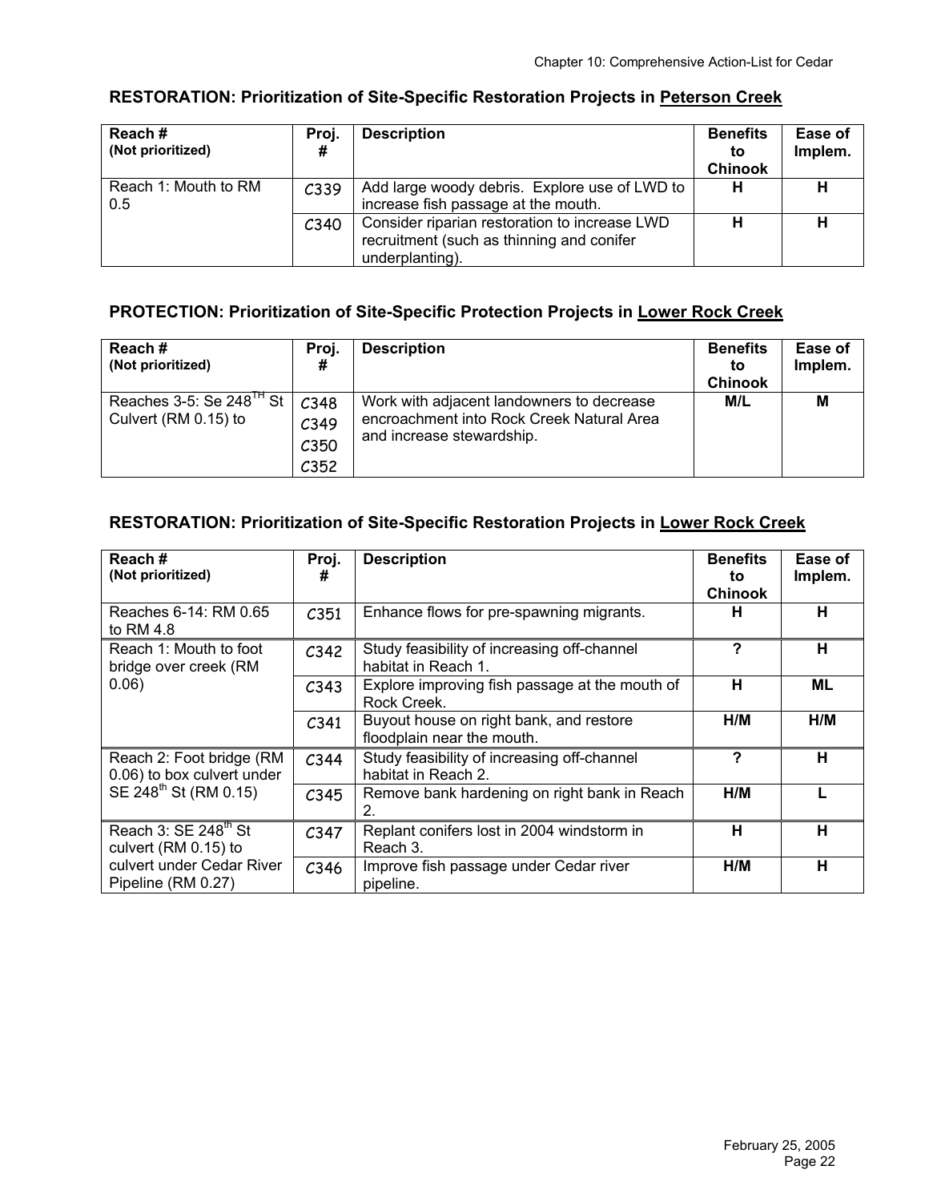## RESTORATION: Prioritization of Site-Specific Restoration Projects in Peterson Creek

| Reach # (Not prioritized) | Proj. # | Description | Benefits to Chinook | Ease of Implem. |
|---|---|---|---|---|
| Reach 1: Mouth to RM 0.5 | C339 | Add large woody debris. Explore use of LWD to increase fish passage at the mouth. | H | H |
| | C340 | Consider riparian restoration to increase LWD recruitment (such as thinning and conifer underplanting). | H | H |

## PROTECTION: Prioritization of Site-Specific Protection Projects in Lower Rock Creek

| Reach # (Not prioritized) | Proj. # | Description | Benefits to Chinook | Ease of Implem. |
|---|---|---|---|---|
| Reaches 3-5: Se 248$^{TH}$ St Culvert (RM 0.15) to | C348 C349 C350 C352 | Work with adjacent landowners to decrease encroachment into Rock Creek Natural Area and increase stewardship. | M/L | M |

## RESTORATION: Prioritization of Site-Specific Restoration Projects in Lower Rock Creek

| Reach # (Not prioritized) | Proj. # | Description | Benefits to Chinook | Ease of Implem. |
|---|---|---|---|---|
| Reaches 6-14: RM 0.65 to RM 4.8 | C351 | Enhance flows for pre-spawning migrants. | H | H |
| Reach 1: Mouth to foot bridge over creek (RM 0.06) | C342 | Study feasibility of increasing off-channel habitat in Reach 1. | ? | H |
| | C343 | Explore improving fish passage at the mouth of Rock Creek. | H | ML |
| | C341 | Buyout house on right bank, and restore floodplain near the mouth. | H/M | H/M |
| Reach 2: Foot bridge (RM 0.06) to box culvert under SE 248$^{th}$ St (RM 0.15) | C344 | Study feasibility of increasing off-channel habitat in Reach 2. | ? | H |
| | C345 | Remove bank hardening on right bank in Reach 2. | H/M | L |
| Reach 3: SE 248$^{th}$ St culvert (RM 0.15) to culvert under Cedar River Pipeline (RM 0.27) | C347 | Replant conifers lost in 2004 windstorm in Reach 3. | H | H |
| | C346 | Improve fish passage under Cedar river pipeline. | H/M | H |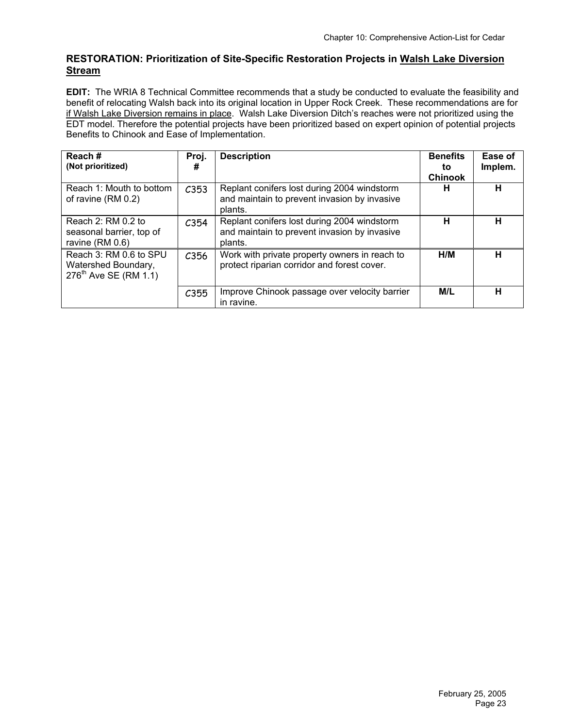## RESTORATION: Prioritization of Site-Specific Restoration Projects in Walsh Lake Diversion Stream

**EDIT:** The WRIA 8 Technical Committee recommends that a study be conducted to evaluate the feasibility and benefit of relocating Walsh back into its original location in Upper Rock Creek. These recommendations are for if Walsh Lake Diversion remains in place. Walsh Lake Diversion Ditch's reaches were not prioritized using the EDT model. Therefore the potential projects have been prioritized based on expert opinion of potential projects Benefits to Chinook and Ease of Implementation.

| Reach # (Not prioritized) | Proj. # | Description | Benefits to Chinook | Ease of Implem. |
|---|---|---|---|---|
| Reach 1: Mouth to bottom of ravine (RM 0.2) | C353 | Replant conifers lost during 2004 windstorm and maintain to prevent invasion by invasive plants. | H | H |
| Reach 2: RM 0.2 to seasonal barrier, top of ravine (RM 0.6) | C354 | Replant conifers lost during 2004 windstorm and maintain to prevent invasion by invasive plants. | H | H |
| Reach 3: RM 0.6 to SPU Watershed Boundary, 276th Ave SE (RM 1.1) | C356 | Work with private property owners in reach to protect riparian corridor and forest cover. | H/M | H |
| | C355 | Improve Chinook passage over velocity barrier in ravine. | M/L | H |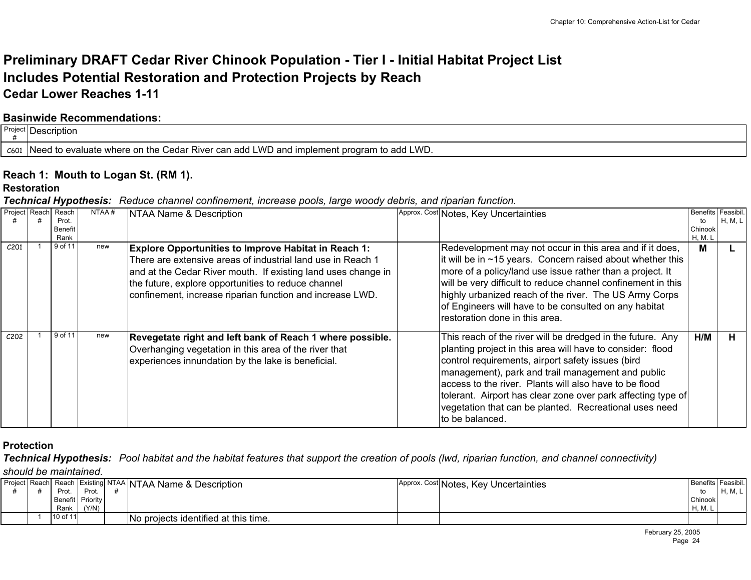# Preliminary DRAFT Cedar River Chinook Population - Tier I - Initial Habitat Project List

# Includes Potential Restoration and Protection Projects by Reach

## Cedar Lower Reaches 1-11

### Basinwide Recommendations:

| Project # | Description |
|---|---|
| C601 | Need to evaluate where on the Cedar River can add LWD and implement program to add LWD. |

### Reach 1: Mouth to Logan St. (RM 1).

**Restoration**

***Technical Hypothesis:*** *Reduce channel confinement, increase pools, large woody debris, and riparian function.*

| Project # | Reach # | Reach Prot. Benefit Rank | NTAA # | NTAA Name & Description | Approx. Cost | Notes, Key Uncertainties | Benefits to Chinook H, M, L | Feasibil. H, M, L |
|---|---|---|---|---|---|---|---|---|
| C201 | 1 | 9 of 11 | new | **Explore Opportunities to Improve Habitat in Reach 1:** There are extensive areas of industrial land use in Reach 1 and at the Cedar River mouth. If existing land uses change in the future, explore opportunities to reduce channel confinement, increase riparian function and increase LWD. | | Redevelopment may not occur in this area and if it does, it will be in ~15 years. Concern raised about whether this more of a policy/land use issue rather than a project. It will be very difficult to reduce channel confinement in this highly urbanized reach of the river. The US Army Corps of Engineers will have to be consulted on any habitat restoration done in this area. | **M** | **L** |
| C202 | 1 | 9 of 11 | new | **Revegetate right and left bank of Reach 1 where possible.** Overhanging vegetation in this area of the river that experiences innundation by the lake is beneficial. | | This reach of the river will be dredged in the future. Any planting project in this area will have to consider: flood control requirements, airport safety issues (bird management), park and trail management and public access to the river. Plants will also have to be flood tolerant. Airport has clear zone over park affecting type of vegetation that can be planted. Recreational uses need to be balanced. | **H/M** | **H** |

**Protection**

***Technical Hypothesis:*** *Pool habitat and the habitat features that support the creation of pools (lwd, riparian function, and channel connectivity) should be maintained.*

| Project # | Reach # | Reach Prot. Benefit Rank | Existing Prot. Priority (Y/N) | NTAA # | NTAA Name & Description | Approx. Cost | Notes, Key Uncertainties | Benefits to Chinook H, M, L | Feasibil. H, M, L |
|---|---|---|---|---|---|---|---|---|---|
| | 1 | 10 of 11 | | | No projects identified at this time. | | | | |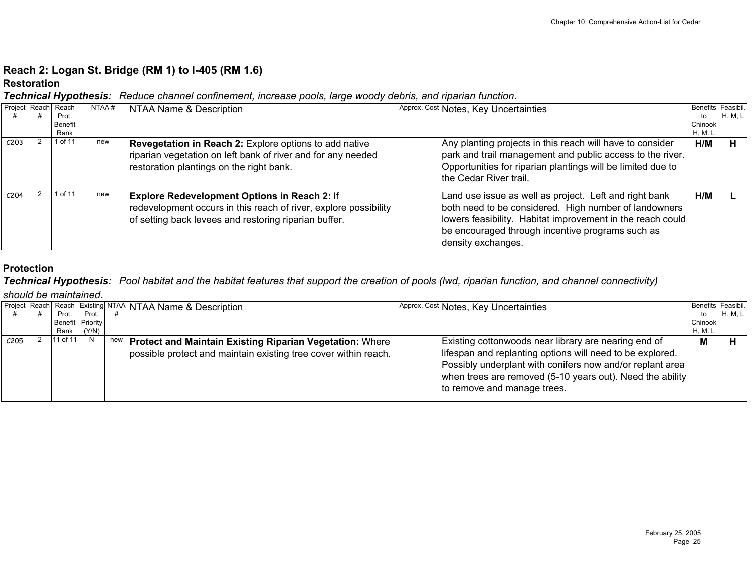## Reach 2: Logan St. Bridge (RM 1) to I-405 (RM 1.6)

### Restoration

***Technical Hypothesis:*** *Reduce channel confinement, increase pools, large woody debris, and riparian function.*

| Project # | Reach # | Reach Prot. Benefit Rank | NTAA # | NTAA Name & Description | Approx. Cost | Notes, Key Uncertainties | Benefits to Chinook H, M. L | Feasibil. H, M, L |
|---|---|---|---|---|---|---|---|---|
| C203 | 2 | 1 of 11 | new | **Revegetation in Reach 2:** Explore options to add native riparian vegetation on left bank of river and for any needed restoration plantings on the right bank. | | Any planting projects in this reach will have to consider park and trail management and public access to the river. Opportunities for riparian plantings will be limited due to the Cedar River trail. | **H/M** | **H** |
| C204 | 2 | 1 of 11 | new | **Explore Redevelopment Options in Reach 2:** If redevelopment occurs in this reach of river, explore possibility of setting back levees and restoring riparian buffer. | | Land use issue as well as project. Left and right bank both need to be considered. High number of landowners lowers feasibility. Habitat improvement in the reach could be encouraged through incentive programs such as density exchanges. | **H/M** | **L** |

### Protection

***Technical Hypothesis:*** *Pool habitat and the habitat features that support the creation of pools (lwd, riparian function, and channel connectivity) should be maintained.*

| Project # | Reach # | Reach Prot. Benefit Rank | Existing Prot. Priority (Y/N) | NTAA # | NTAA Name & Description | Approx. Cost | Notes, Key Uncertainties | Benefits to Chinook H, M. L | Feasibil. H, M, L |
|---|---|---|---|---|---|---|---|---|---|
| C205 | 2 | 11 of 11 | N | new | **Protect and Maintain Existing Riparian Vegetation:** Where possible protect and maintain existing tree cover within reach. | | Existing cottonwoods near library are nearing end of lifespan and replanting options will need to be explored. Possibly underplant with conifers now and/or replant area when trees are removed (5-10 years out). Need the ability to remove and manage trees. | **M** | **H** |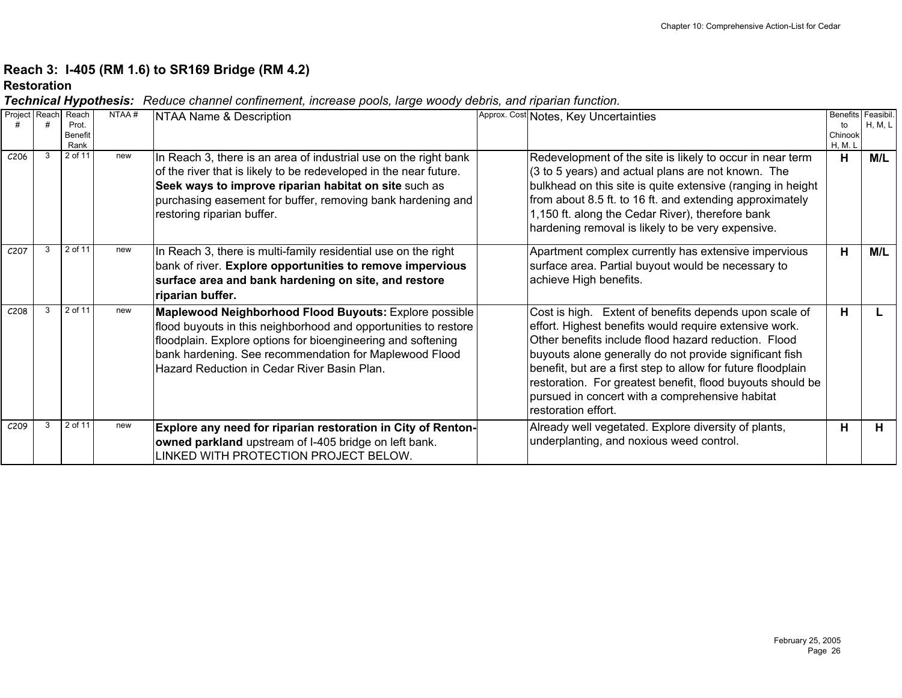## Reach 3: I-405 (RM 1.6) to SR169 Bridge (RM 4.2)

### Restoration

***Technical Hypothesis:*** *Reduce channel confinement, increase pools, large woody debris, and riparian function.*

| Project # | Reach # | Reach Prot. Benefit Rank | NTAA # | NTAA Name & Description | Approx. Cost | Notes, Key Uncertainties | Benefits to Chinook H, M. L | Feasibil. H, M, L |
|---|---|---|---|---|---|---|---|---|
| C206 | 3 | 2 of 11 | new | In Reach 3, there is an area of industrial use on the right bank of the river that is likely to be redeveloped in the near future. **Seek ways to improve riparian habitat on site** such as purchasing easement for buffer, removing bank hardening and restoring riparian buffer. | | Redevelopment of the site is likely to occur in near term (3 to 5 years) and actual plans are not known. The bulkhead on this site is quite extensive (ranging in height from about 8.5 ft. to 16 ft. and extending approximately 1,150 ft. along the Cedar River), therefore bank hardening removal is likely to be very expensive. | **H** | **M/L** |
| C207 | 3 | 2 of 11 | new | In Reach 3, there is multi-family residential use on the right bank of river. **Explore opportunities to remove impervious surface area and bank hardening on site, and restore riparian buffer.** | | Apartment complex currently has extensive impervious surface area. Partial buyout would be necessary to achieve High benefits. | **H** | **M/L** |
| C208 | 3 | 2 of 11 | new | **Maplewood Neighborhood Flood Buyouts:** Explore possible flood buyouts in this neighborhood and opportunities to restore floodplain. Explore options for bioengineering and softening bank hardening. See recommendation for Maplewood Flood Hazard Reduction in Cedar River Basin Plan. | | Cost is high. Extent of benefits depends upon scale of effort. Highest benefits would require extensive work. Other benefits include flood hazard reduction. Flood buyouts alone generally do not provide significant fish benefit, but are a first step to allow for future floodplain restoration. For greatest benefit, flood buyouts should be pursued in concert with a comprehensive habitat restoration effort. | **H** | **L** |
| C209 | 3 | 2 of 11 | new | **Explore any need for riparian restoration in City of Renton-owned parkland** upstream of I-405 bridge on left bank. LINKED WITH PROTECTION PROJECT BELOW. | | Already well vegetated. Explore diversity of plants, underplanting, and noxious weed control. | **H** | **H** |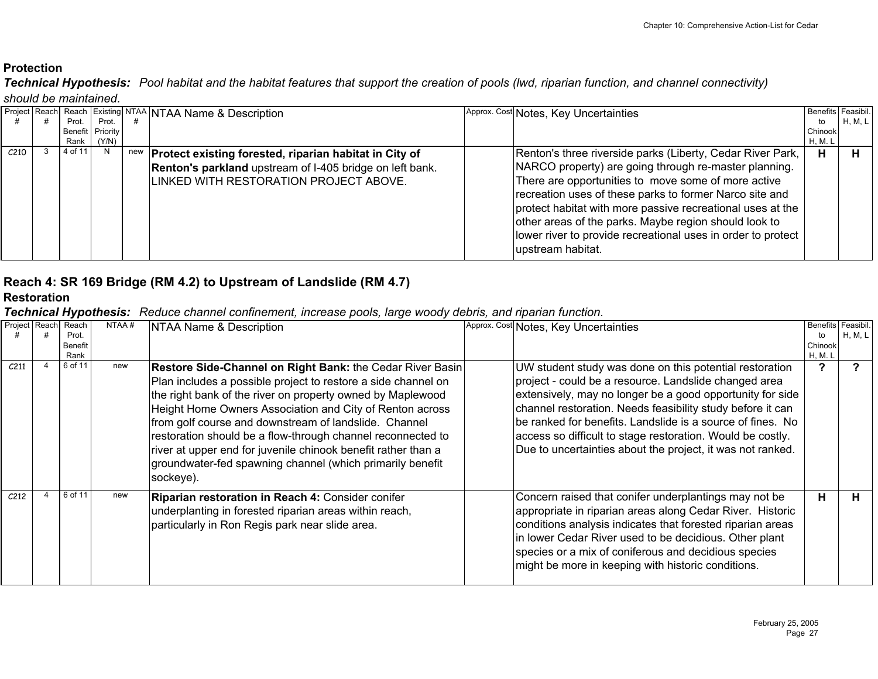**Protection**

***Technical Hypothesis:*** *Pool habitat and the habitat features that support the creation of pools (lwd, riparian function, and channel connectivity) should be maintained.*

| Project # | Reach # | Reach Prot. Benefit Rank | Existing Prot. Priority (Y/N) | NTAA # | NTAA Name & Description | Approx. Cost | Notes, Key Uncertainties | Benefits to Chinook H, M. L | Feasibil. H, M, L |
|---|---|---|---|---|---|---|---|---|---|
| C210 | 3 | 4 of 11 | N | new | **Protect existing forested, riparian habitat in City of Renton's parkland** upstream of I-405 bridge on left bank. LINKED WITH RESTORATION PROJECT ABOVE. | | Renton's three riverside parks (Liberty, Cedar River Park, NARCO property) are going through re-master planning. There are opportunities to move some of more active recreation uses of these parks to former Narco site and protect habitat with more passive recreational uses at the other areas of the parks. Maybe region should look to lower river to provide recreational uses in order to protect upstream habitat. | **H** | **H** |

## Reach 4: SR 169 Bridge (RM 4.2) to Upstream of Landslide (RM 4.7)

**Restoration**

***Technical Hypothesis:*** *Reduce channel confinement, increase pools, large woody debris, and riparian function.*

| Project # | Reach # | Reach Prot. Benefit Rank | NTAA # | NTAA Name & Description | Approx. Cost | Notes, Key Uncertainties | Benefits to Chinook H, M. L | Feasibil. H, M, L |
|---|---|---|---|---|---|---|---|---|
| C211 | 4 | 6 of 11 | new | **Restore Side-Channel on Right Bank:** the Cedar River Basin Plan includes a possible project to restore a side channel on the right bank of the river on property owned by Maplewood Height Home Owners Association and City of Renton across from golf course and downstream of landslide. Channel restoration should be a flow-through channel reconnected to river at upper end for juvenile chinook benefit rather than a groundwater-fed spawning channel (which primarily benefit sockeye). | | UW student study was done on this potential restoration project - could be a resource. Landslide changed area extensively, may no longer be a good opportunity for side channel restoration. Needs feasibility study before it can be ranked for benefits. Landslide is a source of fines. No access so difficult to stage restoration. Would be costly. Due to uncertainties about the project, it was not ranked. | **?** | **?** |
| C212 | 4 | 6 of 11 | new | **Riparian restoration in Reach 4:** Consider conifer underplanting in forested riparian areas within reach, particularly in Ron Regis park near slide area. | | Concern raised that conifer underplantings may not be appropriate in riparian areas along Cedar River. Historic conditions analysis indicates that forested riparian areas in lower Cedar River used to be decidious. Other plant species or a mix of coniferous and decidious species might be more in keeping with historic conditions. | **H** | **H** |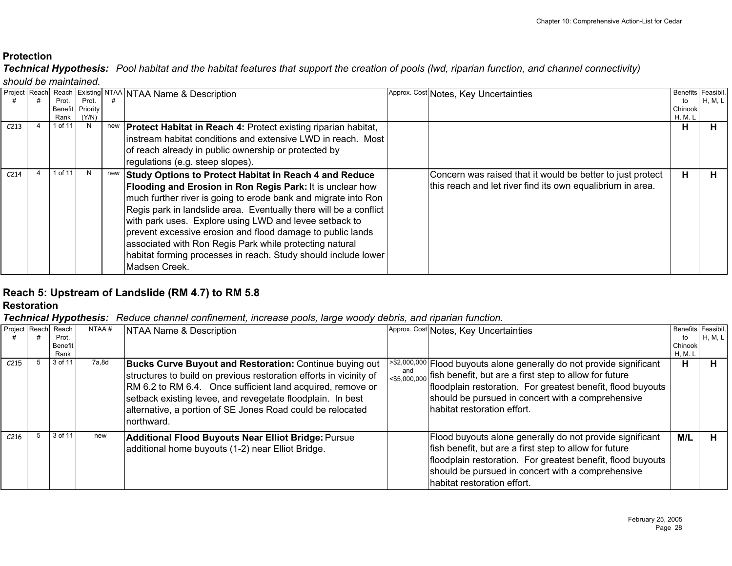**Protection**

***Technical Hypothesis:*** *Pool habitat and the habitat features that support the creation of pools (lwd, riparian function, and channel connectivity) should be maintained.*

| Project # | Reach # | Reach Prot. Benefit Rank | Existing Prot. Priority (Y/N) | NTAA # | NTAA Name & Description | Approx. Cost | Notes, Key Uncertainties | Benefits to Chinook H, M. L | Feasibil. H, M, L |
|---|---|---|---|---|---|---|---|---|---|
| C213 | 4 | 1 of 11 | N | new | **Protect Habitat in Reach 4:** Protect existing riparian habitat, instream habitat conditions and extensive LWD in reach. Most of reach already in public ownership or protected by regulations (e.g. steep slopes). | | | **H** | **H** |
| C214 | 4 | 1 of 11 | N | new | **Study Options to Protect Habitat in Reach 4 and Reduce Flooding and Erosion in Ron Regis Park:** It is unclear how much further river is going to erode bank and migrate into Ron Regis park in landslide area. Eventually there will be a conflict with park uses. Explore using LWD and levee setback to prevent excessive erosion and flood damage to public lands associated with Ron Regis Park while protecting natural habitat forming processes in reach. Study should include lower Madsen Creek. | | Concern was raised that it would be better to just protect this reach and let river find its own equalibrium in area. | **H** | **H** |

## Reach 5: Upstream of Landslide (RM 4.7) to RM 5.8

**Restoration**

***Technical Hypothesis:*** *Reduce channel confinement, increase pools, large woody debris, and riparian function.*

| Project # | Reach # | Reach Prot. Benefit Rank | NTAA # | NTAA Name & Description | Approx. Cost | Notes, Key Uncertainties | Benefits to Chinook H, M. L | Feasibil. H, M, L |
|---|---|---|---|---|---|---|---|---|
| C215 | 5 | 3 of 11 | 7a,8d | **Bucks Curve Buyout and Restoration:** Continue buying out structures to build on previous restoration efforts in vicinity of RM 6.2 to RM 6.4. Once sufficient land acquired, remove or setback existing levee, and revegetate floodplain. In best alternative, a portion of SE Jones Road could be relocated northward. | >$2,000,000 and <$5,000,000 | Flood buyouts alone generally do not provide significant fish benefit, but are a first step to allow for future floodplain restoration. For greatest benefit, flood buyouts should be pursued in concert with a comprehensive habitat restoration effort. | **H** | **H** |
| C216 | 5 | 3 of 11 | new | **Additional Flood Buyouts Near Elliot Bridge:** Pursue additional home buyouts (1-2) near Elliot Bridge. | | Flood buyouts alone generally do not provide significant fish benefit, but are a first step to allow for future floodplain restoration. For greatest benefit, flood buyouts should be pursued in concert with a comprehensive habitat restoration effort. | **M/L** | **H** |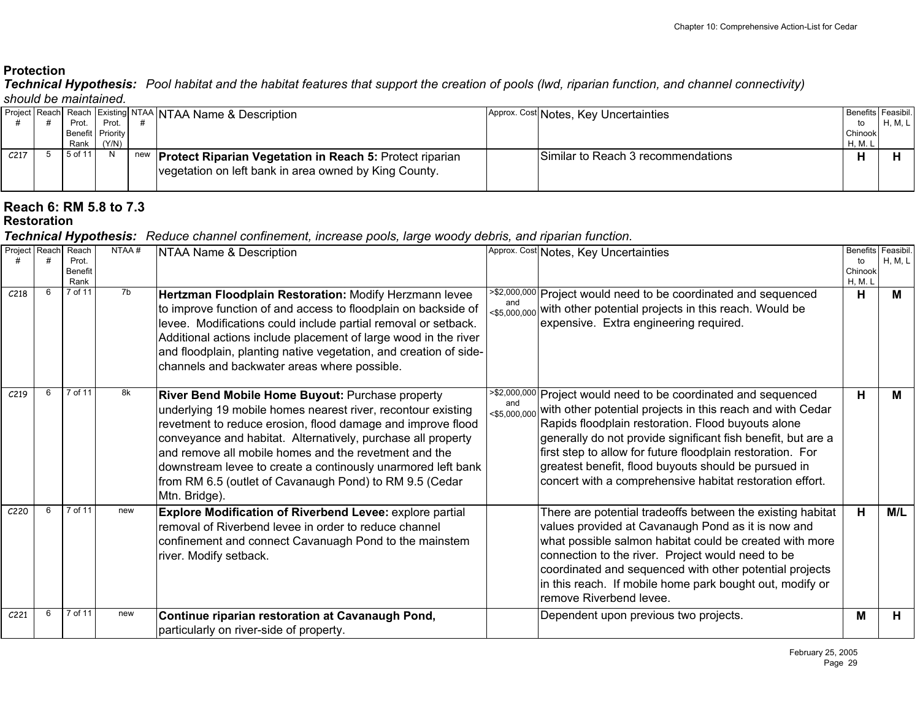### Protection

***Technical Hypothesis:*** *Pool habitat and the habitat features that support the creation of pools (lwd, riparian function, and channel connectivity) should be maintained.*

| Project # | Reach # | Reach Prot. Benefit Rank | Existing Prot. Priority (Y/N) | NTAA # | NTAA Name & Description | Approx. Cost | Notes, Key Uncertainties | Benefits to Chinook H, M, L | Feasibil. H, M, L |
|---|---|---|---|---|---|---|---|---|---|
| C217 | 5 | 5 of 11 | N | new | **Protect Riparian Vegetation in Reach 5:** Protect riparian vegetation on left bank in area owned by King County. | | Similar to Reach 3 recommendations | **H** | **H** |

## Reach 6: RM 5.8 to 7.3

### Restoration

***Technical Hypothesis:*** *Reduce channel confinement, increase pools, large woody debris, and riparian function.*

| Project # | Reach # | Reach Prot. Benefit Rank | NTAA # | NTAA Name & Description | Approx. Cost | Notes, Key Uncertainties | Benefits to Chinook H, M, L | Feasibil. H, M, L |
|---|---|---|---|---|---|---|---|---|
| C218 | 6 | 7 of 11 | 7b | **Hertzman Floodplain Restoration:** Modify Herzmann levee to improve function of and access to floodplain on backside of levee. Modifications could include partial removal or setback. Additional actions include placement of large wood in the river and floodplain, planting native vegetation, and creation of side-channels and backwater areas where possible. | >$2,000,000 and <$5,000,000 | Project would need to be coordinated and sequenced with other potential projects in this reach. Would be expensive. Extra engineering required. | **H** | **M** |
| C219 | 6 | 7 of 11 | 8k | **River Bend Mobile Home Buyout:** Purchase property underlying 19 mobile homes nearest river, recontour existing revetment to reduce erosion, flood damage and improve flood conveyance and habitat. Alternatively, purchase all property and remove all mobile homes and the revetment and the downstream levee to create a continously unarmored left bank from RM 6.5 (outlet of Cavanaugh Pond) to RM 9.5 (Cedar Mtn. Bridge). | >$2,000,000 and <$5,000,000 | Project would need to be coordinated and sequenced with other potential projects in this reach and with Cedar Rapids floodplain restoration. Flood buyouts alone generally do not provide significant fish benefit, but are a first step to allow for future floodplain restoration. For greatest benefit, flood buyouts should be pursued in concert with a comprehensive habitat restoration effort. | **H** | **M** |
| C220 | 6 | 7 of 11 | new | **Explore Modification of Riverbend Levee:** explore partial removal of Riverbend levee in order to reduce channel confinement and connect Cavanuagh Pond to the mainstem river. Modify setback. | | There are potential tradeoffs between the existing habitat values provided at Cavanaugh Pond as it is now and what possible salmon habitat could be created with more connection to the river. Project would need to be coordinated and sequenced with other potential projects in this reach. If mobile home park bought out, modify or remove Riverbend levee. | **H** | **M/L** |
| C221 | 6 | 7 of 11 | new | **Continue riparian restoration at Cavanaugh Pond,** particularly on river-side of property. | | Dependent upon previous two projects. | **M** | **H** |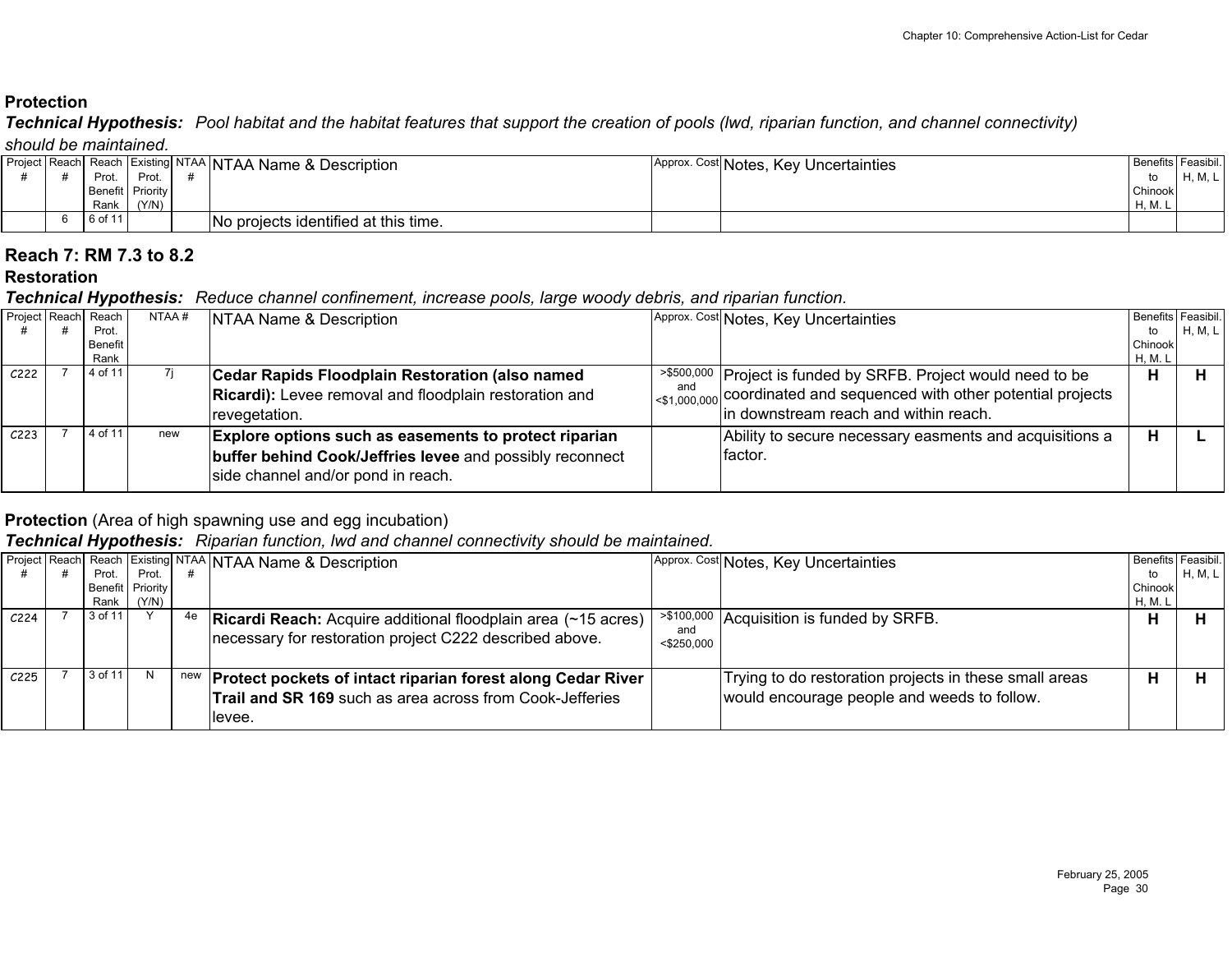### Protection

***Technical Hypothesis:*** *Pool habitat and the habitat features that support the creation of pools (lwd, riparian function, and channel connectivity) should be maintained.*

| Project # | Reach # | Reach Prot. Benefit Rank | Existing Prot. Priority (Y/N) | NTAA # | NTAA Name & Description | Approx. Cost | Notes, Key Uncertainties | Benefits to Chinook H, M. L | Feasibil. H, M, L |
|---|---|---|---|---|---|---|---|---|---|
| | 6 | 6 of 11 | | | No projects identified at this time. | | | | |

## Reach 7: RM 7.3 to 8.2

### Restoration

***Technical Hypothesis:*** *Reduce channel confinement, increase pools, large woody debris, and riparian function.*

| Project # | Reach # | Reach Prot. Benefit Rank | NTAA # | NTAA Name & Description | Approx. Cost | Notes, Key Uncertainties | Benefits to Chinook H, M. L | Feasibil. H, M, L |
|---|---|---|---|---|---|---|---|---|
| C222 | 7 | 4 of 11 | 7j | **Cedar Rapids Floodplain Restoration (also named Ricardi):** Levee removal and floodplain restoration and revegetation. | >$500,000 and <$1,000,000 | Project is funded by SRFB. Project would need to be coordinated and sequenced with other potential projects in downstream reach and within reach. | **H** | **H** |
| C223 | 7 | 4 of 11 | new | **Explore options such as easements to protect riparian buffer behind Cook/Jeffries levee** and possibly reconnect side channel and/or pond in reach. | | Ability to secure necessary easments and acquisitions a factor. | **H** | **L** |

### Protection (Area of high spawning use and egg incubation)

***Technical Hypothesis:*** *Riparian function, lwd and channel connectivity should be maintained.*

| Project # | Reach # | Reach Prot. Benefit Rank | Existing Prot. Priority (Y/N) | NTAA # | NTAA Name & Description | Approx. Cost | Notes, Key Uncertainties | Benefits to Chinook H, M. L | Feasibil. H, M, L |
|---|---|---|---|---|---|---|---|---|---|
| C224 | 7 | 3 of 11 | Y | 4e | **Ricardi Reach:** Acquire additional floodplain area (~15 acres) necessary for restoration project C222 described above. | >$100,000 and <$250,000 | Acquisition is funded by SRFB. | **H** | **H** |
| C225 | 7 | 3 of 11 | N | new | **Protect pockets of intact riparian forest along Cedar River Trail and SR 169** such as area across from Cook-Jefferies levee. | | Trying to do restoration projects in these small areas would encourage people and weeds to follow. | **H** | **H** |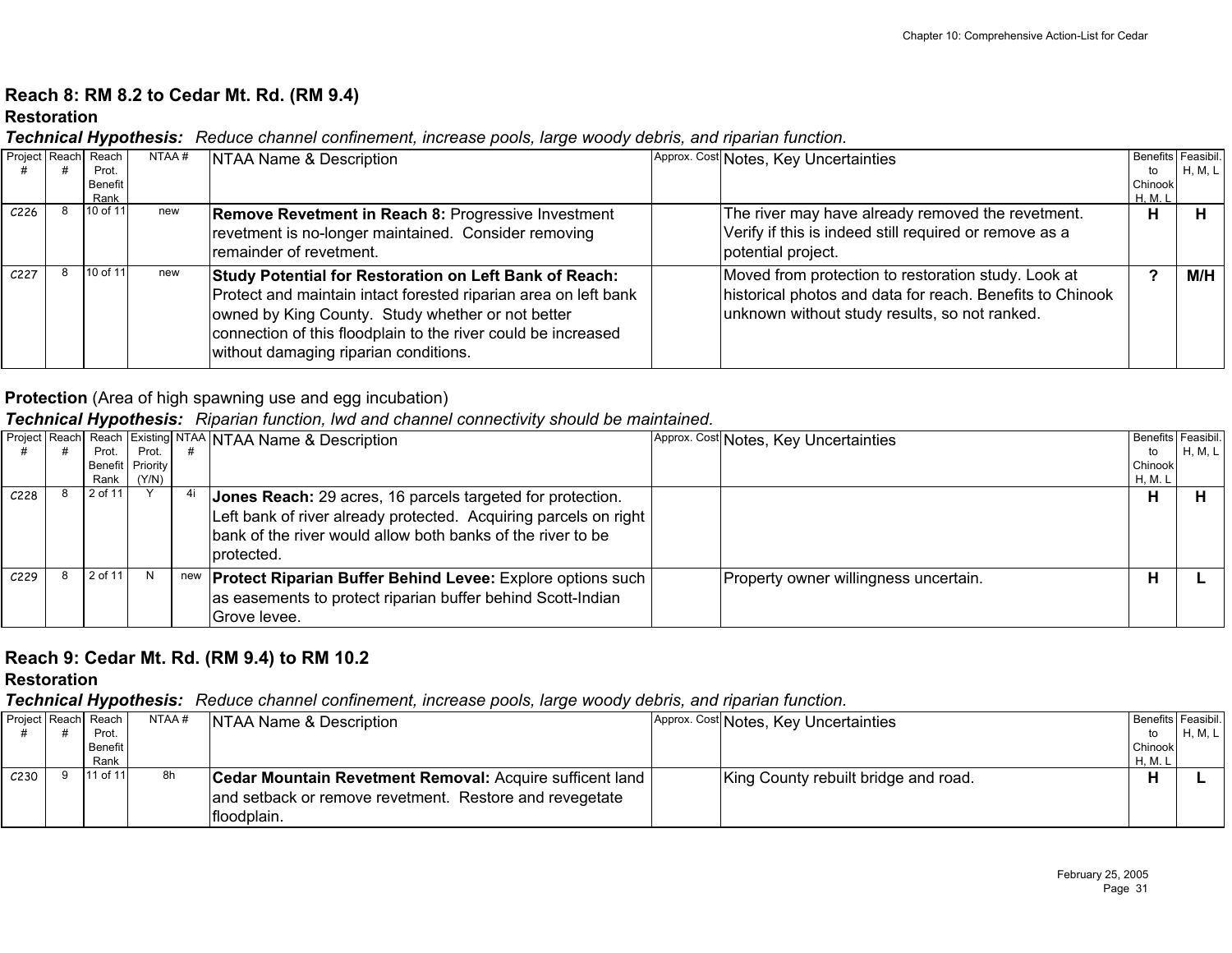## Reach 8: RM 8.2 to Cedar Mt. Rd. (RM 9.4)

### Restoration

***Technical Hypothesis:*** *Reduce channel confinement, increase pools, large woody debris, and riparian function.*

| Project # | Reach # | Reach Prot. Benefit Rank | NTAA # | NTAA Name & Description | Approx. Cost | Notes, Key Uncertainties | Benefits to Chinook H, M, L | Feasibil. H, M, L |
|---|---|---|---|---|---|---|---|---|
| C226 | 8 | 10 of 11 | new | **Remove Revetment in Reach 8:** Progressive Investment revetment is no-longer maintained. Consider removing remainder of revetment. | | The river may have already removed the revetment. Verify if this is indeed still required or remove as a potential project. | **H** | **H** |
| C227 | 8 | 10 of 11 | new | **Study Potential for Restoration on Left Bank of Reach:** Protect and maintain intact forested riparian area on left bank owned by King County. Study whether or not better connection of this floodplain to the river could be increased without damaging riparian conditions. | | Moved from protection to restoration study. Look at historical photos and data for reach. Benefits to Chinook unknown without study results, so not ranked. | **?** | **M/H** |

### Protection (Area of high spawning use and egg incubation)

***Technical Hypothesis:*** *Riparian function, lwd and channel connectivity should be maintained.*

| Project # | Reach # | Reach Prot. Benefit Rank | Existing Prot. Priority (Y/N) | NTAA # | NTAA Name & Description | Approx. Cost | Notes, Key Uncertainties | Benefits to Chinook H, M, L | Feasibil. H, M, L |
|---|---|---|---|---|---|---|---|---|---|
| C228 | 8 | 2 of 11 | Y | 4i | **Jones Reach:** 29 acres, 16 parcels targeted for protection. Left bank of river already protected. Acquiring parcels on right bank of the river would allow both banks of the river to be protected. | | | **H** | **H** |
| C229 | 8 | 2 of 11 | N | new | **Protect Riparian Buffer Behind Levee:** Explore options such as easements to protect riparian buffer behind Scott-Indian Grove levee. | | Property owner willingness uncertain. | **H** | **L** |

## Reach 9: Cedar Mt. Rd. (RM 9.4) to RM 10.2

### Restoration

***Technical Hypothesis:*** *Reduce channel confinement, increase pools, large woody debris, and riparian function.*

| Project # | Reach # | Reach Prot. Benefit Rank | NTAA # | NTAA Name & Description | Approx. Cost | Notes, Key Uncertainties | Benefits to Chinook H, M, L | Feasibil. H, M, L |
|---|---|---|---|---|---|---|---|---|
| C230 | 9 | 11 of 11 | 8h | **Cedar Mountain Revetment Removal:** Acquire sufficent land and setback or remove revetment. Restore and revegetate floodplain. | | King County rebuilt bridge and road. | **H** | **L** |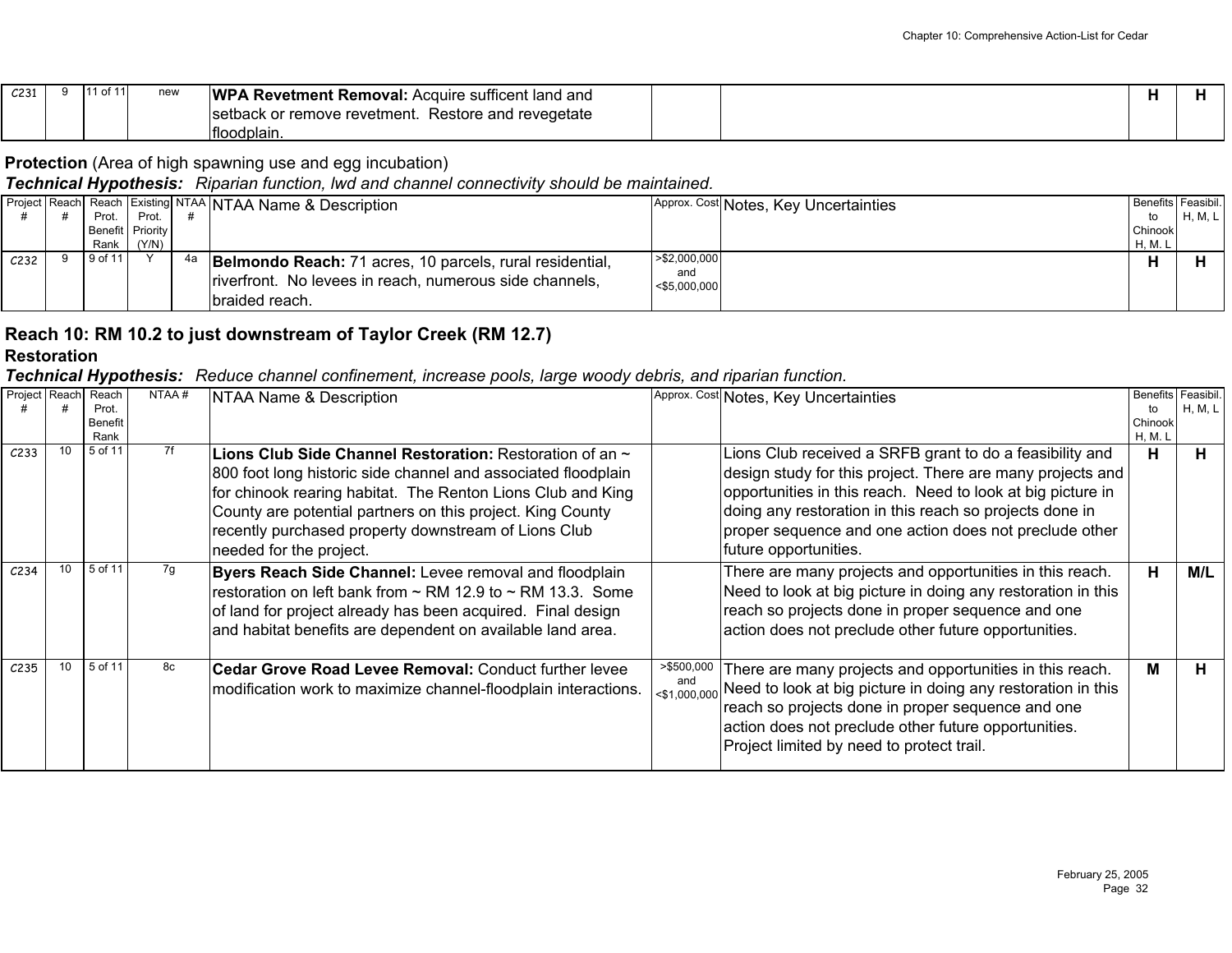| | | | | | | | | |
|---|---|---|---|---|---|---|---|---|
| C231 | 9 | 11 of 11 | new | **WPA Revetment Removal:** Acquire sufficent land and setback or remove revetment. Restore and revegetate floodplain. | | | **H** | **H** |

**Protection** (Area of high spawning use and egg incubation)

***Technical Hypothesis:*** *Riparian function, lwd and channel connectivity should be maintained.*

| Project # | Reach # | Reach Prot. Benefit Rank | Existing Prot. Priority (Y/N) | NTAA # | NTAA Name & Description | Approx. Cost | Notes, Key Uncertainties | Benefits to Chinook H, M. L | Feasibil. H, M, L |
|---|---|---|---|---|---|---|---|---|---|
| C232 | 9 | 9 of 11 | Y | 4a | **Belmondo Reach:** 71 acres, 10 parcels, rural residential, riverfront. No levees in reach, numerous side channels, braided reach. | >$2,000,000 and <$5,000,000 | | **H** | **H** |

## Reach 10: RM 10.2 to just downstream of Taylor Creek (RM 12.7)

### Restoration

***Technical Hypothesis:*** *Reduce channel confinement, increase pools, large woody debris, and riparian function.*

| Project # | Reach # | Reach Prot. Benefit Rank | NTAA # | NTAA Name & Description | Approx. Cost | Notes, Key Uncertainties | Benefits to Chinook H, M. L | Feasibil. H, M, L |
|---|---|---|---|---|---|---|---|---|
| C233 | 10 | 5 of 11 | 7f | **Lions Club Side Channel Restoration:** Restoration of an ~ 800 foot long historic side channel and associated floodplain for chinook rearing habitat. The Renton Lions Club and King County are potential partners on this project. King County recently purchased property downstream of Lions Club needed for the project. | | Lions Club received a SRFB grant to do a feasibility and design study for this project. There are many projects and opportunities in this reach. Need to look at big picture in doing any restoration in this reach so projects done in proper sequence and one action does not preclude other future opportunities. | **H** | **H** |
| C234 | 10 | 5 of 11 | 7g | **Byers Reach Side Channel:** Levee removal and floodplain restoration on left bank from ~ RM 12.9 to ~ RM 13.3. Some of land for project already has been acquired. Final design and habitat benefits are dependent on available land area. | | There are many projects and opportunities in this reach. Need to look at big picture in doing any restoration in this reach so projects done in proper sequence and one action does not preclude other future opportunities. | **H** | **M/L** |
| C235 | 10 | 5 of 11 | 8c | **Cedar Grove Road Levee Removal:** Conduct further levee modification work to maximize channel-floodplain interactions. | >$500,000 and <$1,000,000 | There are many projects and opportunities in this reach. Need to look at big picture in doing any restoration in this reach so projects done in proper sequence and one action does not preclude other future opportunities. Project limited by need to protect trail. | **M** | **H** |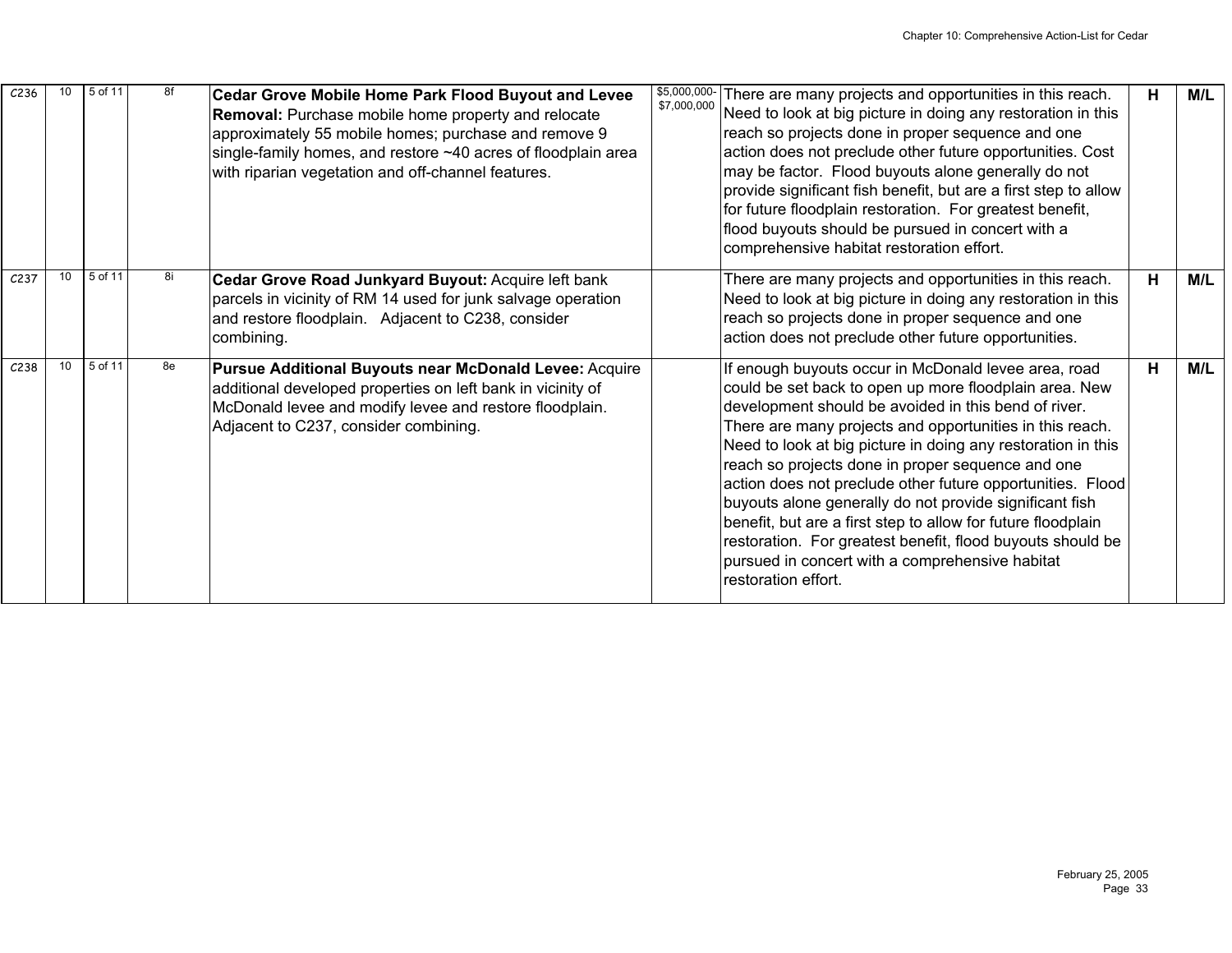| C236 | 10 | 5 of 11 | 8f | **Cedar Grove Mobile Home Park Flood Buyout and Levee Removal:** Purchase mobile home property and relocate approximately 55 mobile homes; purchase and remove 9 single-family homes, and restore ~40 acres of floodplain area with riparian vegetation and off-channel features. | $5,000,000-$7,000,000 | There are many projects and opportunities in this reach. Need to look at big picture in doing any restoration in this reach so projects done in proper sequence and one action does not preclude other future opportunities. Cost may be factor. Flood buyouts alone generally do not provide significant fish benefit, but are a first step to allow for future floodplain restoration. For greatest benefit, flood buyouts should be pursued in concert with a comprehensive habitat restoration effort. | H | M/L |
|---|---|---|---|---|---|---|---|---|
| C237 | 10 | 5 of 11 | 8i | **Cedar Grove Road Junkyard Buyout:** Acquire left bank parcels in vicinity of RM 14 used for junk salvage operation and restore floodplain. Adjacent to C238, consider combining. | | There are many projects and opportunities in this reach. Need to look at big picture in doing any restoration in this reach so projects done in proper sequence and one action does not preclude other future opportunities. | H | M/L |
| C238 | 10 | 5 of 11 | 8e | **Pursue Additional Buyouts near McDonald Levee:** Acquire additional developed properties on left bank in vicinity of McDonald levee and modify levee and restore floodplain. Adjacent to C237, consider combining. | | If enough buyouts occur in McDonald levee area, road could be set back to open up more floodplain area. New development should be avoided in this bend of river. There are many projects and opportunities in this reach. Need to look at big picture in doing any restoration in this reach so projects done in proper sequence and one action does not preclude other future opportunities. Flood buyouts alone generally do not provide significant fish benefit, but are a first step to allow for future floodplain restoration. For greatest benefit, flood buyouts should be pursued in concert with a comprehensive habitat restoration effort. | H | M/L |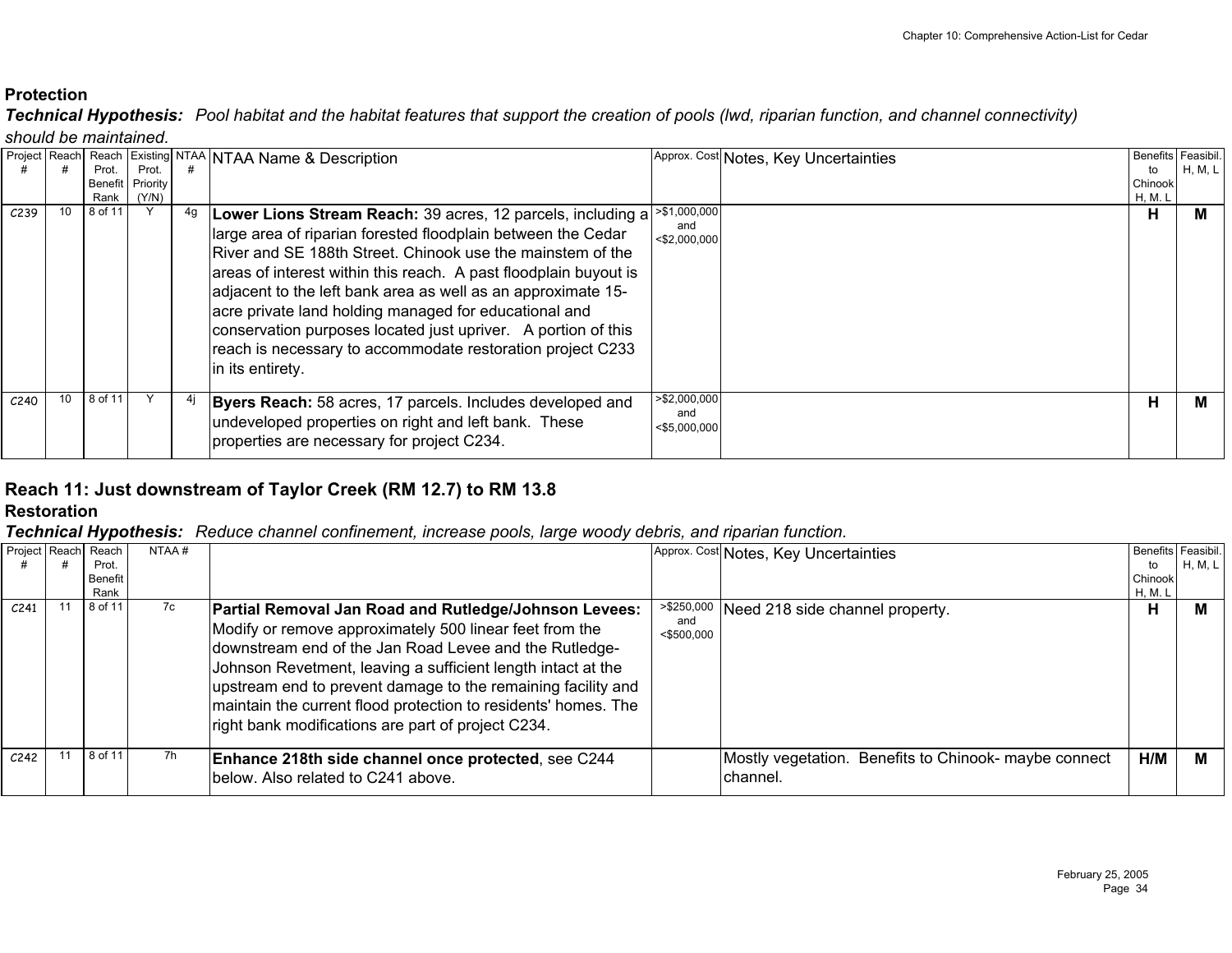**Protection**

***Technical Hypothesis:*** *Pool habitat and the habitat features that support the creation of pools (lwd, riparian function, and channel connectivity) should be maintained.*

| Project # | Reach # | Reach Prot. Benefit Rank | Existing Prot. Priority (Y/N) | NTAA # | NTAA Name & Description | Approx. Cost | Notes, Key Uncertainties | Benefits to Chinook H, M. L | Feasibil. H, M, L |
|---|---|---|---|---|---|---|---|---|---|
| C239 | 10 | 8 of 11 | Y | 4g | **Lower Lions Stream Reach:** 39 acres, 12 parcels, including a large area of riparian forested floodplain between the Cedar River and SE 188th Street. Chinook use the mainstem of the areas of interest within this reach. A past floodplain buyout is adjacent to the left bank area as well as an approximate 15-acre private land holding managed for educational and conservation purposes located just upriver. A portion of this reach is necessary to accommodate restoration project C233 in its entirety. | >$1,000,000 and <$2,000,000 | | **H** | **M** |
| C240 | 10 | 8 of 11 | Y | 4j | **Byers Reach:** 58 acres, 17 parcels. Includes developed and undeveloped properties on right and left bank. These properties are necessary for project C234. | >$2,000,000 and <$5,000,000 | | **H** | **M** |

## Reach 11: Just downstream of Taylor Creek (RM 12.7) to RM 13.8

**Restoration**

***Technical Hypothesis:*** *Reduce channel confinement, increase pools, large woody debris, and riparian function.*

| Project # | Reach # | Reach Prot. Benefit Rank | NTAA # | | Approx. Cost | Notes, Key Uncertainties | Benefits to Chinook H, M. L | Feasibil. H, M, L |
|---|---|---|---|---|---|---|---|---|
| C241 | 11 | 8 of 11 | 7c | **Partial Removal Jan Road and Rutledge/Johnson Levees:** Modify or remove approximately 500 linear feet from the downstream end of the Jan Road Levee and the Rutledge-Johnson Revetment, leaving a sufficient length intact at the upstream end to prevent damage to the remaining facility and maintain the current flood protection to residents' homes. The right bank modifications are part of project C234. | >$250,000 and <$500,000 | Need 218 side channel property. | **H** | **M** |
| C242 | 11 | 8 of 11 | 7h | **Enhance 218th side channel once protected**, see C244 below. Also related to C241 above. | | Mostly vegetation. Benefits to Chinook- maybe connect channel. | **H/M** | **M** |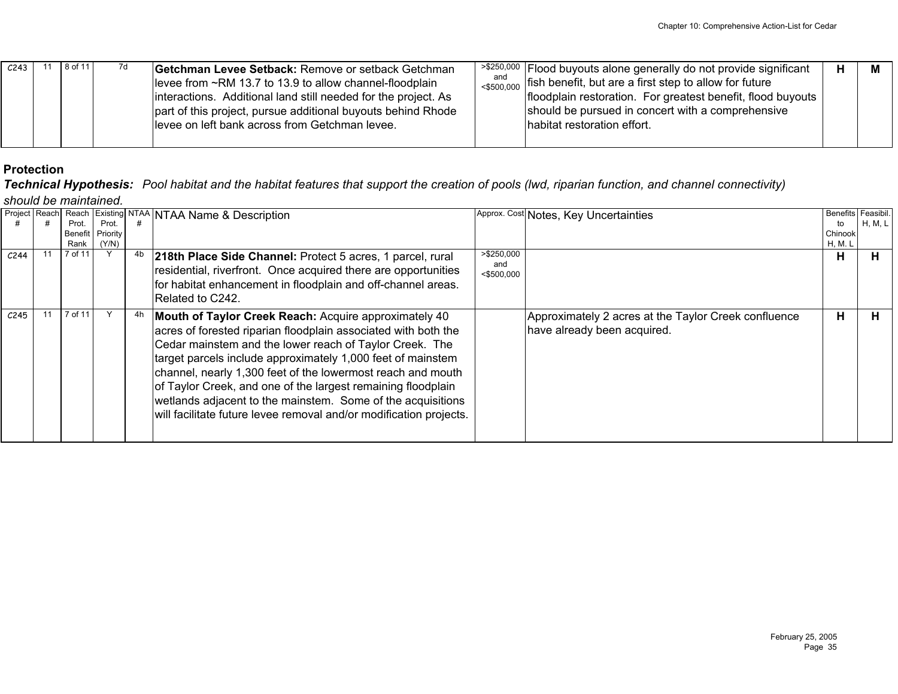| | | | | | | | | | |
|---|---|---|---|---|---|---|---|---|---|
| C243 | 11 | 8 of 11 | | 7d | **Getchman Levee Setback:** Remove or setback Getchman levee from ~RM 13.7 to 13.9 to allow channel-floodplain interactions. Additional land still needed for the project. As part of this project, pursue additional buyouts behind Rhode levee on left bank across from Getchman levee. | >$250,000 and <$500,000 | Flood buyouts alone generally do not provide significant fish benefit, but are a first step to allow for future floodplain restoration. For greatest benefit, flood buyouts should be pursued in concert with a comprehensive habitat restoration effort. | **H** | **M** |

**Protection**

***Technical Hypothesis:*** *Pool habitat and the habitat features that support the creation of pools (lwd, riparian function, and channel connectivity) should be maintained.*

| Project # | Reach # | Reach Prot. Benefit Rank | Existing Prot. Priority (Y/N) | NTAA # | NTAA Name & Description | Approx. Cost | Notes, Key Uncertainties | Benefits to Chinook H, M. L | Feasibil. H, M, L |
|---|---|---|---|---|---|---|---|---|---|
| C244 | 11 | 7 of 11 | Y | 4b | **218th Place Side Channel:** Protect 5 acres, 1 parcel, rural residential, riverfront. Once acquired there are opportunities for habitat enhancement in floodplain and off-channel areas. Related to C242. | >$250,000 and <$500,000 | | **H** | **H** |
| C245 | 11 | 7 of 11 | Y | 4h | **Mouth of Taylor Creek Reach:** Acquire approximately 40 acres of forested riparian floodplain associated with both the Cedar mainstem and the lower reach of Taylor Creek. The target parcels include approximately 1,000 feet of mainstem channel, nearly 1,300 feet of the lowermost reach and mouth of Taylor Creek, and one of the largest remaining floodplain wetlands adjacent to the mainstem. Some of the acquisitions will facilitate future levee removal and/or modification projects. | | Approximately 2 acres at the Taylor Creek confluence have already been acquired. | **H** | **H** |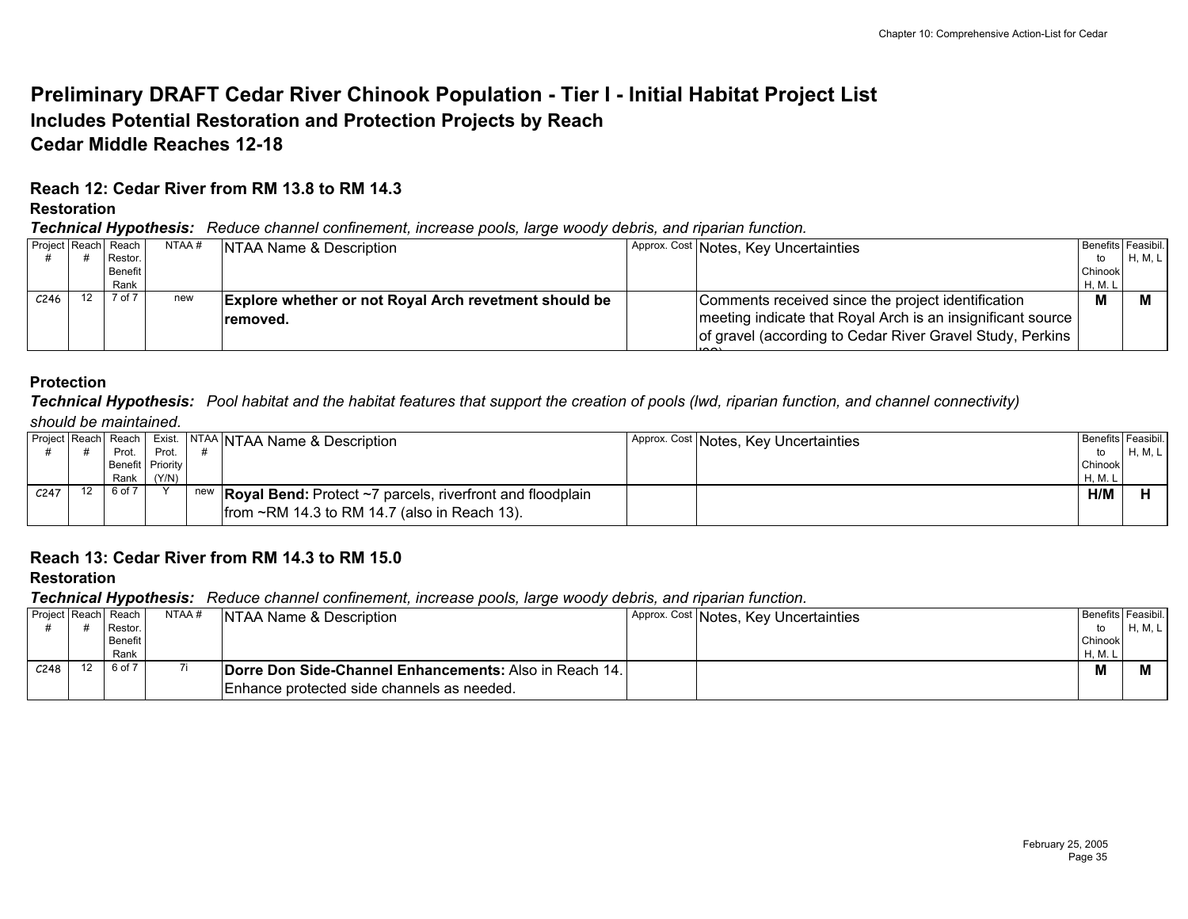# Preliminary DRAFT Cedar River Chinook Population - Tier I - Initial Habitat Project List

## Includes Potential Restoration and Protection Projects by Reach

## Cedar Middle Reaches 12-18

### Reach 12: Cedar River from RM 13.8 to RM 14.3

**Restoration**

***Technical Hypothesis:*** *Reduce channel confinement, increase pools, large woody debris, and riparian function.*

| Project # | Reach # | Reach Restor. Benefit Rank | NTAA # | NTAA Name & Description | Approx. Cost | Notes, Key Uncertainties | Benefits to Chinook H, M. L | Feasibil. H, M, L |
|---|---|---|---|---|---|---|---|---|
| C246 | 12 | 7 of 7 | new | **Explore whether or not Royal Arch revetment should be removed.** | | Comments received since the project identification meeting indicate that Royal Arch is an insignificant source of gravel (according to Cedar River Gravel Study, Perkins ...) | **M** | **M** |

**Protection**

***Technical Hypothesis:*** *Pool habitat and the habitat features that support the creation of pools (lwd, riparian function, and channel connectivity) should be maintained.*

| Project # | Reach # | Reach Prot. Benefit Rank | Exist. Prot. Priority (Y/N) | NTAA # | NTAA Name & Description | Approx. Cost | Notes, Key Uncertainties | Benefits to Chinook H, M. L | Feasibil. H, M, L |
|---|---|---|---|---|---|---|---|---|---|
| C247 | 12 | 6 of 7 | Y | new | **Royal Bend:** Protect ~7 parcels, riverfront and floodplain from ~RM 14.3 to RM 14.7 (also in Reach 13). | | | **H/M** | **H** |

### Reach 13: Cedar River from RM 14.3 to RM 15.0

**Restoration**

***Technical Hypothesis:*** *Reduce channel confinement, increase pools, large woody debris, and riparian function.*

| Project # | Reach # | Reach Restor. Benefit Rank | NTAA # | NTAA Name & Description | Approx. Cost | Notes, Key Uncertainties | Benefits to Chinook H, M. L | Feasibil. H, M, L |
|---|---|---|---|---|---|---|---|---|
| C248 | 12 | 6 of 7 | 7i | **Dorre Don Side-Channel Enhancements:** Also in Reach 14. Enhance protected side channels as needed. | | | **M** | **M** |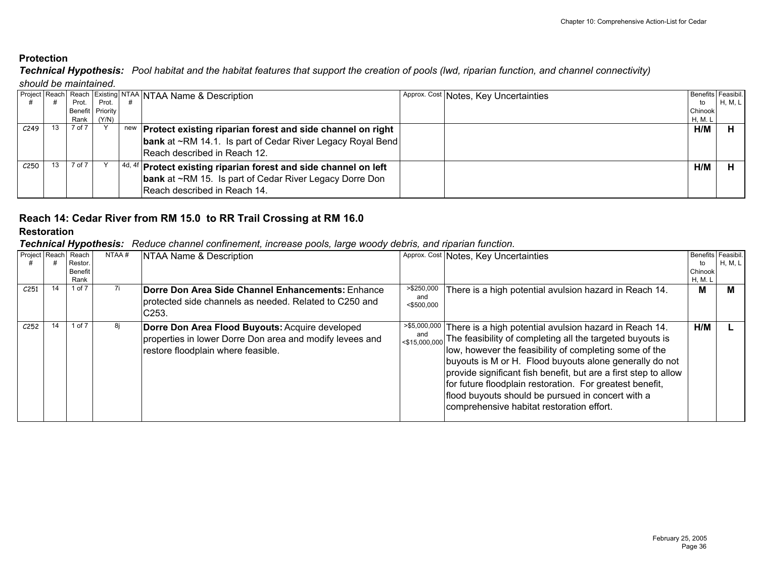## Protection

***Technical Hypothesis:*** *Pool habitat and the habitat features that support the creation of pools (lwd, riparian function, and channel connectivity) should be maintained.*

| Project # | Reach # | Reach Prot. Benefit Rank | Existing Prot. Priority (Y/N) | NTAA # | NTAA Name & Description | Approx. Cost | Notes, Key Uncertainties | Benefits to Chinook H, M. L | Feasibil. H, M, L |
|---|---|---|---|---|---|---|---|---|---|
| C249 | 13 | 7 of 7 | Y | new | **Protect existing riparian forest and side channel on right bank** at ~RM 14.1. Is part of Cedar River Legacy Royal Bend Reach described in Reach 12. | | | **H/M** | **H** |
| C250 | 13 | 7 of 7 | Y | 4d, 4f | **Protect existing riparian forest and side channel on left bank** at ~RM 15. Is part of Cedar River Legacy Dorre Don Reach described in Reach 14. | | | **H/M** | **H** |

## Reach 14: Cedar River from RM 15.0 to RR Trail Crossing at RM 16.0

### Restoration

***Technical Hypothesis:*** *Reduce channel confinement, increase pools, large woody debris, and riparian function.*

| Project # | Reach # | Reach Restor. Benefit Rank | NTAA # | NTAA Name & Description | Approx. Cost | Notes, Key Uncertainties | Benefits to Chinook H, M. L | Feasibil. H, M, L |
|---|---|---|---|---|---|---|---|---|
| C251 | 14 | 1 of 7 | 7i | **Dorre Don Area Side Channel Enhancements:** Enhance protected side channels as needed. Related to C250 and C253. | >$250,000 and <$500,000 | There is a high potential avulsion hazard in Reach 14. | **M** | **M** |
| C252 | 14 | 1 of 7 | 8j | **Dorre Don Area Flood Buyouts:** Acquire developed properties in lower Dorre Don area and modify levees and restore floodplain where feasible. | >$5,000,000 and <$15,000,000 | There is a high potential avulsion hazard in Reach 14. The feasibility of completing all the targeted buyouts is low, however the feasibility of completing some of the buyouts is M or H. Flood buyouts alone generally do not provide significant fish benefit, but are a first step to allow for future floodplain restoration. For greatest benefit, flood buyouts should be pursued in concert with a comprehensive habitat restoration effort. | **H/M** | **L** |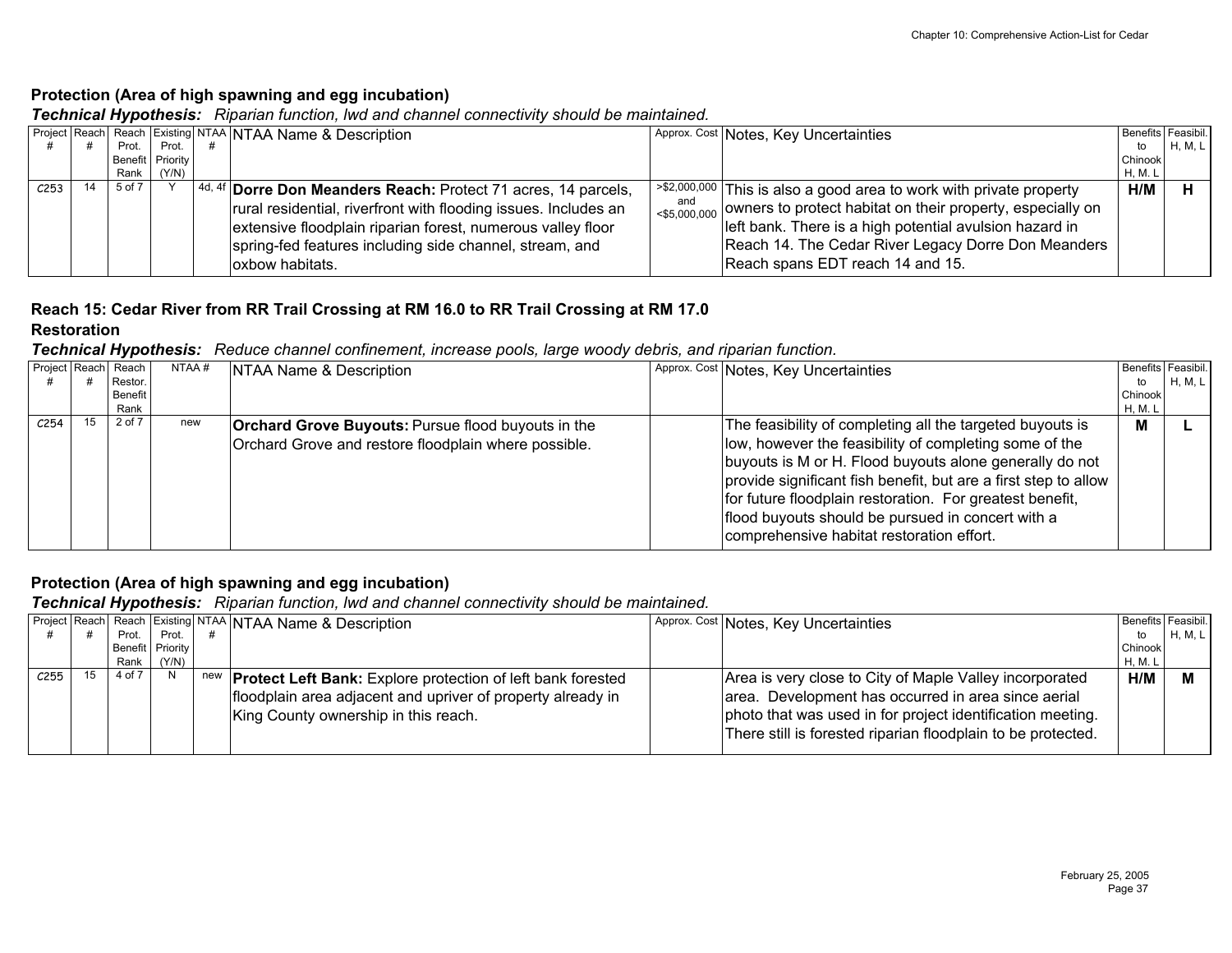### Protection (Area of high spawning and egg incubation)

***Technical Hypothesis:*** *Riparian function, lwd and channel connectivity should be maintained.*

| Project # | Reach # | Reach Prot. Benefit Rank | Existing Prot. Priority (Y/N) | NTAA # | NTAA Name & Description | Approx. Cost | Notes, Key Uncertainties | Benefits to Chinook H, M, L | Feasibil. H, M, L |
|---|---|---|---|---|---|---|---|---|---|
| C253 | 14 | 5 of 7 | Y | 4d, 4f | **Dorre Don Meanders Reach:** Protect 71 acres, 14 parcels, rural residential, riverfront with flooding issues. Includes an extensive floodplain riparian forest, numerous valley floor spring-fed features including side channel, stream, and oxbow habitats. | >$2,000,000 and <$5,000,000 | This is also a good area to work with private property owners to protect habitat on their property, especially on left bank. There is a high potential avulsion hazard in Reach 14. The Cedar River Legacy Dorre Don Meanders Reach spans EDT reach 14 and 15. | **H/M** | **H** |

## Reach 15: Cedar River from RR Trail Crossing at RM 16.0 to RR Trail Crossing at RM 17.0

### Restoration

***Technical Hypothesis:*** *Reduce channel confinement, increase pools, large woody debris, and riparian function.*

| Project # | Reach # | Reach Restor. Benefit Rank | NTAA # | NTAA Name & Description | Approx. Cost | Notes, Key Uncertainties | Benefits to Chinook H, M, L | Feasibil. H, M, L |
|---|---|---|---|---|---|---|---|---|
| C254 | 15 | 2 of 7 | new | **Orchard Grove Buyouts:** Pursue flood buyouts in the Orchard Grove and restore floodplain where possible. | | The feasibility of completing all the targeted buyouts is low, however the feasibility of completing some of the buyouts is M or H. Flood buyouts alone generally do not provide significant fish benefit, but are a first step to allow for future floodplain restoration. For greatest benefit, flood buyouts should be pursued in concert with a comprehensive habitat restoration effort. | **M** | **L** |

### Protection (Area of high spawning and egg incubation)

***Technical Hypothesis:*** *Riparian function, lwd and channel connectivity should be maintained.*

| Project # | Reach # | Reach Prot. Benefit Rank | Existing Prot. Priority (Y/N) | NTAA # | NTAA Name & Description | Approx. Cost | Notes, Key Uncertainties | Benefits to Chinook H, M, L | Feasibil. H, M, L |
|---|---|---|---|---|---|---|---|---|---|
| C255 | 15 | 4 of 7 | N | new | **Protect Left Bank:** Explore protection of left bank forested floodplain area adjacent and upriver of property already in King County ownership in this reach. | | Area is very close to City of Maple Valley incorporated area. Development has occurred in area since aerial photo that was used in for project identification meeting. There still is forested riparian floodplain to be protected. | **H/M** | **M** |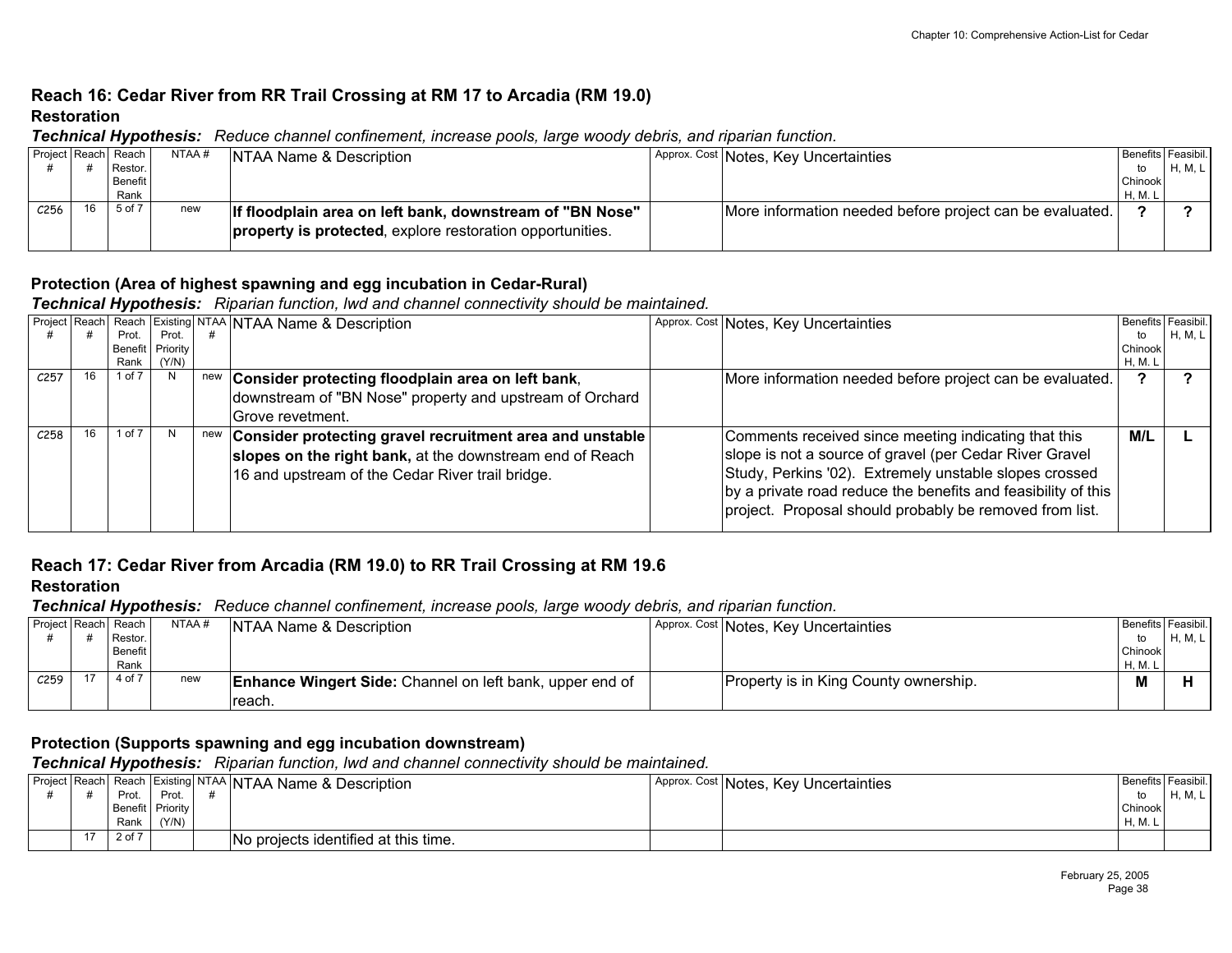## Reach 16: Cedar River from RR Trail Crossing at RM 17 to Arcadia (RM 19.0)

### Restoration

***Technical Hypothesis:*** *Reduce channel confinement, increase pools, large woody debris, and riparian function.*

| Project # | Reach # | Reach Restor. Benefit Rank | NTAA # | NTAA Name & Description | Approx. Cost | Notes, Key Uncertainties | Benefits to Chinook H, M, L | Feasibil. H, M, L |
|---|---|---|---|---|---|---|---|---|
| C256 | 16 | 5 of 7 | new | **If floodplain area on left bank, downstream of "BN Nose" property is protected**, explore restoration opportunities. | | More information needed before project can be evaluated. | **?** | **?** |

### Protection (Area of highest spawning and egg incubation in Cedar-Rural)

***Technical Hypothesis:*** *Riparian function, lwd and channel connectivity should be maintained.*

| Project # | Reach # | Reach Prot. Benefit Rank | Existing Prot. Priority (Y/N) | NTAA # | NTAA Name & Description | Approx. Cost | Notes, Key Uncertainties | Benefits to Chinook H, M, L | Feasibil. H, M, L |
|---|---|---|---|---|---|---|---|---|---|
| C257 | 16 | 1 of 7 | N | new | **Consider protecting floodplain area on left bank**, downstream of "BN Nose" property and upstream of Orchard Grove revetment. | | More information needed before project can be evaluated. | **?** | **?** |
| C258 | 16 | 1 of 7 | N | new | **Consider protecting gravel recruitment area and unstable slopes on the right bank,** at the downstream end of Reach 16 and upstream of the Cedar River trail bridge. | | Comments received since meeting indicating that this slope is not a source of gravel (per Cedar River Gravel Study, Perkins '02). Extremely unstable slopes crossed by a private road reduce the benefits and feasibility of this project. Proposal should probably be removed from list. | **M/L** | **L** |

## Reach 17: Cedar River from Arcadia (RM 19.0) to RR Trail Crossing at RM 19.6

### Restoration

***Technical Hypothesis:*** *Reduce channel confinement, increase pools, large woody debris, and riparian function.*

| Project # | Reach # | Reach Restor. Benefit Rank | NTAA # | NTAA Name & Description | Approx. Cost | Notes, Key Uncertainties | Benefits to Chinook H, M, L | Feasibil. H, M, L |
|---|---|---|---|---|---|---|---|---|
| C259 | 17 | 4 of 7 | new | **Enhance Wingert Side:** Channel on left bank, upper end of reach. | | Property is in King County ownership. | **M** | **H** |

### Protection (Supports spawning and egg incubation downstream)

***Technical Hypothesis:*** *Riparian function, lwd and channel connectivity should be maintained.*

| Project # | Reach # | Reach Prot. Benefit Rank | Existing Prot. Priority (Y/N) | NTAA # | NTAA Name & Description | Approx. Cost | Notes, Key Uncertainties | Benefits to Chinook H, M, L | Feasibil. H, M, L |
|---|---|---|---|---|---|---|---|---|---|
| | 17 | 2 of 7 | | | No projects identified at this time. | | | | |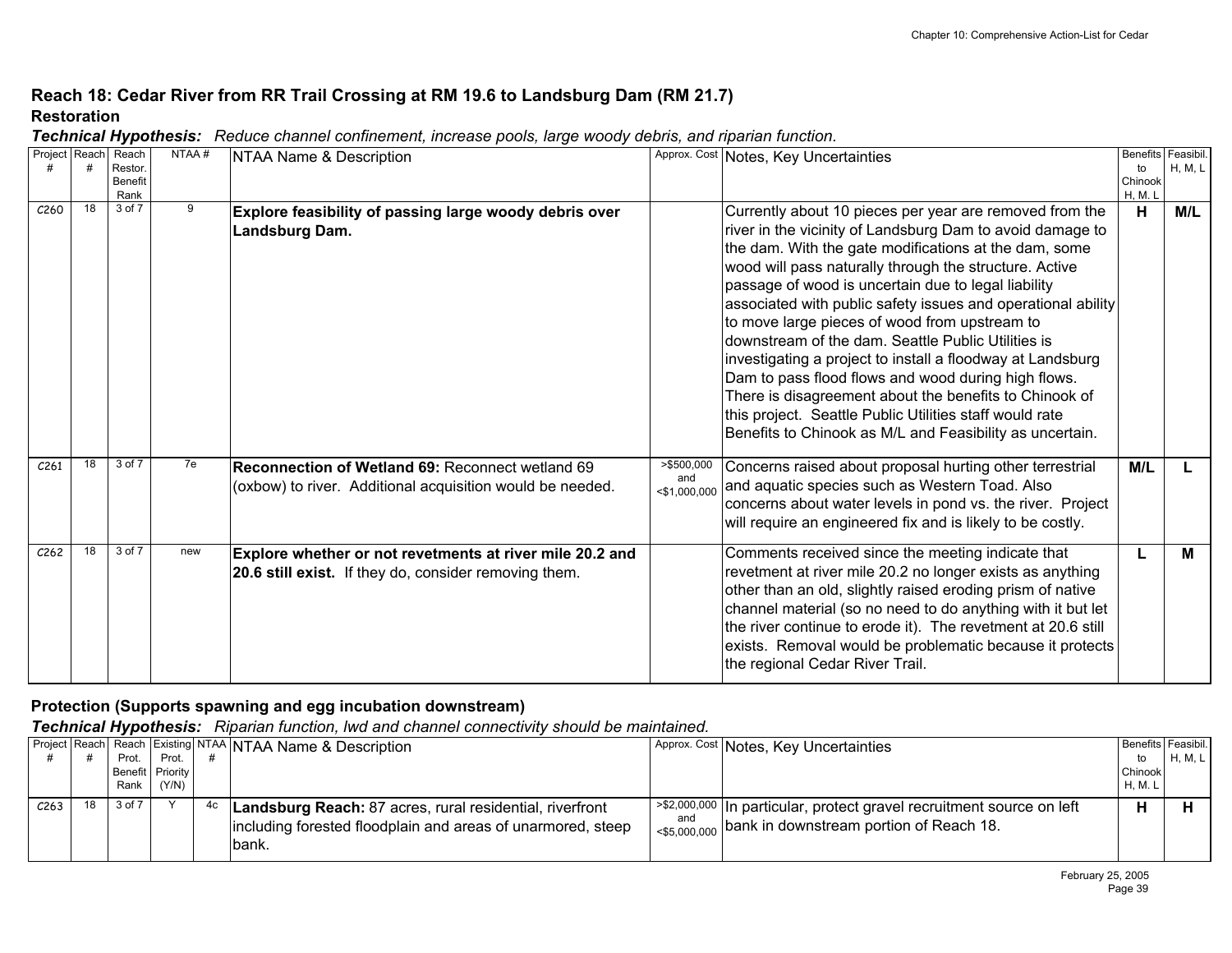## Reach 18: Cedar River from RR Trail Crossing at RM 19.6 to Landsburg Dam (RM 21.7)

### Restoration

***Technical Hypothesis:*** *Reduce channel confinement, increase pools, large woody debris, and riparian function.*

| Project # | Reach # | Reach Restor. Benefit Rank | NTAA # | NTAA Name & Description | Approx. Cost | Notes, Key Uncertainties | Benefits to Chinook H, M, L | Feasibil. H, M, L |
|---|---|---|---|---|---|---|---|---|
| C260 | 18 | 3 of 7 | 9 | **Explore feasibility of passing large woody debris over Landsburg Dam.** | | Currently about 10 pieces per year are removed from the river in the vicinity of Landsburg Dam to avoid damage to the dam. With the gate modifications at the dam, some wood will pass naturally through the structure. Active passage of wood is uncertain due to legal liability associated with public safety issues and operational ability to move large pieces of wood from upstream to downstream of the dam. Seattle Public Utilities is investigating a project to install a floodway at Landsburg Dam to pass flood flows and wood during high flows. There is disagreement about the benefits to Chinook of this project. Seattle Public Utilities staff would rate Benefits to Chinook as M/L and Feasibility as uncertain. | **H** | **M/L** |
| C261 | 18 | 3 of 7 | 7e | **Reconnection of Wetland 69:** Reconnect wetland 69 (oxbow) to river. Additional acquisition would be needed. | >$500,000 and <$1,000,000 | Concerns raised about proposal hurting other terrestrial and aquatic species such as Western Toad. Also concerns about water levels in pond vs. the river. Project will require an engineered fix and is likely to be costly. | **M/L** | **L** |
| C262 | 18 | 3 of 7 | new | **Explore whether or not revetments at river mile 20.2 and 20.6 still exist.** If they do, consider removing them. | | Comments received since the meeting indicate that revetment at river mile 20.2 no longer exists as anything other than an old, slightly raised eroding prism of native channel material (so no need to do anything with it but let the river continue to erode it). The revetment at 20.6 still exists. Removal would be problematic because it protects the regional Cedar River Trail. | **L** | **M** |

### Protection (Supports spawning and egg incubation downstream)

***Technical Hypothesis:*** *Riparian function, lwd and channel connectivity should be maintained.*

| Project # | Reach # | Reach Prot. Benefit Rank | Existing Prot. Priority (Y/N) | NTAA # | NTAA Name & Description | Approx. Cost | Notes, Key Uncertainties | Benefits to Chinook H, M, L | Feasibil. H, M, L |
|---|---|---|---|---|---|---|---|---|---|
| C263 | 18 | 3 of 7 | Y | 4c | **Landsburg Reach:** 87 acres, rural residential, riverfront including forested floodplain and areas of unarmored, steep bank. | >$2,000,000 and <$5,000,000 | In particular, protect gravel recruitment source on left bank in downstream portion of Reach 18. | **H** | **H** |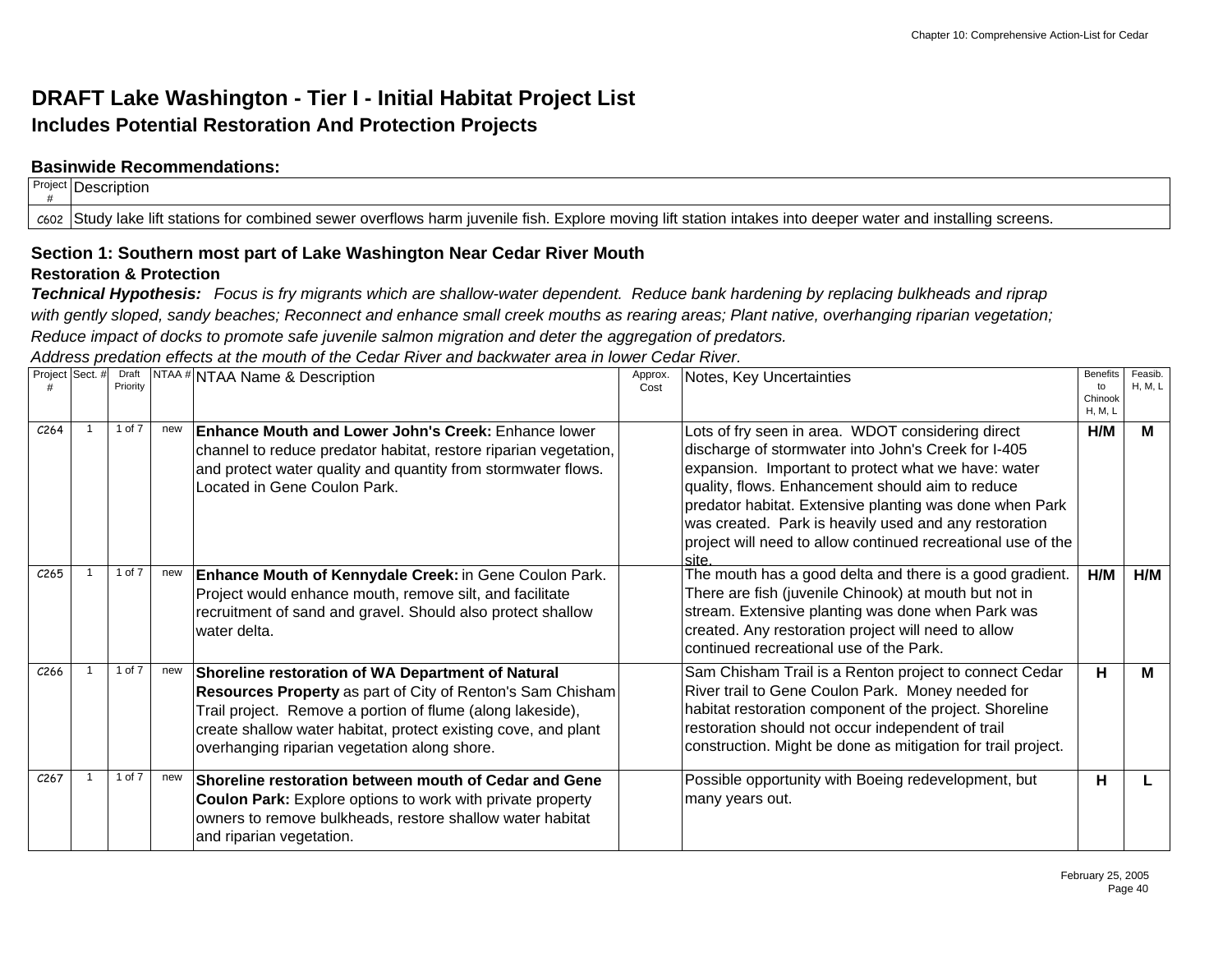# DRAFT Lake Washington - Tier I - Initial Habitat Project List

## Includes Potential Restoration And Protection Projects

### Basinwide Recommendations:

| Project # | Description |
| --- | --- |
| C602 | Study lake lift stations for combined sewer overflows harm juvenile fish. Explore moving lift station intakes into deeper water and installing screens. |

### Section 1: Southern most part of Lake Washington Near Cedar River Mouth

**Restoration & Protection**

***Technical Hypothesis:*** *Focus is fry migrants which are shallow-water dependent. Reduce bank hardening by replacing bulkheads and riprap with gently sloped, sandy beaches; Reconnect and enhance small creek mouths as rearing areas; Plant native, overhanging riparian vegetation; Reduce impact of docks to promote safe juvenile salmon migration and deter the aggregation of predators. Address predation effects at the mouth of the Cedar River and backwater area in lower Cedar River.*

| Project # | Sect. # | Draft Priority | NTAA # | NTAA Name & Description | Approx. Cost | Notes, Key Uncertainties | Benefits to Chinook H, M, L | Feasib. H, M, L |
| --- | --- | --- | --- | --- | --- | --- | --- | --- |
| C264 | 1 | 1 of 7 | new | **Enhance Mouth and Lower John's Creek:** Enhance lower channel to reduce predator habitat, restore riparian vegetation, and protect water quality and quantity from stormwater flows. Located in Gene Coulon Park. | | Lots of fry seen in area. WDOT considering direct discharge of stormwater into John's Creek for I-405 expansion. Important to protect what we have: water quality, flows. Enhancement should aim to reduce predator habitat. Extensive planting was done when Park was created. Park is heavily used and any restoration project will need to allow continued recreational use of the site. | **H/M** | **M** |
| C265 | 1 | 1 of 7 | new | **Enhance Mouth of Kennydale Creek:** in Gene Coulon Park. Project would enhance mouth, remove silt, and facilitate recruitment of sand and gravel. Should also protect shallow water delta. | | The mouth has a good delta and there is a good gradient. There are fish (juvenile Chinook) at mouth but not in stream. Extensive planting was done when Park was created. Any restoration project will need to allow continued recreational use of the Park. | **H/M** | **H/M** |
| C266 | 1 | 1 of 7 | new | **Shoreline restoration of WA Department of Natural Resources Property** as part of City of Renton's Sam Chisham Trail project. Remove a portion of flume (along lakeside), create shallow water habitat, protect existing cove, and plant overhanging riparian vegetation along shore. | | Sam Chisham Trail is a Renton project to connect Cedar River trail to Gene Coulon Park. Money needed for habitat restoration component of the project. Shoreline restoration should not occur independent of trail construction. Might be done as mitigation for trail project. | **H** | **M** |
| C267 | 1 | 1 of 7 | new | **Shoreline restoration between mouth of Cedar and Gene Coulon Park:** Explore options to work with private property owners to remove bulkheads, restore shallow water habitat and riparian vegetation. | | Possible opportunity with Boeing redevelopment, but many years out. | **H** | **L** |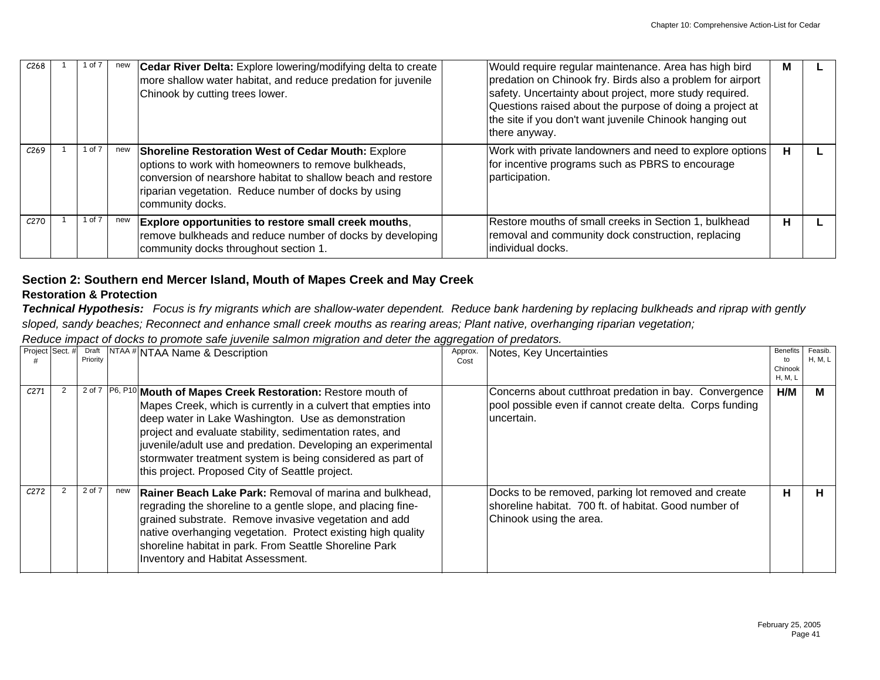| Project # | Sect. # | Draft Priority | NTAA # | NTAA Name & Description | Approx. Cost | Notes, Key Uncertainties | Benefits to Chinook H, M, L | Feasib. H, M, L |
|---|---|---|---|---|---|---|---|---|
| C268 | 1 | 1 of 7 | new | **Cedar River Delta:** Explore lowering/modifying delta to create more shallow water habitat, and reduce predation for juvenile Chinook by cutting trees lower. | | Would require regular maintenance. Area has high bird predation on Chinook fry. Birds also a problem for airport safety. Uncertainty about project, more study required. Questions raised about the purpose of doing a project at the site if you don't want juvenile Chinook hanging out there anyway. | **M** | **L** |
| C269 | 1 | 1 of 7 | new | **Shoreline Restoration West of Cedar Mouth:** Explore options to work with homeowners to remove bulkheads, conversion of nearshore habitat to shallow beach and restore riparian vegetation. Reduce number of docks by using community docks. | | Work with private landowners and need to explore options for incentive programs such as PBRS to encourage participation. | **H** | **L** |
| C270 | 1 | 1 of 7 | new | **Explore opportunities to restore small creek mouths**, remove bulkheads and reduce number of docks by developing community docks throughout section 1. | | Restore mouths of small creeks in Section 1, bulkhead removal and community dock construction, replacing individual docks. | **H** | **L** |

### Section 2: Southern end Mercer Island, Mouth of Mapes Creek and May Creek

#### Restoration & Protection

***Technical Hypothesis:*** *Focus is fry migrants which are shallow-water dependent. Reduce bank hardening by replacing bulkheads and riprap with gently sloped, sandy beaches; Reconnect and enhance small creek mouths as rearing areas; Plant native, overhanging riparian vegetation; Reduce impact of docks to promote safe juvenile salmon migration and deter the aggregation of predators.*

| Project # | Sect. # | Draft Priority | NTAA # | NTAA Name & Description | Approx. Cost | Notes, Key Uncertainties | Benefits to Chinook H, M, L | Feasib. H, M, L |
|---|---|---|---|---|---|---|---|---|
| C271 | 2 | 2 of 7 | P6, P10 | **Mouth of Mapes Creek Restoration:** Restore mouth of Mapes Creek, which is currently in a culvert that empties into deep water in Lake Washington. Use as demonstration project and evaluate stability, sedimentation rates, and juvenile/adult use and predation. Developing an experimental stormwater treatment system is being considered as part of this project. Proposed City of Seattle project. | | Concerns about cutthroat predation in bay. Convergence pool possible even if cannot create delta. Corps funding uncertain. | **H/M** | **M** |
| C272 | 2 | 2 of 7 | new | **Rainer Beach Lake Park:** Removal of marina and bulkhead, regrading the shoreline to a gentle slope, and placing fine-grained substrate. Remove invasive vegetation and add native overhanging vegetation. Protect existing high quality shoreline habitat in park. From Seattle Shoreline Park Inventory and Habitat Assessment. | | Docks to be removed, parking lot removed and create shoreline habitat. 700 ft. of habitat. Good number of Chinook using the area. | **H** | **H** |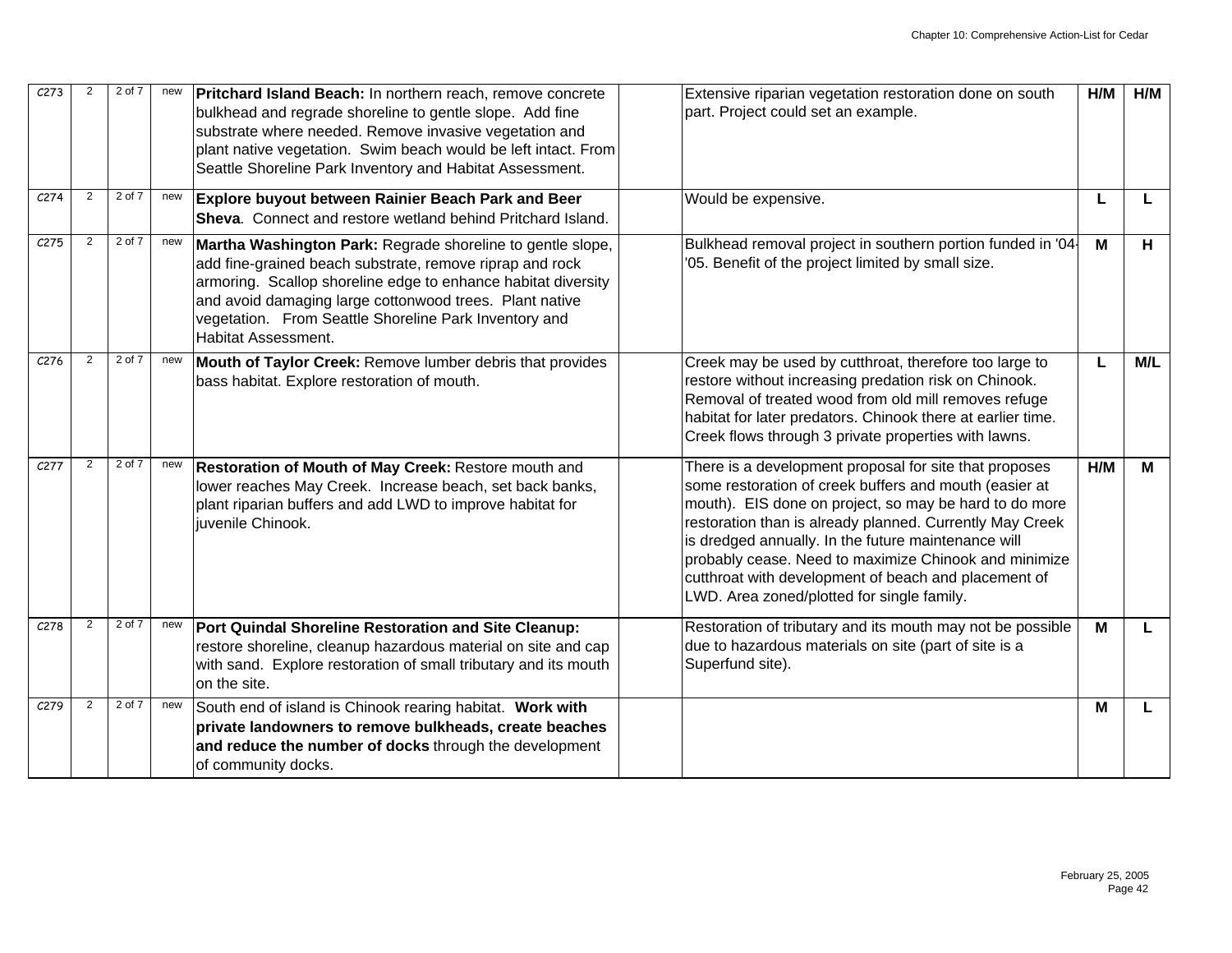| | | | | | | | | |
|---|---|---|---|---|---|---|---|---|
| C273 | 2 | 2 of 7 | new | **Pritchard Island Beach:** In northern reach, remove concrete bulkhead and regrade shoreline to gentle slope. Add fine substrate where needed. Remove invasive vegetation and plant native vegetation. Swim beach would be left intact. From Seattle Shoreline Park Inventory and Habitat Assessment. | | Extensive riparian vegetation restoration done on south part. Project could set an example. | **H/M** | **H/M** |
| C274 | 2 | 2 of 7 | new | **Explore buyout between Rainier Beach Park and Beer Sheva**. Connect and restore wetland behind Pritchard Island. | | Would be expensive. | **L** | **L** |
| C275 | 2 | 2 of 7 | new | **Martha Washington Park:** Regrade shoreline to gentle slope, add fine-grained beach substrate, remove riprap and rock armoring. Scallop shoreline edge to enhance habitat diversity and avoid damaging large cottonwood trees. Plant native vegetation. From Seattle Shoreline Park Inventory and Habitat Assessment. | | Bulkhead removal project in southern portion funded in '04-'05. Benefit of the project limited by small size. | **M** | **H** |
| C276 | 2 | 2 of 7 | new | **Mouth of Taylor Creek:** Remove lumber debris that provides bass habitat. Explore restoration of mouth. | | Creek may be used by cutthroat, therefore too large to restore without increasing predation risk on Chinook. Removal of treated wood from old mill removes refuge habitat for later predators. Chinook there at earlier time. Creek flows through 3 private properties with lawns. | **L** | **M/L** |
| C277 | 2 | 2 of 7 | new | **Restoration of Mouth of May Creek:** Restore mouth and lower reaches May Creek. Increase beach, set back banks, plant riparian buffers and add LWD to improve habitat for juvenile Chinook. | | There is a development proposal for site that proposes some restoration of creek buffers and mouth (easier at mouth). EIS done on project, so may be hard to do more restoration than is already planned. Currently May Creek is dredged annually. In the future maintenance will probably cease. Need to maximize Chinook and minimize cutthroat with development of beach and placement of LWD. Area zoned/plotted for single family. | **H/M** | **M** |
| C278 | 2 | 2 of 7 | new | **Port Quindal Shoreline Restoration and Site Cleanup:** restore shoreline, cleanup hazardous material on site and cap with sand. Explore restoration of small tributary and its mouth on the site. | | Restoration of tributary and its mouth may not be possible due to hazardous materials on site (part of site is a Superfund site). | **M** | **L** |
| C279 | 2 | 2 of 7 | new | South end of island is Chinook rearing habitat. **Work with private landowners to remove bulkheads, create beaches and reduce the number of docks** through the development of community docks. | | | **M** | **L** |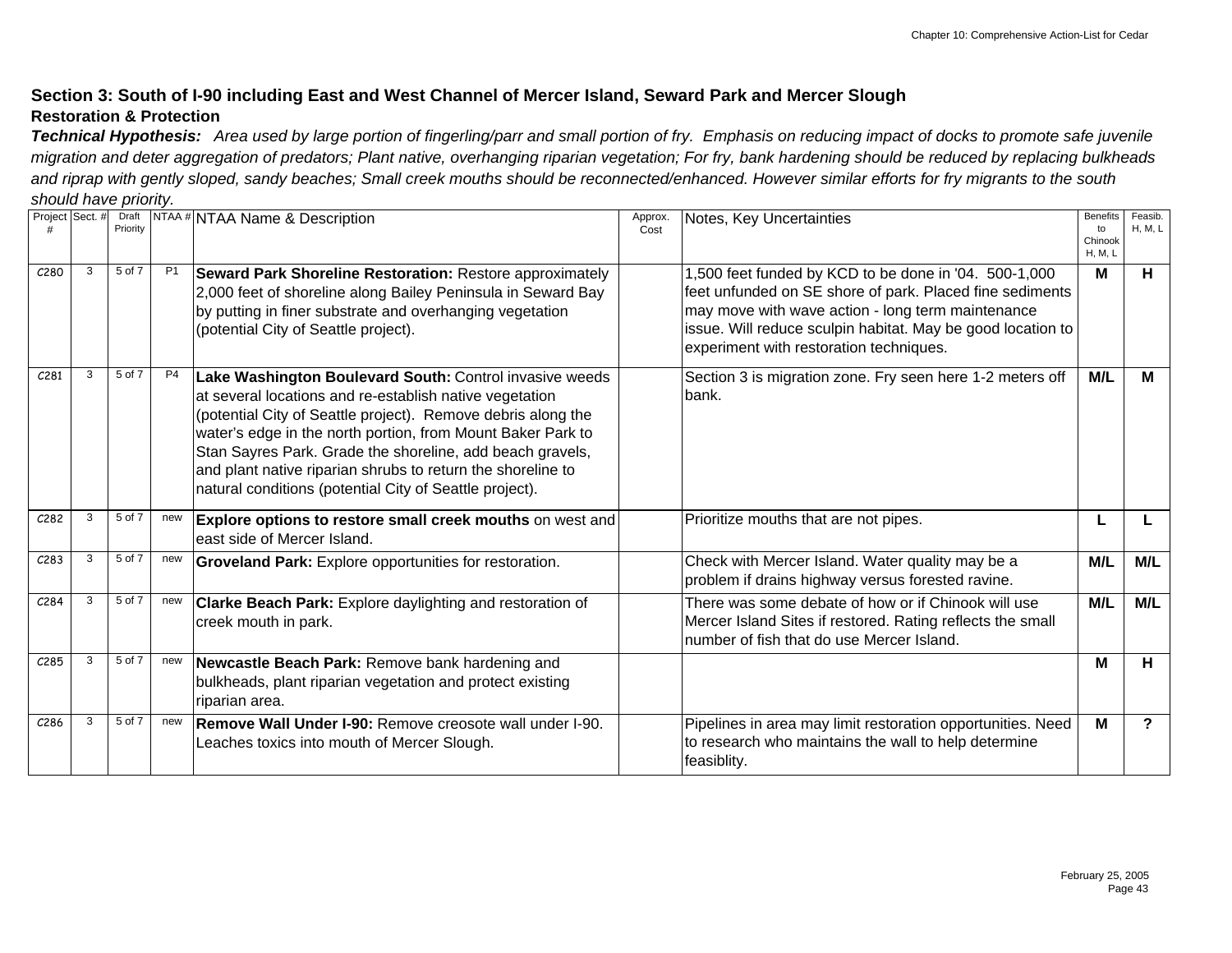## Section 3: South of I-90 including East and West Channel of Mercer Island, Seward Park and Mercer Slough

### Restoration & Protection

***Technical Hypothesis:*** *Area used by large portion of fingerling/parr and small portion of fry. Emphasis on reducing impact of docks to promote safe juvenile migration and deter aggregation of predators; Plant native, overhanging riparian vegetation; For fry, bank hardening should be reduced by replacing bulkheads and riprap with gently sloped, sandy beaches; Small creek mouths should be reconnected/enhanced. However similar efforts for fry migrants to the south should have priority.*

| Project # | Sect. # | Draft Priority | NTAA # | NTAA Name & Description | Approx. Cost | Notes, Key Uncertainties | Benefits to Chinook H, M, L | Feasib. H, M, L |
|---|---|---|---|---|---|---|---|---|
| C280 | 3 | 5 of 7 | P1 | **Seward Park Shoreline Restoration:** Restore approximately 2,000 feet of shoreline along Bailey Peninsula in Seward Bay by putting in finer substrate and overhanging vegetation (potential City of Seattle project). | | 1,500 feet funded by KCD to be done in '04. 500-1,000 feet unfunded on SE shore of park. Placed fine sediments may move with wave action - long term maintenance issue. Will reduce sculpin habitat. May be good location to experiment with restoration techniques. | **M** | **H** |
| C281 | 3 | 5 of 7 | P4 | **Lake Washington Boulevard South:** Control invasive weeds at several locations and re-establish native vegetation (potential City of Seattle project). Remove debris along the water's edge in the north portion, from Mount Baker Park to Stan Sayres Park. Grade the shoreline, add beach gravels, and plant native riparian shrubs to return the shoreline to natural conditions (potential City of Seattle project). | | Section 3 is migration zone. Fry seen here 1-2 meters off bank. | **M/L** | **M** |
| C282 | 3 | 5 of 7 | new | **Explore options to restore small creek mouths** on west and east side of Mercer Island. | | Prioritize mouths that are not pipes. | **L** | **L** |
| C283 | 3 | 5 of 7 | new | **Groveland Park:** Explore opportunities for restoration. | | Check with Mercer Island. Water quality may be a problem if drains highway versus forested ravine. | **M/L** | **M/L** |
| C284 | 3 | 5 of 7 | new | **Clarke Beach Park:** Explore daylighting and restoration of creek mouth in park. | | There was some debate of how or if Chinook will use Mercer Island Sites if restored. Rating reflects the small number of fish that do use Mercer Island. | **M/L** | **M/L** |
| C285 | 3 | 5 of 7 | new | **Newcastle Beach Park:** Remove bank hardening and bulkheads, plant riparian vegetation and protect existing riparian area. | | | **M** | **H** |
| C286 | 3 | 5 of 7 | new | **Remove Wall Under I-90:** Remove creosote wall under I-90. Leaches toxics into mouth of Mercer Slough. | | Pipelines in area may limit restoration opportunities. Need to research who maintains the wall to help determine feasiblity. | **M** | **?** |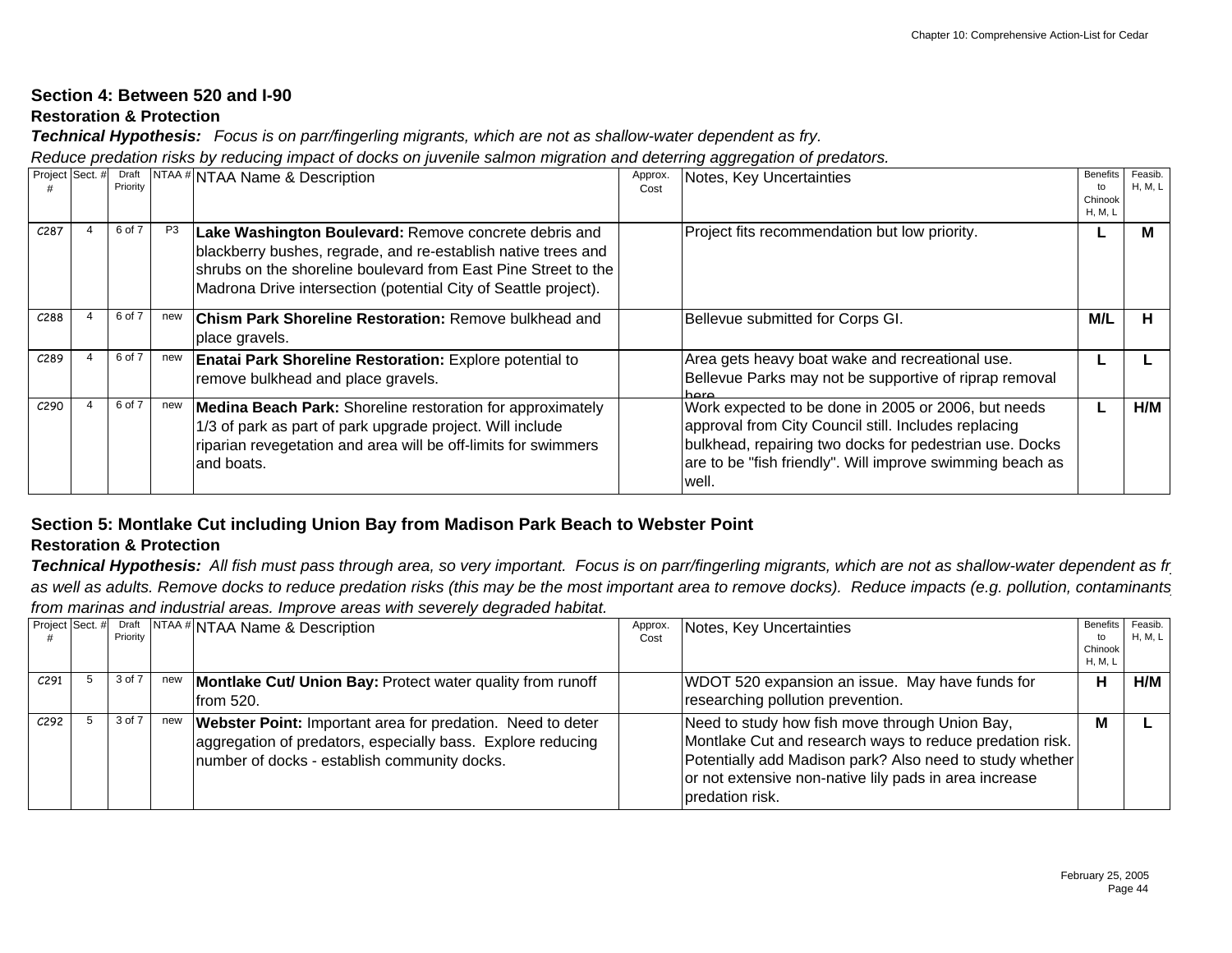## Section 4: Between 520 and I-90

### Restoration & Protection

***Technical Hypothesis:*** *Focus is on parr/fingerling migrants, which are not as shallow-water dependent as fry. Reduce predation risks by reducing impact of docks on juvenile salmon migration and deterring aggregation of predators.*

| Project # | Sect. # | Draft Priority | NTAA # | NTAA Name & Description | Approx. Cost | Notes, Key Uncertainties | Benefits to Chinook H, M, L | Feasib. H, M, L |
|---|---|---|---|---|---|---|---|---|
| C287 | 4 | 6 of 7 | P3 | **Lake Washington Boulevard:** Remove concrete debris and blackberry bushes, regrade, and re-establish native trees and shrubs on the shoreline boulevard from East Pine Street to the Madrona Drive intersection (potential City of Seattle project). | | Project fits recommendation but low priority. | L | M |
| C288 | 4 | 6 of 7 | new | **Chism Park Shoreline Restoration:** Remove bulkhead and place gravels. | | Bellevue submitted for Corps GI. | M/L | H |
| C289 | 4 | 6 of 7 | new | **Enatai Park Shoreline Restoration:** Explore potential to remove bulkhead and place gravels. | | Area gets heavy boat wake and recreational use. Bellevue Parks may not be supportive of riprap removal here. | L | L |
| C290 | 4 | 6 of 7 | new | **Medina Beach Park:** Shoreline restoration for approximately 1/3 of park as part of park upgrade project. Will include riparian revegetation and area will be off-limits for swimmers and boats. | | Work expected to be done in 2005 or 2006, but needs approval from City Council still. Includes replacing bulkhead, repairing two docks for pedestrian use. Docks are to be "fish friendly". Will improve swimming beach as well. | L | H/M |

## Section 5: Montlake Cut including Union Bay from Madison Park Beach to Webster Point

### Restoration & Protection

***Technical Hypothesis:*** *All fish must pass through area, so very important. Focus is on parr/fingerling migrants, which are not as shallow-water dependent as fry, as well as adults. Remove docks to reduce predation risks (this may be the most important area to remove docks). Reduce impacts (e.g. pollution, contaminants) from marinas and industrial areas. Improve areas with severely degraded habitat.*

| Project # | Sect. # | Draft Priority | NTAA # | NTAA Name & Description | Approx. Cost | Notes, Key Uncertainties | Benefits to Chinook H, M, L | Feasib. H, M, L |
|---|---|---|---|---|---|---|---|---|
| C291 | 5 | 3 of 7 | new | **Montlake Cut/ Union Bay:** Protect water quality from runoff from 520. | | WDOT 520 expansion an issue. May have funds for researching pollution prevention. | H | H/M |
| C292 | 5 | 3 of 7 | new | **Webster Point:** Important area for predation. Need to deter aggregation of predators, especially bass. Explore reducing number of docks - establish community docks. | | Need to study how fish move through Union Bay, Montlake Cut and research ways to reduce predation risk. Potentially add Madison park? Also need to study whether or not extensive non-native lily pads in area increase predation risk. | M | L |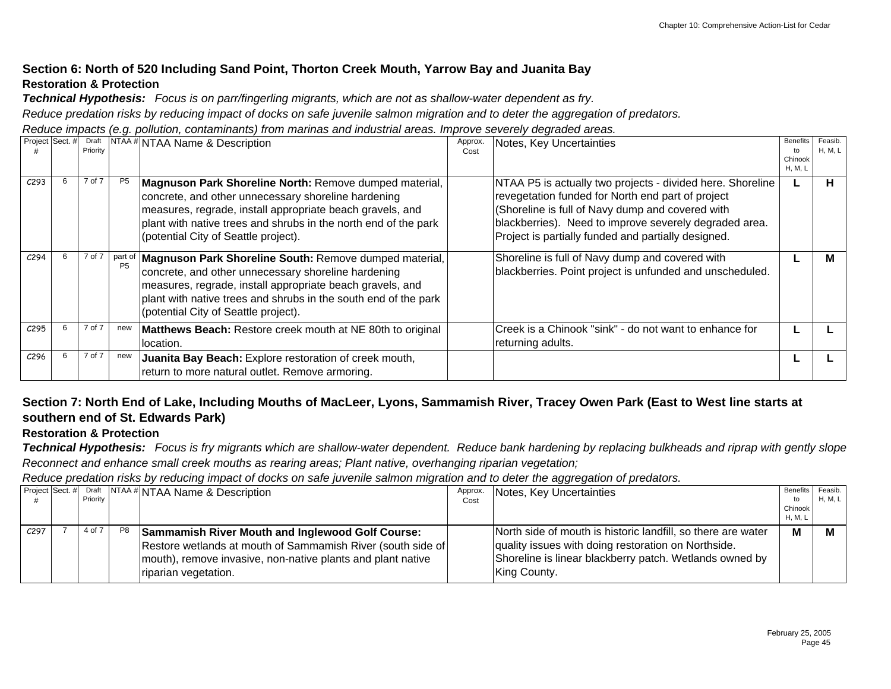## Section 6: North of 520 Including Sand Point, Thorton Creek Mouth, Yarrow Bay and Juanita Bay

### Restoration & Protection

***Technical Hypothesis:*** *Focus is on parr/fingerling migrants, which are not as shallow-water dependent as fry.*

*Reduce predation risks by reducing impact of docks on safe juvenile salmon migration and to deter the aggregation of predators.*

*Reduce impacts (e.g. pollution, contaminants) from marinas and industrial areas. Improve severely degraded areas.*

| Project # | Sect. # | Draft Priority | NTAA # | NTAA Name & Description | Approx. Cost | Notes, Key Uncertainties | Benefits to Chinook H, M, L | Feasib. H, M, L |
|---|---|---|---|---|---|---|---|---|
| C293 | 6 | 7 of 7 | P5 | **Magnuson Park Shoreline North:** Remove dumped material, concrete, and other unnecessary shoreline hardening measures, regrade, install appropriate beach gravels, and plant with native trees and shrubs in the north end of the park (potential City of Seattle project). | | NTAA P5 is actually two projects - divided here. Shoreline revegetation funded for North end part of project (Shoreline is full of Navy dump and covered with blackberries). Need to improve severely degraded area. Project is partially funded and partially designed. | **L** | **H** |
| C294 | 6 | 7 of 7 | part of P5 | **Magnuson Park Shoreline South:** Remove dumped material, concrete, and other unnecessary shoreline hardening measures, regrade, install appropriate beach gravels, and plant with native trees and shrubs in the south end of the park (potential City of Seattle project). | | Shoreline is full of Navy dump and covered with blackberries. Point project is unfunded and unscheduled. | **L** | **M** |
| C295 | 6 | 7 of 7 | new | **Matthews Beach:** Restore creek mouth at NE 80th to original location. | | Creek is a Chinook "sink" - do not want to enhance for returning adults. | **L** | **L** |
| C296 | 6 | 7 of 7 | new | **Juanita Bay Beach:** Explore restoration of creek mouth, return to more natural outlet. Remove armoring. | | | **L** | **L** |

## Section 7: North End of Lake, Including Mouths of MacLeer, Lyons, Sammamish River, Tracey Owen Park (East to West line starts at southern end of St. Edwards Park)

### Restoration & Protection

***Technical Hypothesis:*** *Focus is fry migrants which are shallow-water dependent. Reduce bank hardening by replacing bulkheads and riprap with gently slope*

*Reconnect and enhance small creek mouths as rearing areas; Plant native, overhanging riparian vegetation;*

*Reduce predation risks by reducing impact of docks on safe juvenile salmon migration and to deter the aggregation of predators.*

| Project # | Sect. # | Draft Priority | NTAA # | NTAA Name & Description | Approx. Cost | Notes, Key Uncertainties | Benefits to Chinook H, M, L | Feasib. H, M, L |
|---|---|---|---|---|---|---|---|---|
| C297 | 7 | 4 of 7 | P8 | **Sammamish River Mouth and Inglewood Golf Course:** Restore wetlands at mouth of Sammamish River (south side of mouth), remove invasive, non-native plants and plant native riparian vegetation. | | North side of mouth is historic landfill, so there are water quality issues with doing restoration on Northside. Shoreline is linear blackberry patch. Wetlands owned by King County. | **M** | **M** |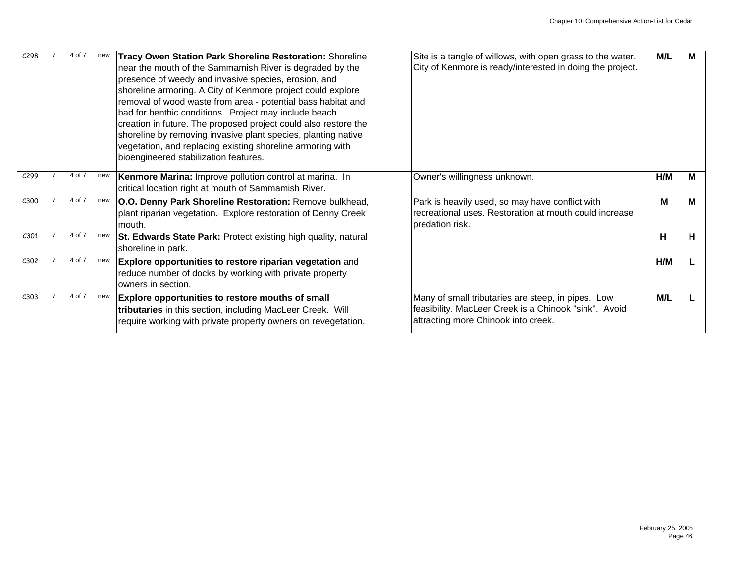| | | | | | | | | |
|---|---|---|---|---|---|---|---|---|
| C298 | 7 | 4 of 7 | new | **Tracy Owen Station Park Shoreline Restoration:** Shoreline near the mouth of the Sammamish River is degraded by the presence of weedy and invasive species, erosion, and shoreline armoring. A City of Kenmore project could explore removal of wood waste from area - potential bass habitat and bad for benthic conditions. Project may include beach creation in future. The proposed project could also restore the shoreline by removing invasive plant species, planting native vegetation, and replacing existing shoreline armoring with bioengineered stabilization features. | | Site is a tangle of willows, with open grass to the water. City of Kenmore is ready/interested in doing the project. | **M/L** | **M** |
| C299 | 7 | 4 of 7 | new | **Kenmore Marina:** Improve pollution control at marina. In critical location right at mouth of Sammamish River. | | Owner's willingness unknown. | **H/M** | **M** |
| C300 | 7 | 4 of 7 | new | **O.O. Denny Park Shoreline Restoration:** Remove bulkhead, plant riparian vegetation. Explore restoration of Denny Creek mouth. | | Park is heavily used, so may have conflict with recreational uses. Restoration at mouth could increase predation risk. | **M** | **M** |
| C301 | 7 | 4 of 7 | new | **St. Edwards State Park:** Protect existing high quality, natural shoreline in park. | | | **H** | **H** |
| C302 | 7 | 4 of 7 | new | **Explore opportunities to restore riparian vegetation** and reduce number of docks by working with private property owners in section. | | | **H/M** | **L** |
| C303 | 7 | 4 of 7 | new | **Explore opportunities to restore mouths of small tributaries** in this section, including MacLeer Creek. Will require working with private property owners on revegetation. | | Many of small tributaries are steep, in pipes. Low feasibility. MacLeer Creek is a Chinook "sink". Avoid attracting more Chinook into creek. | **M/L** | **L** |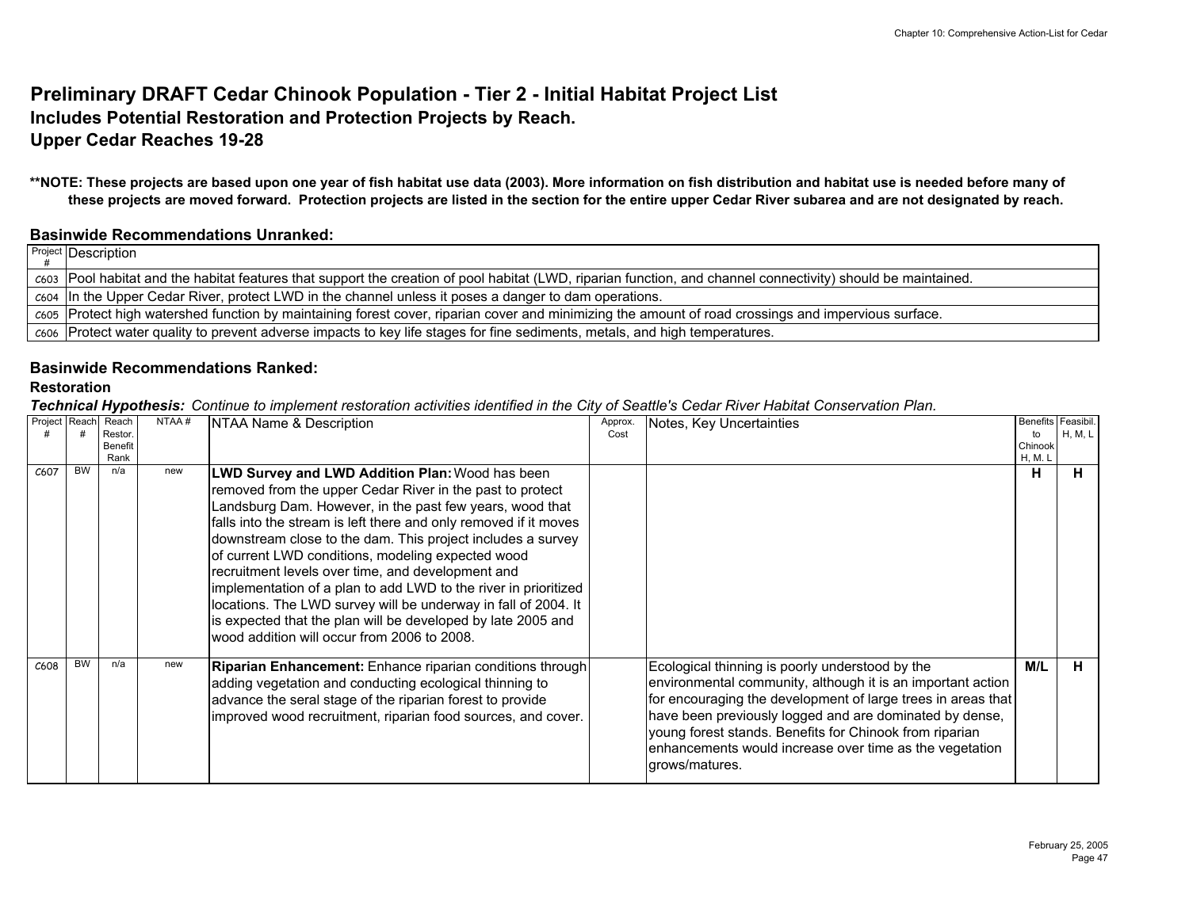# Preliminary DRAFT Cedar Chinook Population - Tier 2 - Initial Habitat Project List
## Includes Potential Restoration and Protection Projects by Reach.
## Upper Cedar Reaches 19-28

**\*\*NOTE: These projects are based upon one year of fish habitat use data (2003). More information on fish distribution and habitat use is needed before many of these projects are moved forward. Protection projects are listed in the section for the entire upper Cedar River subarea and are not designated by reach.**

### Basinwide Recommendations Unranked:

| Project # | Description |
|---|---|
| C603 | Pool habitat and the habitat features that support the creation of pool habitat (LWD, riparian function, and channel connectivity) should be maintained. |
| C604 | In the Upper Cedar River, protect LWD in the channel unless it poses a danger to dam operations. |
| C605 | Protect high watershed function by maintaining forest cover, riparian cover and minimizing the amount of road crossings and impervious surface. |
| C606 | Protect water quality to prevent adverse impacts to key life stages for fine sediments, metals, and high temperatures. |

### Basinwide Recommendations Ranked:

**Restoration**

***Technical Hypothesis:*** *Continue to implement restoration activities identified in the City of Seattle's Cedar River Habitat Conservation Plan.*

| Project # | Reach # | Reach Restor. Benefit Rank | NTAA # | NTAA Name & Description | Approx. Cost | Notes, Key Uncertainties | Benefits to Chinook H, M, L | Feasibil. H, M, L |
|---|---|---|---|---|---|---|---|---|
| C607 | BW | n/a | new | **LWD Survey and LWD Addition Plan:** Wood has been removed from the upper Cedar River in the past to protect Landsburg Dam. However, in the past few years, wood that falls into the stream is left there and only removed if it moves downstream close to the dam. This project includes a survey of current LWD conditions, modeling expected wood recruitment levels over time, and development and implementation of a plan to add LWD to the river in prioritized locations. The LWD survey will be underway in fall of 2004. It is expected that the plan will be developed by late 2005 and wood addition will occur from 2006 to 2008. | | | **H** | **H** |
| C608 | BW | n/a | new | **Riparian Enhancement:** Enhance riparian conditions through adding vegetation and conducting ecological thinning to advance the seral stage of the riparian forest to provide improved wood recruitment, riparian food sources, and cover. | | Ecological thinning is poorly understood by the environmental community, although it is an important action for encouraging the development of large trees in areas that have been previously logged and are dominated by dense, young forest stands. Benefits for Chinook from riparian enhancements would increase over time as the vegetation grows/matures. | **M/L** | **H** |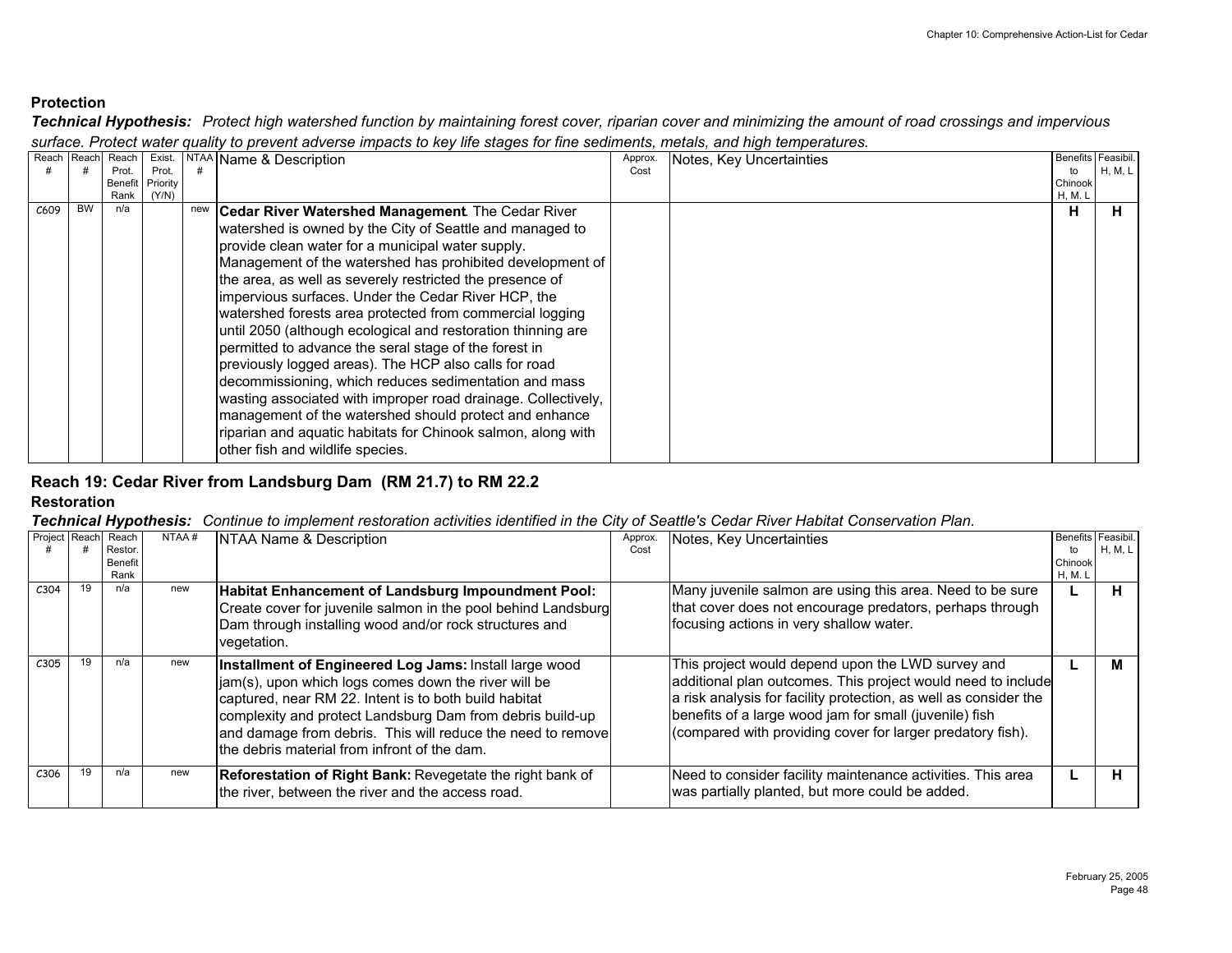**Protection**

***Technical Hypothesis:*** *Protect high watershed function by maintaining forest cover, riparian cover and minimizing the amount of road crossings and impervious surface. Protect water quality to prevent adverse impacts to key life stages for fine sediments, metals, and high temperatures.*

| Reach # | Reach # | Reach Prot. Benefit Rank | Exist. Prot. Priority (Y/N) | NTAA # | Name & Description | Approx. Cost | Notes, Key Uncertainties | Benefits to Chinook H, M, L | Feasibil. H, M, L |
|---|---|---|---|---|---|---|---|---|---|
| C609 | BW | n/a | | new | **Cedar River Watershed Management**. The Cedar River watershed is owned by the City of Seattle and managed to provide clean water for a municipal water supply. Management of the watershed has prohibited development of the area, as well as severely restricted the presence of impervious surfaces. Under the Cedar River HCP, the watershed forests area protected from commercial logging until 2050 (although ecological and restoration thinning are permitted to advance the seral stage of the forest in previously logged areas). The HCP also calls for road decommissioning, which reduces sedimentation and mass wasting associated with improper road drainage. Collectively, management of the watershed should protect and enhance riparian and aquatic habitats for Chinook salmon, along with other fish and wildlife species. | | | **H** | **H** |

## Reach 19: Cedar River from Landsburg Dam (RM 21.7) to RM 22.2

**Restoration**

***Technical Hypothesis:*** *Continue to implement restoration activities identified in the City of Seattle's Cedar River Habitat Conservation Plan.*

| Project # | Reach # | Reach Restor. Benefit Rank | NTAA # | NTAA Name & Description | Approx. Cost | Notes, Key Uncertainties | Benefits to Chinook H, M, L | Feasibil. H, M, L |
|---|---|---|---|---|---|---|---|---|
| C304 | 19 | n/a | new | **Habitat Enhancement of Landsburg Impoundment Pool:** Create cover for juvenile salmon in the pool behind Landsburg Dam through installing wood and/or rock structures and vegetation. | | Many juvenile salmon are using this area. Need to be sure that cover does not encourage predators, perhaps through focusing actions in very shallow water. | **L** | **H** |
| C305 | 19 | n/a | new | **Installment of Engineered Log Jams:** Install large wood jam(s), upon which logs comes down the river will be captured, near RM 22. Intent is to both build habitat complexity and protect Landsburg Dam from debris build-up and damage from debris. This will reduce the need to remove the debris material from infront of the dam. | | This project would depend upon the LWD survey and additional plan outcomes. This project would need to include a risk analysis for facility protection, as well as consider the benefits of a large wood jam for small (juvenile) fish (compared with providing cover for larger predatory fish). | **L** | **M** |
| C306 | 19 | n/a | new | **Reforestation of Right Bank:** Revegetate the right bank of the river, between the river and the access road. | | Need to consider facility maintenance activities. This area was partially planted, but more could be added. | **L** | **H** |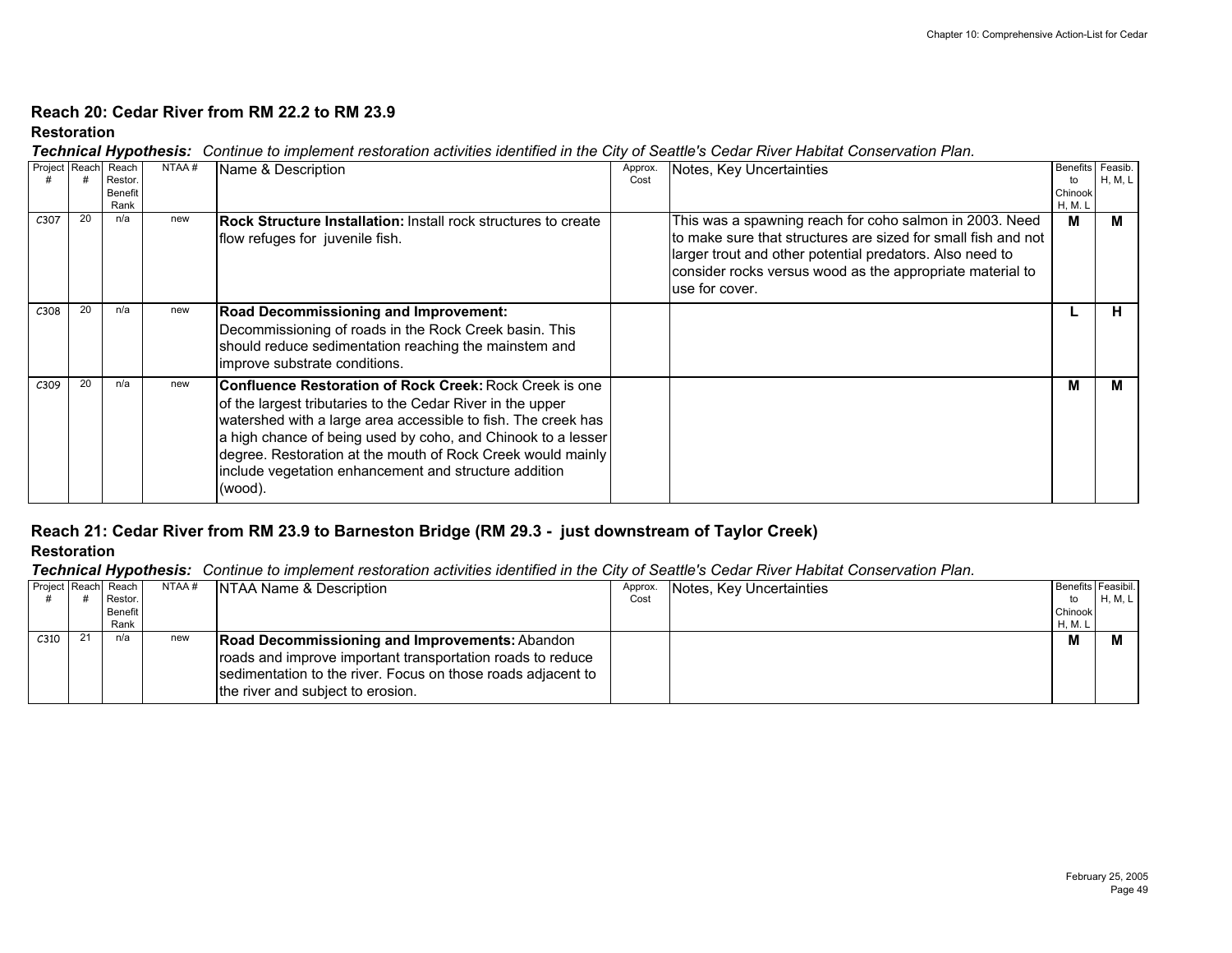## Reach 20: Cedar River from RM 22.2 to RM 23.9

### Restoration

***Technical Hypothesis:*** *Continue to implement restoration activities identified in the City of Seattle's Cedar River Habitat Conservation Plan.*

| Project # | Reach # | Reach Restor. Benefit Rank | NTAA # | Name & Description | Approx. Cost | Notes, Key Uncertainties | Benefits to Chinook H, M, L | Feasib. H, M, L |
|---|---|---|---|---|---|---|---|---|
| C307 | 20 | n/a | new | **Rock Structure Installation:** Install rock structures to create flow refuges for juvenile fish. | | This was a spawning reach for coho salmon in 2003. Need to make sure that structures are sized for small fish and not larger trout and other potential predators. Also need to consider rocks versus wood as the appropriate material to use for cover. | **M** | **M** |
| C308 | 20 | n/a | new | **Road Decommissioning and Improvement:** Decommissioning of roads in the Rock Creek basin. This should reduce sedimentation reaching the mainstem and improve substrate conditions. | | | **L** | **H** |
| C309 | 20 | n/a | new | **Confluence Restoration of Rock Creek:** Rock Creek is one of the largest tributaries to the Cedar River in the upper watershed with a large area accessible to fish. The creek has a high chance of being used by coho, and Chinook to a lesser degree. Restoration at the mouth of Rock Creek would mainly include vegetation enhancement and structure addition (wood). | | | **M** | **M** |

## Reach 21: Cedar River from RM 23.9 to Barneston Bridge (RM 29.3 - just downstream of Taylor Creek)

### Restoration

***Technical Hypothesis:*** *Continue to implement restoration activities identified in the City of Seattle's Cedar River Habitat Conservation Plan.*

| Project # | Reach # | Reach Restor. Benefit Rank | NTAA # | NTAA Name & Description | Approx. Cost | Notes, Key Uncertainties | Benefits to Chinook H, M, L | Feasibil. H, M, L |
|---|---|---|---|---|---|---|---|---|
| C310 | 21 | n/a | new | **Road Decommissioning and Improvements:** Abandon roads and improve important transportation roads to reduce sedimentation to the river. Focus on those roads adjacent to the river and subject to erosion. | | | **M** | **M** |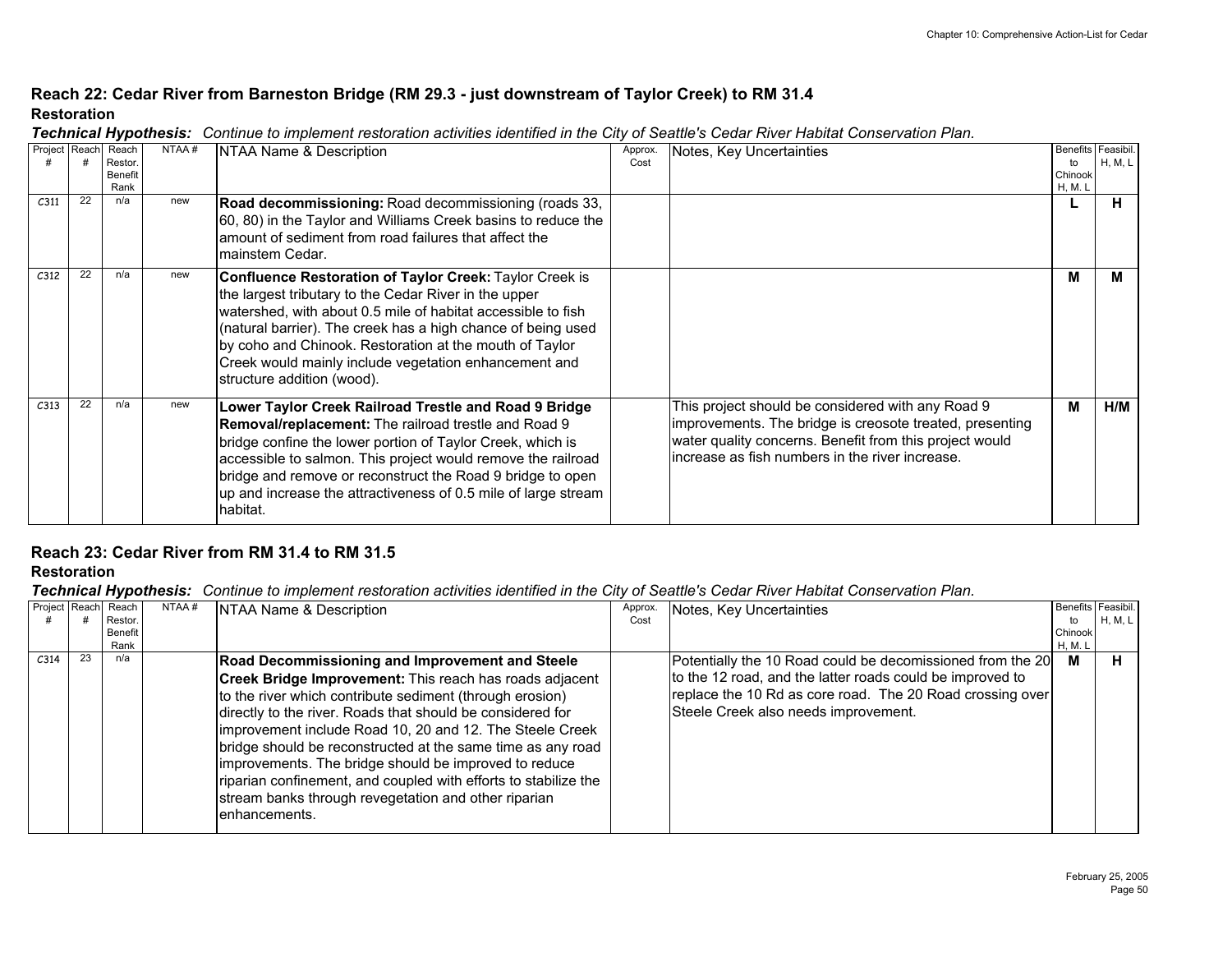## Reach 22: Cedar River from Barneston Bridge (RM 29.3 - just downstream of Taylor Creek) to RM 31.4

### Restoration

***Technical Hypothesis:*** *Continue to implement restoration activities identified in the City of Seattle's Cedar River Habitat Conservation Plan.*

| Project # | Reach # | Reach Restor. Benefit Rank | NTAA # | NTAA Name & Description | Approx. Cost | Notes, Key Uncertainties | Benefits to Chinook H, M, L | Feasibil. H, M, L |
|---|---|---|---|---|---|---|---|---|
| C311 | 22 | n/a | new | **Road decommissioning:** Road decommissioning (roads 33, 60, 80) in the Taylor and Williams Creek basins to reduce the amount of sediment from road failures that affect the mainstem Cedar. | | | **L** | **H** |
| C312 | 22 | n/a | new | **Confluence Restoration of Taylor Creek:** Taylor Creek is the largest tributary to the Cedar River in the upper watershed, with about 0.5 mile of habitat accessible to fish (natural barrier). The creek has a high chance of being used by coho and Chinook. Restoration at the mouth of Taylor Creek would mainly include vegetation enhancement and structure addition (wood). | | | **M** | **M** |
| C313 | 22 | n/a | new | **Lower Taylor Creek Railroad Trestle and Road 9 Bridge Removal/replacement:** The railroad trestle and Road 9 bridge confine the lower portion of Taylor Creek, which is accessible to salmon. This project would remove the railroad bridge and remove or reconstruct the Road 9 bridge to open up and increase the attractiveness of 0.5 mile of large stream habitat. | | This project should be considered with any Road 9 improvements. The bridge is creosote treated, presenting water quality concerns. Benefit from this project would increase as fish numbers in the river increase. | **M** | **H/M** |

## Reach 23: Cedar River from RM 31.4 to RM 31.5

### Restoration

***Technical Hypothesis:*** *Continue to implement restoration activities identified in the City of Seattle's Cedar River Habitat Conservation Plan.*

| Project # | Reach # | Reach Restor. Benefit Rank | NTAA # | NTAA Name & Description | Approx. Cost | Notes, Key Uncertainties | Benefits to Chinook H, M, L | Feasibil. H, M, L |
|---|---|---|---|---|---|---|---|---|
| C314 | 23 | n/a | | **Road Decommissioning and Improvement and Steele Creek Bridge Improvement:** This reach has roads adjacent to the river which contribute sediment (through erosion) directly to the river. Roads that should be considered for improvement include Road 10, 20 and 12. The Steele Creek bridge should be reconstructed at the same time as any road improvements. The bridge should be improved to reduce riparian confinement, and coupled with efforts to stabilize the stream banks through revegetation and other riparian enhancements. | | Potentially the 10 Road could be decomissioned from the 20 to the 12 road, and the latter roads could be improved to replace the 10 Rd as core road. The 20 Road crossing over Steele Creek also needs improvement. | **M** | **H** |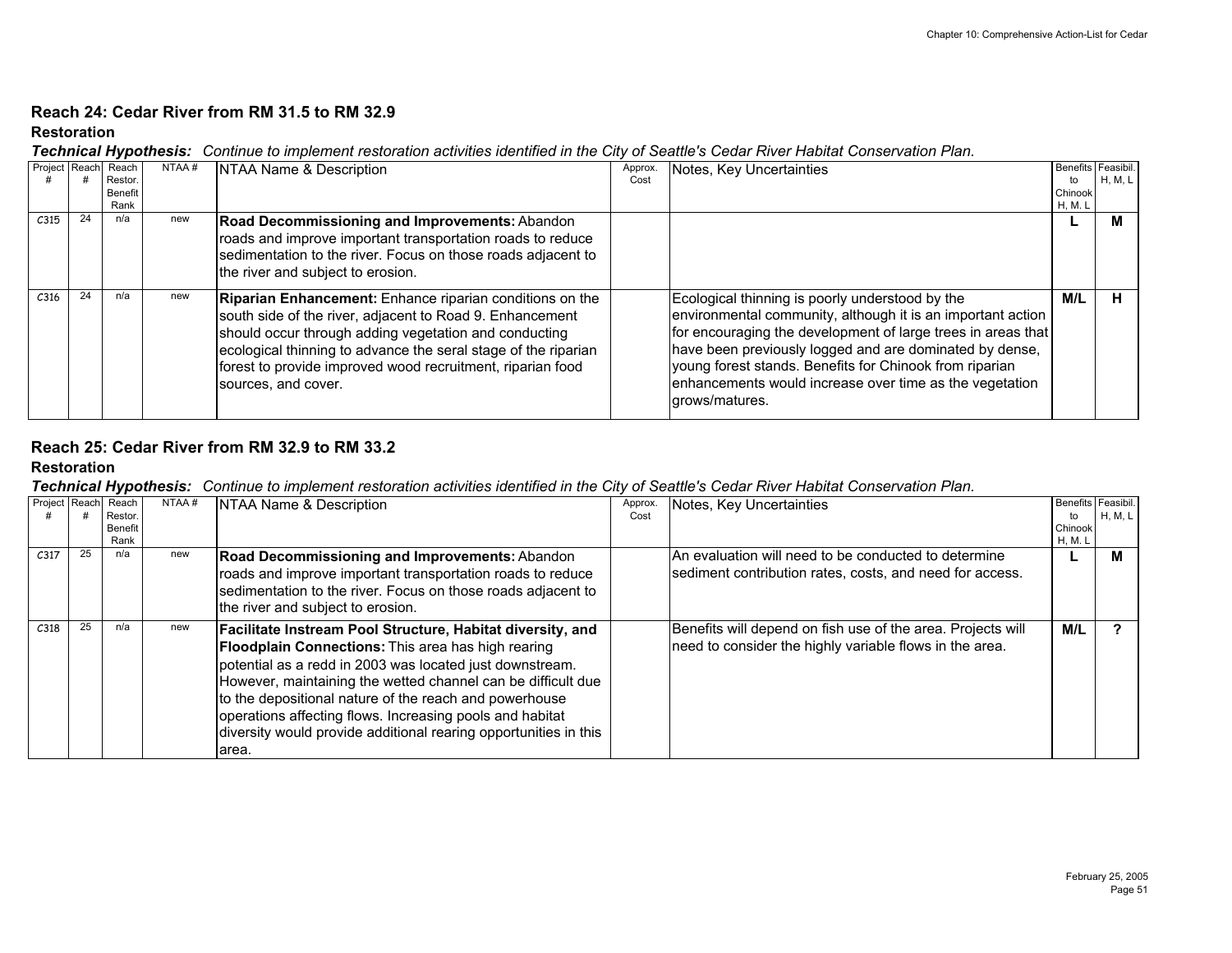## Reach 24: Cedar River from RM 31.5 to RM 32.9

### Restoration

***Technical Hypothesis:*** *Continue to implement restoration activities identified in the City of Seattle's Cedar River Habitat Conservation Plan.*

| Project # | Reach # | Reach Restor. Benefit Rank | NTAA # | NTAA Name & Description | Approx. Cost | Notes, Key Uncertainties | Benefits to Chinook H, M, L | Feasibil. H, M, L |
|---|---|---|---|---|---|---|---|---|
| C315 | 24 | n/a | new | **Road Decommissioning and Improvements:** Abandon roads and improve important transportation roads to reduce sedimentation to the river. Focus on those roads adjacent to the river and subject to erosion. | | | **L** | **M** |
| C316 | 24 | n/a | new | **Riparian Enhancement:** Enhance riparian conditions on the south side of the river, adjacent to Road 9. Enhancement should occur through adding vegetation and conducting ecological thinning to advance the seral stage of the riparian forest to provide improved wood recruitment, riparian food sources, and cover. | | Ecological thinning is poorly understood by the environmental community, although it is an important action for encouraging the development of large trees in areas that have been previously logged and are dominated by dense, young forest stands. Benefits for Chinook from riparian enhancements would increase over time as the vegetation grows/matures. | **M/L** | **H** |

## Reach 25: Cedar River from RM 32.9 to RM 33.2

### Restoration

***Technical Hypothesis:*** *Continue to implement restoration activities identified in the City of Seattle's Cedar River Habitat Conservation Plan.*

| Project # | Reach # | Reach Restor. Benefit Rank | NTAA # | NTAA Name & Description | Approx. Cost | Notes, Key Uncertainties | Benefits to Chinook H, M, L | Feasibil. H, M, L |
|---|---|---|---|---|---|---|---|---|
| C317 | 25 | n/a | new | **Road Decommissioning and Improvements:** Abandon roads and improve important transportation roads to reduce sedimentation to the river. Focus on those roads adjacent to the river and subject to erosion. | | An evaluation will need to be conducted to determine sediment contribution rates, costs, and need for access. | **L** | **M** |
| C318 | 25 | n/a | new | **Facilitate Instream Pool Structure, Habitat diversity, and Floodplain Connections:** This area has high rearing potential as a redd in 2003 was located just downstream. However, maintaining the wetted channel can be difficult due to the depositional nature of the reach and powerhouse operations affecting flows. Increasing pools and habitat diversity would provide additional rearing opportunities in this area. | | Benefits will depend on fish use of the area. Projects will need to consider the highly variable flows in the area. | **M/L** | **?** |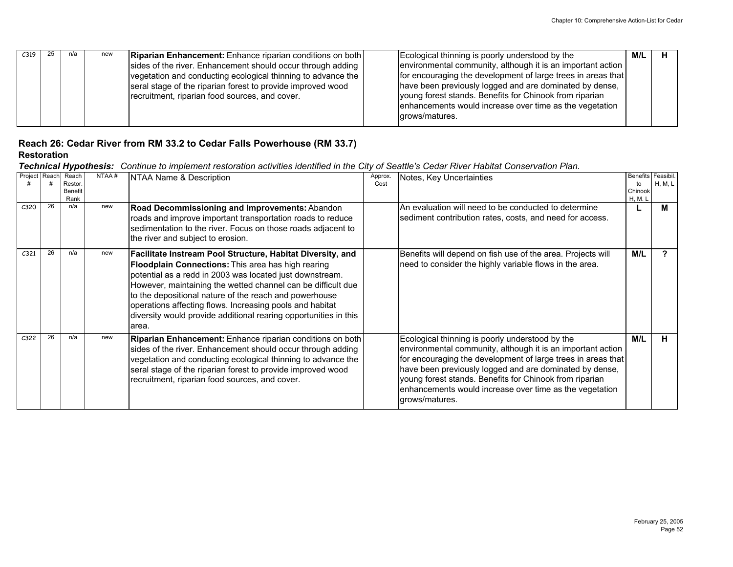| | | | | | | | | |
|---|---|---|---|---|---|---|---|---|
| C319 | 25 | n/a | new | **Riparian Enhancement:** Enhance riparian conditions on both sides of the river. Enhancement should occur through adding vegetation and conducting ecological thinning to advance the seral stage of the riparian forest to provide improved wood recruitment, riparian food sources, and cover. | | Ecological thinning is poorly understood by the environmental community, although it is an important action for encouraging the development of large trees in areas that have been previously logged and are dominated by dense, young forest stands. Benefits for Chinook from riparian enhancements would increase over time as the vegetation grows/matures. | **M/L** | **H** |

## Reach 26: Cedar River from RM 33.2 to Cedar Falls Powerhouse (RM 33.7)

### Restoration

***Technical Hypothesis:*** *Continue to implement restoration activities identified in the City of Seattle's Cedar River Habitat Conservation Plan.*

| Project # | Reach # | Reach Restor. Benefit Rank | NTAA # | NTAA Name & Description | Approx. Cost | Notes, Key Uncertainties | Benefits to Chinook H, M, L | Feasibil. H, M, L |
|---|---|---|---|---|---|---|---|---|
| C320 | 26 | n/a | new | **Road Decommissioning and Improvements:** Abandon roads and improve important transportation roads to reduce sedimentation to the river. Focus on those roads adjacent to the river and subject to erosion. | | An evaluation will need to be conducted to determine sediment contribution rates, costs, and need for access. | **L** | **M** |
| C321 | 26 | n/a | new | **Facilitate Instream Pool Structure, Habitat Diversity, and Floodplain Connections:** This area has high rearing potential as a redd in 2003 was located just downstream. However, maintaining the wetted channel can be difficult due to the depositional nature of the reach and powerhouse operations affecting flows. Increasing pools and habitat diversity would provide additional rearing opportunities in this area. | | Benefits will depend on fish use of the area. Projects will need to consider the highly variable flows in the area. | **M/L** | **?** |
| C322 | 26 | n/a | new | **Riparian Enhancement:** Enhance riparian conditions on both sides of the river. Enhancement should occur through adding vegetation and conducting ecological thinning to advance the seral stage of the riparian forest to provide improved wood recruitment, riparian food sources, and cover. | | Ecological thinning is poorly understood by the environmental community, although it is an important action for encouraging the development of large trees in areas that have been previously logged and are dominated by dense, young forest stands. Benefits for Chinook from riparian enhancements would increase over time as the vegetation grows/matures. | **M/L** | **H** |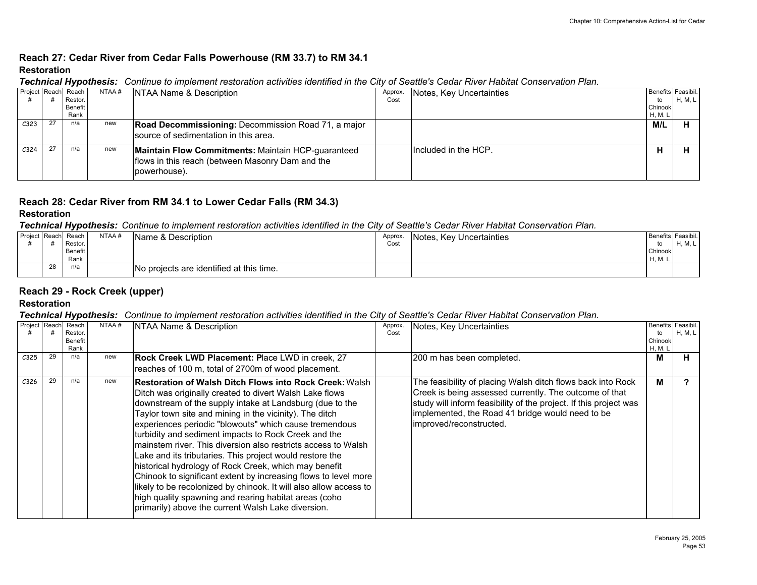## Reach 27: Cedar River from Cedar Falls Powerhouse (RM 33.7) to RM 34.1

### Restoration

***Technical Hypothesis:*** *Continue to implement restoration activities identified in the City of Seattle's Cedar River Habitat Conservation Plan.*

| Project # | Reach # | Reach Restor. Benefit Rank | NTAA # | NTAA Name & Description | Approx. Cost | Notes, Key Uncertainties | Benefits to Chinook H, M, L | Feasibil. H, M, L |
|---|---|---|---|---|---|---|---|---|
| C323 | 27 | n/a | new | **Road Decommissioning:** Decommission Road 71, a major source of sedimentation in this area. | | | **M/L** | **H** |
| C324 | 27 | n/a | new | **Maintain Flow Commitments:** Maintain HCP-guaranteed flows in this reach (between Masonry Dam and the powerhouse). | | Included in the HCP. | **H** | **H** |

## Reach 28: Cedar River from RM 34.1 to Lower Cedar Falls (RM 34.3)

### Restoration

***Technical Hypothesis:*** *Continue to implement restoration activities identified in the City of Seattle's Cedar River Habitat Conservation Plan.*

| Project # | Reach # | Reach Restor. Benefit Rank | NTAA # | Name & Description | Approx. Cost | Notes, Key Uncertainties | Benefits to Chinook H, M. L | Feasibil. H, M, L |
|---|---|---|---|---|---|---|---|---|
| | 28 | n/a | | No projects are identified at this time. | | | | |

## Reach 29 - Rock Creek (upper)

### Restoration

***Technical Hypothesis:*** *Continue to implement restoration activities identified in the City of Seattle's Cedar River Habitat Conservation Plan.*

| Project # | Reach # | Reach Restor. Benefit Rank | NTAA # | NTAA Name & Description | Approx. Cost | Notes, Key Uncertainties | Benefits to Chinook H, M. L | Feasibil. H, M, L |
|---|---|---|---|---|---|---|---|---|
| C325 | 29 | n/a | new | **Rock Creek LWD Placement: P**lace LWD in creek, 27 reaches of 100 m, total of 2700m of wood placement. | | 200 m has been completed. | **M** | **H** |
| C326 | 29 | n/a | new | **Restoration of Walsh Ditch Flows into Rock Creek:** Walsh Ditch was originally created to divert Walsh Lake flows downstream of the supply intake at Landsburg (due to the Taylor town site and mining in the vicinity). The ditch experiences periodic "blowouts" which cause tremendous turbidity and sediment impacts to Rock Creek and the mainstem river. This diversion also restricts access to Walsh Lake and its tributaries. This project would restore the historical hydrology of Rock Creek, which may benefit Chinook to significant extent by increasing flows to level more likely to be recolonized by chinook. It will also allow access to high quality spawning and rearing habitat areas (coho primarily) above the current Walsh Lake diversion. | | The feasibility of placing Walsh ditch flows back into Rock Creek is being assessed currently. The outcome of that study will inform feasibility of the project. If this project was implemented, the Road 41 bridge would need to be improved/reconstructed. | **M** | **?** |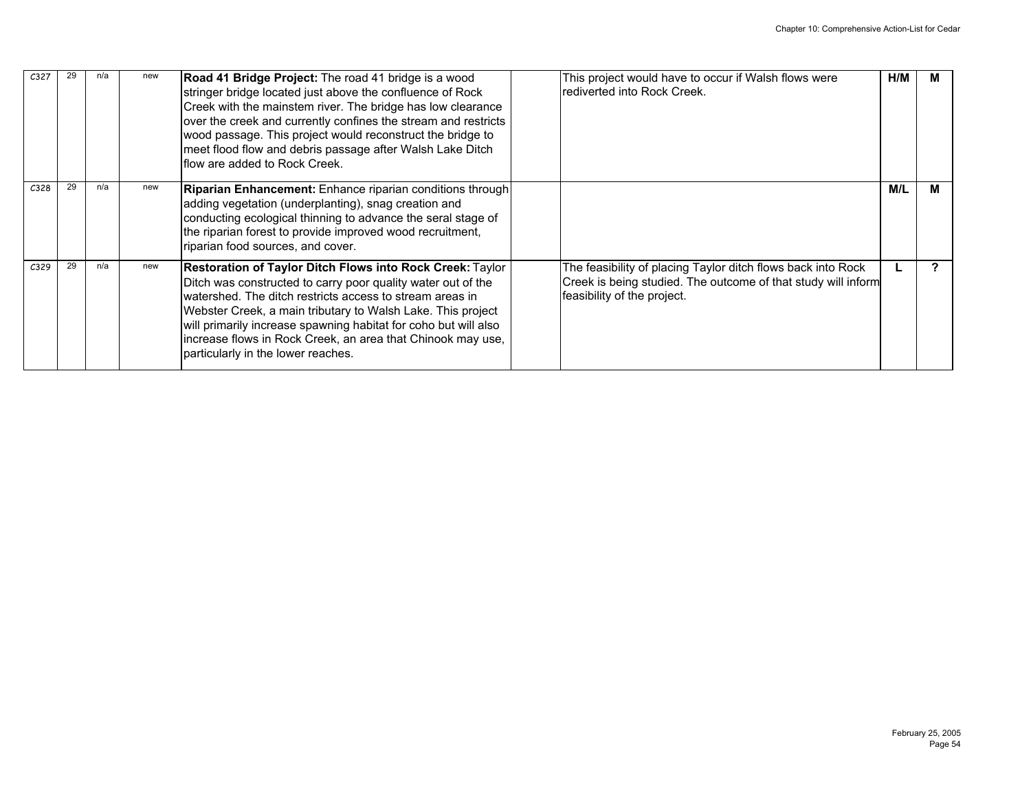| | | | | | | | | |
|---|---|---|---|---|---|---|---|---|
| C327 | 29 | n/a | new | **Road 41 Bridge Project:** The road 41 bridge is a wood stringer bridge located just above the confluence of Rock Creek with the mainstem river. The bridge has low clearance over the creek and currently confines the stream and restricts wood passage. This project would reconstruct the bridge to meet flood flow and debris passage after Walsh Lake Ditch flow are added to Rock Creek. | | This project would have to occur if Walsh flows were rediverted into Rock Creek. | **H/M** | **M** |
| C328 | 29 | n/a | new | **Riparian Enhancement:** Enhance riparian conditions through adding vegetation (underplanting), snag creation and conducting ecological thinning to advance the seral stage of the riparian forest to provide improved wood recruitment, riparian food sources, and cover. | | | **M/L** | **M** |
| C329 | 29 | n/a | new | **Restoration of Taylor Ditch Flows into Rock Creek:** Taylor Ditch was constructed to carry poor quality water out of the watershed. The ditch restricts access to stream areas in Webster Creek, a main tributary to Walsh Lake. This project will primarily increase spawning habitat for coho but will also increase flows in Rock Creek, an area that Chinook may use, particularly in the lower reaches. | | The feasibility of placing Taylor ditch flows back into Rock Creek is being studied. The outcome of that study will inform feasibility of the project. | **L** | **?** |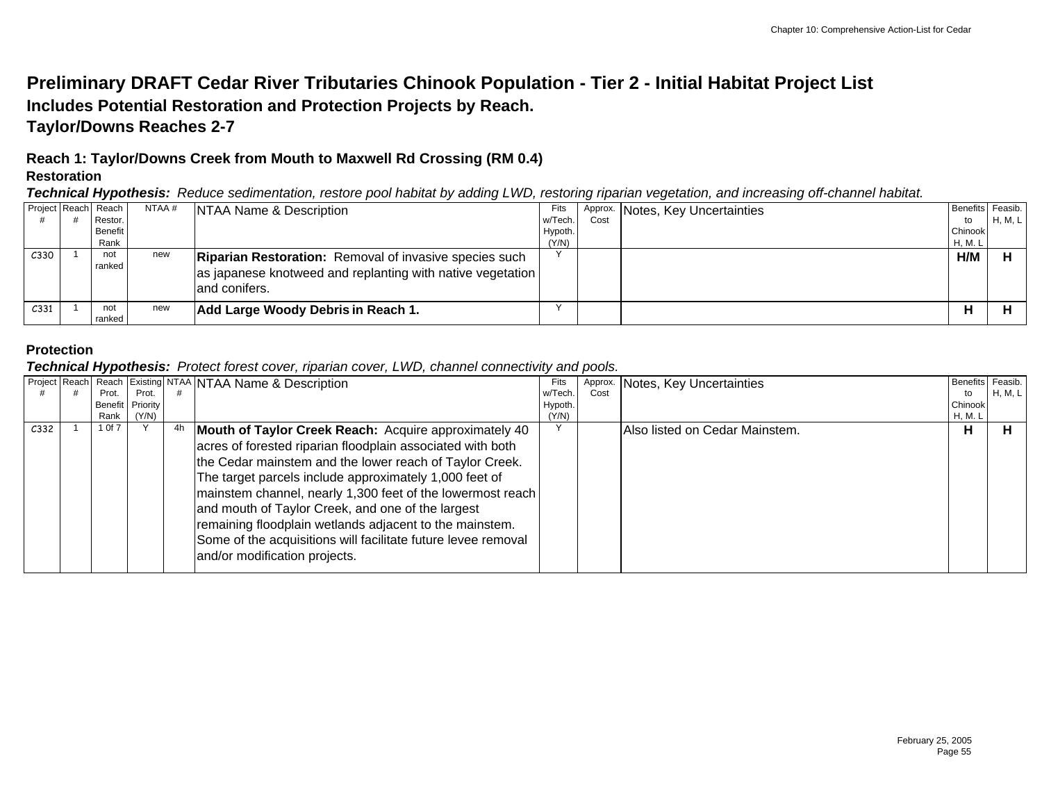# Preliminary DRAFT Cedar River Tributaries Chinook Population - Tier 2 - Initial Habitat Project List

## Includes Potential Restoration and Protection Projects by Reach.

## Taylor/Downs Reaches 2-7

### Reach 1: Taylor/Downs Creek from Mouth to Maxwell Rd Crossing (RM 0.4)

#### Restoration

***Technical Hypothesis:*** *Reduce sedimentation, restore pool habitat by adding LWD, restoring riparian vegetation, and increasing off-channel habitat.*

| Project # | Reach # | Reach Restor. Benefit Rank | NTAA # | NTAA Name & Description | Fits w/Tech. Hypoth. (Y/N) | Approx. Cost | Notes, Key Uncertainties | Benefits to Chinook H, M. L | Feasib. H, M, L |
|---|---|---|---|---|---|---|---|---|---|
| C330 | 1 | not ranked | new | **Riparian Restoration:** Removal of invasive species such as japanese knotweed and replanting with native vegetation and conifers. | Y | | | **H/M** | **H** |
| C331 | 1 | not ranked | new | **Add Large Woody Debris in Reach 1.** | Y | | | **H** | **H** |

#### Protection

***Technical Hypothesis:*** *Protect forest cover, riparian cover, LWD, channel connectivity and pools.*

| Project # | Reach # | Reach Prot. Benefit Rank | Existing Prot. Priority (Y/N) | NTAA # | NTAA Name & Description | Fits w/Tech. Hypoth. (Y/N) | Approx. Cost | Notes, Key Uncertainties | Benefits to Chinook H, M. L | Feasib. H, M, L |
|---|---|---|---|---|---|---|---|---|---|---|
| C332 | 1 | 1 0f 7 | Y | 4h | **Mouth of Taylor Creek Reach:** Acquire approximately 40 acres of forested riparian floodplain associated with both the Cedar mainstem and the lower reach of Taylor Creek. The target parcels include approximately 1,000 feet of mainstem channel, nearly 1,300 feet of the lowermost reach and mouth of Taylor Creek, and one of the largest remaining floodplain wetlands adjacent to the mainstem. Some of the acquisitions will facilitate future levee removal and/or modification projects. | Y | | Also listed on Cedar Mainstem. | **H** | **H** |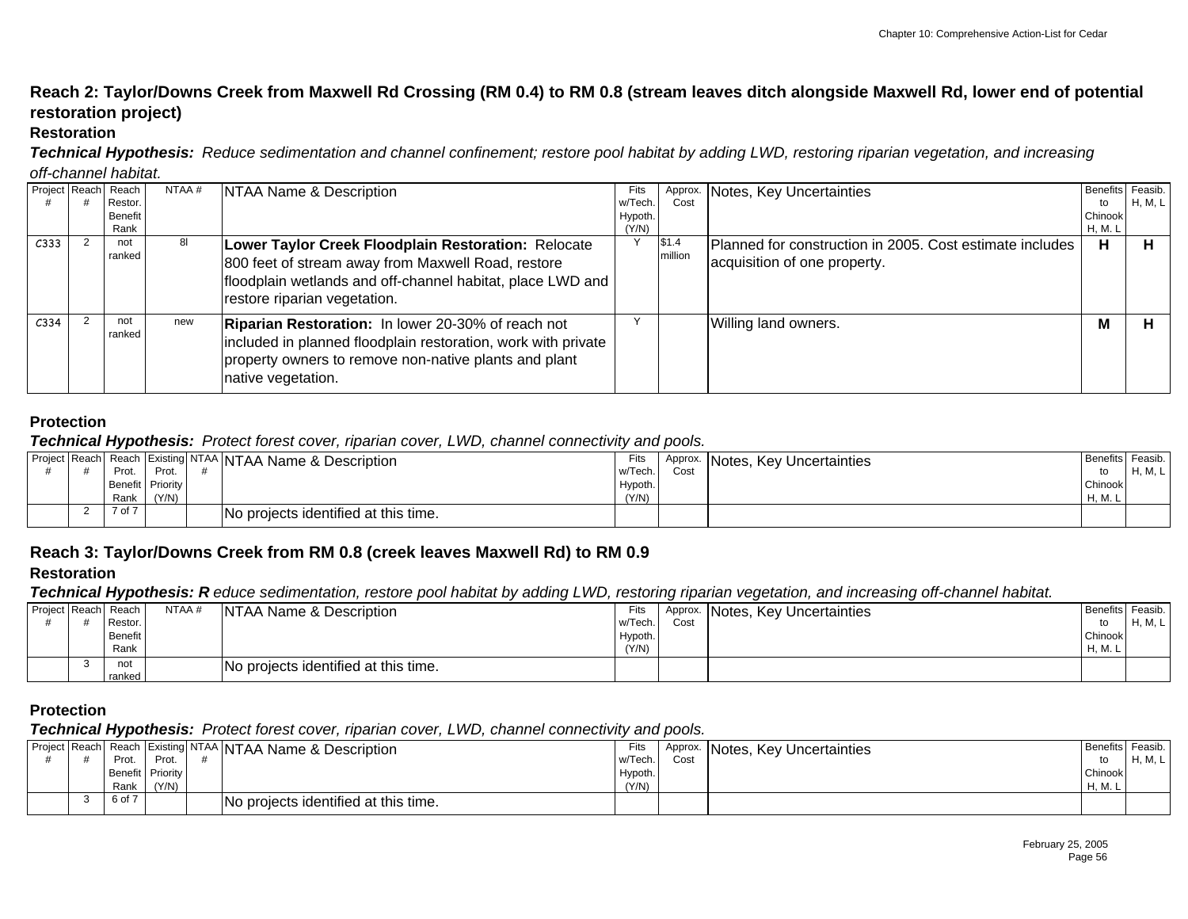## Reach 2: Taylor/Downs Creek from Maxwell Rd Crossing (RM 0.4) to RM 0.8 (stream leaves ditch alongside Maxwell Rd, lower end of potential restoration project)

### Restoration

***Technical Hypothesis:*** *Reduce sedimentation and channel confinement; restore pool habitat by adding LWD, restoring riparian vegetation, and increasing off-channel habitat.*

| Project # | Reach # | Reach Restor. Benefit Rank | NTAA # | NTAA Name & Description | Fits w/Tech. Hypoth. (Y/N) | Approx. Cost | Notes, Key Uncertainties | Benefits to Chinook H, M. L | Feasib. H, M, L |
|---|---|---|---|---|---|---|---|---|---|
| C333 | 2 | not ranked | 8l | **Lower Taylor Creek Floodplain Restoration:** Relocate 800 feet of stream away from Maxwell Road, restore floodplain wetlands and off-channel habitat, place LWD and restore riparian vegetation. | Y | $1.4 million | Planned for construction in 2005. Cost estimate includes acquisition of one property. | **H** | **H** |
| C334 | 2 | not ranked | new | **Riparian Restoration:** In lower 20-30% of reach not included in planned floodplain restoration, work with private property owners to remove non-native plants and plant native vegetation. | Y | | Willing land owners. | **M** | **H** |

### Protection

***Technical Hypothesis:*** *Protect forest cover, riparian cover, LWD, channel connectivity and pools.*

| Project # | Reach # | Reach Prot. Benefit Rank | Existing Prot. Priority (Y/N) | NTAA # | NTAA Name & Description | Fits w/Tech. Hypoth. (Y/N) | Approx. Cost | Notes, Key Uncertainties | Benefits to Chinook H, M. L | Feasib. H, M, L |
|---|---|---|---|---|---|---|---|---|---|---|
| | 2 | 7 of 7 | | | No projects identified at this time. | | | | | |

## Reach 3: Taylor/Downs Creek from RM 0.8 (creek leaves Maxwell Rd) to RM 0.9

### Restoration

***Technical Hypothesis: R*** *educe sedimentation, restore pool habitat by adding LWD, restoring riparian vegetation, and increasing off-channel habitat.*

| Project # | Reach # | Reach Restor. Benefit Rank | NTAA # | NTAA Name & Description | Fits w/Tech. Hypoth. (Y/N) | Approx. Cost | Notes, Key Uncertainties | Benefits to Chinook H, M. L | Feasib. H, M, L |
|---|---|---|---|---|---|---|---|---|---|
| | 3 | not ranked | | No projects identified at this time. | | | | | |

### Protection

***Technical Hypothesis:*** *Protect forest cover, riparian cover, LWD, channel connectivity and pools.*

| Project # | Reach # | Reach Prot. Benefit Rank | Existing Prot. Priority (Y/N) | NTAA # | NTAA Name & Description | Fits w/Tech. Hypoth. (Y/N) | Approx. Cost | Notes, Key Uncertainties | Benefits to Chinook H, M. L | Feasib. H, M, L |
|---|---|---|---|---|---|---|---|---|---|---|
| | 3 | 6 of 7 | | | No projects identified at this time. | | | | | |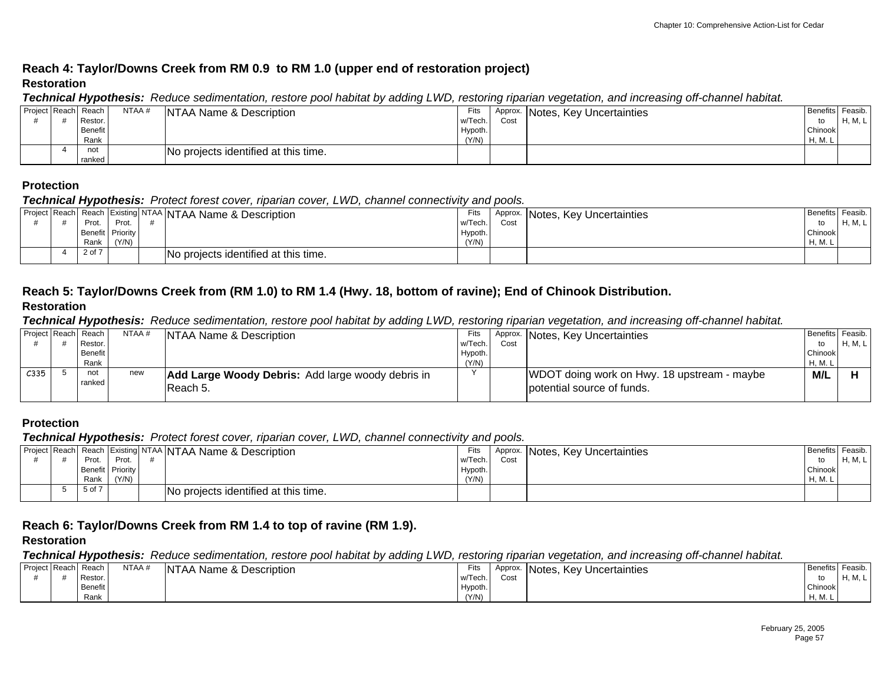## Reach 4: Taylor/Downs Creek from RM 0.9 to RM 1.0 (upper end of restoration project)

### Restoration

***Technical Hypothesis:*** *Reduce sedimentation, restore pool habitat by adding LWD, restoring riparian vegetation, and increasing off-channel habitat.*

| Project # | Reach # | Reach Restor. Benefit Rank | NTAA # | NTAA Name & Description | Fits w/Tech. Hypoth. (Y/N) | Approx. Cost | Notes, Key Uncertainties | Benefits to Chinook H, M, L | Feasib. H, M, L |
|---|---|---|---|---|---|---|---|---|---|
| | 4 | not ranked | | No projects identified at this time. | | | | | |

### Protection

***Technical Hypothesis:*** *Protect forest cover, riparian cover, LWD, channel connectivity and pools.*

| Project # | Reach # | Reach Prot. Benefit Rank | Existing Prot. Priority (Y/N) | NTAA # | NTAA Name & Description | Fits w/Tech. Hypoth. (Y/N) | Approx. Cost | Notes, Key Uncertainties | Benefits to Chinook H, M, L | Feasib. H, M, L |
|---|---|---|---|---|---|---|---|---|---|---|
| | 4 | 2 of 7 | | | No projects identified at this time. | | | | | |

## Reach 5: Taylor/Downs Creek from (RM 1.0) to RM 1.4 (Hwy. 18, bottom of ravine); End of Chinook Distribution.

### Restoration

***Technical Hypothesis:*** *Reduce sedimentation, restore pool habitat by adding LWD, restoring riparian vegetation, and increasing off-channel habitat.*

| Project # | Reach # | Reach Restor. Benefit Rank | NTAA # | NTAA Name & Description | Fits w/Tech. Hypoth. (Y/N) | Approx. Cost | Notes, Key Uncertainties | Benefits to Chinook H, M, L | Feasib. H, M, L |
|---|---|---|---|---|---|---|---|---|---|
| C335 | 5 | not ranked | new | **Add Large Woody Debris:** Add large woody debris in Reach 5. | Y | | WDOT doing work on Hwy. 18 upstream - maybe potential source of funds. | **M/L** | **H** |

### Protection

***Technical Hypothesis:*** *Protect forest cover, riparian cover, LWD, channel connectivity and pools.*

| Project # | Reach # | Reach Prot. Benefit Rank | Existing Prot. Priority (Y/N) | NTAA # | NTAA Name & Description | Fits w/Tech. Hypoth. (Y/N) | Approx. Cost | Notes, Key Uncertainties | Benefits to Chinook H, M, L | Feasib. H, M, L |
|---|---|---|---|---|---|---|---|---|---|---|
| | 5 | 5 of 7 | | | No projects identified at this time. | | | | | |

## Reach 6: Taylor/Downs Creek from RM 1.4 to top of ravine (RM 1.9).

### Restoration

***Technical Hypothesis:*** *Reduce sedimentation, restore pool habitat by adding LWD, restoring riparian vegetation, and increasing off-channel habitat.*

| Project # | Reach # | Reach Restor. Benefit Rank | NTAA # | NTAA Name & Description | Fits w/Tech. Hypoth. (Y/N) | Approx. Cost | Notes, Key Uncertainties | Benefits to Chinook H, M, L | Feasib. H, M, L |
|---|---|---|---|---|---|---|---|---|---|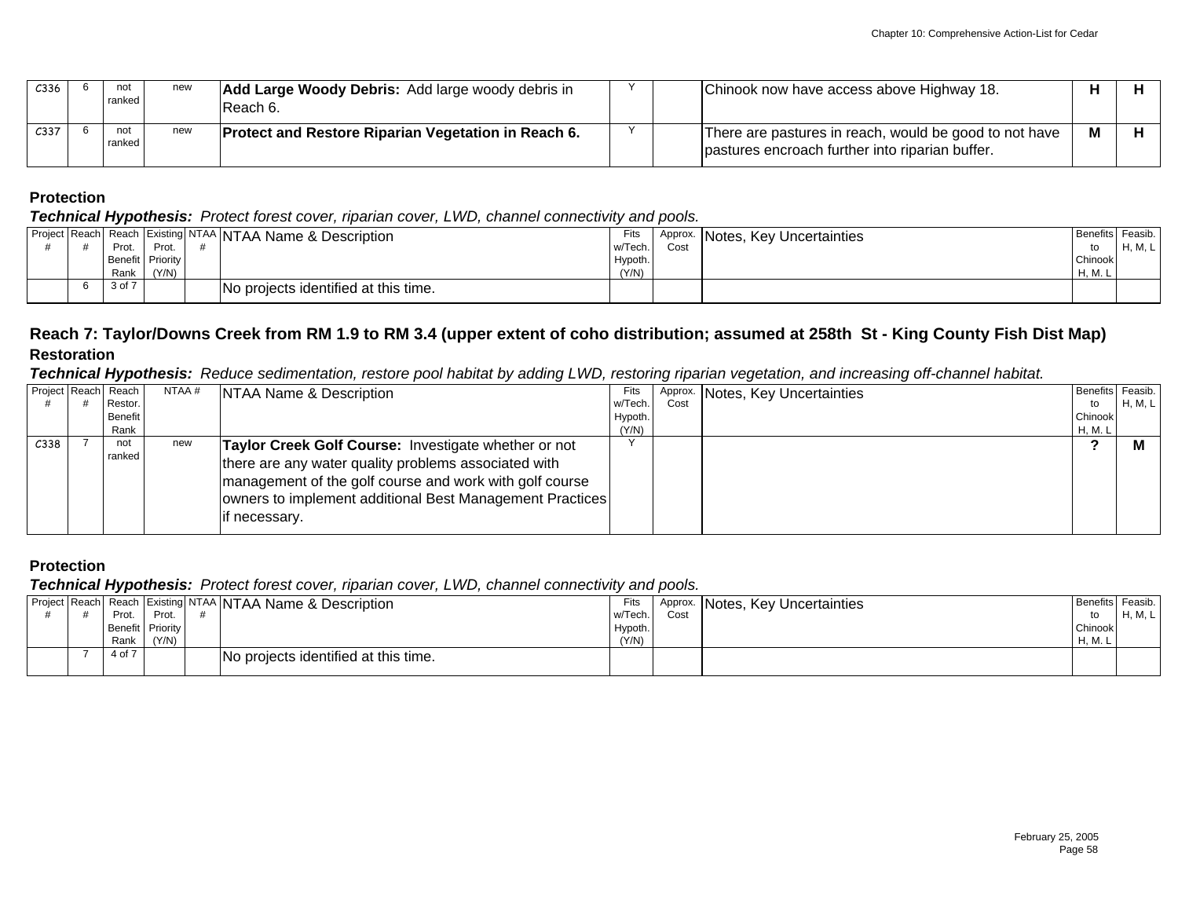| C336 | 6 | not ranked | new | **Add Large Woody Debris:** Add large woody debris in Reach 6. | Y | | Chinook now have access above Highway 18. | **H** | **H** |
|---|---|---|---|---|---|---|---|---|---|
| C337 | 6 | not ranked | new | **Protect and Restore Riparian Vegetation in Reach 6.** | Y | | There are pastures in reach, would be good to not have pastures encroach further into riparian buffer. | **M** | **H** |

**Protection**

***Technical Hypothesis:*** *Protect forest cover, riparian cover, LWD, channel connectivity and pools.*

| Project # | Reach # | Reach Prot. Benefit Rank | Existing Prot. Priority (Y/N) | NTAA # | NTAA Name & Description | Fits w/Tech. Hypoth. (Y/N) | Approx. Cost | Notes, Key Uncertainties | Benefits to Chinook H, M, L | Feasib. H, M, L |
|---|---|---|---|---|---|---|---|---|---|---|
| | 6 | 3 of 7 | | | No projects identified at this time. | | | | | |

## Reach 7: Taylor/Downs Creek from RM 1.9 to RM 3.4 (upper extent of coho distribution; assumed at 258th St - King County Fish Dist Map)

**Restoration**

***Technical Hypothesis:*** *Reduce sedimentation, restore pool habitat by adding LWD, restoring riparian vegetation, and increasing off-channel habitat.*

| Project # | Reach # | Reach Restor. Benefit Rank | NTAA # | NTAA Name & Description | Fits w/Tech. Hypoth. (Y/N) | Approx. Cost | Notes, Key Uncertainties | Benefits to Chinook H, M, L | Feasib. H, M, L |
|---|---|---|---|---|---|---|---|---|---|
| C338 | 7 | not ranked | new | **Taylor Creek Golf Course:** Investigate whether or not there are any water quality problems associated with management of the golf course and work with golf course owners to implement additional Best Management Practices if necessary. | Y | | | **?** | **M** |

**Protection**

***Technical Hypothesis:*** *Protect forest cover, riparian cover, LWD, channel connectivity and pools.*

| Project # | Reach # | Reach Prot. Benefit Rank | Existing Prot. Priority (Y/N) | NTAA # | NTAA Name & Description | Fits w/Tech. Hypoth. (Y/N) | Approx. Cost | Notes, Key Uncertainties | Benefits to Chinook H, M, L | Feasib. H, M, L |
|---|---|---|---|---|---|---|---|---|---|---|
| | 7 | 4 of 7 | | | No projects identified at this time. | | | | | |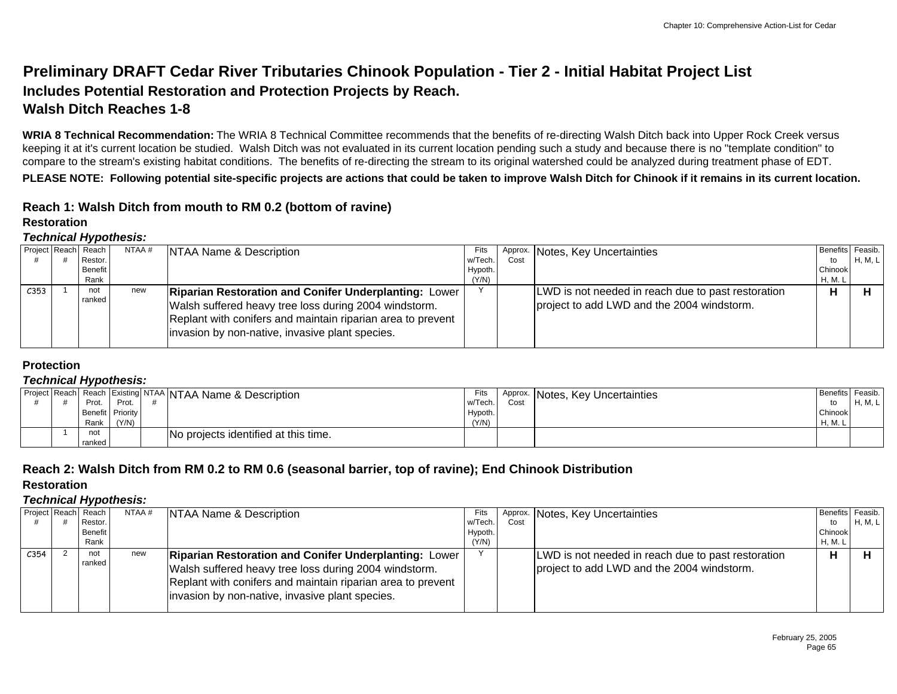# Preliminary DRAFT Cedar River Tributaries Chinook Population - Tier 2 - Initial Habitat Project List

## Includes Potential Restoration and Protection Projects by Reach.

## Walsh Ditch Reaches 1-8

**WRIA 8 Technical Recommendation:** The WRIA 8 Technical Committee recommends that the benefits of re-directing Walsh Ditch back into Upper Rock Creek versus keeping it at it's current location be studied. Walsh Ditch was not evaluated in its current location pending such a study and because there is no "template condition" to compare to the stream's existing habitat conditions. The benefits of re-directing the stream to its original watershed could be analyzed during treatment phase of EDT.

**PLEASE NOTE: Following potential site-specific projects are actions that could be taken to improve Walsh Ditch for Chinook if it remains in its current location.**

### Reach 1: Walsh Ditch from mouth to RM 0.2 (bottom of ravine)

#### Restoration

***Technical Hypothesis:***

| Project # | Reach # | Reach Restor. Benefit Rank | NTAA # | NTAA Name & Description | Fits w/Tech. Hypoth. (Y/N) | Approx. Cost | Notes, Key Uncertainties | Benefits to Chinook H, M, L | Feasib. H, M, L |
|---|---|---|---|---|---|---|---|---|---|
| C353 | 1 | not ranked | new | **Riparian Restoration and Conifer Underplanting:** Lower Walsh suffered heavy tree loss during 2004 windstorm. Replant with conifers and maintain riparian area to prevent invasion by non-native, invasive plant species. | Y | | LWD is not needed in reach due to past restoration project to add LWD and the 2004 windstorm. | H | H |

#### Protection

***Technical Hypothesis:***

| Project # | Reach # | Reach Prot. Benefit Rank | Existing Prot. Priority (Y/N) | NTAA # | NTAA Name & Description | Fits w/Tech. Hypoth. (Y/N) | Approx. Cost | Notes, Key Uncertainties | Benefits to Chinook H, M, L | Feasib. H, M, L |
|---|---|---|---|---|---|---|---|---|---|---|
| | 1 | not ranked | | | No projects identified at this time. | | | | | |

### Reach 2: Walsh Ditch from RM 0.2 to RM 0.6 (seasonal barrier, top of ravine); End Chinook Distribution

#### Restoration

***Technical Hypothesis:***

| Project # | Reach # | Reach Restor. Benefit Rank | NTAA # | NTAA Name & Description | Fits w/Tech. Hypoth. (Y/N) | Approx. Cost | Notes, Key Uncertainties | Benefits to Chinook H, M, L | Feasib. H, M, L |
|---|---|---|---|---|---|---|---|---|---|
| C354 | 2 | not ranked | new | **Riparian Restoration and Conifer Underplanting:** Lower Walsh suffered heavy tree loss during 2004 windstorm. Replant with conifers and maintain riparian area to prevent invasion by non-native, invasive plant species. | Y | | LWD is not needed in reach due to past restoration project to add LWD and the 2004 windstorm. | H | H |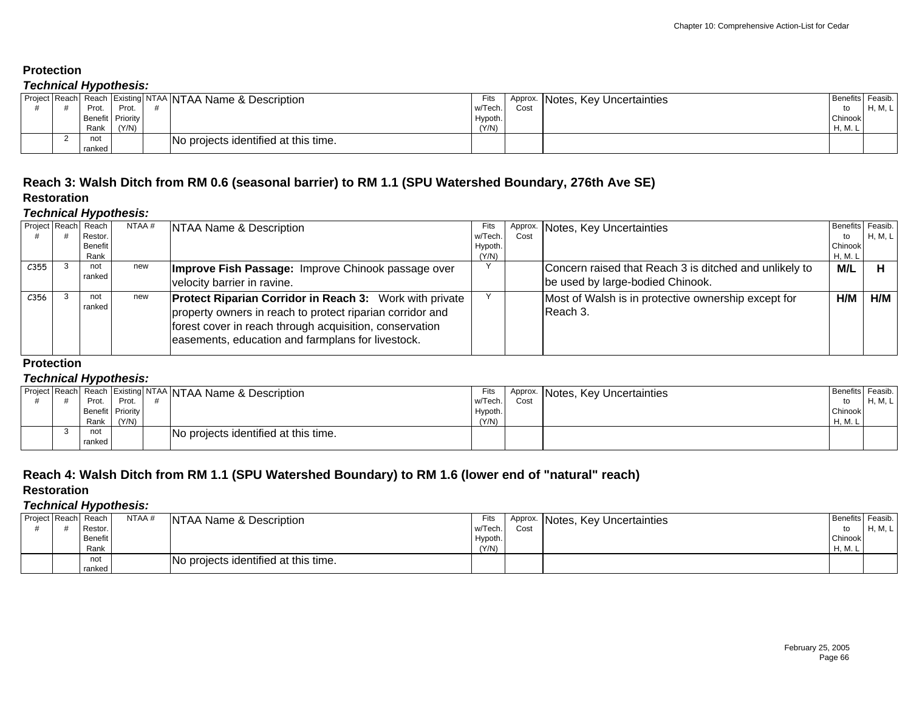### Protection

***Technical Hypothesis:***

| Project # | Reach # | Reach Prot. Benefit Rank | Existing Prot. Priority (Y/N) | NTAA # | NTAA Name & Description | Fits w/Tech. Hypoth. (Y/N) | Approx. Cost | Notes, Key Uncertainties | Benefits to Chinook H, M. L | Feasib. H, M, L |
|---|---|---|---|---|---|---|---|---|---|---|
| | 2 | not ranked | | | No projects identified at this time. | | | | | |

## Reach 3: Walsh Ditch from RM 0.6 (seasonal barrier) to RM 1.1 (SPU Watershed Boundary, 276th Ave SE)

### Restoration

***Technical Hypothesis:***

| Project # | Reach # | Reach Restor. Benefit Rank | NTAA # | NTAA Name & Description | Fits w/Tech. Hypoth. (Y/N) | Approx. Cost | Notes, Key Uncertainties | Benefits to Chinook H, M. L | Feasib. H, M, L |
|---|---|---|---|---|---|---|---|---|---|
| C355 | 3 | not ranked | new | **Improve Fish Passage:** Improve Chinook passage over velocity barrier in ravine. | Y | | Concern raised that Reach 3 is ditched and unlikely to be used by large-bodied Chinook. | **M/L** | **H** |
| C356 | 3 | not ranked | new | **Protect Riparian Corridor in Reach 3:** Work with private property owners in reach to protect riparian corridor and forest cover in reach through acquisition, conservation easements, education and farmplans for livestock. | Y | | Most of Walsh is in protective ownership except for Reach 3. | **H/M** | **H/M** |

### Protection

***Technical Hypothesis:***

| Project # | Reach # | Reach Prot. Benefit Rank | Existing Prot. Priority (Y/N) | NTAA # | NTAA Name & Description | Fits w/Tech. Hypoth. (Y/N) | Approx. Cost | Notes, Key Uncertainties | Benefits to Chinook H, M. L | Feasib. H, M, L |
|---|---|---|---|---|---|---|---|---|---|---|
| | 3 | not ranked | | | No projects identified at this time. | | | | | |

## Reach 4: Walsh Ditch from RM 1.1 (SPU Watershed Boundary) to RM 1.6 (lower end of "natural" reach)

### Restoration

***Technical Hypothesis:***

| Project # | Reach # | Reach Restor. Benefit Rank | NTAA # | NTAA Name & Description | Fits w/Tech. Hypoth. (Y/N) | Approx. Cost | Notes, Key Uncertainties | Benefits to Chinook H, M. L | Feasib. H, M, L |
|---|---|---|---|---|---|---|---|---|---|
| | | not ranked | | No projects identified at this time. | | | | | |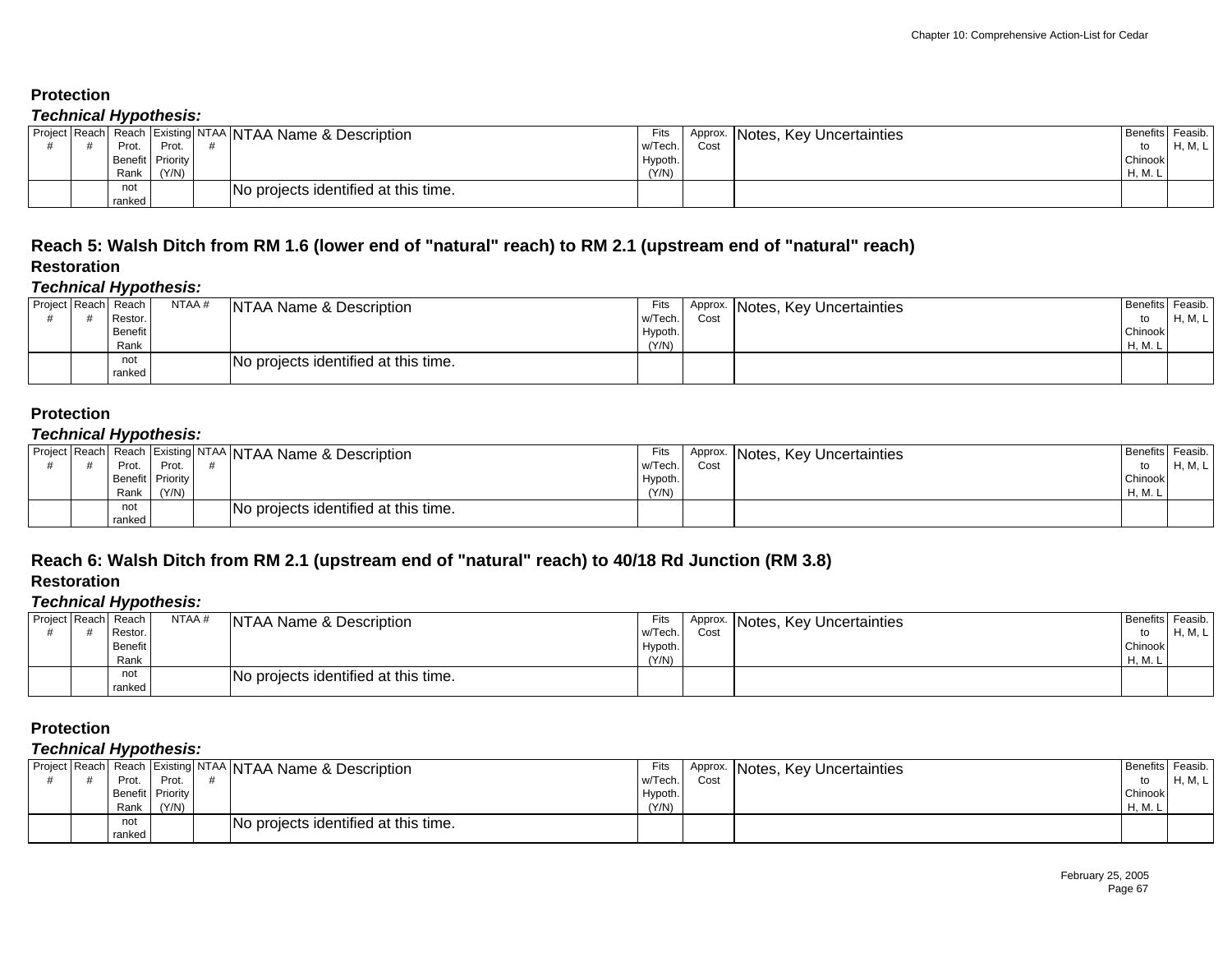### Protection

***Technical Hypothesis:***

| Project # | Reach # | Reach Prot. Benefit Rank | Existing Prot. Priority (Y/N) | NTAA # | NTAA Name & Description | Fits w/Tech. Hypoth. (Y/N) | Approx. Cost | Notes, Key Uncertainties | Benefits to Chinook H, M. L | Feasib. H, M, L |
|---|---|---|---|---|---|---|---|---|---|---|
| | | not ranked | | | No projects identified at this time. | | | | | |

## Reach 5: Walsh Ditch from RM 1.6 (lower end of "natural" reach) to RM 2.1 (upstream end of "natural" reach)

### Restoration

***Technical Hypothesis:***

| Project # | Reach # | Reach Restor. Benefit Rank | NTAA # | NTAA Name & Description | Fits w/Tech. Hypoth. (Y/N) | Approx. Cost | Notes, Key Uncertainties | Benefits to Chinook H, M. L | Feasib. H, M, L |
|---|---|---|---|---|---|---|---|---|---|
| | | not ranked | | No projects identified at this time. | | | | | |

### Protection

***Technical Hypothesis:***

| Project # | Reach # | Reach Prot. Benefit Rank | Existing Prot. Priority (Y/N) | NTAA # | NTAA Name & Description | Fits w/Tech. Hypoth. (Y/N) | Approx. Cost | Notes, Key Uncertainties | Benefits to Chinook H, M. L | Feasib. H, M, L |
|---|---|---|---|---|---|---|---|---|---|---|
| | | not ranked | | | No projects identified at this time. | | | | | |

## Reach 6: Walsh Ditch from RM 2.1 (upstream end of "natural" reach) to 40/18 Rd Junction (RM 3.8)

### Restoration

***Technical Hypothesis:***

| Project # | Reach # | Reach Restor. Benefit Rank | NTAA # | NTAA Name & Description | Fits w/Tech. Hypoth. (Y/N) | Approx. Cost | Notes, Key Uncertainties | Benefits to Chinook H, M. L | Feasib. H, M, L |
|---|---|---|---|---|---|---|---|---|---|
| | | not ranked | | No projects identified at this time. | | | | | |

### Protection

***Technical Hypothesis:***

| Project # | Reach # | Reach Prot. Benefit Rank | Existing Prot. Priority (Y/N) | NTAA # | NTAA Name & Description | Fits w/Tech. Hypoth. (Y/N) | Approx. Cost | Notes, Key Uncertainties | Benefits to Chinook H, M. L | Feasib. H, M, L |
|---|---|---|---|---|---|---|---|---|---|---|
| | | not ranked | | | No projects identified at this time. | | | | | |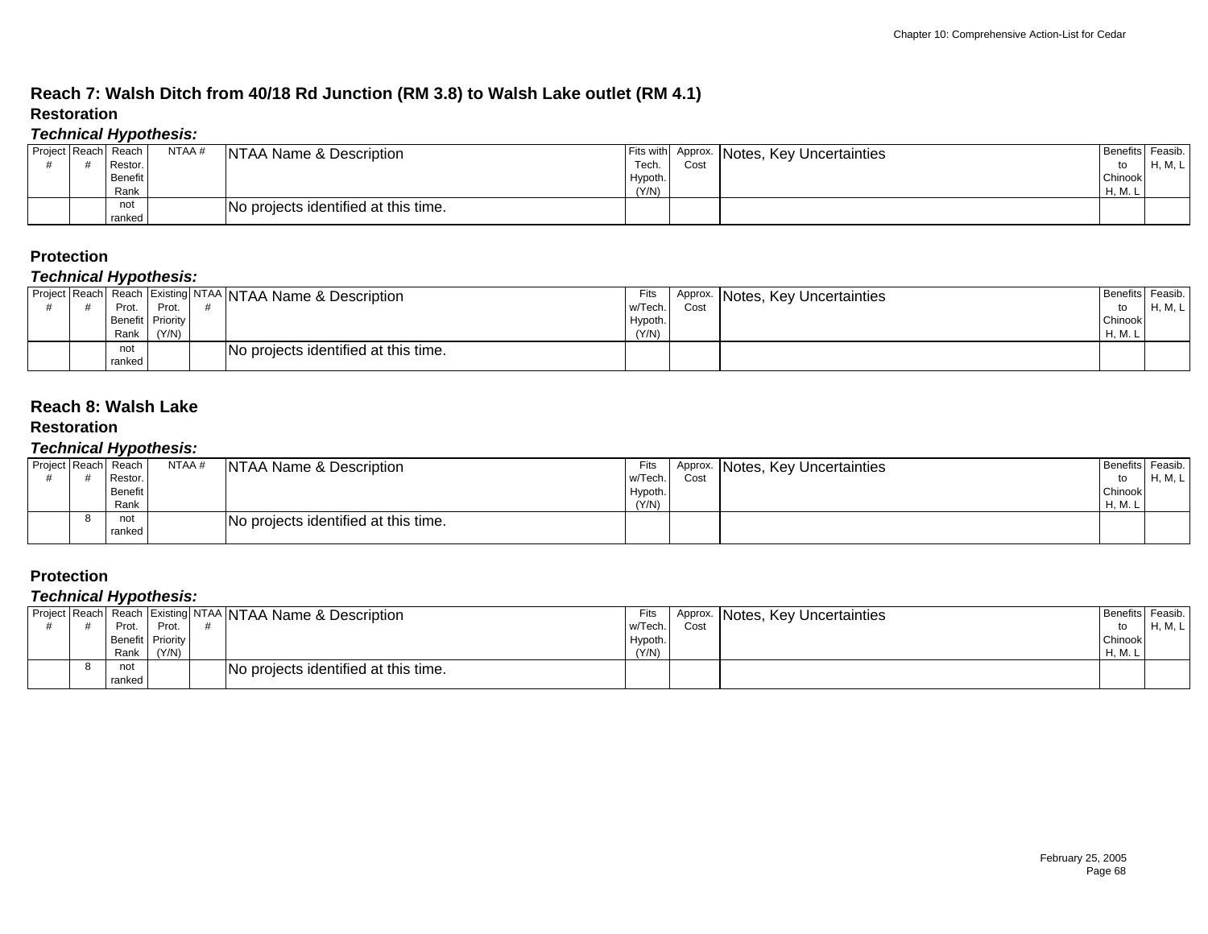## Reach 7: Walsh Ditch from 40/18 Rd Junction (RM 3.8) to Walsh Lake outlet (RM 4.1)

### Restoration

***Technical Hypothesis:***

| Project # | Reach # | Reach Restor. Benefit Rank | NTAA # | NTAA Name & Description | Fits with Tech. Hypoth. (Y/N) | Approx. Cost | Notes, Key Uncertainties | Benefits to Chinook H, M. L | Feasib. H, M, L |
|---|---|---|---|---|---|---|---|---|---|
| | | not ranked | | No projects identified at this time. | | | | | |

### Protection

***Technical Hypothesis:***

| Project # | Reach # | Reach Prot. Benefit Rank | Existing Prot. Priority (Y/N) | NTAA # | NTAA Name & Description | Fits w/Tech. Hypoth. (Y/N) | Approx. Cost | Notes, Key Uncertainties | Benefits to Chinook H, M. L | Feasib. H, M, L |
|---|---|---|---|---|---|---|---|---|---|---|
| | | not ranked | | | No projects identified at this time. | | | | | |

## Reach 8: Walsh Lake

### Restoration

***Technical Hypothesis:***

| Project # | Reach # | Reach Restor. Benefit Rank | NTAA # | NTAA Name & Description | Fits w/Tech. Hypoth. (Y/N) | Approx. Cost | Notes, Key Uncertainties | Benefits to Chinook H, M. L | Feasib. H, M, L |
|---|---|---|---|---|---|---|---|---|---|
| | 8 | not ranked | | No projects identified at this time. | | | | | |

### Protection

***Technical Hypothesis:***

| Project # | Reach # | Reach Prot. Benefit Rank | Existing Prot. Priority (Y/N) | NTAA # | NTAA Name & Description | Fits w/Tech. Hypoth. (Y/N) | Approx. Cost | Notes, Key Uncertainties | Benefits to Chinook H, M. L | Feasib. H, M, L |
|---|---|---|---|---|---|---|---|---|---|---|
| | 8 | not ranked | | | No projects identified at this time. | | | | | |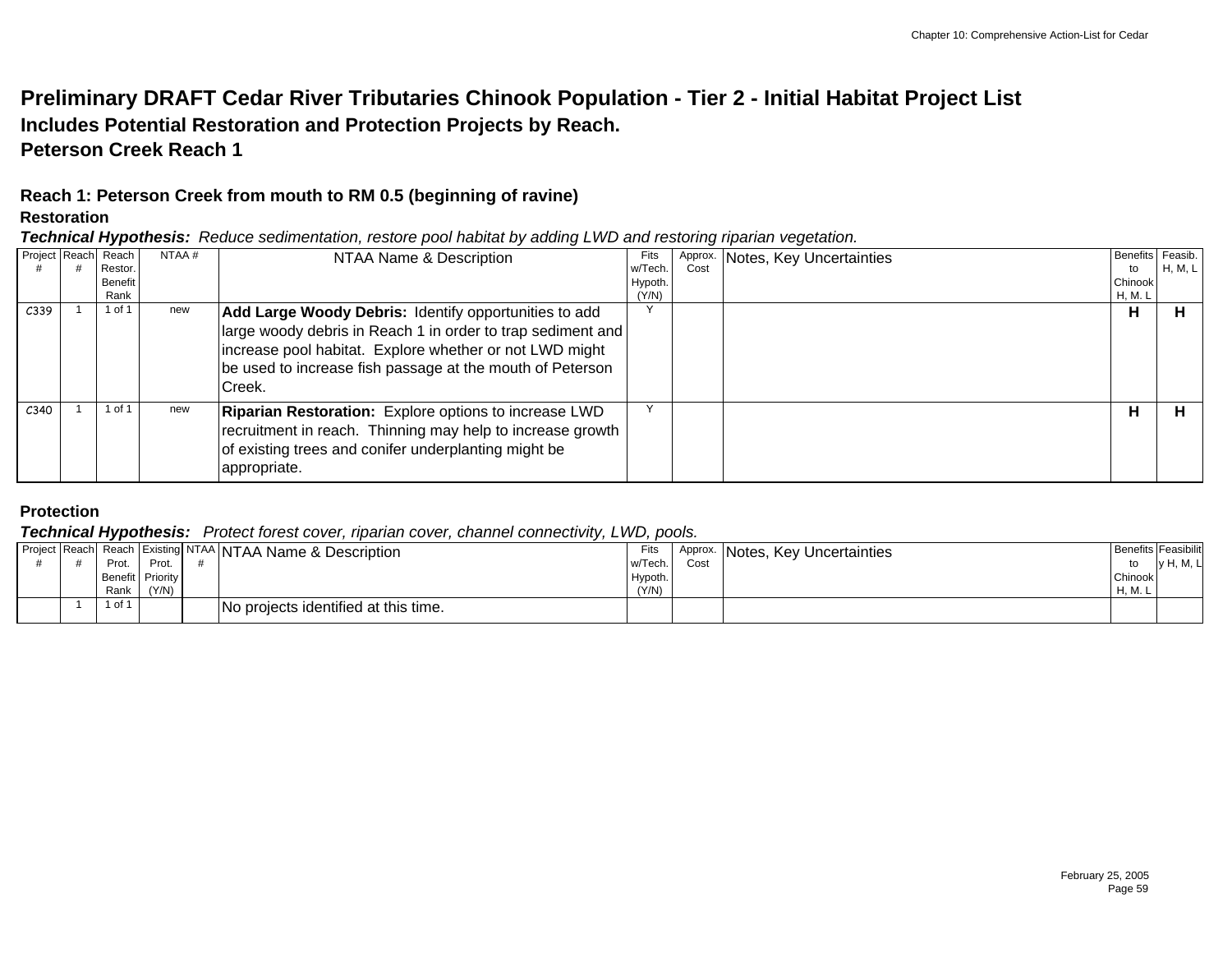# Preliminary DRAFT Cedar River Tributaries Chinook Population - Tier 2 - Initial Habitat Project List

## Includes Potential Restoration and Protection Projects by Reach.

## Peterson Creek Reach 1

### Reach 1: Peterson Creek from mouth to RM 0.5 (beginning of ravine)

#### Restoration

***Technical Hypothesis:*** *Reduce sedimentation, restore pool habitat by adding LWD and restoring riparian vegetation.*

| Project # | Reach # | Reach Restor. Benefit Rank | NTAA # | NTAA Name & Description | Fits w/Tech. Hypoth. (Y/N) | Approx. Cost | Notes, Key Uncertainties | Benefits to Chinook H, M. L | Feasib. H, M, L |
|---|---|---|---|---|---|---|---|---|---|
| C339 | 1 | 1 of 1 | new | **Add Large Woody Debris:** Identify opportunities to add large woody debris in Reach 1 in order to trap sediment and increase pool habitat. Explore whether or not LWD might be used to increase fish passage at the mouth of Peterson Creek. | Y | | | **H** | **H** |
| C340 | 1 | 1 of 1 | new | **Riparian Restoration:** Explore options to increase LWD recruitment in reach. Thinning may help to increase growth of existing trees and conifer underplanting might be appropriate. | Y | | | **H** | **H** |

#### Protection

***Technical Hypothesis:*** *Protect forest cover, riparian cover, channel connectivity, LWD, pools.*

| Project # | Reach # | Reach Prot. Benefit Rank | Existing Prot. Priority (Y/N) | NTAA # | NTAA Name & Description | Fits w/Tech. Hypoth. (Y/N) | Approx. Cost | Notes, Key Uncertainties | Benefits to Chinook H, M. L | Feasibility H, M, L |
|---|---|---|---|---|---|---|---|---|---|---|
| | 1 | 1 of 1 | | | No projects identified at this time. | | | | | |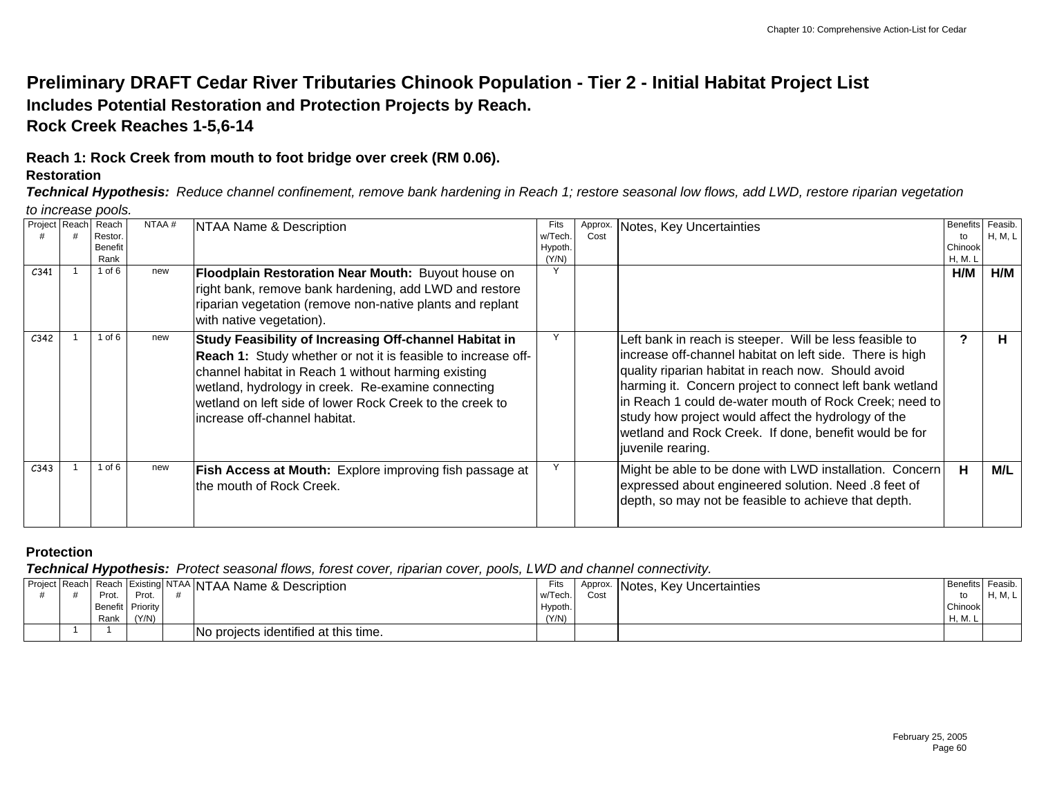# Preliminary DRAFT Cedar River Tributaries Chinook Population - Tier 2 - Initial Habitat Project List

## Includes Potential Restoration and Protection Projects by Reach.

## Rock Creek Reaches 1-5,6-14

### Reach 1: Rock Creek from mouth to foot bridge over creek (RM 0.06).

**Restoration**

***Technical Hypothesis:*** *Reduce channel confinement, remove bank hardening in Reach 1; restore seasonal low flows, add LWD, restore riparian vegetation to increase pools.*

| Project # | Reach # | Reach Restor. Benefit Rank | NTAA # | NTAA Name & Description | Fits w/Tech. Hypoth. (Y/N) | Approx. Cost | Notes, Key Uncertainties | Benefits to Chinook H, M, L | Feasib. H, M, L |
|---|---|---|---|---|---|---|---|---|---|
| C341 | 1 | 1 of 6 | new | **Floodplain Restoration Near Mouth:** Buyout house on right bank, remove bank hardening, add LWD and restore riparian vegetation (remove non-native plants and replant with native vegetation). | Y | | | **H/M** | **H/M** |
| C342 | 1 | 1 of 6 | new | **Study Feasibility of Increasing Off-channel Habitat in Reach 1:** Study whether or not it is feasible to increase off-channel habitat in Reach 1 without harming existing wetland, hydrology in creek. Re-examine connecting wetland on left side of lower Rock Creek to the creek to increase off-channel habitat. | Y | | Left bank in reach is steeper. Will be less feasible to increase off-channel habitat on left side. There is high quality riparian habitat in reach now. Should avoid harming it. Concern project to connect left bank wetland in Reach 1 could de-water mouth of Rock Creek; need to study how project would affect the hydrology of the wetland and Rock Creek. If done, benefit would be for juvenile rearing. | **?** | **H** |
| C343 | 1 | 1 of 6 | new | **Fish Access at Mouth:** Explore improving fish passage at the mouth of Rock Creek. | Y | | Might be able to be done with LWD installation. Concern expressed about engineered solution. Need .8 feet of depth, so may not be feasible to achieve that depth. | **H** | **M/L** |

**Protection**

***Technical Hypothesis:*** *Protect seasonal flows, forest cover, riparian cover, pools, LWD and channel connectivity.*

| Project # | Reach # | Reach Prot. Benefit Rank | Existing Prot. Priority (Y/N) | NTAA # | NTAA Name & Description | Fits w/Tech. Hypoth. (Y/N) | Approx. Cost | Notes, Key Uncertainties | Benefits to Chinook H, M, L | Feasib. H, M, L |
|---|---|---|---|---|---|---|---|---|---|---|
| | 1 | 1 | | | No projects identified at this time. | | | | | |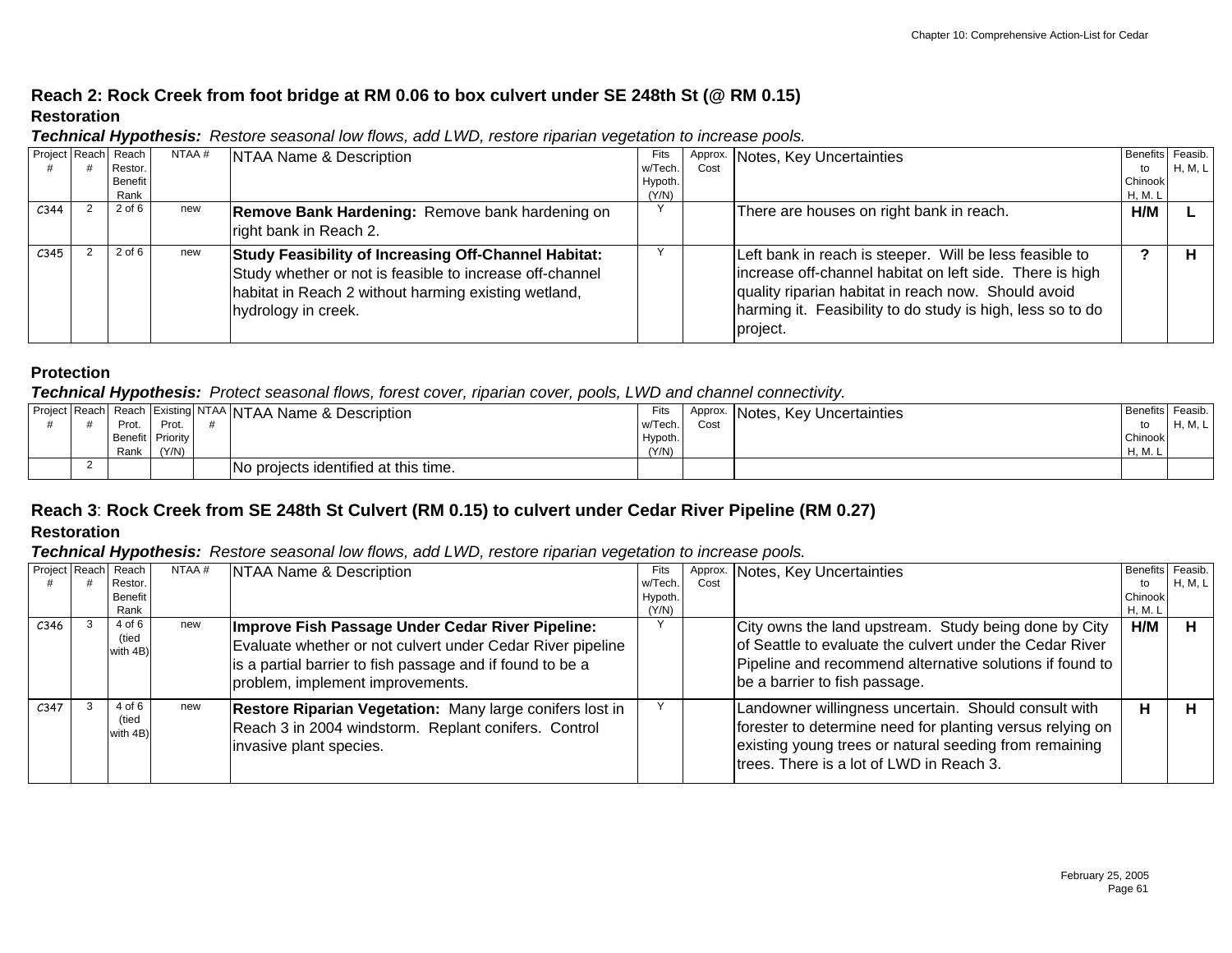## Reach 2: Rock Creek from foot bridge at RM 0.06 to box culvert under SE 248th St (@ RM 0.15)

### Restoration

***Technical Hypothesis:*** *Restore seasonal low flows, add LWD, restore riparian vegetation to increase pools.*

| Project # | Reach # | Reach Restor. Benefit Rank | NTAA # | NTAA Name & Description | Fits w/Tech. Hypoth. (Y/N) | Approx. Cost | Notes, Key Uncertainties | Benefits to Chinook H, M. L | Feasib. H, M, L |
|---|---|---|---|---|---|---|---|---|---|
| C344 | 2 | 2 of 6 | new | **Remove Bank Hardening:** Remove bank hardening on right bank in Reach 2. | Y | | There are houses on right bank in reach. | **H/M** | **L** |
| C345 | 2 | 2 of 6 | new | **Study Feasibility of Increasing Off-Channel Habitat:** Study whether or not is feasible to increase off-channel habitat in Reach 2 without harming existing wetland, hydrology in creek. | Y | | Left bank in reach is steeper. Will be less feasible to increase off-channel habitat on left side. There is high quality riparian habitat in reach now. Should avoid harming it. Feasibility to do study is high, less so to do project. | **?** | **H** |

### Protection

***Technical Hypothesis:*** *Protect seasonal flows, forest cover, riparian cover, pools, LWD and channel connectivity.*

| Project # | Reach # | Reach Prot. Benefit Rank | Existing Prot. Priority (Y/N) | NTAA # | NTAA Name & Description | Fits w/Tech. Hypoth. (Y/N) | Approx. Cost | Notes, Key Uncertainties | Benefits to Chinook H, M. L | Feasib. H, M, L |
|---|---|---|---|---|---|---|---|---|---|---|
| | 2 | | | | No projects identified at this time. | | | | | |

## Reach 3: Rock Creek from SE 248th St Culvert (RM 0.15) to culvert under Cedar River Pipeline (RM 0.27)

### Restoration

***Technical Hypothesis:*** *Restore seasonal low flows, add LWD, restore riparian vegetation to increase pools.*

| Project # | Reach # | Reach Restor. Benefit Rank | NTAA # | NTAA Name & Description | Fits w/Tech. Hypoth. (Y/N) | Approx. Cost | Notes, Key Uncertainties | Benefits to Chinook H, M. L | Feasib. H, M, L |
|---|---|---|---|---|---|---|---|---|---|
| C346 | 3 | 4 of 6 (tied with 4B) | new | **Improve Fish Passage Under Cedar River Pipeline:** Evaluate whether or not culvert under Cedar River pipeline is a partial barrier to fish passage and if found to be a problem, implement improvements. | Y | | City owns the land upstream. Study being done by City of Seattle to evaluate the culvert under the Cedar River Pipeline and recommend alternative solutions if found to be a barrier to fish passage. | **H/M** | **H** |
| C347 | 3 | 4 of 6 (tied with 4B) | new | **Restore Riparian Vegetation:** Many large conifers lost in Reach 3 in 2004 windstorm. Replant conifers. Control invasive plant species. | Y | | Landowner willingness uncertain. Should consult with forester to determine need for planting versus relying on existing young trees or natural seeding from remaining trees. There is a lot of LWD in Reach 3. | **H** | **H** |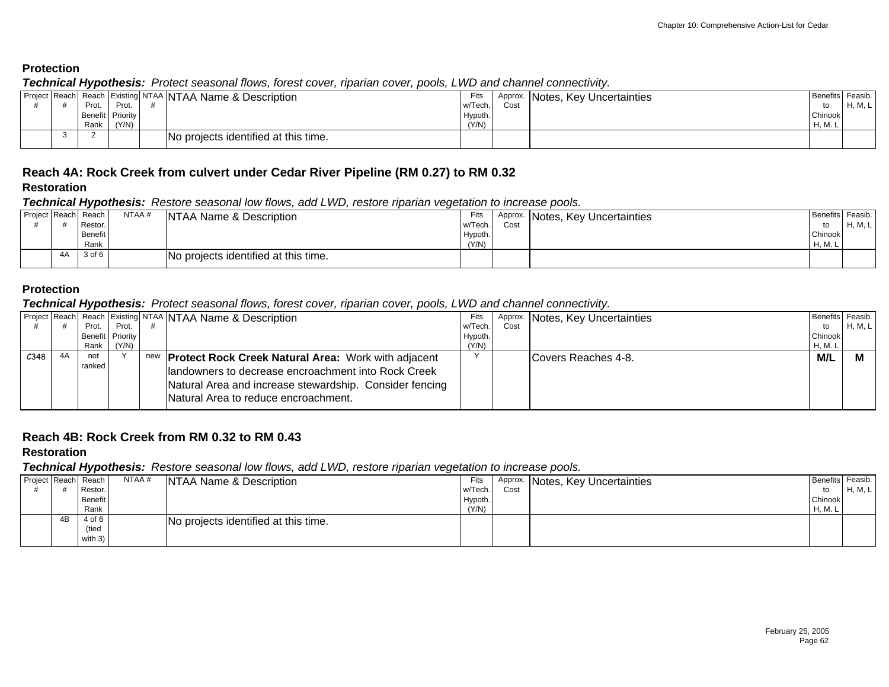### Protection

***Technical Hypothesis:*** *Protect seasonal flows, forest cover, riparian cover, pools, LWD and channel connectivity.*

| Project # | Reach # | Reach Prot. Benefit Rank | Existing Prot. Priority (Y/N) | NTAA # | NTAA Name & Description | Fits w/Tech. Hypoth. (Y/N) | Approx. Cost | Notes, Key Uncertainties | Benefits to Chinook H, M. L | Feasib. H, M, L |
|---|---|---|---|---|---|---|---|---|---|---|
| | 3 | 2 | | | No projects identified at this time. | | | | | |

## Reach 4A: Rock Creek from culvert under Cedar River Pipeline (RM 0.27) to RM 0.32

### Restoration

***Technical Hypothesis:*** *Restore seasonal low flows, add LWD, restore riparian vegetation to increase pools.*

| Project # | Reach # | Reach Restor. Benefit Rank | NTAA # | NTAA Name & Description | Fits w/Tech. Hypoth. (Y/N) | Approx. Cost | Notes, Key Uncertainties | Benefits to Chinook H, M. L | Feasib. H, M, L |
|---|---|---|---|---|---|---|---|---|---|
| | 4A | 3 of 6 | | No projects identified at this time. | | | | | |

### Protection

***Technical Hypothesis:*** *Protect seasonal flows, forest cover, riparian cover, pools, LWD and channel connectivity.*

| Project # | Reach # | Reach Prot. Benefit Rank | Existing Prot. Priority (Y/N) | NTAA # | NTAA Name & Description | Fits w/Tech. Hypoth. (Y/N) | Approx. Cost | Notes, Key Uncertainties | Benefits to Chinook H, M. L | Feasib. H, M, L |
|---|---|---|---|---|---|---|---|---|---|---|
| C348 | 4A | not ranked | Y | new | **Protect Rock Creek Natural Area:** Work with adjacent landowners to decrease encroachment into Rock Creek Natural Area and increase stewardship. Consider fencing Natural Area to reduce encroachment. | Y | | Covers Reaches 4-8. | **M/L** | **M** |

## Reach 4B: Rock Creek from RM 0.32 to RM 0.43

### Restoration

***Technical Hypothesis:*** *Restore seasonal low flows, add LWD, restore riparian vegetation to increase pools.*

| Project # | Reach # | Reach Restor. Benefit Rank | NTAA # | NTAA Name & Description | Fits w/Tech. Hypoth. (Y/N) | Approx. Cost | Notes, Key Uncertainties | Benefits to Chinook H, M. L | Feasib. H, M, L |
|---|---|---|---|---|---|---|---|---|---|
| | 4B | 4 of 6 (tied with 3) | | No projects identified at this time. | | | | | |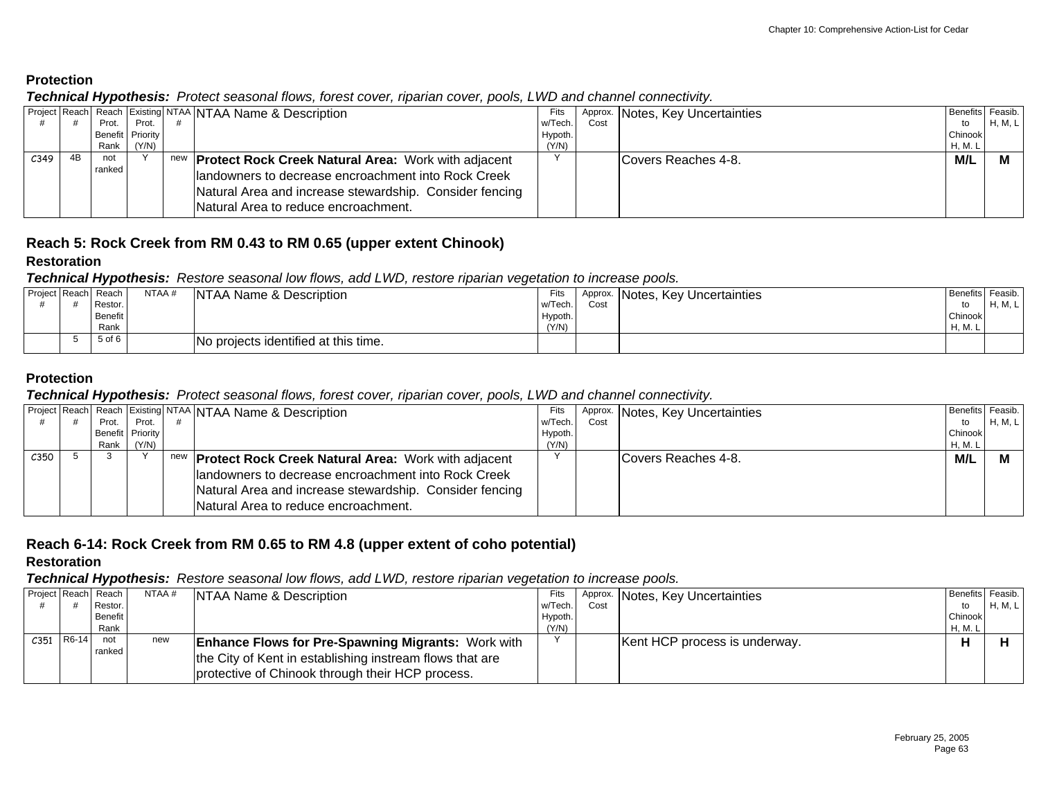### Protection

***Technical Hypothesis:*** *Protect seasonal flows, forest cover, riparian cover, pools, LWD and channel connectivity.*

| Project # | Reach # | Reach Prot. Benefit Rank | Existing Prot. Priority (Y/N) | NTAA # | NTAA Name & Description | Fits w/Tech. Hypoth. (Y/N) | Approx. Cost | Notes, Key Uncertainties | Benefits to Chinook H, M. L | Feasib. H, M, L |
|---|---|---|---|---|---|---|---|---|---|---|
| C349 | 4B | not ranked | Y | new | **Protect Rock Creek Natural Area:** Work with adjacent landowners to decrease encroachment into Rock Creek Natural Area and increase stewardship. Consider fencing Natural Area to reduce encroachment. | Y | | Covers Reaches 4-8. | **M/L** | **M** |

## Reach 5: Rock Creek from RM 0.43 to RM 0.65 (upper extent Chinook)

### Restoration

***Technical Hypothesis:*** *Restore seasonal low flows, add LWD, restore riparian vegetation to increase pools.*

| Project # | Reach # | Reach Restor. Benefit Rank | NTAA # | NTAA Name & Description | Fits w/Tech. Hypoth. (Y/N) | Approx. Cost | Notes, Key Uncertainties | Benefits to Chinook H, M. L | Feasib. H, M, L |
|---|---|---|---|---|---|---|---|---|---|
| | 5 | 5 of 6 | | No projects identified at this time. | | | | | |

### Protection

***Technical Hypothesis:*** *Protect seasonal flows, forest cover, riparian cover, pools, LWD and channel connectivity.*

| Project # | Reach # | Reach Prot. Benefit Rank | Existing Prot. Priority (Y/N) | NTAA # | NTAA Name & Description | Fits w/Tech. Hypoth. (Y/N) | Approx. Cost | Notes, Key Uncertainties | Benefits to Chinook H, M. L | Feasib. H, M, L |
|---|---|---|---|---|---|---|---|---|---|---|
| C350 | 5 | 3 | Y | new | **Protect Rock Creek Natural Area:** Work with adjacent landowners to decrease encroachment into Rock Creek Natural Area and increase stewardship. Consider fencing Natural Area to reduce encroachment. | Y | | Covers Reaches 4-8. | **M/L** | **M** |

## Reach 6-14: Rock Creek from RM 0.65 to RM 4.8 (upper extent of coho potential)

### Restoration

***Technical Hypothesis:*** *Restore seasonal low flows, add LWD, restore riparian vegetation to increase pools.*

| Project # | Reach # | Reach Restor. Benefit Rank | NTAA # | NTAA Name & Description | Fits w/Tech. Hypoth. (Y/N) | Approx. Cost | Notes, Key Uncertainties | Benefits to Chinook H, M. L | Feasib. H, M, L |
|---|---|---|---|---|---|---|---|---|---|
| C351 | R6-14 | not ranked | new | **Enhance Flows for Pre-Spawning Migrants:** Work with the City of Kent in establishing instream flows that are protective of Chinook through their HCP process. | Y | | Kent HCP process is underway. | **H** | **H** |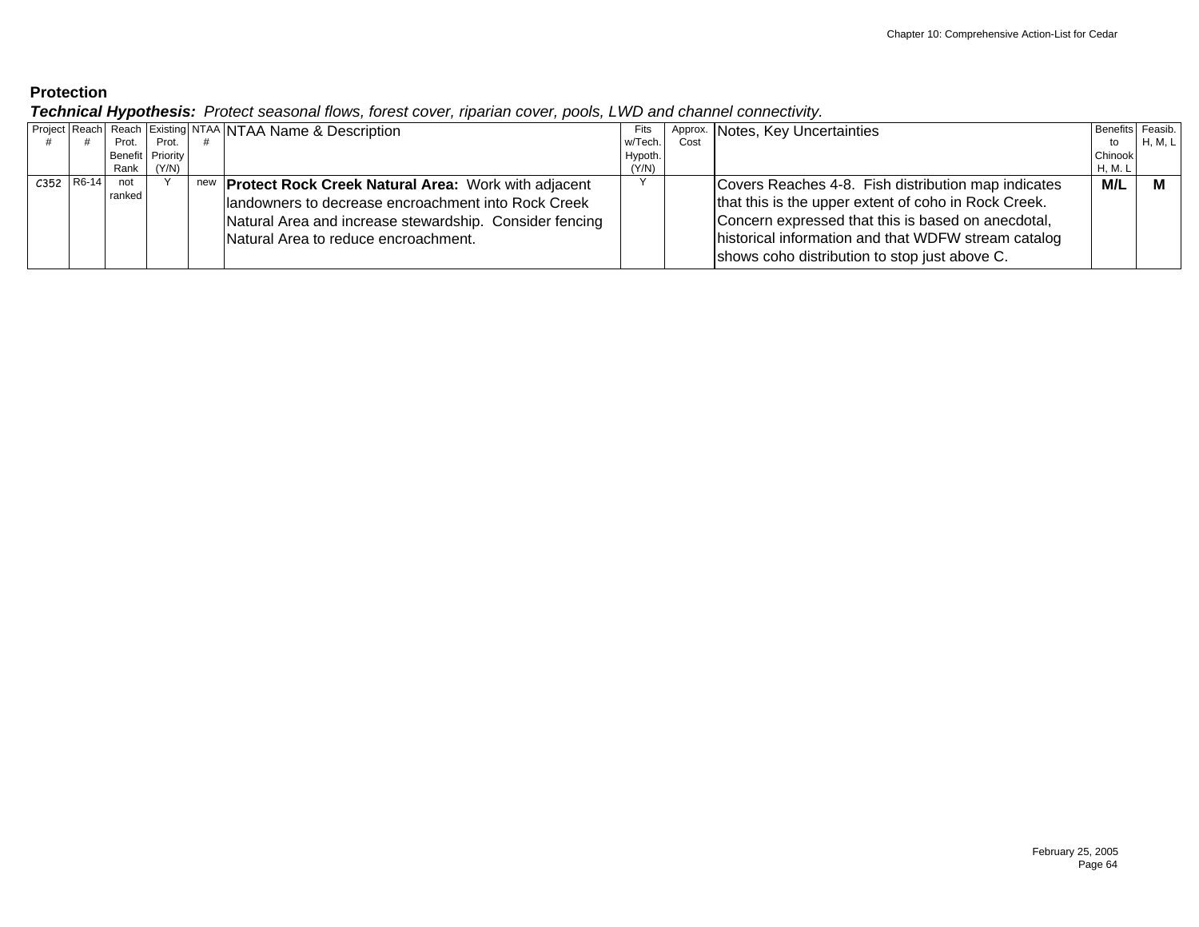## Protection

***Technical Hypothesis:*** *Protect seasonal flows, forest cover, riparian cover, pools, LWD and channel connectivity.*

| Project # | Reach # | Reach Prot. Benefit Rank | Existing Prot. Priority (Y/N) | NTAA # | NTAA Name & Description | Fits w/Tech. Hypoth. (Y/N) | Approx. Cost | Notes, Key Uncertainties | Benefits to Chinook H, M. L | Feasib. H, M, L |
|---|---|---|---|---|---|---|---|---|---|---|
| C352 | R6-14 | not ranked | Y | new | **Protect Rock Creek Natural Area:** Work with adjacent landowners to decrease encroachment into Rock Creek Natural Area and increase stewardship. Consider fencing Natural Area to reduce encroachment. | Y | | Covers Reaches 4-8. Fish distribution map indicates that this is the upper extent of coho in Rock Creek. Concern expressed that this is based on anecdotal, historical information and that WDFW stream catalog shows coho distribution to stop just above C. | **M/L** | **M** |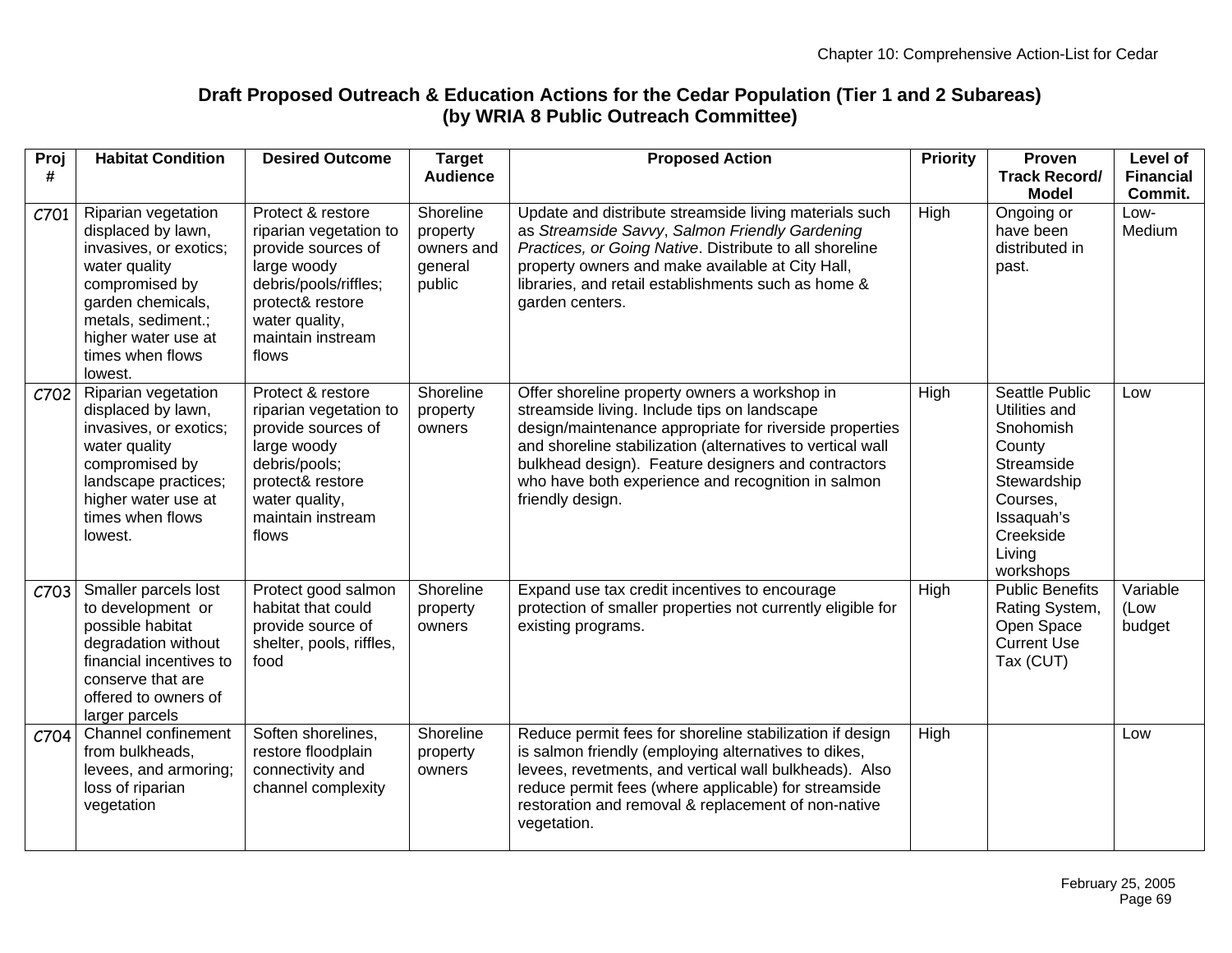## Draft Proposed Outreach & Education Actions for the Cedar Population (Tier 1 and 2 Subareas) (by WRIA 8 Public Outreach Committee)

| Proj # | Habitat Condition | Desired Outcome | Target Audience | Proposed Action | Priority | Proven Track Record/ Model | Level of Financial Commit. |
|---|---|---|---|---|---|---|---|
| C701 | Riparian vegetation displaced by lawn, invasives, or exotics; water quality compromised by garden chemicals, metals, sediment.; higher water use at times when flows lowest. | Protect & restore riparian vegetation to provide sources of large woody debris/pools/riffles; protect& restore water quality, maintain instream flows | Shoreline property owners and general public | Update and distribute streamside living materials such as *Streamside Savvy*, *Salmon Friendly Gardening Practices, or Going Native*. Distribute to all shoreline property owners and make available at City Hall, libraries, and retail establishments such as home & garden centers. | High | Ongoing or have been distributed in past. | Low-Medium |
| C702 | Riparian vegetation displaced by lawn, invasives, or exotics; water quality compromised by landscape practices; higher water use at times when flows lowest. | Protect & restore riparian vegetation to provide sources of large woody debris/pools; protect& restore water quality, maintain instream flows | Shoreline property owners | Offer shoreline property owners a workshop in streamside living. Include tips on landscape design/maintenance appropriate for riverside properties and shoreline stabilization (alternatives to vertical wall bulkhead design). Feature designers and contractors who have both experience and recognition in salmon friendly design. | High | Seattle Public Utilities and Snohomish County Streamside Stewardship Courses, Issaquah's Creekside Living workshops | Low |
| C703 | Smaller parcels lost to development or possible habitat degradation without financial incentives to conserve that are offered to owners of larger parcels | Protect good salmon habitat that could provide source of shelter, pools, riffles, food | Shoreline property owners | Expand use tax credit incentives to encourage protection of smaller properties not currently eligible for existing programs. | High | Public Benefits Rating System, Open Space Current Use Tax (CUT) | Variable (Low budget |
| C704 | Channel confinement from bulkheads, levees, and armoring; loss of riparian vegetation | Soften shorelines, restore floodplain connectivity and channel complexity | Shoreline property owners | Reduce permit fees for shoreline stabilization if design is salmon friendly (employing alternatives to dikes, levees, revetments, and vertical wall bulkheads). Also reduce permit fees (where applicable) for streamside restoration and removal & replacement of non-native vegetation. | High | | Low |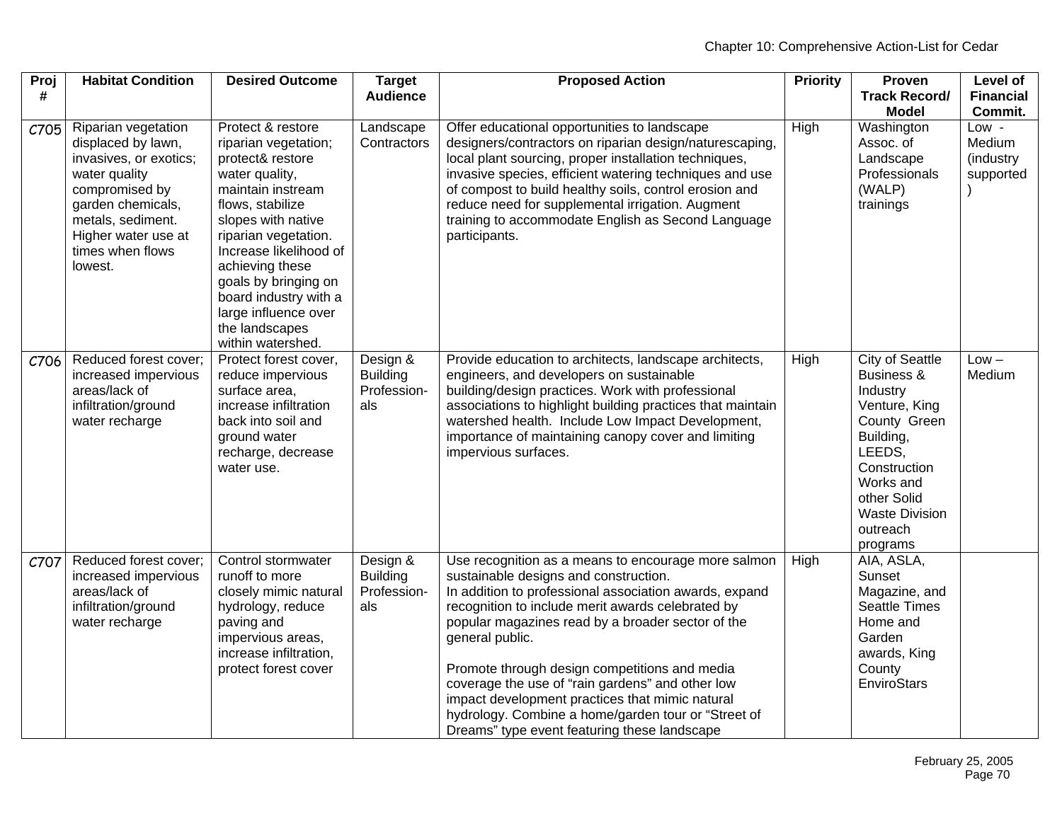| Proj # | Habitat Condition | Desired Outcome | Target Audience | Proposed Action | Priority | Proven Track Record/ Model | Level of Financial Commit. |
|---|---|---|---|---|---|---|---|
| C705 | Riparian vegetation displaced by lawn, invasives, or exotics; water quality compromised by garden chemicals, metals, sediment. Higher water use at times when flows lowest. | Protect & restore riparian vegetation; protect& restore water quality, maintain instream flows, stabilize slopes with native riparian vegetation. Increase likelihood of achieving these goals by bringing on board industry with a large influence over the landscapes within watershed. | Landscape Contractors | Offer educational opportunities to landscape designers/contractors on riparian design/naturescaping, local plant sourcing, proper installation techniques, invasive species, efficient watering techniques and use of compost to build healthy soils, control erosion and reduce need for supplemental irrigation. Augment training to accommodate English as Second Language participants. | High | Washington Assoc. of Landscape Professionals (WALP) trainings | Low - Medium (industry supported) |
| C706 | Reduced forest cover; increased impervious areas/lack of infiltration/ground water recharge | Protect forest cover, reduce impervious surface area, increase infiltration back into soil and ground water recharge, decrease water use. | Design & Building Profession-als | Provide education to architects, landscape architects, engineers, and developers on sustainable building/design practices. Work with professional associations to highlight building practices that maintain watershed health. Include Low Impact Development, importance of maintaining canopy cover and limiting impervious surfaces. | High | City of Seattle Business & Industry Venture, King County Green Building, LEEDS, Construction Works and other Solid Waste Division outreach programs | Low – Medium |
| C707 | Reduced forest cover; increased impervious areas/lack of infiltration/ground water recharge | Control stormwater runoff to more closely mimic natural hydrology, reduce paving and impervious areas, increase infiltration, protect forest cover | Design & Building Profession-als | Use recognition as a means to encourage more salmon sustainable designs and construction.<br>In addition to professional association awards, expand recognition to include merit awards celebrated by popular magazines read by a broader sector of the general public.<br><br>Promote through design competitions and media coverage the use of "rain gardens" and other low impact development practices that mimic natural hydrology. Combine a home/garden tour or "Street of Dreams" type event featuring these landscape | High | AIA, ASLA, Sunset Magazine, and Seattle Times Home and Garden awards, King County EnviroStars | |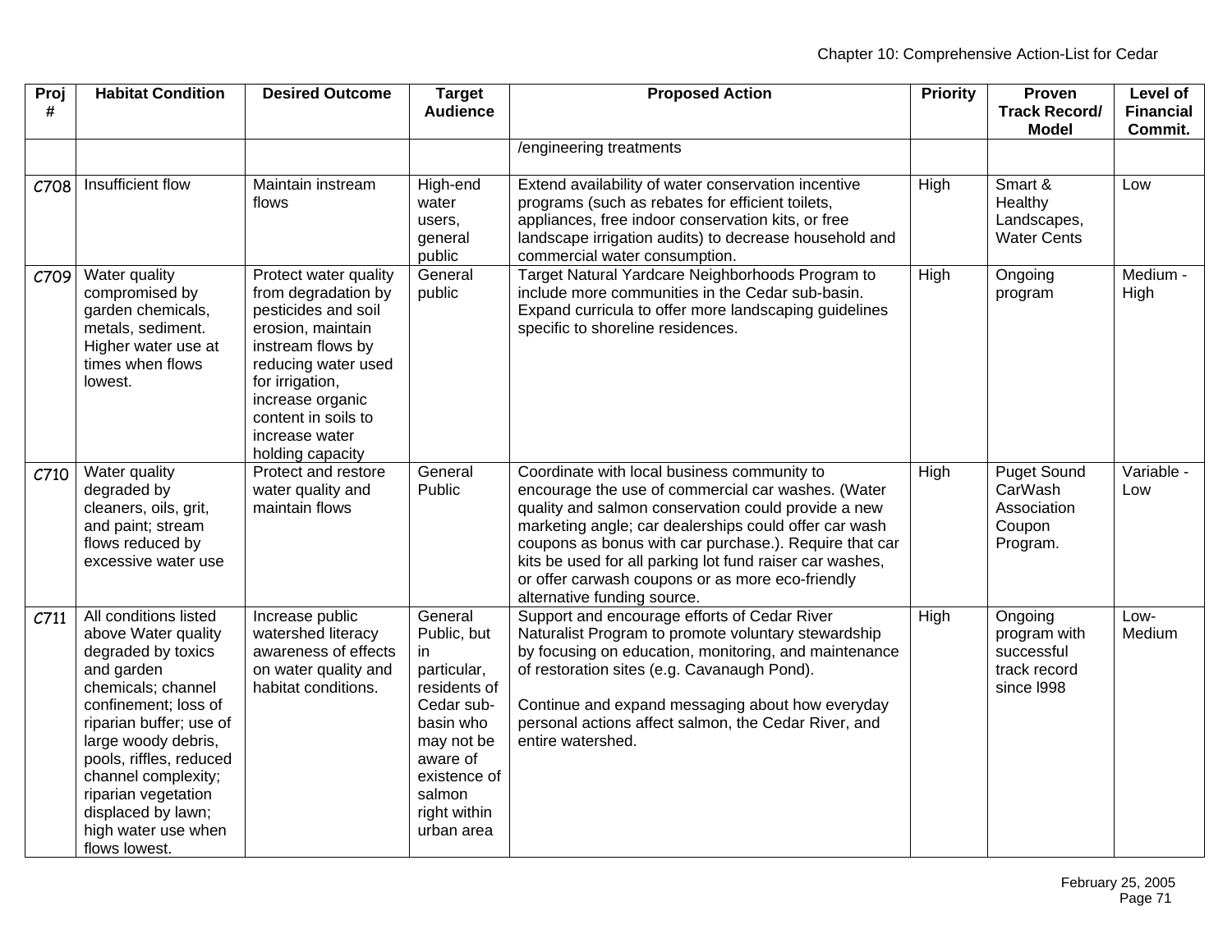| Proj # | Habitat Condition | Desired Outcome | Target Audience | Proposed Action | Priority | Proven Track Record/ Model | Level of Financial Commit. |
|---|---|---|---|---|---|---|---|
| | | | | /engineering treatments | | | |
| C708 | Insufficient flow | Maintain instream flows | High-end water users, general public | Extend availability of water conservation incentive programs (such as rebates for efficient toilets, appliances, free indoor conservation kits, or free landscape irrigation audits) to decrease household and commercial water consumption. | High | Smart & Healthy Landscapes, Water Cents | Low |
| C709 | Water quality compromised by garden chemicals, metals, sediment. Higher water use at times when flows lowest. | Protect water quality from degradation by pesticides and soil erosion, maintain instream flows by reducing water used for irrigation, increase organic content in soils to increase water holding capacity | General public | Target Natural Yardcare Neighborhoods Program to include more communities in the Cedar sub-basin. Expand curricula to offer more landscaping guidelines specific to shoreline residences. | High | Ongoing program | Medium - High |
| C710 | Water quality degraded by cleaners, oils, grit, and paint; stream flows reduced by excessive water use | Protect and restore water quality and maintain flows | General Public | Coordinate with local business community to encourage the use of commercial car washes. (Water quality and salmon conservation could provide a new marketing angle; car dealerships could offer car wash coupons as bonus with car purchase.). Require that car kits be used for all parking lot fund raiser car washes, or offer carwash coupons or as more eco-friendly alternative funding source. | High | Puget Sound CarWash Association Coupon Program. | Variable - Low |
| C711 | All conditions listed above Water quality degraded by toxics and garden chemicals; channel confinement; loss of riparian buffer; use of large woody debris, pools, riffles, reduced channel complexity; riparian vegetation displaced by lawn; high water use when flows lowest. | Increase public watershed literacy awareness of effects on water quality and habitat conditions. | General Public, but in particular, residents of Cedar sub-basin who may not be aware of existence of salmon right within urban area | Support and encourage efforts of Cedar River Naturalist Program to promote voluntary stewardship by focusing on education, monitoring, and maintenance of restoration sites (e.g. Cavanaugh Pond).<br><br>Continue and expand messaging about how everyday personal actions affect salmon, the Cedar River, and entire watershed. | High | Ongoing program with successful track record since l998 | Low-Medium |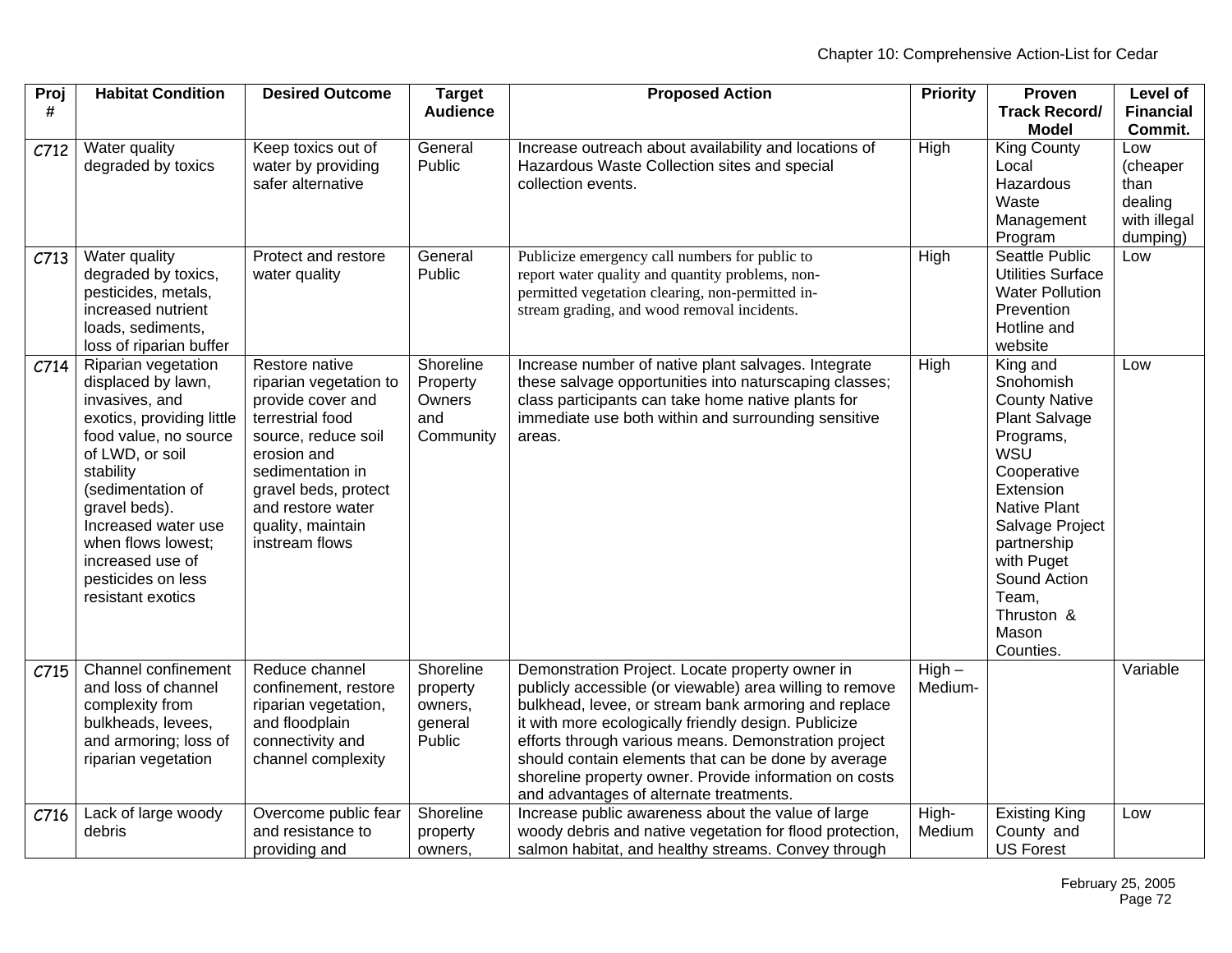| Proj # | Habitat Condition | Desired Outcome | Target Audience | Proposed Action | Priority | Proven Track Record/ Model | Level of Financial Commit. |
|---|---|---|---|---|---|---|---|
| C712 | Water quality degraded by toxics | Keep toxics out of water by providing safer alternative | General Public | Increase outreach about availability and locations of Hazardous Waste Collection sites and special collection events. | High | King County Local Hazardous Waste Management Program | Low (cheaper than dealing with illegal dumping) |
| C713 | Water quality degraded by toxics, pesticides, metals, increased nutrient loads, sediments, loss of riparian buffer | Protect and restore water quality | General Public | Publicize emergency call numbers for public to report water quality and quantity problems, non-permitted vegetation clearing, non-permitted in-stream grading, and wood removal incidents. | High | Seattle Public Utilities Surface Water Pollution Prevention Hotline and website | Low |
| C714 | Riparian vegetation displaced by lawn, invasives, and exotics, providing little food value, no source of LWD, or soil stability (sedimentation of gravel beds). Increased water use when flows lowest; increased use of pesticides on less resistant exotics | Restore native riparian vegetation to provide cover and terrestrial food source, reduce soil erosion and sedimentation in gravel beds, protect and restore water quality, maintain instream flows | Shoreline Property Owners and Community | Increase number of native plant salvages. Integrate these salvage opportunities into naturscaping classes; class participants can take home native plants for immediate use both within and surrounding sensitive areas. | High | King and Snohomish County Native Plant Salvage Programs, WSU Cooperative Extension Native Plant Salvage Project partnership with Puget Sound Action Team, Thruston & Mason Counties. | Low |
| C715 | Channel confinement and loss of channel complexity from bulkheads, levees, and armoring; loss of riparian vegetation | Reduce channel confinement, restore riparian vegetation, and floodplain connectivity and channel complexity | Shoreline property owners, general Public | Demonstration Project. Locate property owner in publicly accessible (or viewable) area willing to remove bulkhead, levee, or stream bank armoring and replace it with more ecologically friendly design. Publicize efforts through various means. Demonstration project should contain elements that can be done by average shoreline property owner. Provide information on costs and advantages of alternate treatments. | High – Medium- | | Variable |
| C716 | Lack of large woody debris | Overcome public fear and resistance to providing and | Shoreline property owners, | Increase public awareness about the value of large woody debris and native vegetation for flood protection, salmon habitat, and healthy streams. Convey through | High-Medium | Existing King County and US Forest | Low |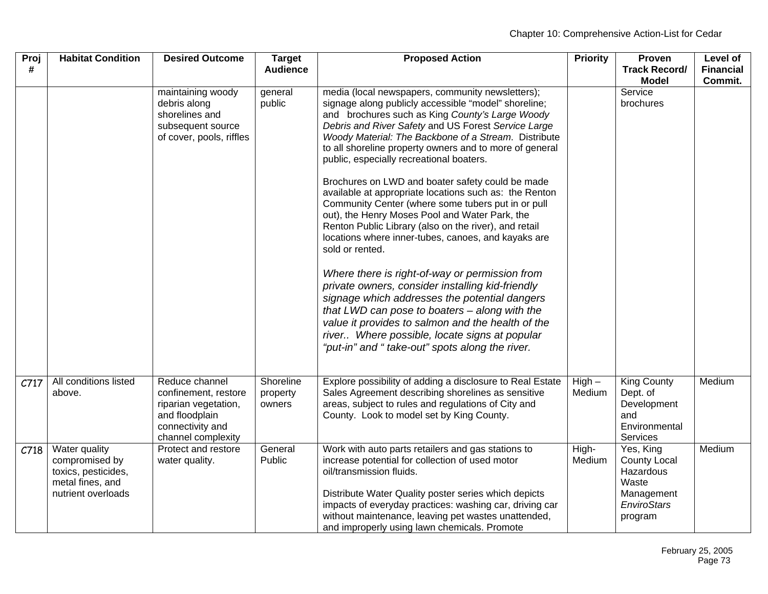| Proj # | Habitat Condition | Desired Outcome | Target Audience | Proposed Action | Priority | Proven Track Record/ Model | Level of Financial Commit. |
|---|---|---|---|---|---|---|---|
| | | maintaining woody debris along shorelines and subsequent source of cover, pools, riffles | general public | media (local newspapers, community newsletters); signage along publicly accessible "model" shoreline; and brochures such as King *County's Large Woody Debris and River Safety* and US Forest *Service Large Woody Material: The Backbone of a Stream*. Distribute to all shoreline property owners and to more of general public, especially recreational boaters.<br><br>Brochures on LWD and boater safety could be made available at appropriate locations such as: the Renton Community Center (where some tubers put in or pull out), the Henry Moses Pool and Water Park, the Renton Public Library (also on the river), and retail locations where inner-tubes, canoes, and kayaks are sold or rented.<br><br>*Where there is right-of-way or permission from private owners, consider installing kid-friendly signage which addresses the potential dangers that LWD can pose to boaters – along with the value it provides to salmon and the health of the river.. Where possible, locate signs at popular "put-in" and " take-out" spots along the river.* | | Service brochures | |
| C717 | All conditions listed above. | Reduce channel confinement, restore riparian vegetation, and floodplain connectivity and channel complexity | Shoreline property owners | Explore possibility of adding a disclosure to Real Estate Sales Agreement describing shorelines as sensitive areas, subject to rules and regulations of City and County. Look to model set by King County. | High – Medium | King County Dept. of Development and Environmental Services | Medium |
| C718 | Water quality compromised by toxics, pesticides, metal fines, and nutrient overloads | Protect and restore water quality. | General Public | Work with auto parts retailers and gas stations to increase potential for collection of used motor oil/transmission fluids.<br><br>Distribute Water Quality poster series which depicts impacts of everyday practices: washing car, driving car without maintenance, leaving pet wastes unattended, and improperly using lawn chemicals. Promote | High-Medium | Yes, King County Local Hazardous Waste Management *EnviroStars* program | Medium |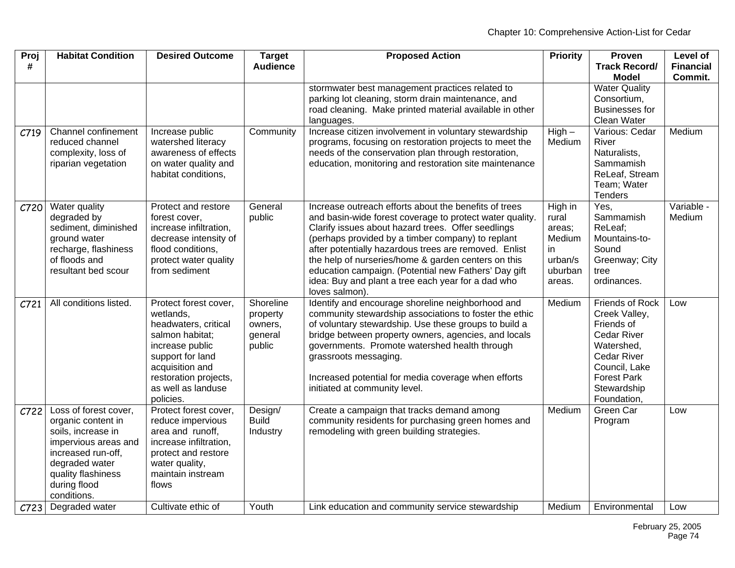| Proj # | Habitat Condition | Desired Outcome | Target Audience | Proposed Action | Priority | Proven Track Record/ Model | Level of Financial Commit. |
|---|---|---|---|---|---|---|---|
| | | | | stormwater best management practices related to parking lot cleaning, storm drain maintenance, and road cleaning. Make printed material available in other languages. | | Water Quality Consortium, Businesses for Clean Water | |
| C719 | Channel confinement reduced channel complexity, loss of riparian vegetation | Increase public watershed literacy awareness of effects on water quality and habitat conditions, | Community | Increase citizen involvement in voluntary stewardship programs, focusing on restoration projects to meet the needs of the conservation plan through restoration, education, monitoring and restoration site maintenance | High – Medium | Various: Cedar River Naturalists, Sammamish ReLeaf, Stream Team; Water Tenders | Medium |
| C720 | Water quality degraded by sediment, diminished ground water recharge, flashiness of floods and resultant bed scour | Protect and restore forest cover, increase infiltration, decrease intensity of flood conditions, protect water quality from sediment | General public | Increase outreach efforts about the benefits of trees and basin-wide forest coverage to protect water quality. Clarify issues about hazard trees. Offer seedlings (perhaps provided by a timber company) to replant after potentially hazardous trees are removed. Enlist the help of nurseries/home & garden centers on this education campaign. (Potential new Fathers' Day gift idea: Buy and plant a tree each year for a dad who loves salmon). | High in rural areas; Medium in urban/suburban areas. | Yes, Sammamish ReLeaf; Mountains-to-Sound Greenway; City tree ordinances. | Variable - Medium |
| C721 | All conditions listed. | Protect forest cover, wetlands, headwaters, critical salmon habitat; increase public support for land acquisition and restoration projects, as well as landuse policies. | Shoreline property owners, general public | Identify and encourage shoreline neighborhood and community stewardship associations to foster the ethic of voluntary stewardship. Use these groups to build a bridge between property owners, agencies, and locals governments. Promote watershed health through grassroots messaging.<br><br>Increased potential for media coverage when efforts initiated at community level. | Medium | Friends of Rock Creek Valley, Friends of Cedar River Watershed, Cedar River Council, Lake Forest Park Stewardship Foundation, | Low |
| C722 | Loss of forest cover, organic content in soils, increase in impervious areas and increased run-off, degraded water quality flashiness during flood conditions. | Protect forest cover, reduce impervious area and runoff, increase infiltration, protect and restore water quality, maintain instream flows | Design/ Build Industry | Create a campaign that tracks demand among community residents for purchasing green homes and remodeling with green building strategies. | Medium | Green Car Program | Low |
| C723 | Degraded water | Cultivate ethic of | Youth | Link education and community service stewardship | Medium | Environmental | Low |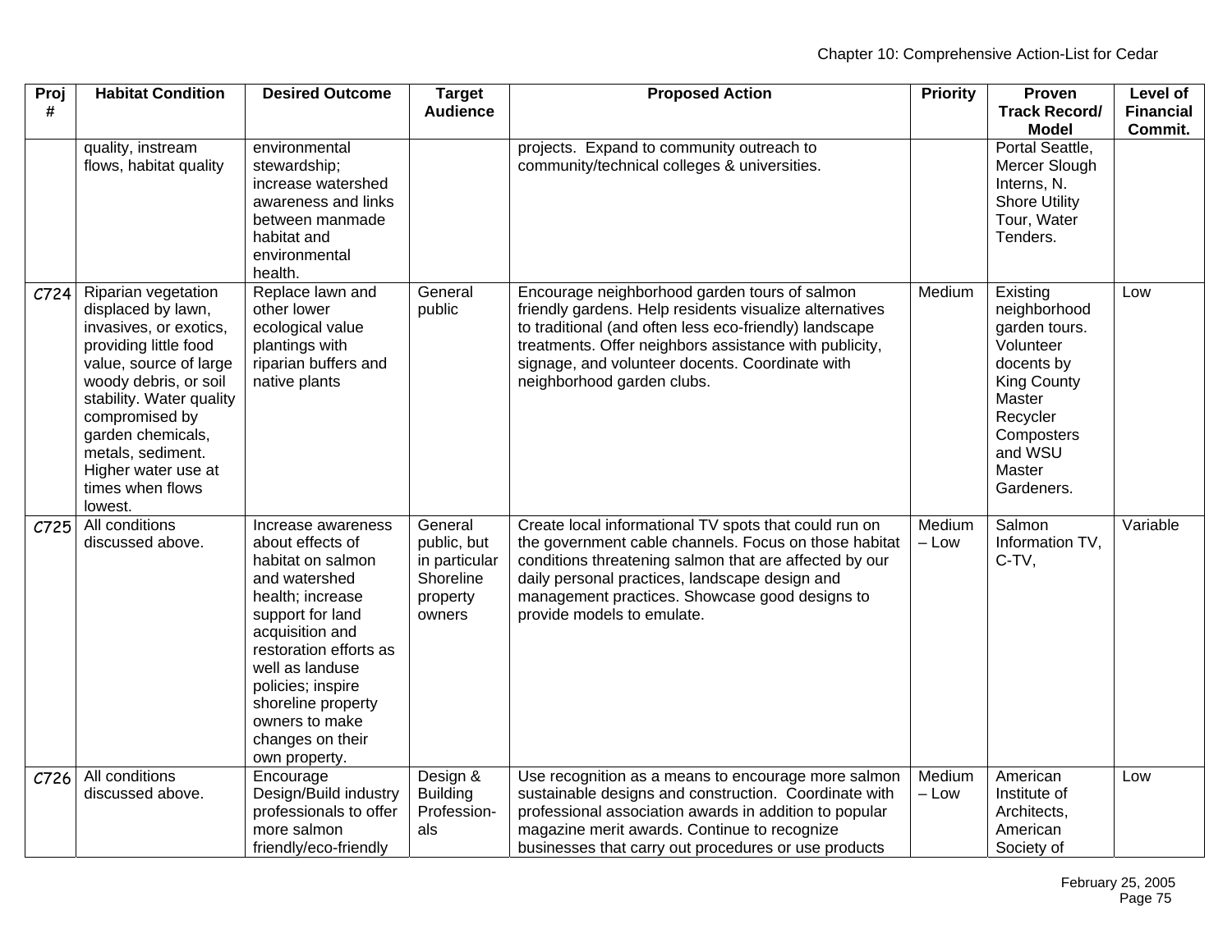| Proj # | Habitat Condition | Desired Outcome | Target Audience | Proposed Action | Priority | Proven Track Record/ Model | Level of Financial Commit. |
|---|---|---|---|---|---|---|---|
| | quality, instream flows, habitat quality | environmental stewardship; increase watershed awareness and links between manmade habitat and environmental health. | | projects. Expand to community outreach to community/technical colleges & universities. | | Portal Seattle, Mercer Slough Interns, N. Shore Utility Tour, Water Tenders. | |
| C724 | Riparian vegetation displaced by lawn, invasives, or exotics, providing little food value, source of large woody debris, or soil stability. Water quality compromised by garden chemicals, metals, sediment. Higher water use at times when flows lowest. | Replace lawn and other lower ecological value plantings with riparian buffers and native plants | General public | Encourage neighborhood garden tours of salmon friendly gardens. Help residents visualize alternatives to traditional (and often less eco-friendly) landscape treatments. Offer neighbors assistance with publicity, signage, and volunteer docents. Coordinate with neighborhood garden clubs. | Medium | Existing neighborhood garden tours. Volunteer docents by King County Master Recycler Composters and WSU Master Gardeners. | Low |
| C725 | All conditions discussed above. | Increase awareness about effects of habitat on salmon and watershed health; increase support for land acquisition and restoration efforts as well as landuse policies; inspire shoreline property owners to make changes on their own property. | General public, but in particular Shoreline property owners | Create local informational TV spots that could run on the government cable channels. Focus on those habitat conditions threatening salmon that are affected by our daily personal practices, landscape design and management practices. Showcase good designs to provide models to emulate. | Medium – Low | Salmon Information TV, C-TV, | Variable |
| C726 | All conditions discussed above. | Encourage Design/Build industry professionals to offer more salmon friendly/eco-friendly | Design & Building Profession-als | Use recognition as a means to encourage more salmon sustainable designs and construction. Coordinate with professional association awards in addition to popular magazine merit awards. Continue to recognize businesses that carry out procedures or use products | Medium – Low | American Institute of Architects, American Society of | Low |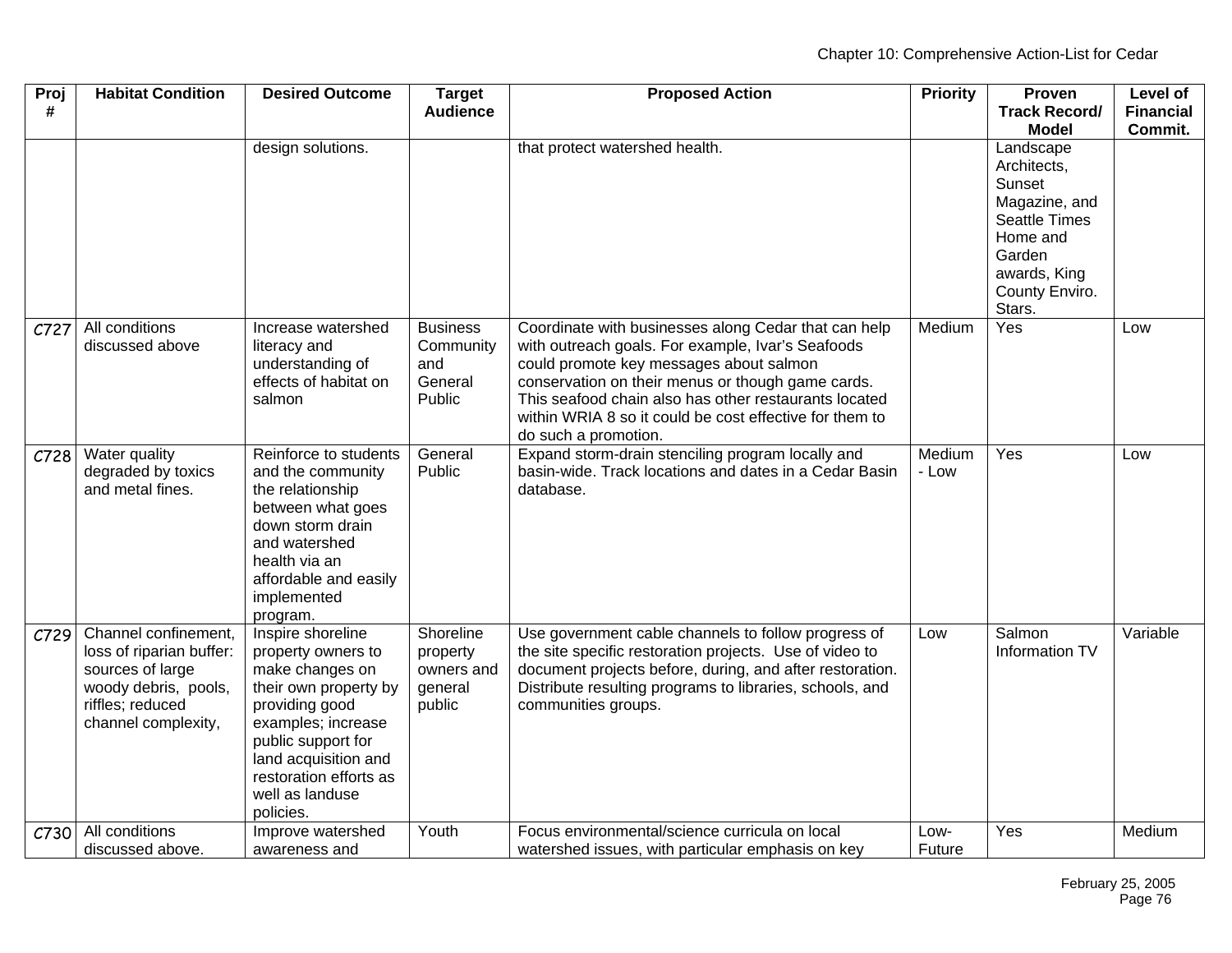| Proj # | Habitat Condition | Desired Outcome | Target Audience | Proposed Action | Priority | Proven Track Record/ Model | Level of Financial Commit. |
|---|---|---|---|---|---|---|---|
| | | design solutions. | | that protect watershed health. | | Landscape Architects, Sunset Magazine, and Seattle Times Home and Garden awards, King County Enviro. Stars. | |
| C727 | All conditions discussed above | Increase watershed literacy and understanding of effects of habitat on salmon | Business Community and General Public | Coordinate with businesses along Cedar that can help with outreach goals. For example, Ivar's Seafoods could promote key messages about salmon conservation on their menus or though game cards. This seafood chain also has other restaurants located within WRIA 8 so it could be cost effective for them to do such a promotion. | Medium | Yes | Low |
| C728 | Water quality degraded by toxics and metal fines. | Reinforce to students and the community the relationship between what goes down storm drain and watershed health via an affordable and easily implemented program. | General Public | Expand storm-drain stenciling program locally and basin-wide. Track locations and dates in a Cedar Basin database. | Medium - Low | Yes | Low |
| C729 | Channel confinement, loss of riparian buffer: sources of large woody debris, pools, riffles; reduced channel complexity, | Inspire shoreline property owners to make changes on their own property by providing good examples; increase public support for land acquisition and restoration efforts as well as landuse policies. | Shoreline property owners and general public | Use government cable channels to follow progress of the site specific restoration projects. Use of video to document projects before, during, and after restoration. Distribute resulting programs to libraries, schools, and communities groups. | Low | Salmon Information TV | Variable |
| C730 | All conditions discussed above. | Improve watershed awareness and | Youth | Focus environmental/science curricula on local watershed issues, with particular emphasis on key | Low-Future | Yes | Medium |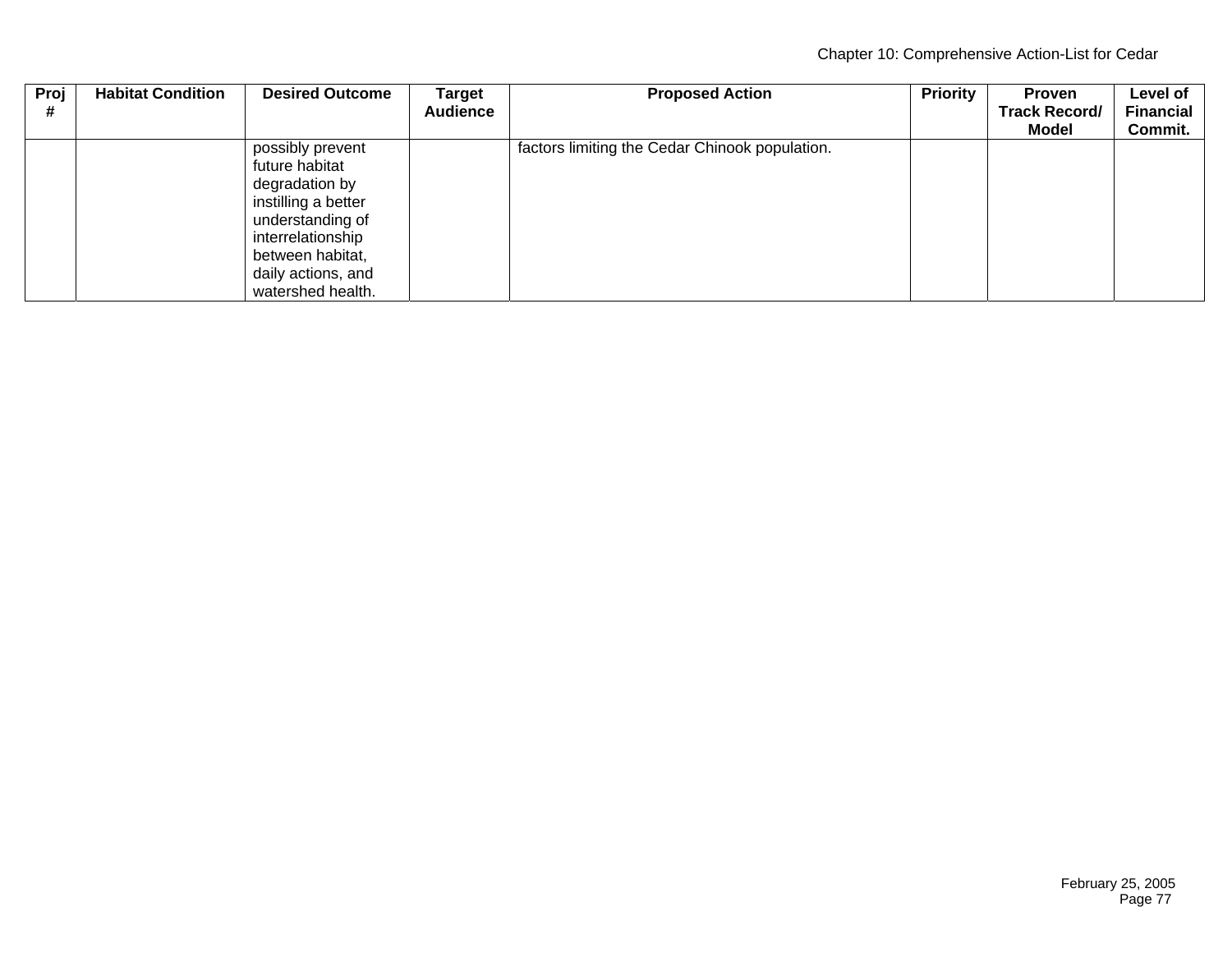| Proj # | Habitat Condition | Desired Outcome | Target Audience | Proposed Action | Priority | Proven Track Record/ Model | Level of Financial Commit. |
|---|---|---|---|---|---|---|---|
| | | possibly prevent future habitat degradation by instilling a better understanding of interrelationship between habitat, daily actions, and watershed health. | | factors limiting the Cedar Chinook population. | | | |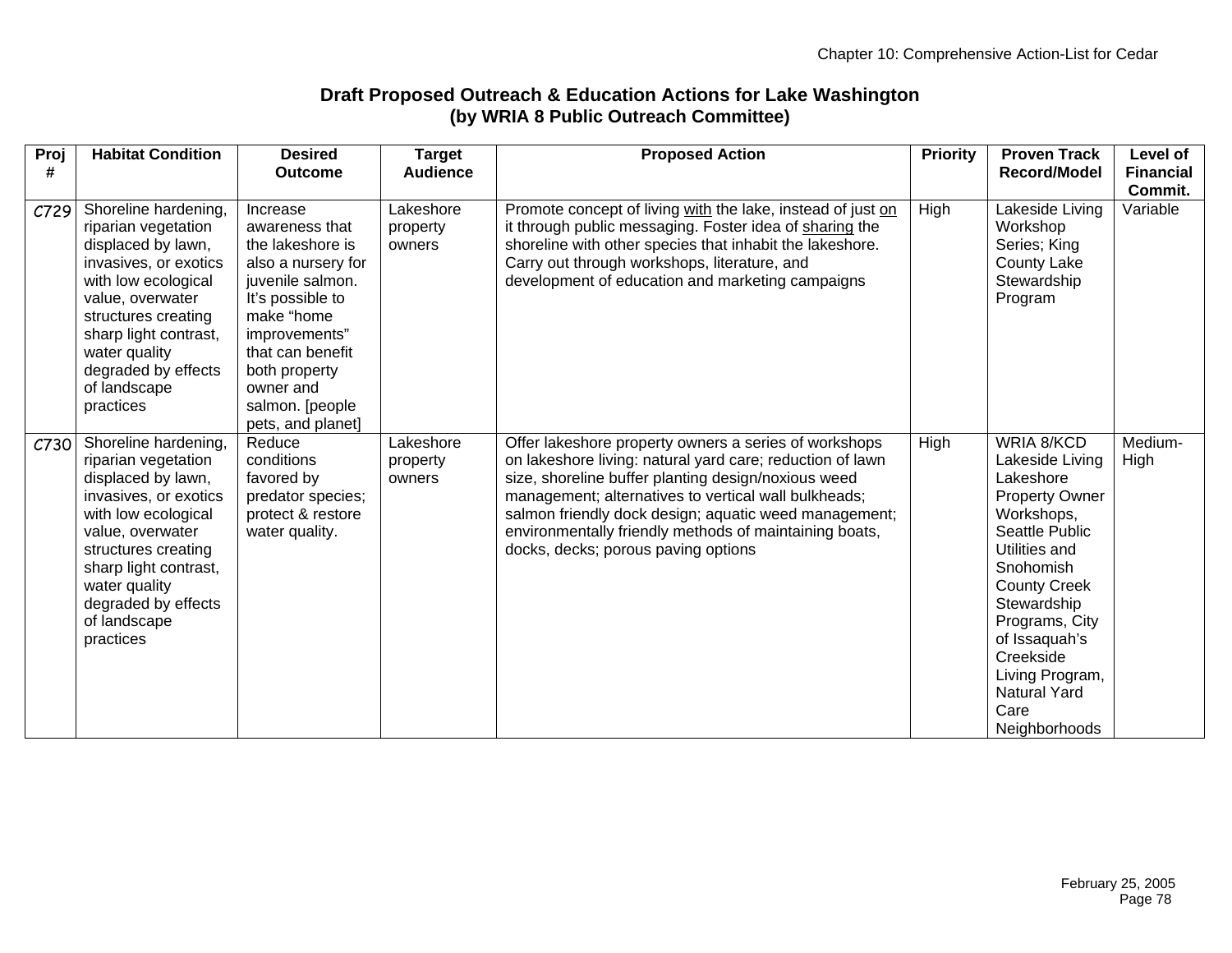## Draft Proposed Outreach & Education Actions for Lake Washington (by WRIA 8 Public Outreach Committee)

| Proj # | Habitat Condition | Desired Outcome | Target Audience | Proposed Action | Priority | Proven Track Record/Model | Level of Financial Commit. |
|---|---|---|---|---|---|---|---|
| C729 | Shoreline hardening, riparian vegetation displaced by lawn, invasives, or exotics with low ecological value, overwater structures creating sharp light contrast, water quality degraded by effects of landscape practices | Increase awareness that the lakeshore is also a nursery for juvenile salmon. It's possible to make "home improvements" that can benefit both property owner and salmon. [people pets, and planet] | Lakeshore property owners | Promote concept of living with the lake, instead of just on it through public messaging. Foster idea of sharing the shoreline with other species that inhabit the lakeshore. Carry out through workshops, literature, and development of education and marketing campaigns | High | Lakeside Living Workshop Series; King County Lake Stewardship Program | Variable |
| C730 | Shoreline hardening, riparian vegetation displaced by lawn, invasives, or exotics with low ecological value, overwater structures creating sharp light contrast, water quality degraded by effects of landscape practices | Reduce conditions favored by predator species; protect & restore water quality. | Lakeshore property owners | Offer lakeshore property owners a series of workshops on lakeshore living: natural yard care; reduction of lawn size, shoreline buffer planting design/noxious weed management; alternatives to vertical wall bulkheads; salmon friendly dock design; aquatic weed management; environmentally friendly methods of maintaining boats, docks, decks; porous paving options | High | WRIA 8/KCD Lakeside Living Lakeshore Property Owner Workshops, Seattle Public Utilities and Snohomish County Creek Stewardship Programs, City of Issaquah's Creekside Living Program, Natural Yard Care Neighborhoods | Medium-High |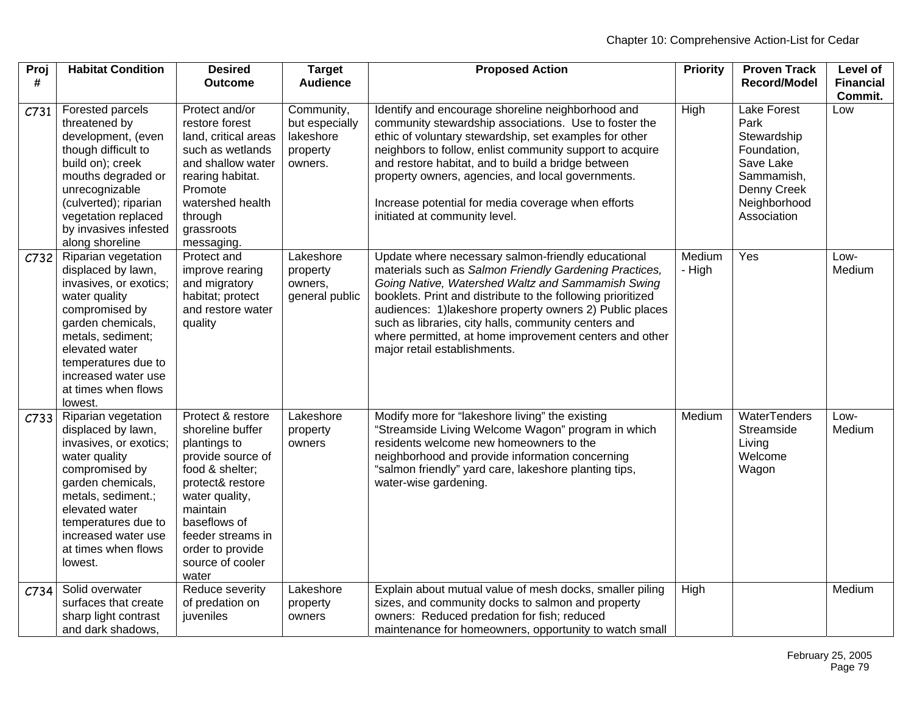| Proj # | Habitat Condition | Desired Outcome | Target Audience | Proposed Action | Priority | Proven Track Record/Model | Level of Financial Commit. |
|---|---|---|---|---|---|---|---|
| C731 | Forested parcels threatened by development, (even though difficult to build on); creek mouths degraded or unrecognizable (culverted); riparian vegetation replaced by invasives infested along shoreline | Protect and/or restore forest land, critical areas such as wetlands and shallow water rearing habitat. Promote watershed health through grassroots messaging. | Community, but especially lakeshore property owners. | Identify and encourage shoreline neighborhood and community stewardship associations. Use to foster the ethic of voluntary stewardship, set examples for other neighbors to follow, enlist community support to acquire and restore habitat, and to build a bridge between property owners, agencies, and local governments.<br><br>Increase potential for media coverage when efforts initiated at community level. | High | Lake Forest Park Stewardship Foundation, Save Lake Sammamish, Denny Creek Neighborhood Association | Low |
| C732 | Riparian vegetation displaced by lawn, invasives, or exotics; water quality compromised by garden chemicals, metals, sediment; elevated water temperatures due to increased water use at times when flows lowest. | Protect and improve rearing and migratory habitat; protect and restore water quality | Lakeshore property owners, general public | Update where necessary salmon-friendly educational materials such as *Salmon Friendly Gardening Practices, Going Native, Watershed Waltz and Sammamish Swing* booklets. Print and distribute to the following prioritized audiences: 1)lakeshore property owners 2) Public places such as libraries, city halls, community centers and where permitted, at home improvement centers and other major retail establishments. | Medium - High | Yes | Low-Medium |
| C733 | Riparian vegetation displaced by lawn, invasives, or exotics; water quality compromised by garden chemicals, metals, sediment.; elevated water temperatures due to increased water use at times when flows lowest. | Protect & restore shoreline buffer plantings to provide source of food & shelter; protect& restore water quality, maintain baseflows of feeder streams in order to provide source of cooler water | Lakeshore property owners | Modify more for "lakeshore living" the existing "Streamside Living Welcome Wagon" program in which residents welcome new homeowners to the neighborhood and provide information concerning "salmon friendly" yard care, lakeshore planting tips, water-wise gardening. | Medium | WaterTenders Streamside Living Welcome Wagon | Low-Medium |
| C734 | Solid overwater surfaces that create sharp light contrast and dark shadows, | Reduce severity of predation on juveniles | Lakeshore property owners | Explain about mutual value of mesh docks, smaller piling sizes, and community docks to salmon and property owners: Reduced predation for fish; reduced maintenance for homeowners, opportunity to watch small | High | | Medium |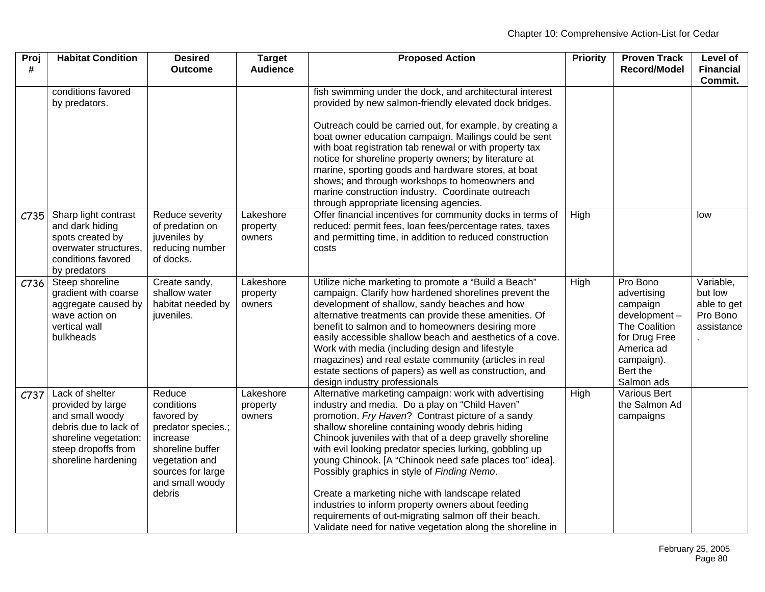| Proj # | Habitat Condition | Desired Outcome | Target Audience | Proposed Action | Priority | Proven Track Record/Model | Level of Financial Commit. |
|---|---|---|---|---|---|---|---|
| | conditions favored by predators. | | | fish swimming under the dock, and architectural interest provided by new salmon-friendly elevated dock bridges.<br><br>Outreach could be carried out, for example, by creating a boat owner education campaign. Mailings could be sent with boat registration tab renewal or with property tax notice for shoreline property owners; by literature at marine, sporting goods and hardware stores, at boat shows; and through workshops to homeowners and marine construction industry. Coordinate outreach through appropriate licensing agencies. | | | |
| C735 | Sharp light contrast and dark hiding spots created by overwater structures, conditions favored by predators | Reduce severity of predation on juveniles by reducing number of docks. | Lakeshore property owners | Offer financial incentives for community docks in terms of reduced: permit fees, loan fees/percentage rates, taxes and permitting time, in addition to reduced construction costs | High | | low |
| C736 | Steep shoreline gradient with coarse aggregate caused by wave action on vertical wall bulkheads | Create sandy, shallow water habitat needed by juveniles. | Lakeshore property owners | Utilize niche marketing to promote a "Build a Beach" campaign. Clarify how hardened shorelines prevent the development of shallow, sandy beaches and how alternative treatments can provide these amenities. Of benefit to salmon and to homeowners desiring more easily accessible shallow beach and aesthetics of a cove. Work with media (including design and lifestyle magazines) and real estate community (articles in real estate sections of papers) as well as construction, and design industry professionals | High | Pro Bono advertising campaign development – The Coalition for Drug Free America ad campaign). Bert the Salmon ads | Variable, but low able to get Pro Bono assistance. |
| C737 | Lack of shelter provided by large and small woody debris due to lack of shoreline vegetation; steep dropoffs from shoreline hardening | Reduce conditions favored by predator species.; increase shoreline buffer vegetation and sources for large and small woody debris | Lakeshore property owners | Alternative marketing campaign: work with advertising industry and media. Do a play on "Child Haven" promotion. *Fry Haven*? Contrast picture of a sandy shallow shoreline containing woody debris hiding Chinook juveniles with that of a deep gravelly shoreline with evil looking predator species lurking, gobbling up young Chinook. [A "Chinook need safe places too" idea]. Possibly graphics in style of *Finding Nemo*.<br><br>Create a marketing niche with landscape related industries to inform property owners about feeding requirements of out-migrating salmon off their beach. Validate need for native vegetation along the shoreline in | High | Various Bert the Salmon Ad campaigns | |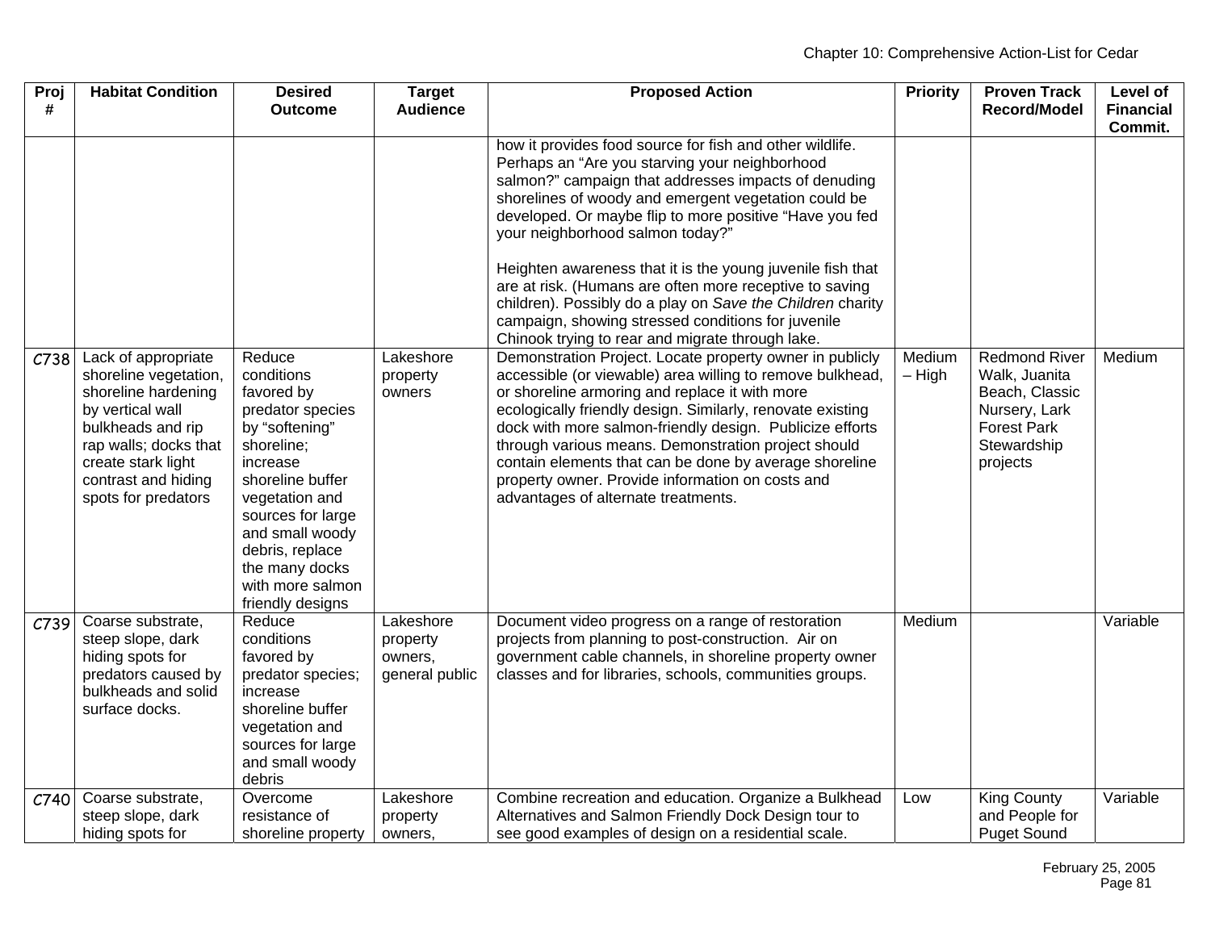| Proj # | Habitat Condition | Desired Outcome | Target Audience | Proposed Action | Priority | Proven Track Record/Model | Level of Financial Commit. |
|---|---|---|---|---|---|---|---|
| | | | | how it provides food source for fish and other wildlife. Perhaps an "Are you starving your neighborhood salmon?" campaign that addresses impacts of denuding shorelines of woody and emergent vegetation could be developed. Or maybe flip to more positive "Have you fed your neighborhood salmon today?"<br><br>Heighten awareness that it is the young juvenile fish that are at risk. (Humans are often more receptive to saving children). Possibly do a play on *Save the Children* charity campaign, showing stressed conditions for juvenile Chinook trying to rear and migrate through lake. | | | |
| C738 | Lack of appropriate shoreline vegetation, shoreline hardening by vertical wall bulkheads and rip rap walls; docks that create stark light contrast and hiding spots for predators | Reduce conditions favored by predator species by "softening" shoreline; increase shoreline buffer vegetation and sources for large and small woody debris, replace the many docks with more salmon friendly designs | Lakeshore property owners | Demonstration Project. Locate property owner in publicly accessible (or viewable) area willing to remove bulkhead, or shoreline armoring and replace it with more ecologically friendly design. Similarly, renovate existing dock with more salmon-friendly design. Publicize efforts through various means. Demonstration project should contain elements that can be done by average shoreline property owner. Provide information on costs and advantages of alternate treatments. | Medium – High | Redmond River Walk, Juanita Beach, Classic Nursery, Lark Forest Park Stewardship projects | Medium |
| C739 | Coarse substrate, steep slope, dark hiding spots for predators caused by bulkheads and solid surface docks. | Reduce conditions favored by predator species; increase shoreline buffer vegetation and sources for large and small woody debris | Lakeshore property owners, general public | Document video progress on a range of restoration projects from planning to post-construction. Air on government cable channels, in shoreline property owner classes and for libraries, schools, communities groups. | Medium | | Variable |
| C740 | Coarse substrate, steep slope, dark hiding spots for | Overcome resistance of shoreline property | Lakeshore property owners, | Combine recreation and education. Organize a Bulkhead Alternatives and Salmon Friendly Dock Design tour to see good examples of design on a residential scale. | Low | King County and People for Puget Sound | Variable |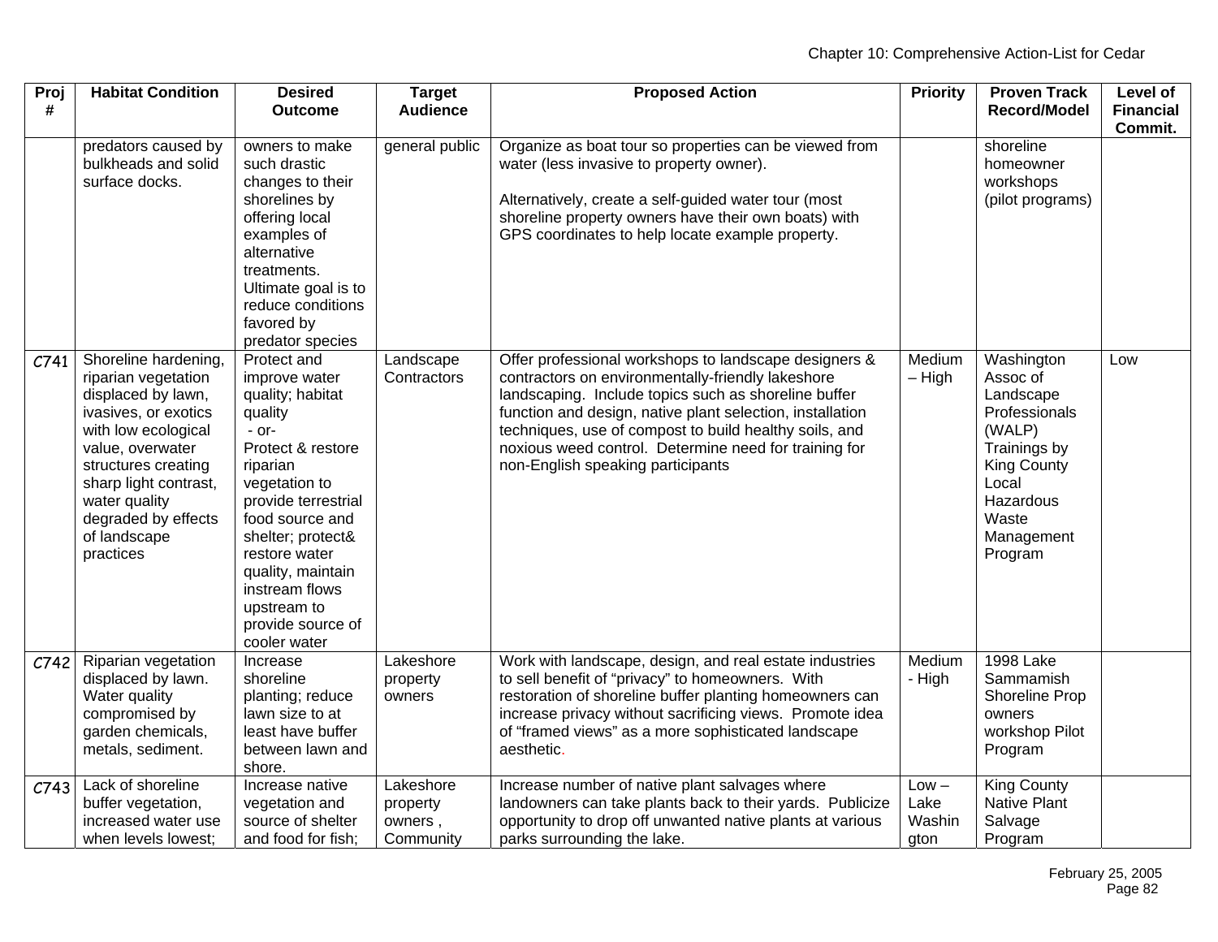| Proj # | Habitat Condition | Desired Outcome | Target Audience | Proposed Action | Priority | Proven Track Record/Model | Level of Financial Commit. |
|---|---|---|---|---|---|---|---|
| | predators caused by bulkheads and solid surface docks. | owners to make such drastic changes to their shorelines by offering local examples of alternative treatments. Ultimate goal is to reduce conditions favored by predator species | general public | Organize as boat tour so properties can be viewed from water (less invasive to property owner).<br><br>Alternatively, create a self-guided water tour (most shoreline property owners have their own boats) with GPS coordinates to help locate example property. | | shoreline homeowner workshops (pilot programs) | |
| C741 | Shoreline hardening, riparian vegetation displaced by lawn, ivasives, or exotics with low ecological value, overwater structures creating sharp light contrast, water quality degraded by effects of landscape practices | Protect and improve water quality; habitat quality<br>- or-<br>Protect & restore riparian vegetation to provide terrestrial food source and shelter; protect& restore water quality, maintain instream flows upstream to provide source of cooler water | Landscape Contractors | Offer professional workshops to landscape designers & contractors on environmentally-friendly lakeshore landscaping. Include topics such as shoreline buffer function and design, native plant selection, installation techniques, use of compost to build healthy soils, and noxious weed control. Determine need for training for non-English speaking participants | Medium – High | Washington Assoc of Landscape Professionals (WALP) Trainings by King County Local Hazardous Waste Management Program | Low |
| C742 | Riparian vegetation displaced by lawn. Water quality compromised by garden chemicals, metals, sediment. | Increase shoreline planting; reduce lawn size to at least have buffer between lawn and shore. | Lakeshore property owners | Work with landscape, design, and real estate industries to sell benefit of "privacy" to homeowners. With restoration of shoreline buffer planting homeowners can increase privacy without sacrificing views. Promote idea of "framed views" as a more sophisticated landscape aesthetic. | Medium - High | 1998 Lake Sammamish Shoreline Prop owners workshop Pilot Program | |
| C743 | Lack of shoreline buffer vegetation, increased water use when levels lowest; | Increase native vegetation and source of shelter and food for fish; | Lakeshore property owners , Community | Increase number of native plant salvages where landowners can take plants back to their yards. Publicize opportunity to drop off unwanted native plants at various parks surrounding the lake. | Low – Lake Washington | King County Native Plant Salvage Program | |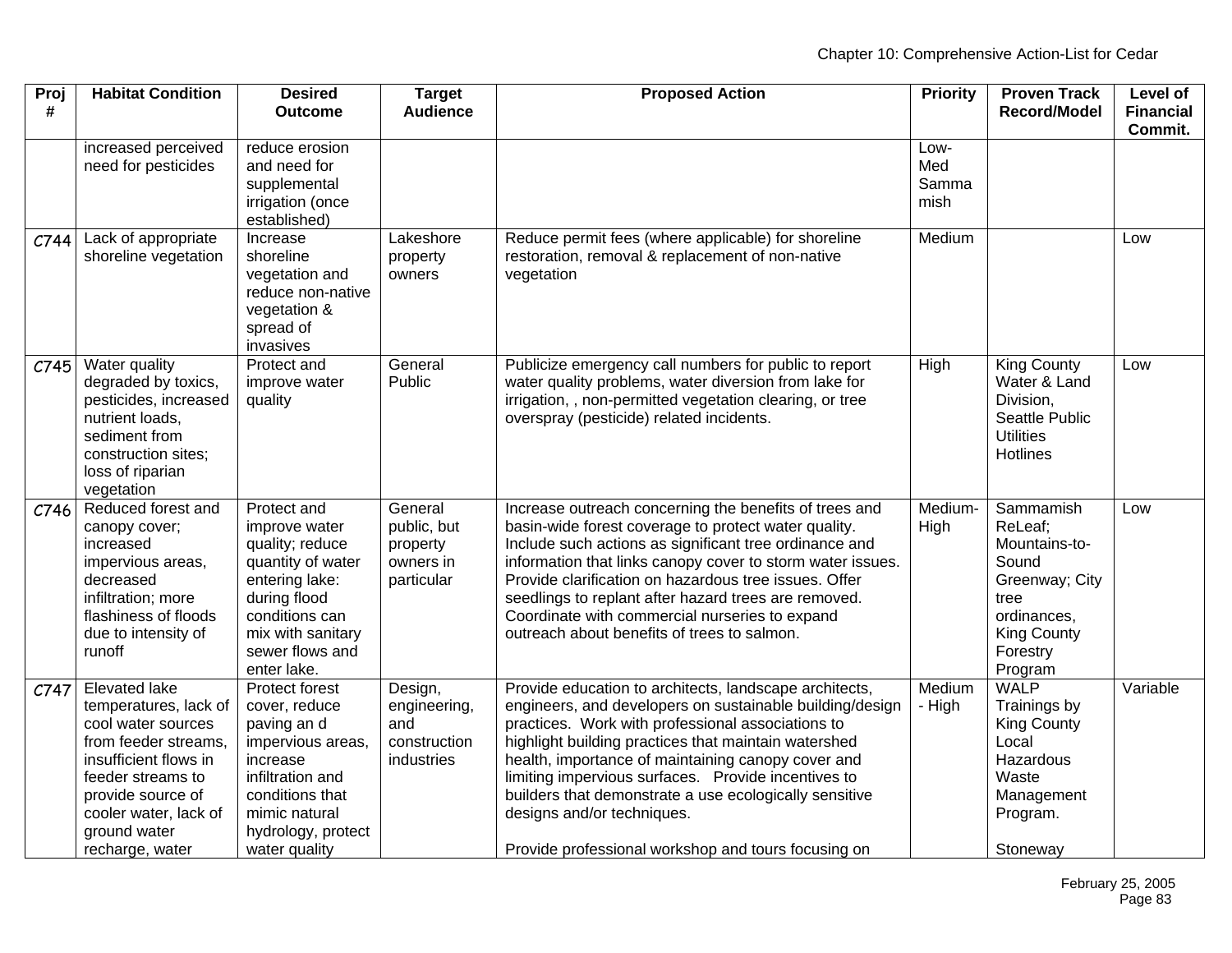| Proj # | Habitat Condition | Desired Outcome | Target Audience | Proposed Action | Priority | Proven Track Record/Model | Level of Financial Commit. |
|---|---|---|---|---|---|---|---|
| | increased perceived need for pesticides | reduce erosion and need for supplemental irrigation (once established) | | | Low-Med Sammamish | | |
| C744 | Lack of appropriate shoreline vegetation | Increase shoreline vegetation and reduce non-native vegetation & spread of invasives | Lakeshore property owners | Reduce permit fees (where applicable) for shoreline restoration, removal & replacement of non-native vegetation | Medium | | Low |
| C745 | Water quality degraded by toxics, pesticides, increased nutrient loads, sediment from construction sites; loss of riparian vegetation | Protect and improve water quality | General Public | Publicize emergency call numbers for public to report water quality problems, water diversion from lake for irrigation, , non-permitted vegetation clearing, or tree overspray (pesticide) related incidents. | High | King County Water & Land Division, Seattle Public Utilities Hotlines | Low |
| C746 | Reduced forest and canopy cover; increased impervious areas, decreased infiltration; more flashiness of floods due to intensity of runoff | Protect and improve water quality; reduce quantity of water entering lake: during flood conditions can mix with sanitary sewer flows and enter lake. | General public, but property owners in particular | Increase outreach concerning the benefits of trees and basin-wide forest coverage to protect water quality. Include such actions as significant tree ordinance and information that links canopy cover to storm water issues. Provide clarification on hazardous tree issues. Offer seedlings to replant after hazard trees are removed. Coordinate with commercial nurseries to expand outreach about benefits of trees to salmon. | Medium-High | Sammamish ReLeaf; Mountains-to-Sound Greenway; City tree ordinances, King County Forestry Program | Low |
| C747 | Elevated lake temperatures, lack of cool water sources from feeder streams, insufficient flows in feeder streams to provide source of cooler water, lack of ground water recharge, water | Protect forest cover, reduce paving an d impervious areas, increase infiltration and conditions that mimic natural hydrology, protect water quality | Design, engineering, and construction industries | Provide education to architects, landscape architects, engineers, and developers on sustainable building/design practices. Work with professional associations to highlight building practices that maintain watershed health, importance of maintaining canopy cover and limiting impervious surfaces. Provide incentives to builders that demonstrate a use ecologically sensitive designs and/or techniques.<br><br>Provide professional workshop and tours focusing on | Medium - High | WALP Trainings by King County Local Hazardous Waste Management Program.<br><br>Stoneway | Variable |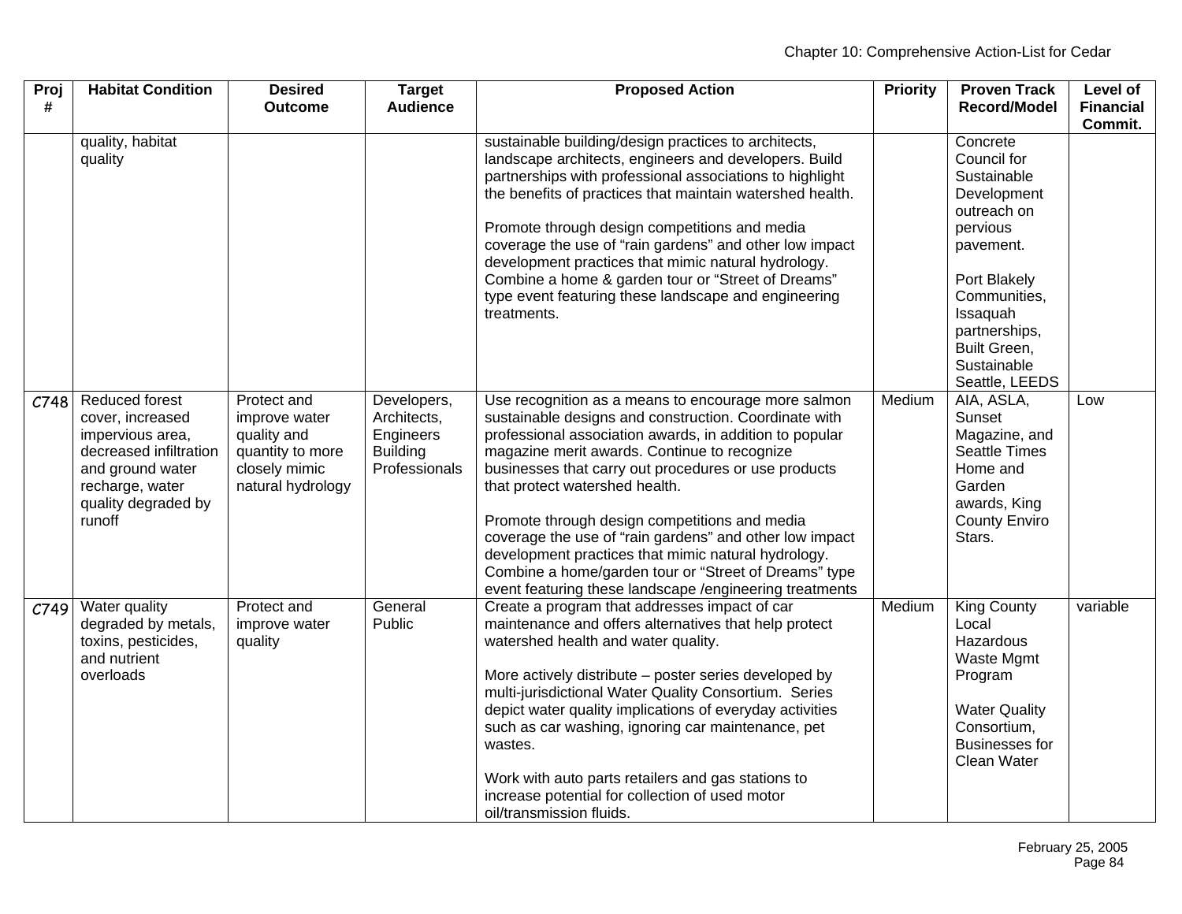| Proj # | Habitat Condition | Desired Outcome | Target Audience | Proposed Action | Priority | Proven Track Record/Model | Level of Financial Commit. |
|---|---|---|---|---|---|---|---|
| | quality, habitat quality | | | sustainable building/design practices to architects, landscape architects, engineers and developers. Build partnerships with professional associations to highlight the benefits of practices that maintain watershed health.<br><br>Promote through design competitions and media coverage the use of "rain gardens" and other low impact development practices that mimic natural hydrology. Combine a home & garden tour or "Street of Dreams" type event featuring these landscape and engineering treatments. | | Concrete Council for Sustainable Development outreach on pervious pavement.<br><br>Port Blakely Communities, Issaquah partnerships, Built Green, Sustainable Seattle, LEEDS | |
| C748 | Reduced forest cover, increased impervious area, decreased infiltration and ground water recharge, water quality degraded by runoff | Protect and improve water quality and quantity to more closely mimic natural hydrology | Developers, Architects, Engineers Building Professionals | Use recognition as a means to encourage more salmon sustainable designs and construction. Coordinate with professional association awards, in addition to popular magazine merit awards. Continue to recognize businesses that carry out procedures or use products that protect watershed health.<br><br>Promote through design competitions and media coverage the use of "rain gardens" and other low impact development practices that mimic natural hydrology. Combine a home/garden tour or "Street of Dreams" type event featuring these landscape /engineering treatments | Medium | AIA, ASLA, Sunset Magazine, and Seattle Times Home and Garden awards, King County Enviro Stars. | Low |
| C749 | Water quality degraded by metals, toxins, pesticides, and nutrient overloads | Protect and improve water quality | General Public | Create a program that addresses impact of car maintenance and offers alternatives that help protect watershed health and water quality.<br><br>More actively distribute – poster series developed by multi-jurisdictional Water Quality Consortium. Series depict water quality implications of everyday activities such as car washing, ignoring car maintenance, pet wastes.<br><br>Work with auto parts retailers and gas stations to increase potential for collection of used motor oil/transmission fluids. | Medium | King County Local Hazardous Waste Mgmt Program<br><br>Water Quality Consortium, Businesses for Clean Water | variable |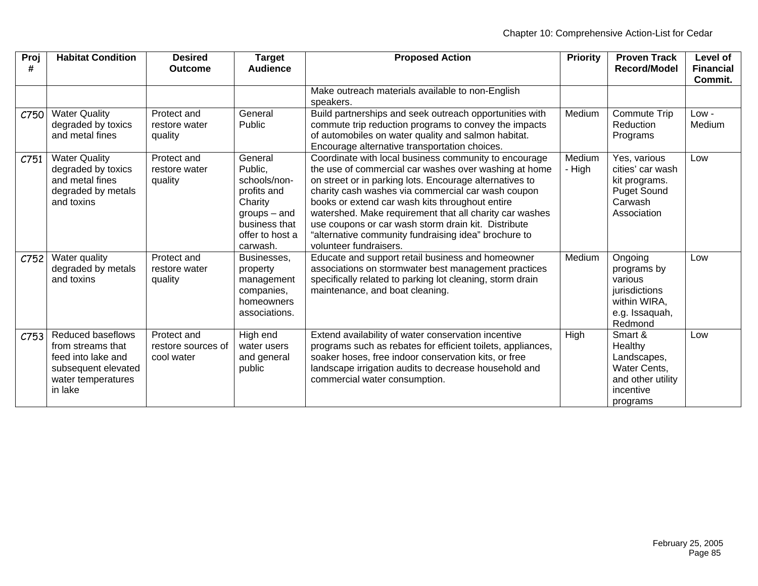| Proj # | Habitat Condition | Desired Outcome | Target Audience | Proposed Action | Priority | Proven Track Record/Model | Level of Financial Commit. |
|---|---|---|---|---|---|---|---|
| | | | | Make outreach materials available to non-English speakers. | | | |
| C750 | Water Quality degraded by toxics and metal fines | Protect and restore water quality | General Public | Build partnerships and seek outreach opportunities with commute trip reduction programs to convey the impacts of automobiles on water quality and salmon habitat. Encourage alternative transportation choices. | Medium | Commute Trip Reduction Programs | Low - Medium |
| C751 | Water Quality degraded by toxics and metal fines degraded by metals and toxins | Protect and restore water quality | General Public, schools/non-profits and Charity groups – and business that offer to host a carwash. | Coordinate with local business community to encourage the use of commercial car washes over washing at home on street or in parking lots. Encourage alternatives to charity cash washes via commercial car wash coupon books or extend car wash kits throughout entire watershed. Make requirement that all charity car washes use coupons or car wash storm drain kit. Distribute "alternative community fundraising idea" brochure to volunteer fundraisers. | Medium - High | Yes, various cities' car wash kit programs. Puget Sound Carwash Association | Low |
| C752 | Water quality degraded by metals and toxins | Protect and restore water quality | Businesses, property management companies, homeowners associations. | Educate and support retail business and homeowner associations on stormwater best management practices specifically related to parking lot cleaning, storm drain maintenance, and boat cleaning. | Medium | Ongoing programs by various jurisdictions within WIRA, e.g. Issaquah, Redmond | Low |
| C753 | Reduced baseflows from streams that feed into lake and subsequent elevated water temperatures in lake | Protect and restore sources of cool water | High end water users and general public | Extend availability of water conservation incentive programs such as rebates for efficient toilets, appliances, soaker hoses, free indoor conservation kits, or free landscape irrigation audits to decrease household and commercial water consumption. | High | Smart & Healthy Landscapes, Water Cents, and other utility incentive programs | Low |